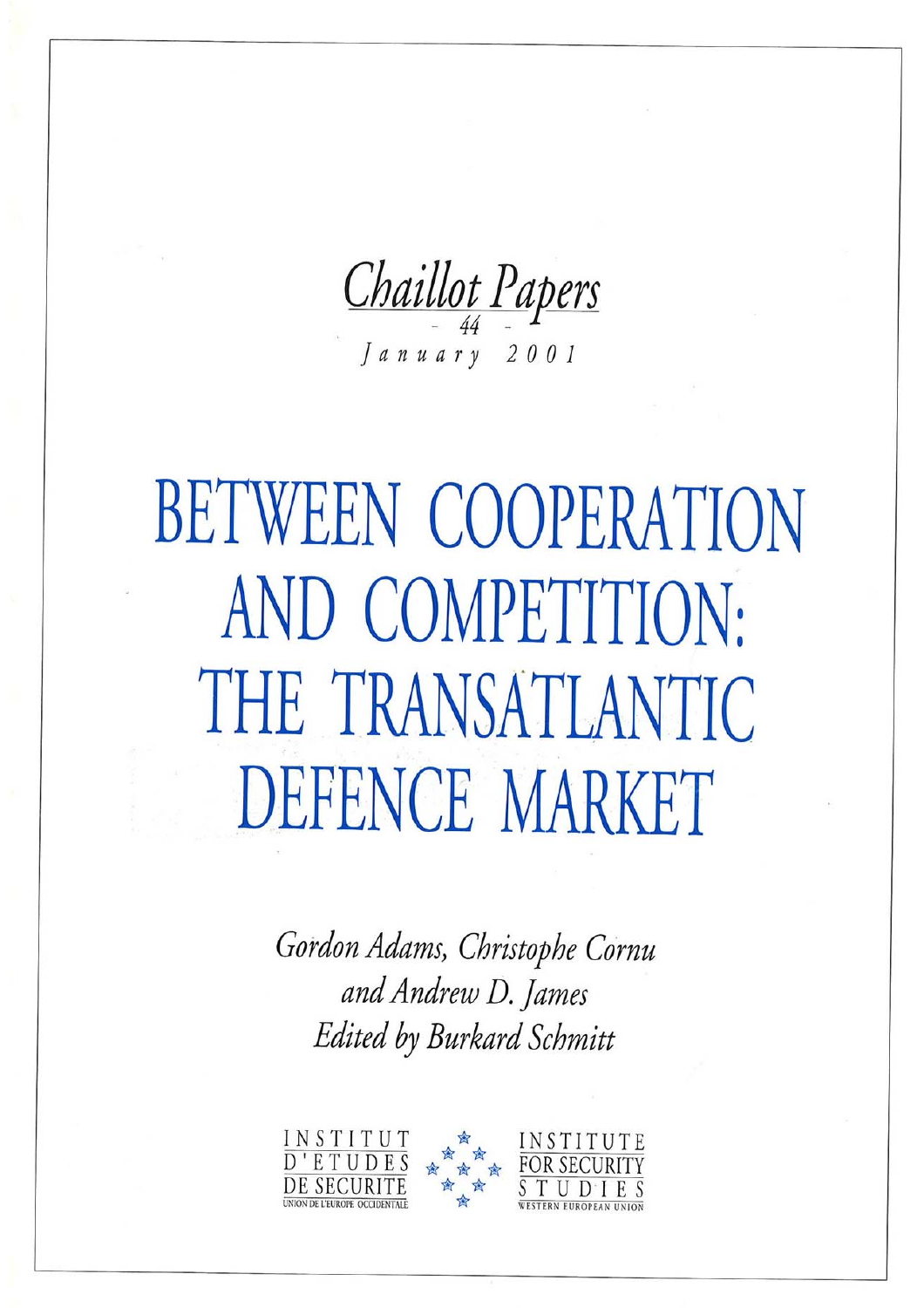*Chaillot Papers*

*- 44 -*

*January 2001*

# BETWEEN COOPERATION AND COMPETITION: THE TRANSATLANTIC DEFENCE MARKET

*Gordon Adams, Christophe Cornu and Andrew D. James*

*Edited by Burkard Schmitt*

INSTITUT D'ETUDES DE SECURITE
UNION DE L'EUROPE OCCIDENTALE

INSTITUTE FOR SECURITY STUDIES
WESTERN EUROPEAN UNION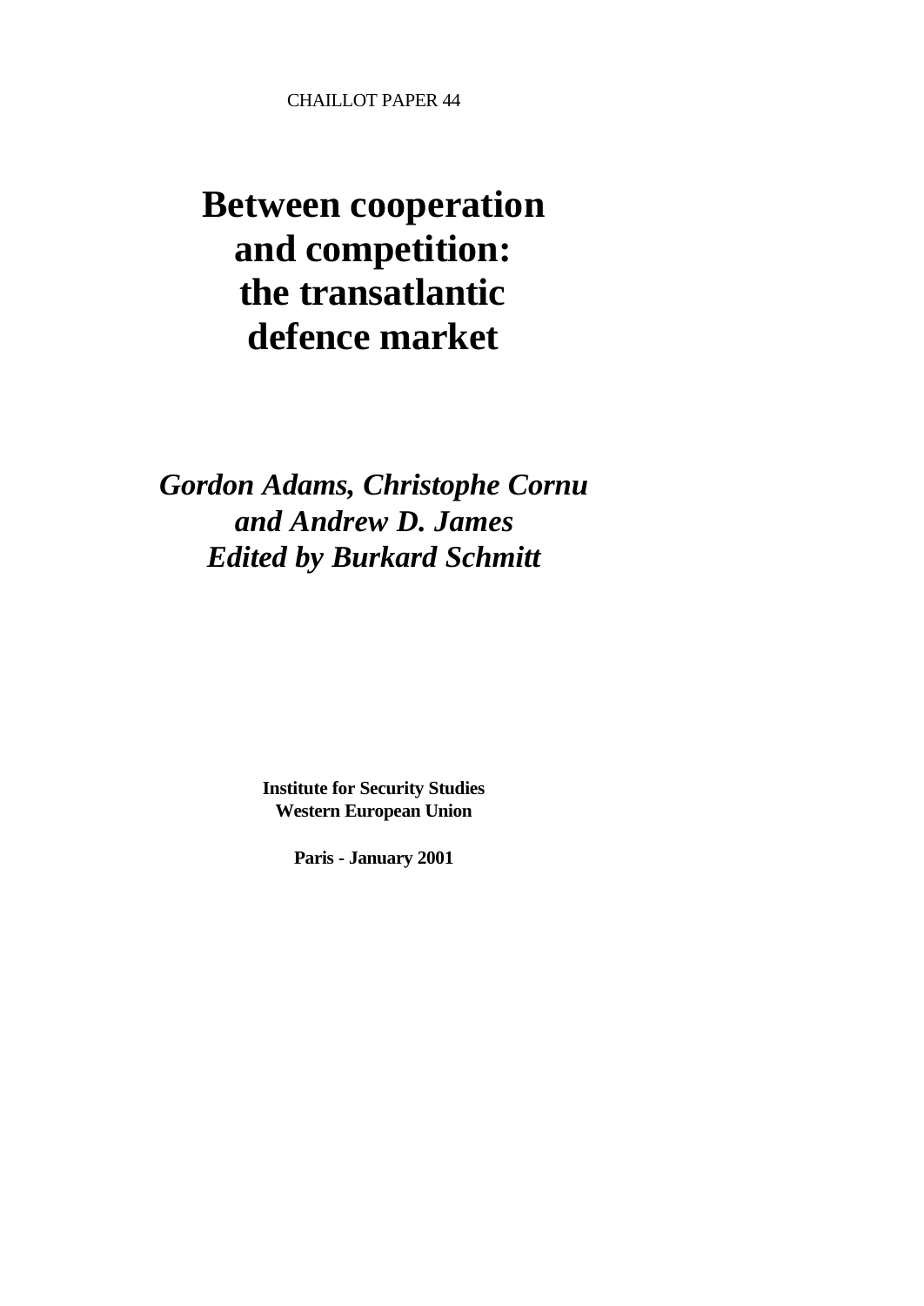CHAILLOT PAPER 44

# Between cooperation and competition: the transatlantic defence market

***Gordon Adams, Christophe Cornu and Andrew D. James***
***Edited by Burkard Schmitt***

**Institute for Security Studies**
**Western European Union**

**Paris - January 2001**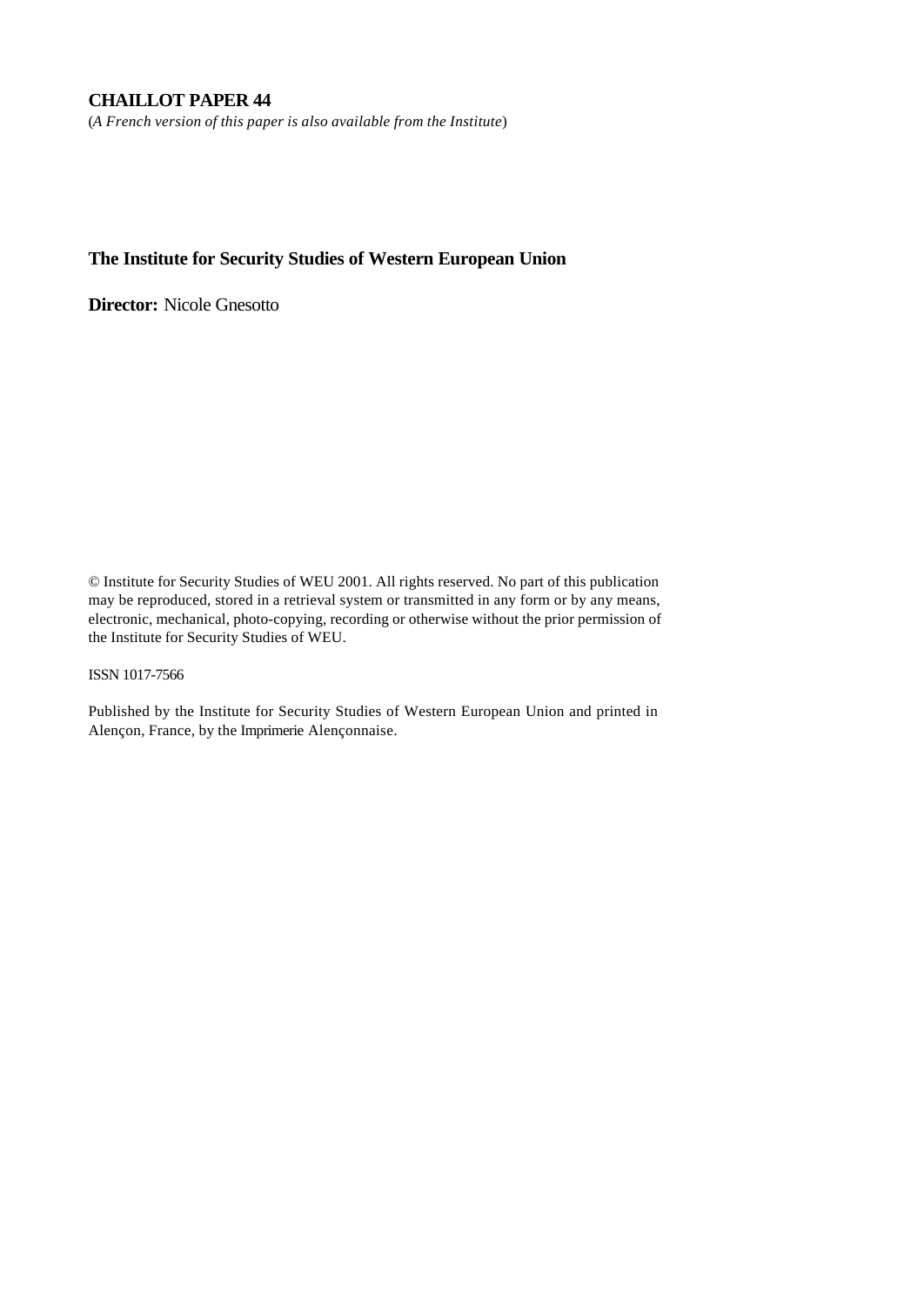**CHAILLOT PAPER 44**

(*A French version of this paper is also available from the Institute*)

**The Institute for Security Studies of Western European Union**

**Director:** Nicole Gnesotto

© Institute for Security Studies of WEU 2001. All rights reserved. No part of this publication may be reproduced, stored in a retrieval system or transmitted in any form or by any means, electronic, mechanical, photo-copying, recording or otherwise without the prior permission of the Institute for Security Studies of WEU.

ISSN 1017-7566

Published by the Institute for Security Studies of Western European Union and printed in Alençon, France, by the Imprimerie Alençonnaise.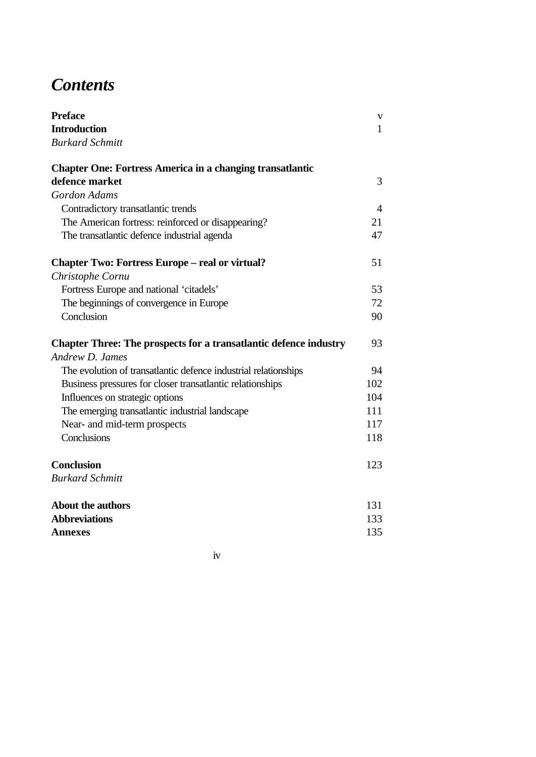# *Contents*

| | |
|---|---|
| **Preface** | v |
| **Introduction** | 1 |
| *Burkard Schmitt* | |
| | |
| **Chapter One: Fortress America in a changing transatlantic defence market** | 3 |
| *Gordon Adams* | |
| Contradictory transatlantic trends | 4 |
| The American fortress: reinforced or disappearing? | 21 |
| The transatlantic defence industrial agenda | 47 |
| | |
| **Chapter Two: Fortress Europe – real or virtual?** | 51 |
| *Christophe Cornu* | |
| Fortress Europe and national 'citadels' | 53 |
| The beginnings of convergence in Europe | 72 |
| Conclusion | 90 |
| | |
| **Chapter Three: The prospects for a transatlantic defence industry** | 93 |
| *Andrew D. James* | |
| The evolution of transatlantic defence industrial relationships | 94 |
| Business pressures for closer transatlantic relationships | 102 |
| Influences on strategic options | 104 |
| The emerging transatlantic industrial landscape | 111 |
| Near- and mid-term prospects | 117 |
| Conclusions | 118 |
| | |
| **Conclusion** | 123 |
| *Burkard Schmitt* | |
| | |
| **About the authors** | 131 |
| **Abbreviations** | 133 |
| **Annexes** | 135 |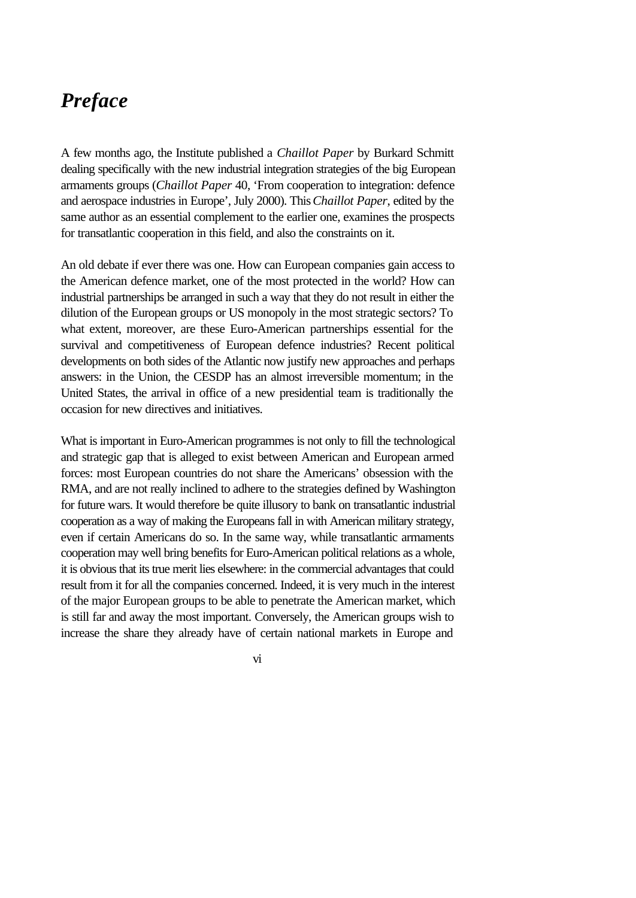# *Preface*

A few months ago, the Institute published a *Chaillot Paper* by Burkard Schmitt dealing specifically with the new industrial integration strategies of the big European armaments groups (*Chaillot Paper* 40, 'From cooperation to integration: defence and aerospace industries in Europe', July 2000). This *Chaillot Paper*, edited by the same author as an essential complement to the earlier one, examines the prospects for transatlantic cooperation in this field, and also the constraints on it.

An old debate if ever there was one. How can European companies gain access to the American defence market, one of the most protected in the world? How can industrial partnerships be arranged in such a way that they do not result in either the dilution of the European groups or US monopoly in the most strategic sectors? To what extent, moreover, are these Euro-American partnerships essential for the survival and competitiveness of European defence industries? Recent political developments on both sides of the Atlantic now justify new approaches and perhaps answers: in the Union, the CESDP has an almost irreversible momentum; in the United States, the arrival in office of a new presidential team is traditionally the occasion for new directives and initiatives.

What is important in Euro-American programmes is not only to fill the technological and strategic gap that is alleged to exist between American and European armed forces: most European countries do not share the Americans' obsession with the RMA, and are not really inclined to adhere to the strategies defined by Washington for future wars. It would therefore be quite illusory to bank on transatlantic industrial cooperation as a way of making the Europeans fall in with American military strategy, even if certain Americans do so. In the same way, while transatlantic armaments cooperation may well bring benefits for Euro-American political relations as a whole, it is obvious that its true merit lies elsewhere: in the commercial advantages that could result from it for all the companies concerned. Indeed, it is very much in the interest of the major European groups to be able to penetrate the American market, which is still far and away the most important. Conversely, the American groups wish to increase the share they already have of certain national markets in Europe and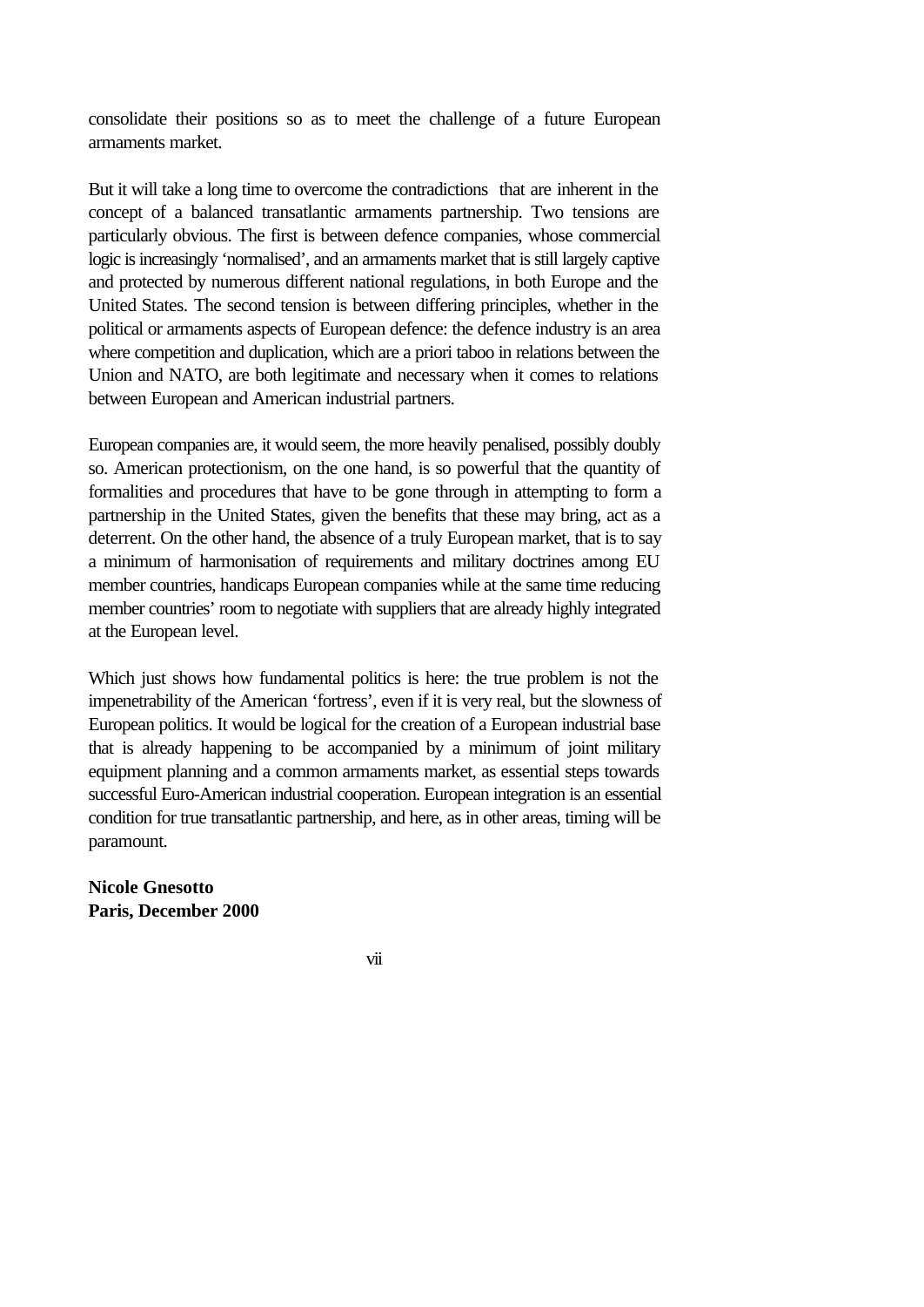consolidate their positions so as to meet the challenge of a future European armaments market.

But it will take a long time to overcome the contradictions that are inherent in the concept of a balanced transatlantic armaments partnership. Two tensions are particularly obvious. The first is between defence companies, whose commercial logic is increasingly 'normalised', and an armaments market that is still largely captive and protected by numerous different national regulations, in both Europe and the United States. The second tension is between differing principles, whether in the political or armaments aspects of European defence: the defence industry is an area where competition and duplication, which are a priori taboo in relations between the Union and NATO, are both legitimate and necessary when it comes to relations between European and American industrial partners.

European companies are, it would seem, the more heavily penalised, possibly doubly so. American protectionism, on the one hand, is so powerful that the quantity of formalities and procedures that have to be gone through in attempting to form a partnership in the United States, given the benefits that these may bring, act as a deterrent. On the other hand, the absence of a truly European market, that is to say a minimum of harmonisation of requirements and military doctrines among EU member countries, handicaps European companies while at the same time reducing member countries' room to negotiate with suppliers that are already highly integrated at the European level.

Which just shows how fundamental politics is here: the true problem is not the impenetrability of the American 'fortress', even if it is very real, but the slowness of European politics. It would be logical for the creation of a European industrial base that is already happening to be accompanied by a minimum of joint military equipment planning and a common armaments market, as essential steps towards successful Euro-American industrial cooperation. European integration is an essential condition for true transatlantic partnership, and here, as in other areas, timing will be paramount.

**Nicole Gnesotto**
**Paris, December 2000**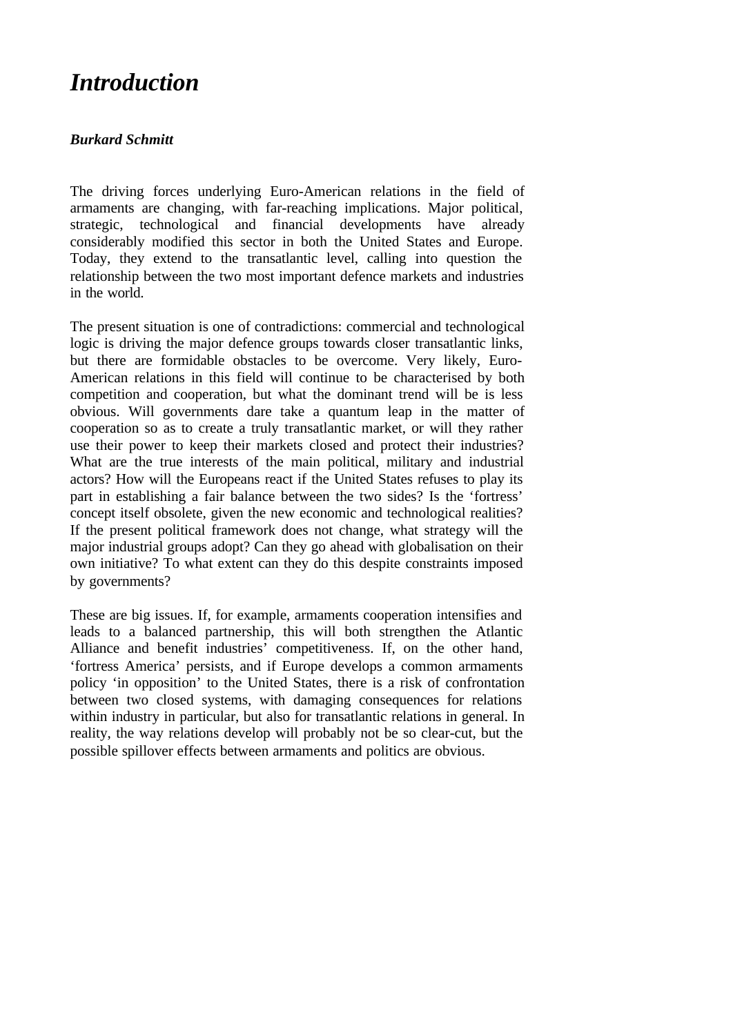# *Introduction*

***Burkard Schmitt***

The driving forces underlying Euro-American relations in the field of armaments are changing, with far-reaching implications. Major political, strategic, technological and financial developments have already considerably modified this sector in both the United States and Europe. Today, they extend to the transatlantic level, calling into question the relationship between the two most important defence markets and industries in the world.

The present situation is one of contradictions: commercial and technological logic is driving the major defence groups towards closer transatlantic links, but there are formidable obstacles to be overcome. Very likely, Euro-American relations in this field will continue to be characterised by both competition and cooperation, but what the dominant trend will be is less obvious. Will governments dare take a quantum leap in the matter of cooperation so as to create a truly transatlantic market, or will they rather use their power to keep their markets closed and protect their industries? What are the true interests of the main political, military and industrial actors? How will the Europeans react if the United States refuses to play its part in establishing a fair balance between the two sides? Is the 'fortress' concept itself obsolete, given the new economic and technological realities? If the present political framework does not change, what strategy will the major industrial groups adopt? Can they go ahead with globalisation on their own initiative? To what extent can they do this despite constraints imposed by governments?

These are big issues. If, for example, armaments cooperation intensifies and leads to a balanced partnership, this will both strengthen the Atlantic Alliance and benefit industries' competitiveness. If, on the other hand, 'fortress America' persists, and if Europe develops a common armaments policy 'in opposition' to the United States, there is a risk of confrontation between two closed systems, with damaging consequences for relations within industry in particular, but also for transatlantic relations in general. In reality, the way relations develop will probably not be so clear-cut, but the possible spillover effects between armaments and politics are obvious.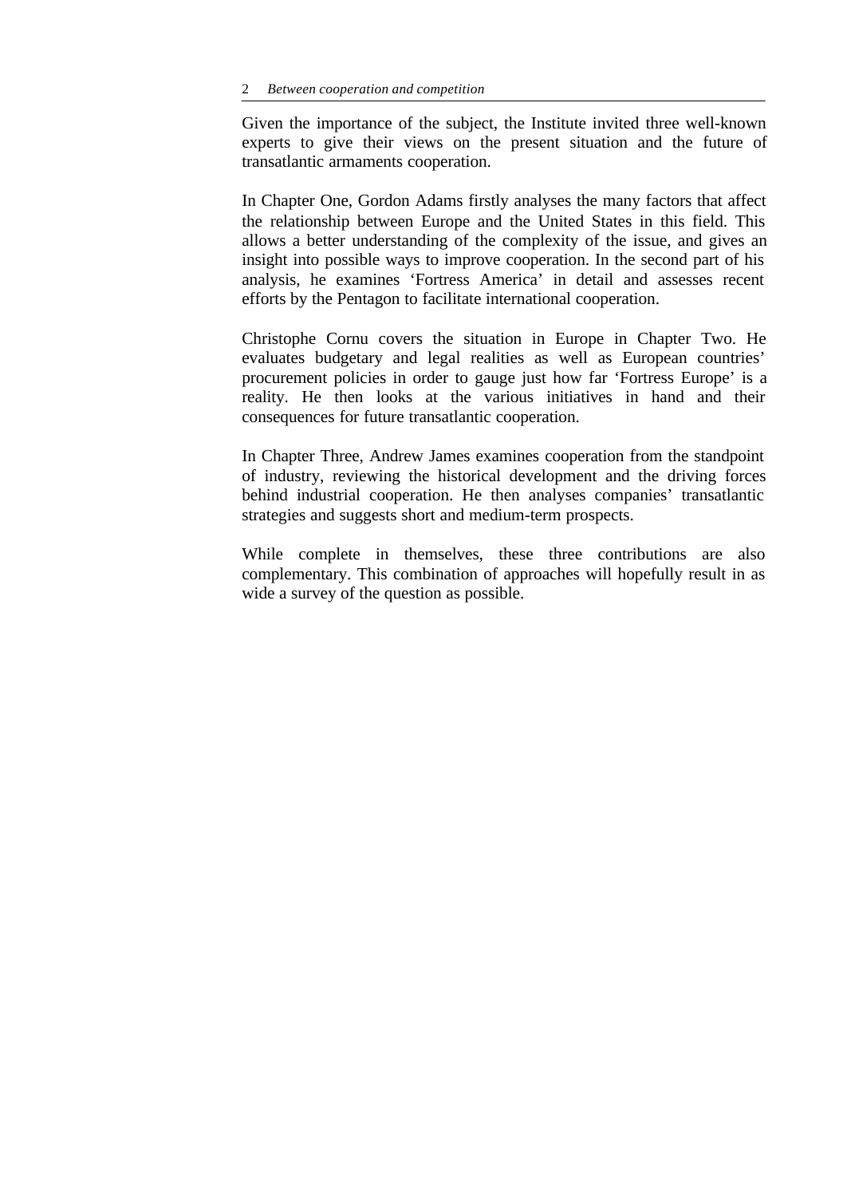Given the importance of the subject, the Institute invited three well-known experts to give their views on the present situation and the future of transatlantic armaments cooperation.

In Chapter One, Gordon Adams firstly analyses the many factors that affect the relationship between Europe and the United States in this field. This allows a better understanding of the complexity of the issue, and gives an insight into possible ways to improve cooperation. In the second part of his analysis, he examines 'Fortress America' in detail and assesses recent efforts by the Pentagon to facilitate international cooperation.

Christophe Cornu covers the situation in Europe in Chapter Two. He evaluates budgetary and legal realities as well as European countries' procurement policies in order to gauge just how far 'Fortress Europe' is a reality. He then looks at the various initiatives in hand and their consequences for future transatlantic cooperation.

In Chapter Three, Andrew James examines cooperation from the standpoint of industry, reviewing the historical development and the driving forces behind industrial cooperation. He then analyses companies' transatlantic strategies and suggests short and medium-term prospects.

While complete in themselves, these three contributions are also complementary. This combination of approaches will hopefully result in as wide a survey of the question as possible.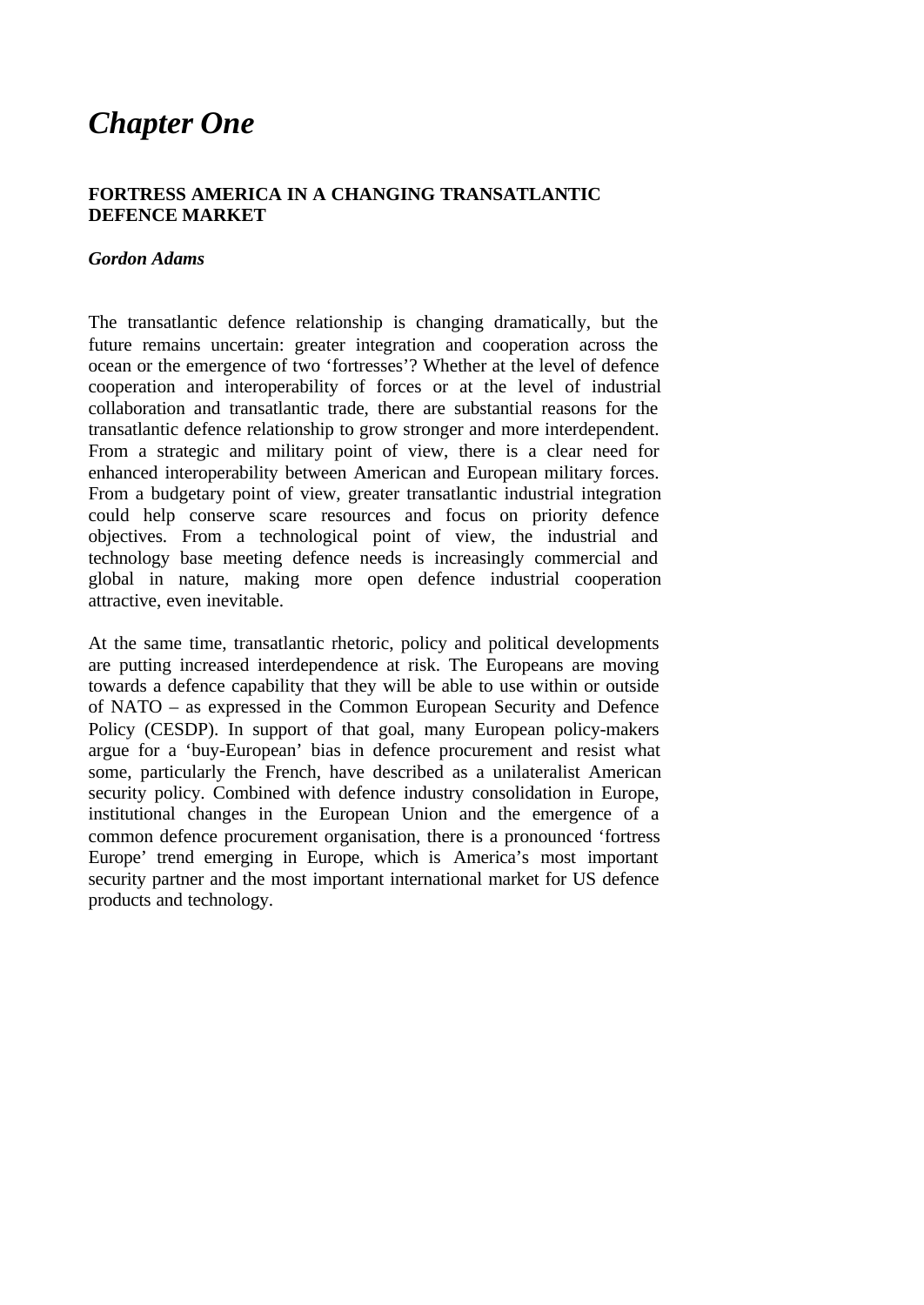# *Chapter One*

## FORTRESS AMERICA IN A CHANGING TRANSATLANTIC DEFENCE MARKET

***Gordon Adams***

The transatlantic defence relationship is changing dramatically, but the future remains uncertain: greater integration and cooperation across the ocean or the emergence of two 'fortresses'? Whether at the level of defence cooperation and interoperability of forces or at the level of industrial collaboration and transatlantic trade, there are substantial reasons for the transatlantic defence relationship to grow stronger and more interdependent. From a strategic and military point of view, there is a clear need for enhanced interoperability between American and European military forces. From a budgetary point of view, greater transatlantic industrial integration could help conserve scare resources and focus on priority defence objectives. From a technological point of view, the industrial and technology base meeting defence needs is increasingly commercial and global in nature, making more open defence industrial cooperation attractive, even inevitable.

At the same time, transatlantic rhetoric, policy and political developments are putting increased interdependence at risk. The Europeans are moving towards a defence capability that they will be able to use within or outside of NATO – as expressed in the Common European Security and Defence Policy (CESDP). In support of that goal, many European policy-makers argue for a 'buy-European' bias in defence procurement and resist what some, particularly the French, have described as a unilateralist American security policy. Combined with defence industry consolidation in Europe, institutional changes in the European Union and the emergence of a common defence procurement organisation, there is a pronounced 'fortress Europe' trend emerging in Europe, which is America's most important security partner and the most important international market for US defence products and technology.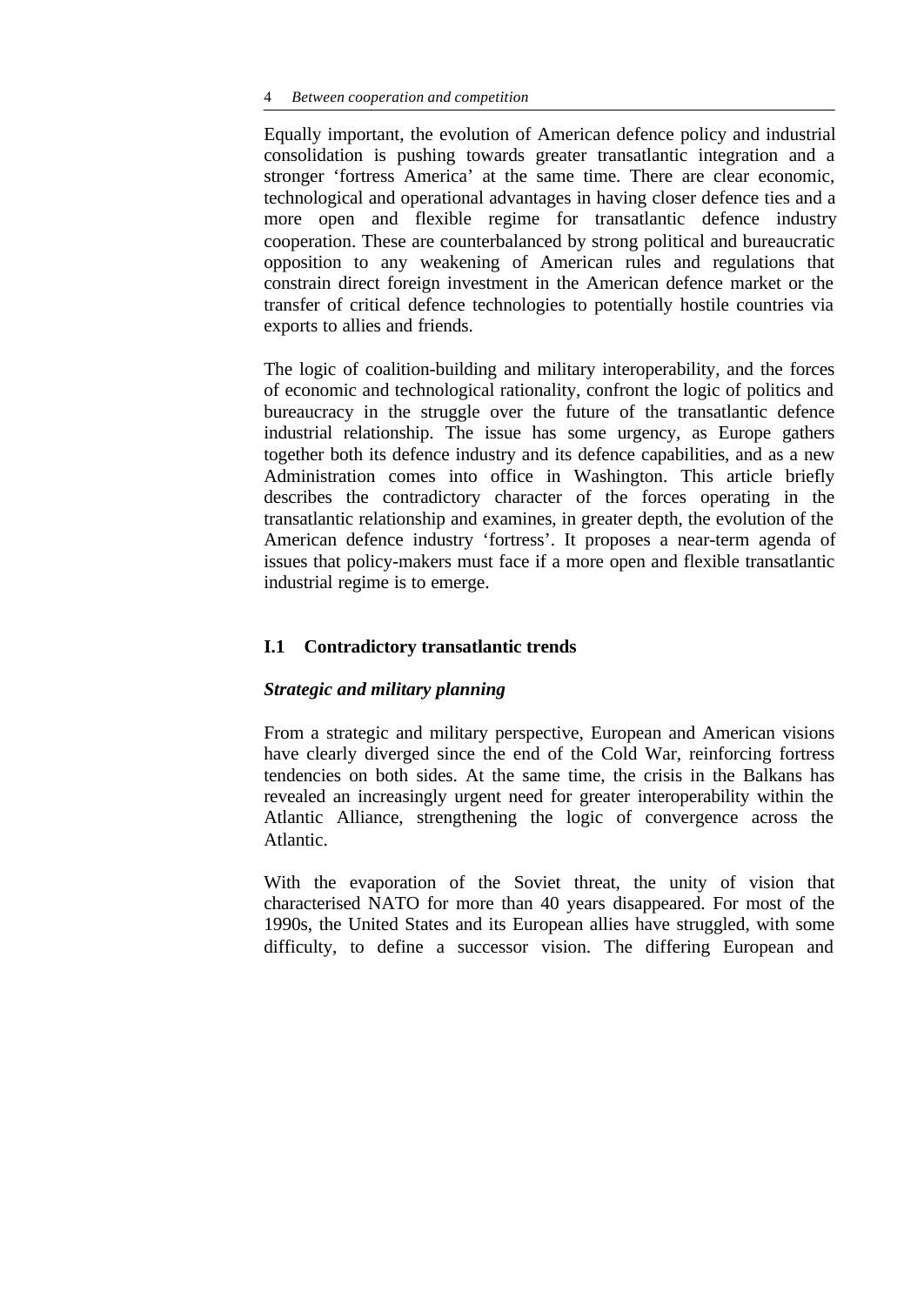Equally important, the evolution of American defence policy and industrial consolidation is pushing towards greater transatlantic integration and a stronger 'fortress America' at the same time. There are clear economic, technological and operational advantages in having closer defence ties and a more open and flexible regime for transatlantic defence industry cooperation. These are counterbalanced by strong political and bureaucratic opposition to any weakening of American rules and regulations that constrain direct foreign investment in the American defence market or the transfer of critical defence technologies to potentially hostile countries via exports to allies and friends.

The logic of coalition-building and military interoperability, and the forces of economic and technological rationality, confront the logic of politics and bureaucracy in the struggle over the future of the transatlantic defence industrial relationship. The issue has some urgency, as Europe gathers together both its defence industry and its defence capabilities, and as a new Administration comes into office in Washington. This article briefly describes the contradictory character of the forces operating in the transatlantic relationship and examines, in greater depth, the evolution of the American defence industry 'fortress'. It proposes a near-term agenda of issues that policy-makers must face if a more open and flexible transatlantic industrial regime is to emerge.

## I.1 Contradictory transatlantic trends

### *Strategic and military planning*

From a strategic and military perspective, European and American visions have clearly diverged since the end of the Cold War, reinforcing fortress tendencies on both sides. At the same time, the crisis in the Balkans has revealed an increasingly urgent need for greater interoperability within the Atlantic Alliance, strengthening the logic of convergence across the Atlantic.

With the evaporation of the Soviet threat, the unity of vision that characterised NATO for more than 40 years disappeared. For most of the 1990s, the United States and its European allies have struggled, with some difficulty, to define a successor vision. The differing European and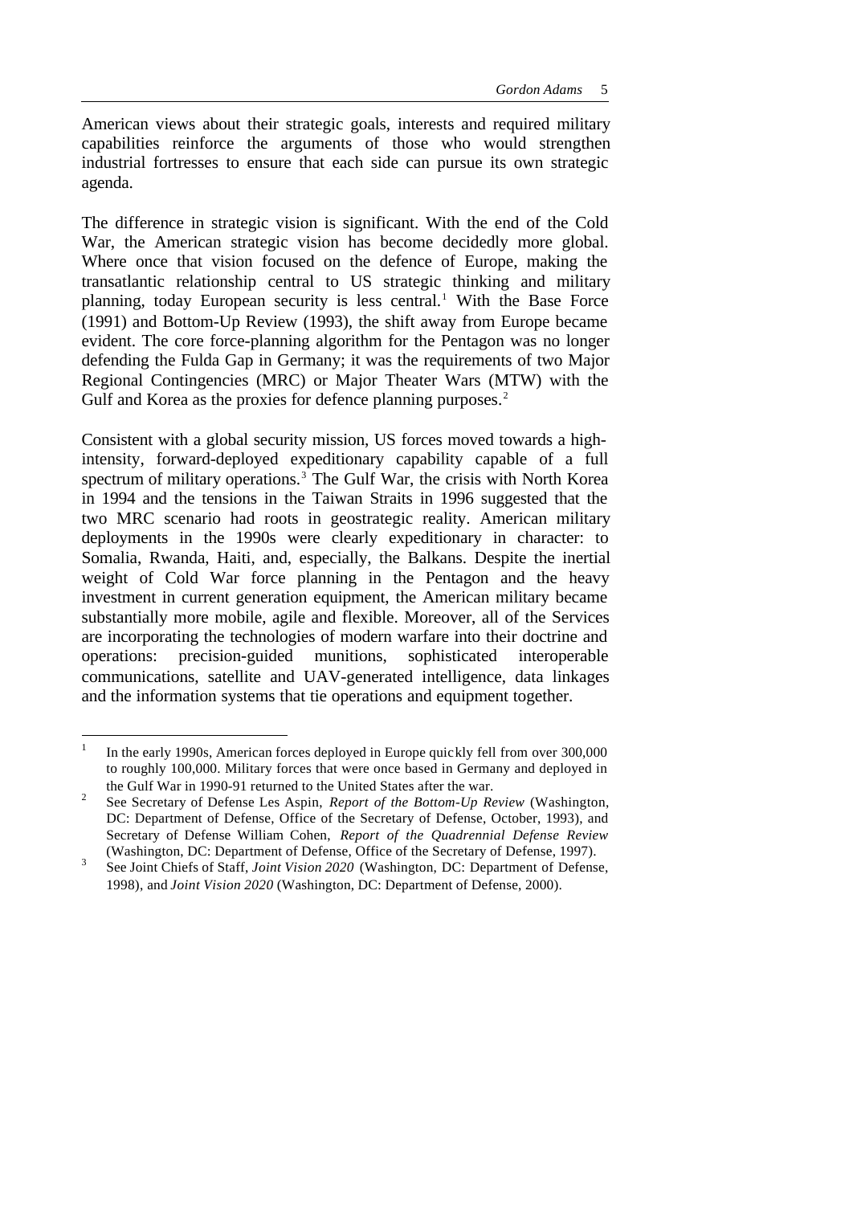American views about their strategic goals, interests and required military capabilities reinforce the arguments of those who would strengthen industrial fortresses to ensure that each side can pursue its own strategic agenda.

The difference in strategic vision is significant. With the end of the Cold War, the American strategic vision has become decidedly more global. Where once that vision focused on the defence of Europe, making the transatlantic relationship central to US strategic thinking and military planning, today European security is less central.[1] With the Base Force (1991) and Bottom-Up Review (1993), the shift away from Europe became evident. The core force-planning algorithm for the Pentagon was no longer defending the Fulda Gap in Germany; it was the requirements of two Major Regional Contingencies (MRC) or Major Theater Wars (MTW) with the Gulf and Korea as the proxies for defence planning purposes.[2]

Consistent with a global security mission, US forces moved towards a high-intensity, forward-deployed expeditionary capability capable of a full spectrum of military operations.[3] The Gulf War, the crisis with North Korea in 1994 and the tensions in the Taiwan Straits in 1996 suggested that the two MRC scenario had roots in geostrategic reality. American military deployments in the 1990s were clearly expeditionary in character: to Somalia, Rwanda, Haiti, and, especially, the Balkans. Despite the inertial weight of Cold War force planning in the Pentagon and the heavy investment in current generation equipment, the American military became substantially more mobile, agile and flexible. Moreover, all of the Services are incorporating the technologies of modern warfare into their doctrine and operations: precision-guided munitions, sophisticated interoperable communications, satellite and UAV-generated intelligence, data linkages and the information systems that tie operations and equipment together.

---

[1] In the early 1990s, American forces deployed in Europe quickly fell from over 300,000 to roughly 100,000. Military forces that were once based in Germany and deployed in the Gulf War in 1990-91 returned to the United States after the war.

[2] See Secretary of Defense Les Aspin, *Report of the Bottom-Up Review* (Washington, DC: Department of Defense, Office of the Secretary of Defense, October, 1993), and Secretary of Defense William Cohen, *Report of the Quadrennial Defense Review* (Washington, DC: Department of Defense, Office of the Secretary of Defense, 1997).

[3] See Joint Chiefs of Staff, *Joint Vision 2020* (Washington, DC: Department of Defense, 1998), and *Joint Vision 2020* (Washington, DC: Department of Defense, 2000).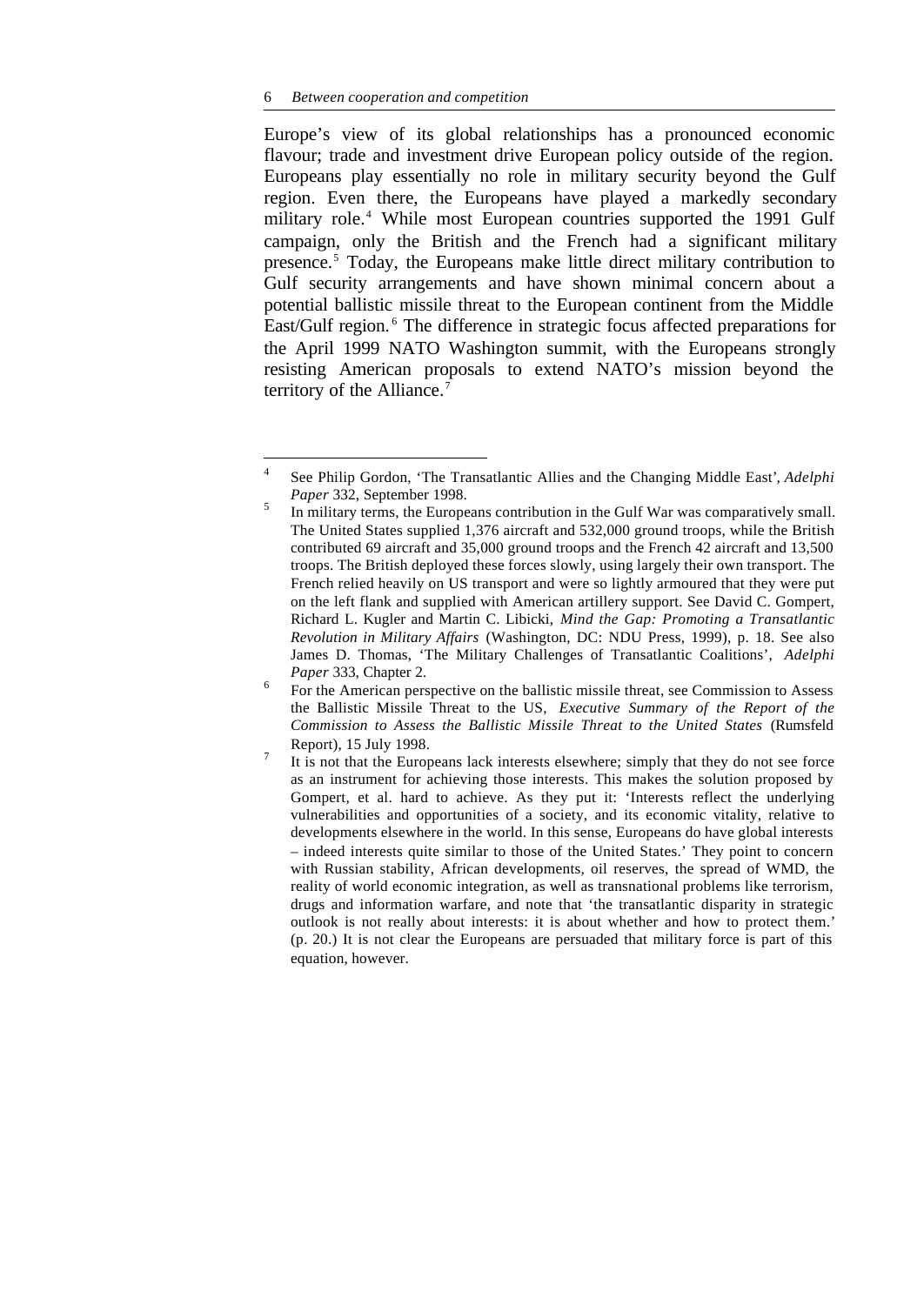Europe's view of its global relationships has a pronounced economic flavour; trade and investment drive European policy outside of the region. Europeans play essentially no role in military security beyond the Gulf region. Even there, the Europeans have played a markedly secondary military role.[4] While most European countries supported the 1991 Gulf campaign, only the British and the French had a significant military presence.[5] Today, the Europeans make little direct military contribution to Gulf security arrangements and have shown minimal concern about a potential ballistic missile threat to the European continent from the Middle East/Gulf region.[6] The difference in strategic focus affected preparations for the April 1999 NATO Washington summit, with the Europeans strongly resisting American proposals to extend NATO's mission beyond the territory of the Alliance.[7]

---

[4] See Philip Gordon, 'The Transatlantic Allies and the Changing Middle East', *Adelphi Paper* 332, September 1998.

[5] In military terms, the Europeans contribution in the Gulf War was comparatively small. The United States supplied 1,376 aircraft and 532,000 ground troops, while the British contributed 69 aircraft and 35,000 ground troops and the French 42 aircraft and 13,500 troops. The British deployed these forces slowly, using largely their own transport. The French relied heavily on US transport and were so lightly armoured that they were put on the left flank and supplied with American artillery support. See David C. Gompert, Richard L. Kugler and Martin C. Libicki, *Mind the Gap: Promoting a Transatlantic Revolution in Military Affairs* (Washington, DC: NDU Press, 1999), p. 18. See also James D. Thomas, 'The Military Challenges of Transatlantic Coalitions', *Adelphi Paper* 333, Chapter 2.

[6] For the American perspective on the ballistic missile threat, see Commission to Assess the Ballistic Missile Threat to the US, *Executive Summary of the Report of the Commission to Assess the Ballistic Missile Threat to the United States* (Rumsfeld Report), 15 July 1998.

[7] It is not that the Europeans lack interests elsewhere; simply that they do not see force as an instrument for achieving those interests. This makes the solution proposed by Gompert, et al. hard to achieve. As they put it: 'Interests reflect the underlying vulnerabilities and opportunities of a society, and its economic vitality, relative to developments elsewhere in the world. In this sense, Europeans do have global interests – indeed interests quite similar to those of the United States.' They point to concern with Russian stability, African developments, oil reserves, the spread of WMD, the reality of world economic integration, as well as transnational problems like terrorism, drugs and information warfare, and note that 'the transatlantic disparity in strategic outlook is not really about interests: it is about whether and how to protect them.' (p. 20.) It is not clear the Europeans are persuaded that military force is part of this equation, however.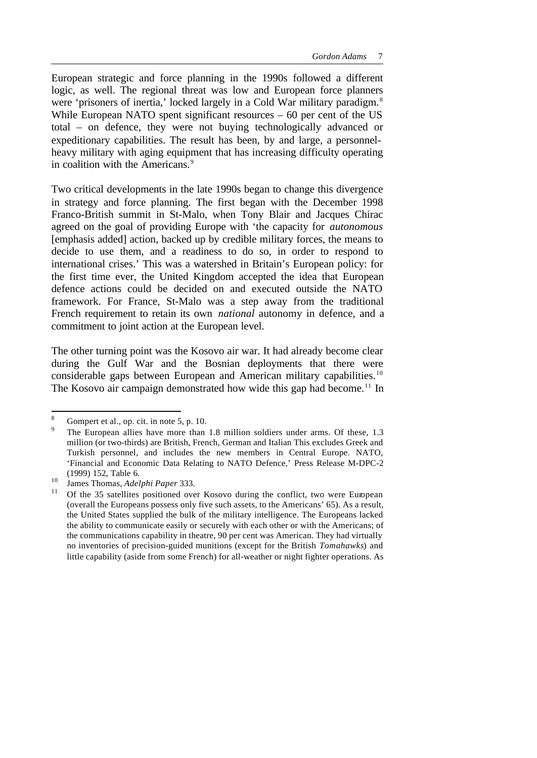European strategic and force planning in the 1990s followed a different logic, as well. The regional threat was low and European force planners were 'prisoners of inertia,' locked largely in a Cold War military paradigm.[8] While European NATO spent significant resources – 60 per cent of the US total – on defence, they were not buying technologically advanced or expeditionary capabilities. The result has been, by and large, a personnel-heavy military with aging equipment that has increasing difficulty operating in coalition with the Americans.[9]

Two critical developments in the late 1990s began to change this divergence in strategy and force planning. The first began with the December 1998 Franco-British summit in St-Malo, when Tony Blair and Jacques Chirac agreed on the goal of providing Europe with 'the capacity for *autonomous* [emphasis added] action, backed up by credible military forces, the means to decide to use them, and a readiness to do so, in order to respond to international crises.' This was a watershed in Britain's European policy: for the first time ever, the United Kingdom accepted the idea that European defence actions could be decided on and executed outside the NATO framework. For France, St-Malo was a step away from the traditional French requirement to retain its own *national* autonomy in defence, and a commitment to joint action at the European level.

The other turning point was the Kosovo air war. It had already become clear during the Gulf War and the Bosnian deployments that there were considerable gaps between European and American military capabilities.[10] The Kosovo air campaign demonstrated how wide this gap had become.[11] In

---

[8] Gompert et al., op. cit. in note 5, p. 10.

[9] The European allies have more than 1.8 million soldiers under arms. Of these, 1.3 million (or two-thirds) are British, French, German and Italian This excludes Greek and Turkish personnel, and includes the new members in Central Europe. NATO, 'Financial and Economic Data Relating to NATO Defence,' Press Release M-DPC-2 (1999) 152, Table 6.

[10] James Thomas, *Adelphi Paper* 333.

[11] Of the 35 satellites positioned over Kosovo during the conflict, two were European (overall the Europeans possess only five such assets, to the Americans' 65). As a result, the United States supplied the bulk of the military intelligence. The Europeans lacked the ability to communicate easily or securely with each other or with the Americans; of the communications capability in theatre, 90 per cent was American. They had virtually no inventories of precision-guided munitions (except for the British *Tomahawks*) and little capability (aside from some French) for all-weather or night fighter operations. As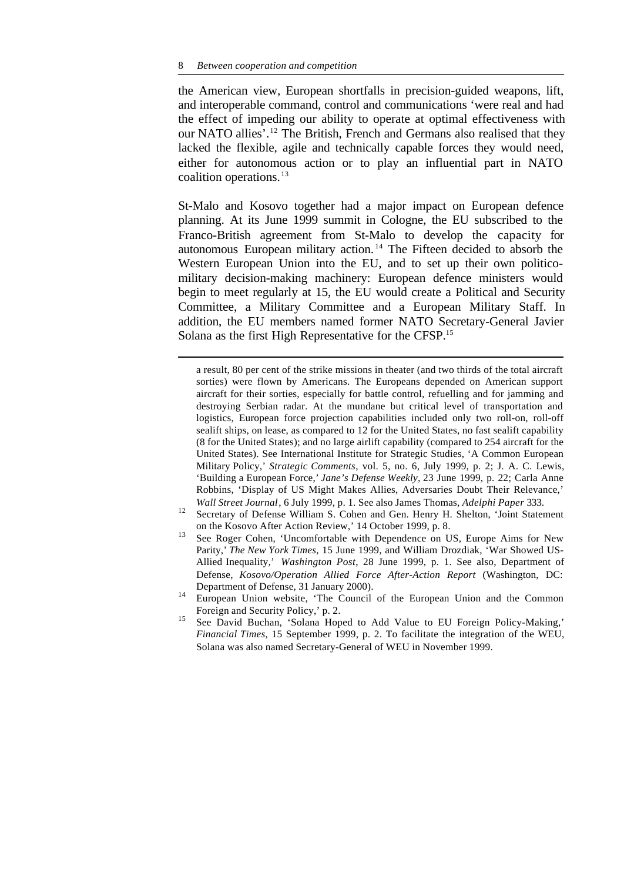the American view, European shortfalls in precision-guided weapons, lift, and interoperable command, control and communications 'were real and had the effect of impeding our ability to operate at optimal effectiveness with our NATO allies'.[12] The British, French and Germans also realised that they lacked the flexible, agile and technically capable forces they would need, either for autonomous action or to play an influential part in NATO coalition operations.[13]

St-Malo and Kosovo together had a major impact on European defence planning. At its June 1999 summit in Cologne, the EU subscribed to the Franco-British agreement from St-Malo to develop the capacity for autonomous European military action.[14] The Fifteen decided to absorb the Western European Union into the EU, and to set up their own politico-military decision-making machinery: European defence ministers would begin to meet regularly at 15, the EU would create a Political and Security Committee, a Military Committee and a European Military Staff. In addition, the EU members named former NATO Secretary-General Javier Solana as the first High Representative for the CFSP.[15]

---

a result, 80 per cent of the strike missions in theater (and two thirds of the total aircraft sorties) were flown by Americans. The Europeans depended on American support aircraft for their sorties, especially for battle control, refuelling and for jamming and destroying Serbian radar. At the mundane but critical level of transportation and logistics, European force projection capabilities included only two roll-on, roll-off sealift ships, on lease, as compared to 12 for the United States, no fast sealift capability (8 for the United States); and no large airlift capability (compared to 254 aircraft for the United States). See International Institute for Strategic Studies, 'A Common European Military Policy,' *Strategic Comments*, vol. 5, no. 6, July 1999, p. 2; J. A. C. Lewis, 'Building a European Force,' *Jane's Defense Weekly*, 23 June 1999, p. 22; Carla Anne Robbins, 'Display of US Might Makes Allies, Adversaries Doubt Their Relevance,' *Wall Street Journal*, 6 July 1999, p. 1. See also James Thomas, *Adelphi Paper* 333.

[12] Secretary of Defense William S. Cohen and Gen. Henry H. Shelton, 'Joint Statement on the Kosovo After Action Review,' 14 October 1999, p. 8.

[13] See Roger Cohen, 'Uncomfortable with Dependence on US, Europe Aims for New Parity,' *The New York Times*, 15 June 1999, and William Drozdiak, 'War Showed US-Allied Inequality,' *Washington Post*, 28 June 1999, p. 1. See also, Department of Defense, *Kosovo/Operation Allied Force After-Action Report* (Washington, DC: Department of Defense, 31 January 2000).

[14] European Union website, 'The Council of the European Union and the Common Foreign and Security Policy,' p. 2.

[15] See David Buchan, 'Solana Hoped to Add Value to EU Foreign Policy-Making,' *Financial Times*, 15 September 1999, p. 2. To facilitate the integration of the WEU, Solana was also named Secretary-General of WEU in November 1999.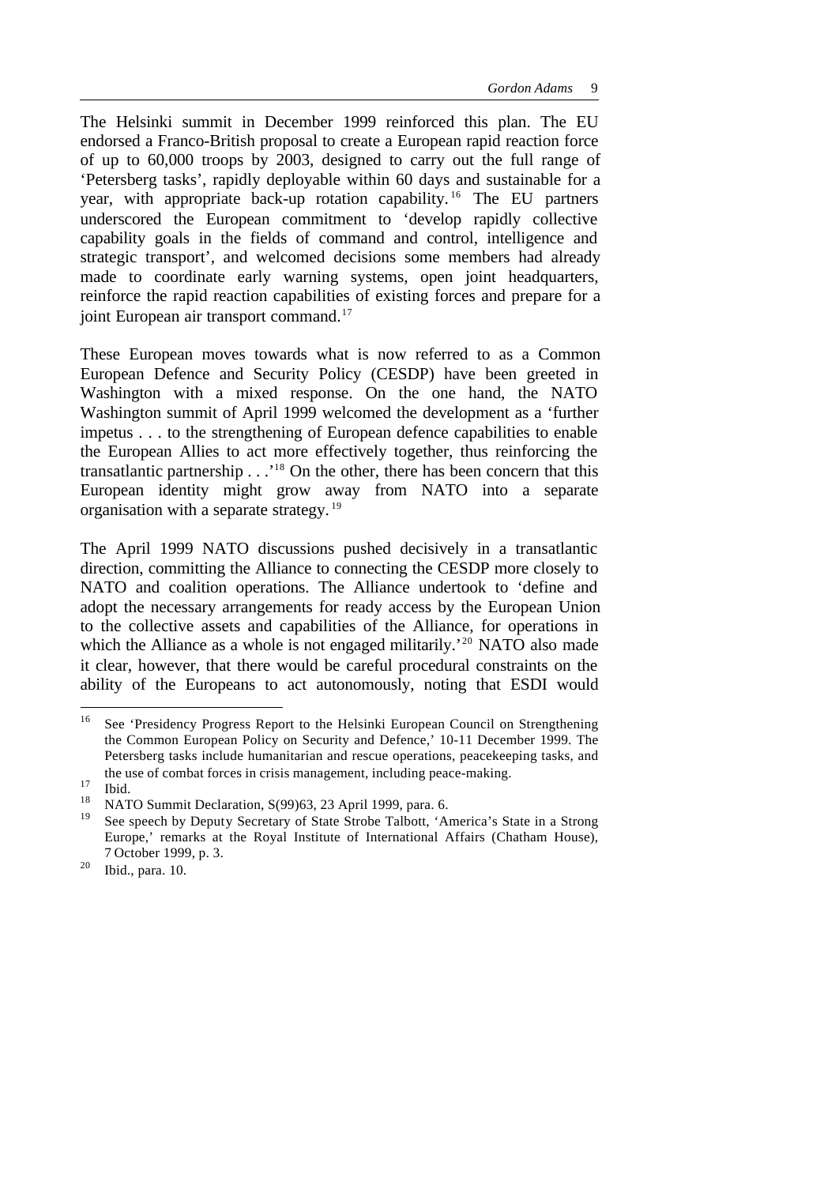The Helsinki summit in December 1999 reinforced this plan. The EU endorsed a Franco-British proposal to create a European rapid reaction force of up to 60,000 troops by 2003, designed to carry out the full range of 'Petersberg tasks', rapidly deployable within 60 days and sustainable for a year, with appropriate back-up rotation capability.[16] The EU partners underscored the European commitment to 'develop rapidly collective capability goals in the fields of command and control, intelligence and strategic transport', and welcomed decisions some members had already made to coordinate early warning systems, open joint headquarters, reinforce the rapid reaction capabilities of existing forces and prepare for a joint European air transport command.[17]

These European moves towards what is now referred to as a Common European Defence and Security Policy (CESDP) have been greeted in Washington with a mixed response. On the one hand, the NATO Washington summit of April 1999 welcomed the development as a 'further impetus . . . to the strengthening of European defence capabilities to enable the European Allies to act more effectively together, thus reinforcing the transatlantic partnership . . .'[18] On the other, there has been concern that this European identity might grow away from NATO into a separate organisation with a separate strategy.[19]

The April 1999 NATO discussions pushed decisively in a transatlantic direction, committing the Alliance to connecting the CESDP more closely to NATO and coalition operations. The Alliance undertook to 'define and adopt the necessary arrangements for ready access by the European Union to the collective assets and capabilities of the Alliance, for operations in which the Alliance as a whole is not engaged militarily.'[20] NATO also made it clear, however, that there would be careful procedural constraints on the ability of the Europeans to act autonomously, noting that ESDI would

---

[16] See 'Presidency Progress Report to the Helsinki European Council on Strengthening the Common European Policy on Security and Defence,' 10-11 December 1999. The Petersberg tasks include humanitarian and rescue operations, peacekeeping tasks, and the use of combat forces in crisis management, including peace-making.

[17] Ibid.

[18] NATO Summit Declaration, S(99)63, 23 April 1999, para. 6.

[19] See speech by Deputy Secretary of State Strobe Talbott, 'America's State in a Strong Europe,' remarks at the Royal Institute of International Affairs (Chatham House), 7 October 1999, p. 3.

[20] Ibid., para. 10.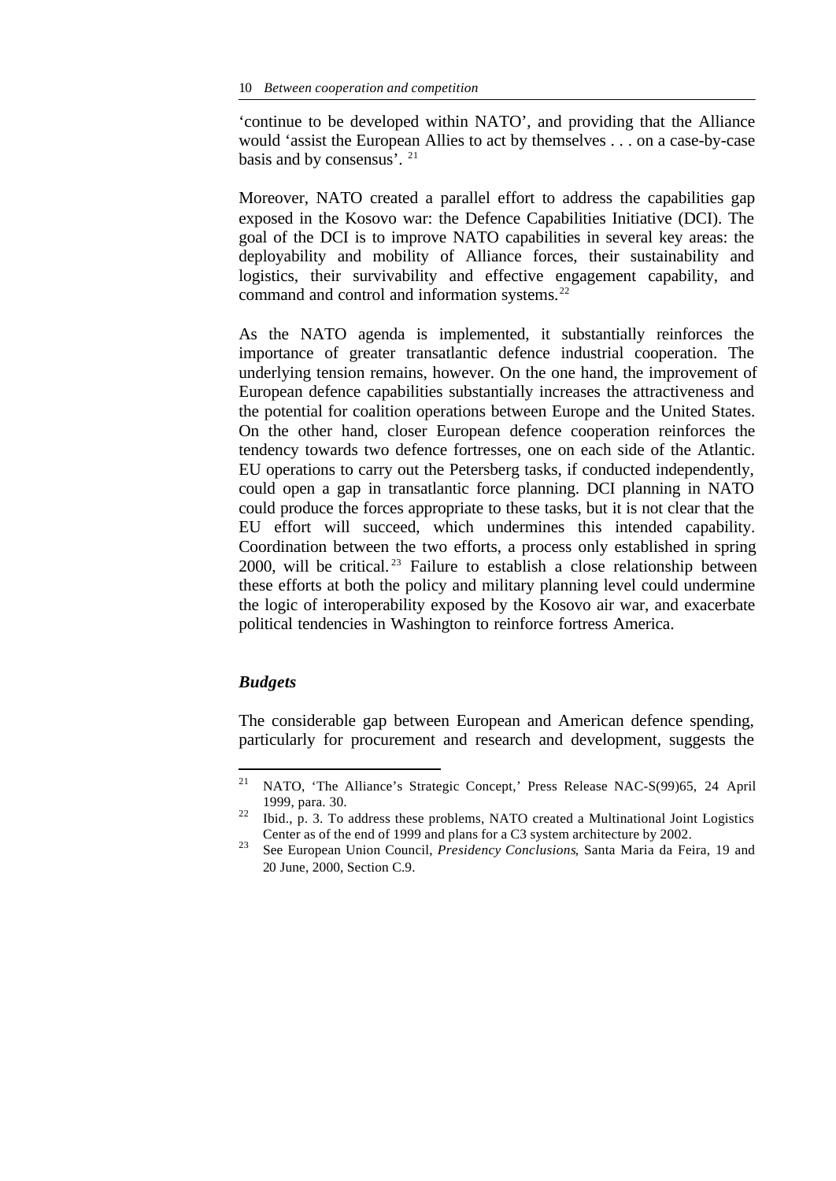'continue to be developed within NATO', and providing that the Alliance would 'assist the European Allies to act by themselves . . . on a case-by-case basis and by consensus'. [21]

Moreover, NATO created a parallel effort to address the capabilities gap exposed in the Kosovo war: the Defence Capabilities Initiative (DCI). The goal of the DCI is to improve NATO capabilities in several key areas: the deployability and mobility of Alliance forces, their sustainability and logistics, their survivability and effective engagement capability, and command and control and information systems.[22]

As the NATO agenda is implemented, it substantially reinforces the importance of greater transatlantic defence industrial cooperation. The underlying tension remains, however. On the one hand, the improvement of European defence capabilities substantially increases the attractiveness and the potential for coalition operations between Europe and the United States. On the other hand, closer European defence cooperation reinforces the tendency towards two defence fortresses, one on each side of the Atlantic. EU operations to carry out the Petersberg tasks, if conducted independently, could open a gap in transatlantic force planning. DCI planning in NATO could produce the forces appropriate to these tasks, but it is not clear that the EU effort will succeed, which undermines this intended capability. Coordination between the two efforts, a process only established in spring 2000, will be critical.[23] Failure to establish a close relationship between these efforts at both the policy and military planning level could undermine the logic of interoperability exposed by the Kosovo air war, and exacerbate political tendencies in Washington to reinforce fortress America.

### *Budgets*

The considerable gap between European and American defence spending, particularly for procurement and research and development, suggests the

---

[21] NATO, 'The Alliance's Strategic Concept,' Press Release NAC-S(99)65, 24 April 1999, para. 30.

[22] Ibid., p. 3. To address these problems, NATO created a Multinational Joint Logistics Center as of the end of 1999 and plans for a C3 system architecture by 2002.

[23] See European Union Council, *Presidency Conclusions*, Santa Maria da Feira, 19 and 20 June, 2000, Section C.9.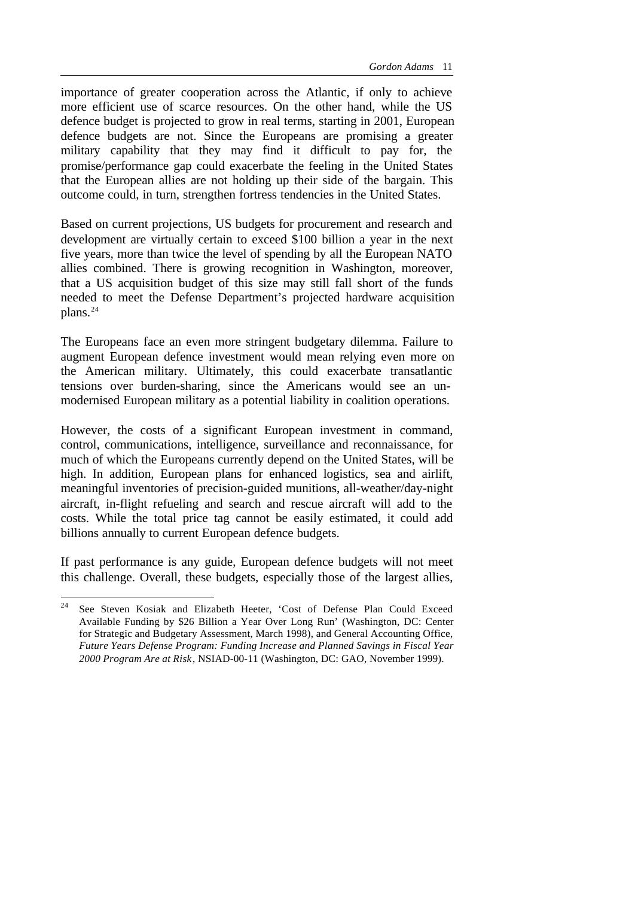importance of greater cooperation across the Atlantic, if only to achieve more efficient use of scarce resources. On the other hand, while the US defence budget is projected to grow in real terms, starting in 2001, European defence budgets are not. Since the Europeans are promising a greater military capability that they may find it difficult to pay for, the promise/performance gap could exacerbate the feeling in the United States that the European allies are not holding up their side of the bargain. This outcome could, in turn, strengthen fortress tendencies in the United States.

Based on current projections, US budgets for procurement and research and development are virtually certain to exceed $100 billion a year in the next five years, more than twice the level of spending by all the European NATO allies combined. There is growing recognition in Washington, moreover, that a US acquisition budget of this size may still fall short of the funds needed to meet the Defense Department's projected hardware acquisition plans.[24]

The Europeans face an even more stringent budgetary dilemma. Failure to augment European defence investment would mean relying even more on the American military. Ultimately, this could exacerbate transatlantic tensions over burden-sharing, since the Americans would see an un-modernised European military as a potential liability in coalition operations.

However, the costs of a significant European investment in command, control, communications, intelligence, surveillance and reconnaissance, for much of which the Europeans currently depend on the United States, will be high. In addition, European plans for enhanced logistics, sea and airlift, meaningful inventories of precision-guided munitions, all-weather/day-night aircraft, in-flight refueling and search and rescue aircraft will add to the costs. While the total price tag cannot be easily estimated, it could add billions annually to current European defence budgets.

If past performance is any guide, European defence budgets will not meet this challenge. Overall, these budgets, especially those of the largest allies,

---

[24] See Steven Kosiak and Elizabeth Heeter, 'Cost of Defense Plan Could Exceed Available Funding by $26 Billion a Year Over Long Run' (Washington, DC: Center for Strategic and Budgetary Assessment, March 1998), and General Accounting Office, *Future Years Defense Program: Funding Increase and Planned Savings in Fiscal Year 2000 Program Are at Risk*, NSIAD-00-11 (Washington, DC: GAO, November 1999).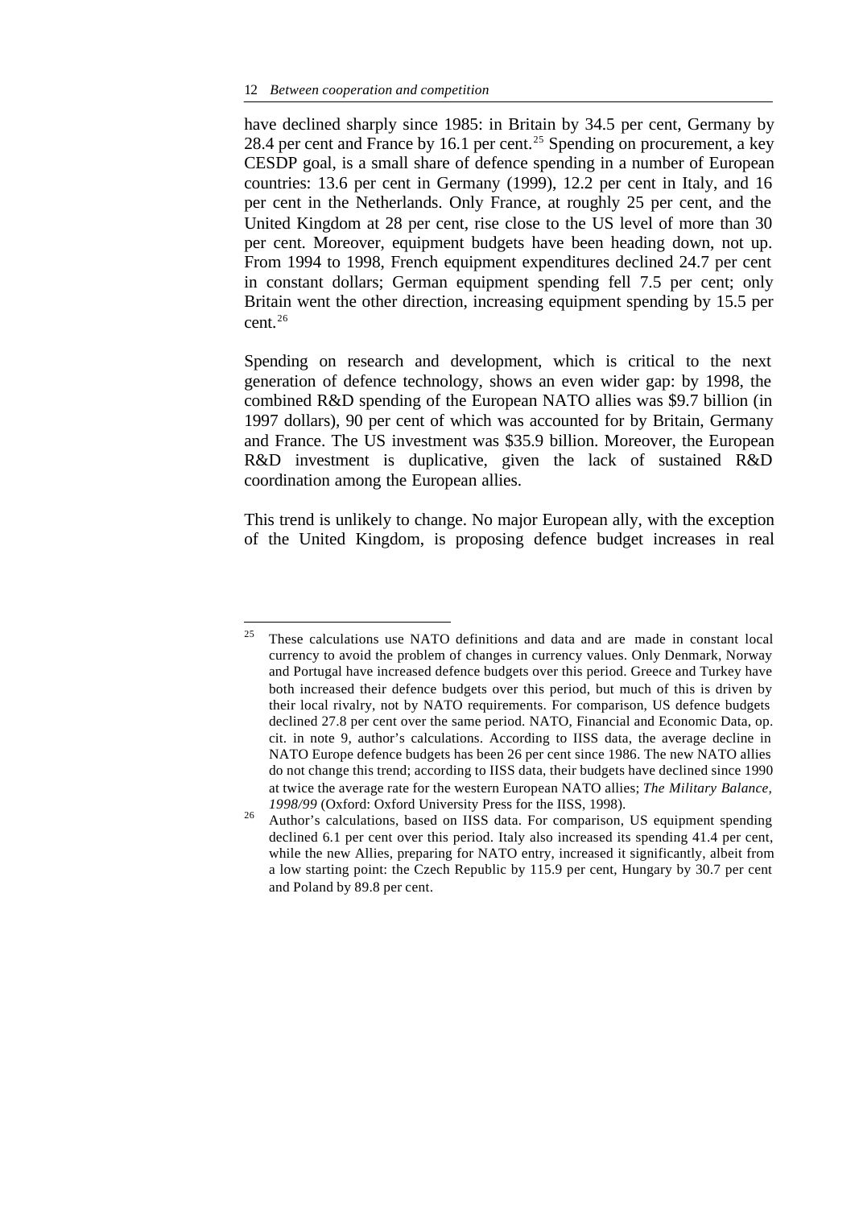have declined sharply since 1985: in Britain by 34.5 per cent, Germany by 28.4 per cent and France by 16.1 per cent.[25] Spending on procurement, a key CESDP goal, is a small share of defence spending in a number of European countries: 13.6 per cent in Germany (1999), 12.2 per cent in Italy, and 16 per cent in the Netherlands. Only France, at roughly 25 per cent, and the United Kingdom at 28 per cent, rise close to the US level of more than 30 per cent. Moreover, equipment budgets have been heading down, not up. From 1994 to 1998, French equipment expenditures declined 24.7 per cent in constant dollars; German equipment spending fell 7.5 per cent; only Britain went the other direction, increasing equipment spending by 15.5 per cent.[26]

Spending on research and development, which is critical to the next generation of defence technology, shows an even wider gap: by 1998, the combined R&D spending of the European NATO allies was $9.7 billion (in 1997 dollars), 90 per cent of which was accounted for by Britain, Germany and France. The US investment was $35.9 billion. Moreover, the European R&D investment is duplicative, given the lack of sustained R&D coordination among the European allies.

This trend is unlikely to change. No major European ally, with the exception of the United Kingdom, is proposing defence budget increases in real

---

[25] These calculations use NATO definitions and data and are made in constant local currency to avoid the problem of changes in currency values. Only Denmark, Norway and Portugal have increased defence budgets over this period. Greece and Turkey have both increased their defence budgets over this period, but much of this is driven by their local rivalry, not by NATO requirements. For comparison, US defence budgets declined 27.8 per cent over the same period. NATO, Financial and Economic Data, op. cit. in note 9, author's calculations. According to IISS data, the average decline in NATO Europe defence budgets has been 26 per cent since 1986. The new NATO allies do not change this trend; according to IISS data, their budgets have declined since 1990 at twice the average rate for the western European NATO allies; *The Military Balance, 1998/99* (Oxford: Oxford University Press for the IISS, 1998).

[26] Author's calculations, based on IISS data. For comparison, US equipment spending declined 6.1 per cent over this period. Italy also increased its spending 41.4 per cent, while the new Allies, preparing for NATO entry, increased it significantly, albeit from a low starting point: the Czech Republic by 115.9 per cent, Hungary by 30.7 per cent and Poland by 89.8 per cent.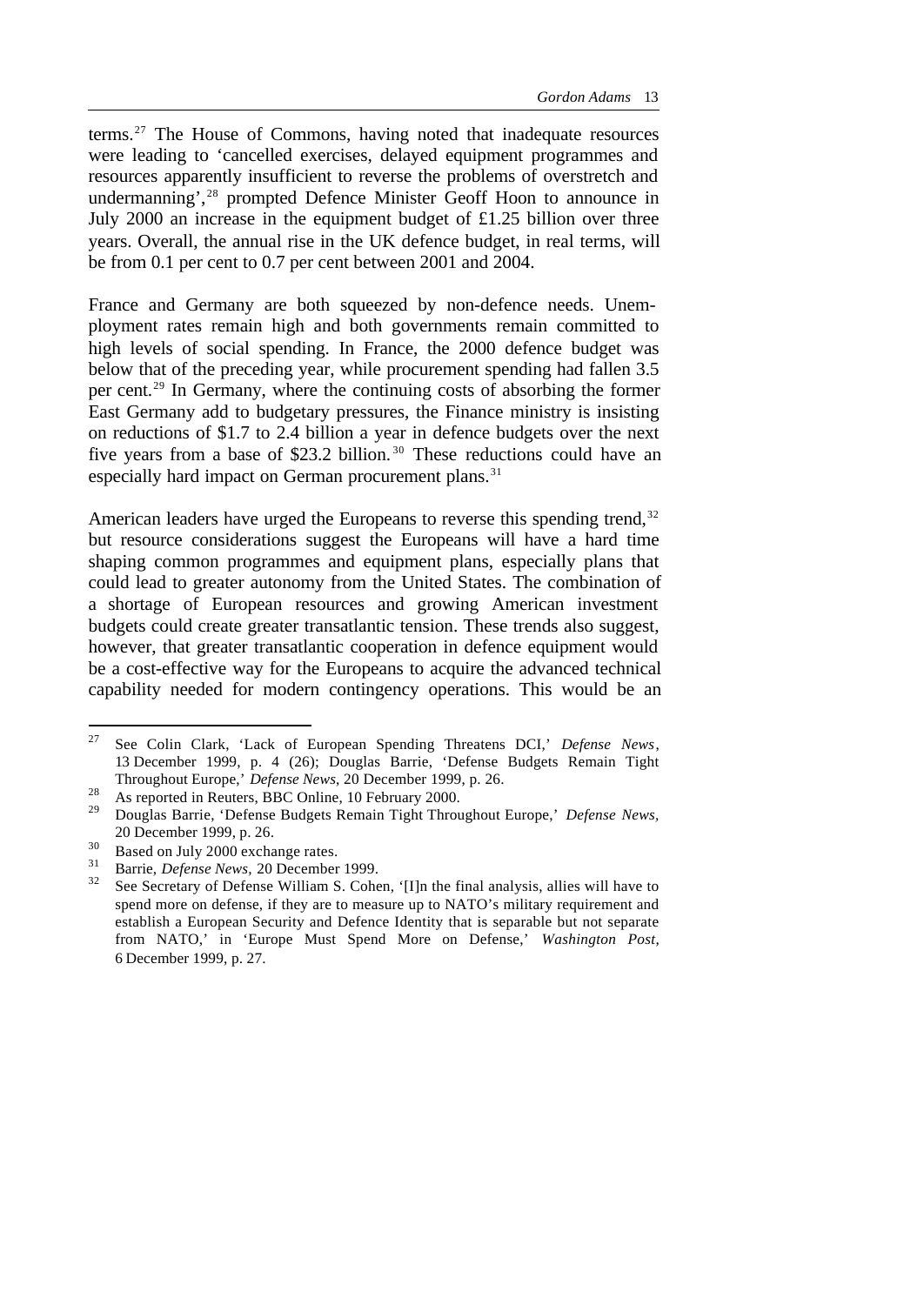terms.[27] The House of Commons, having noted that inadequate resources were leading to 'cancelled exercises, delayed equipment programmes and resources apparently insufficient to reverse the problems of overstretch and undermanning',[28] prompted Defence Minister Geoff Hoon to announce in July 2000 an increase in the equipment budget of £1.25 billion over three years. Overall, the annual rise in the UK defence budget, in real terms, will be from 0.1 per cent to 0.7 per cent between 2001 and 2004.

France and Germany are both squeezed by non-defence needs. Unemployment rates remain high and both governments remain committed to high levels of social spending. In France, the 2000 defence budget was below that of the preceding year, while procurement spending had fallen 3.5 per cent.[29] In Germany, where the continuing costs of absorbing the former East Germany add to budgetary pressures, the Finance ministry is insisting on reductions of $1.7 to 2.4 billion a year in defence budgets over the next five years from a base of $23.2 billion.[30] These reductions could have an especially hard impact on German procurement plans.[31]

American leaders have urged the Europeans to reverse this spending trend,[32] but resource considerations suggest the Europeans will have a hard time shaping common programmes and equipment plans, especially plans that could lead to greater autonomy from the United States. The combination of a shortage of European resources and growing American investment budgets could create greater transatlantic tension. These trends also suggest, however, that greater transatlantic cooperation in defence equipment would be a cost-effective way for the Europeans to acquire the advanced technical capability needed for modern contingency operations. This would be an

---

[27] See Colin Clark, 'Lack of European Spending Threatens DCI,' *Defense News*, 13 December 1999, p. 4 (26); Douglas Barrie, 'Defense Budgets Remain Tight Throughout Europe,' *Defense News*, 20 December 1999, p. 26.

[28] As reported in Reuters, BBC Online, 10 February 2000.

[29] Douglas Barrie, 'Defense Budgets Remain Tight Throughout Europe,' *Defense News*, 20 December 1999, p. 26.

[30] Based on July 2000 exchange rates.

[31] Barrie, *Defense News*, 20 December 1999.

[32] See Secretary of Defense William S. Cohen, '[I]n the final analysis, allies will have to spend more on defense, if they are to measure up to NATO's military requirement and establish a European Security and Defence Identity that is separable but not separate from NATO,' in 'Europe Must Spend More on Defense,' *Washington Post*, 6 December 1999, p. 27.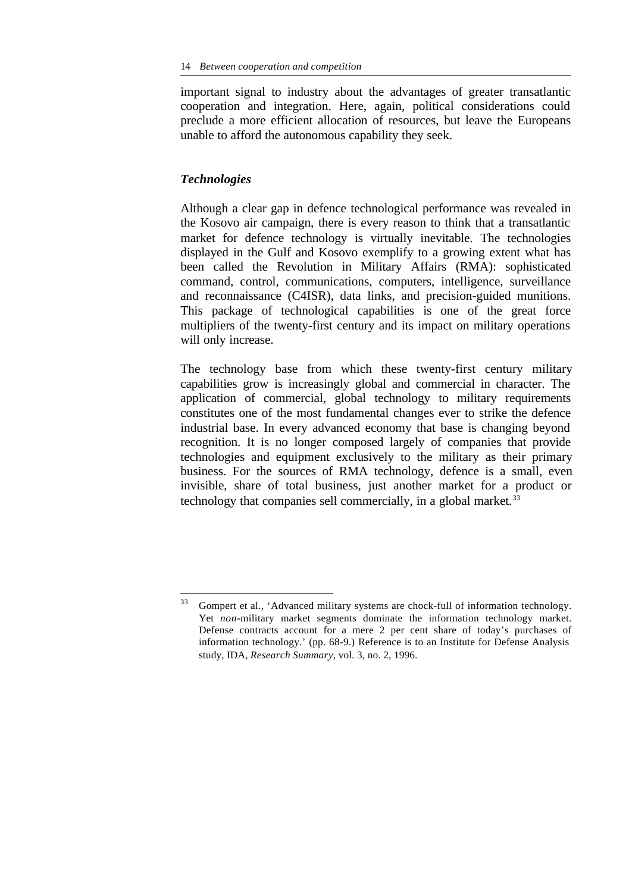important signal to industry about the advantages of greater transatlantic cooperation and integration. Here, again, political considerations could preclude a more efficient allocation of resources, but leave the Europeans unable to afford the autonomous capability they seek.

### *Technologies*

Although a clear gap in defence technological performance was revealed in the Kosovo air campaign, there is every reason to think that a transatlantic market for defence technology is virtually inevitable. The technologies displayed in the Gulf and Kosovo exemplify to a growing extent what has been called the Revolution in Military Affairs (RMA): sophisticated command, control, communications, computers, intelligence, surveillance and reconnaissance (C4ISR), data links, and precision-guided munitions. This package of technological capabilities is one of the great force multipliers of the twenty-first century and its impact on military operations will only increase.

The technology base from which these twenty-first century military capabilities grow is increasingly global and commercial in character. The application of commercial, global technology to military requirements constitutes one of the most fundamental changes ever to strike the defence industrial base. In every advanced economy that base is changing beyond recognition. It is no longer composed largely of companies that provide technologies and equipment exclusively to the military as their primary business. For the sources of RMA technology, defence is a small, even invisible, share of total business, just another market for a product or technology that companies sell commercially, in a global market.[33]

---

[33] Gompert et al., 'Advanced military systems are chock-full of information technology. Yet *non*-military market segments dominate the information technology market. Defense contracts account for a mere 2 per cent share of today's purchases of information technology.' (pp. 68-9.) Reference is to an Institute for Defense Analysis study, IDA, *Research Summary*, vol. 3, no. 2, 1996.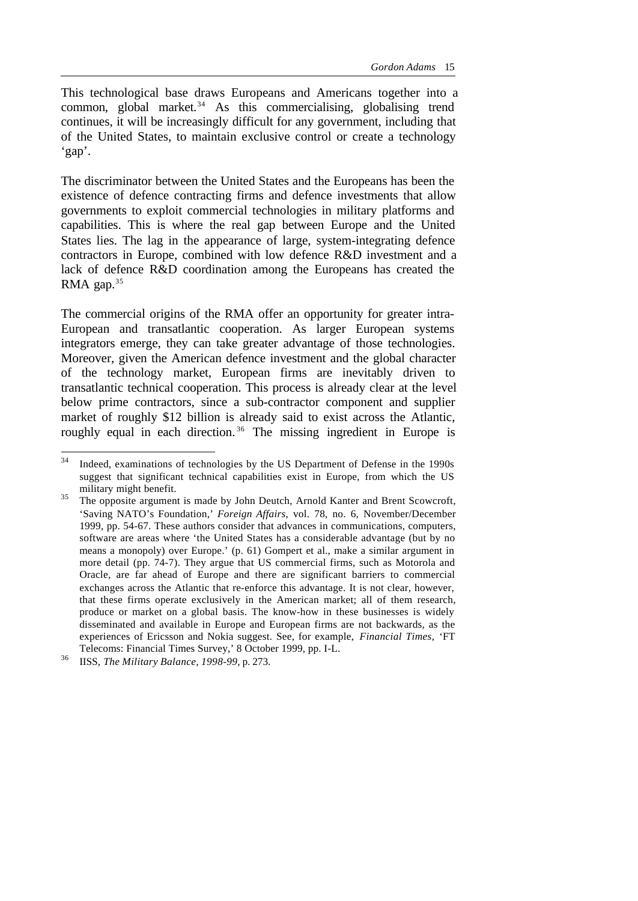This technological base draws Europeans and Americans together into a common, global market.[34] As this commercialising, globalising trend continues, it will be increasingly difficult for any government, including that of the United States, to maintain exclusive control or create a technology 'gap'.

The discriminator between the United States and the Europeans has been the existence of defence contracting firms and defence investments that allow governments to exploit commercial technologies in military platforms and capabilities. This is where the real gap between Europe and the United States lies. The lag in the appearance of large, system-integrating defence contractors in Europe, combined with low defence R&D investment and a lack of defence R&D coordination among the Europeans has created the RMA gap.[35]

The commercial origins of the RMA offer an opportunity for greater intra-European and transatlantic cooperation. As larger European systems integrators emerge, they can take greater advantage of those technologies. Moreover, given the American defence investment and the global character of the technology market, European firms are inevitably driven to transatlantic technical cooperation. This process is already clear at the level below prime contractors, since a sub-contractor component and supplier market of roughly $12 billion is already said to exist across the Atlantic, roughly equal in each direction.[36] The missing ingredient in Europe is

---

[34] Indeed, examinations of technologies by the US Department of Defense in the 1990s suggest that significant technical capabilities exist in Europe, from which the US military might benefit.

[35] The opposite argument is made by John Deutch, Arnold Kanter and Brent Scowcroft, 'Saving NATO's Foundation,' *Foreign Affairs*, vol. 78, no. 6, November/December 1999, pp. 54-67. These authors consider that advances in communications, computers, software are areas where 'the United States has a considerable advantage (but by no means a monopoly) over Europe.' (p. 61) Gompert et al., make a similar argument in more detail (pp. 74-7). They argue that US commercial firms, such as Motorola and Oracle, are far ahead of Europe and there are significant barriers to commercial exchanges across the Atlantic that re-enforce this advantage. It is not clear, however, that these firms operate exclusively in the American market; all of them research, produce or market on a global basis. The know-how in these businesses is widely disseminated and available in Europe and European firms are not backwards, as the experiences of Ericsson and Nokia suggest. See, for example, *Financial Times*, 'FT Telecoms: Financial Times Survey,' 8 October 1999, pp. I-L.

[36] IISS, *The Military Balance, 1998-99*, p. 273.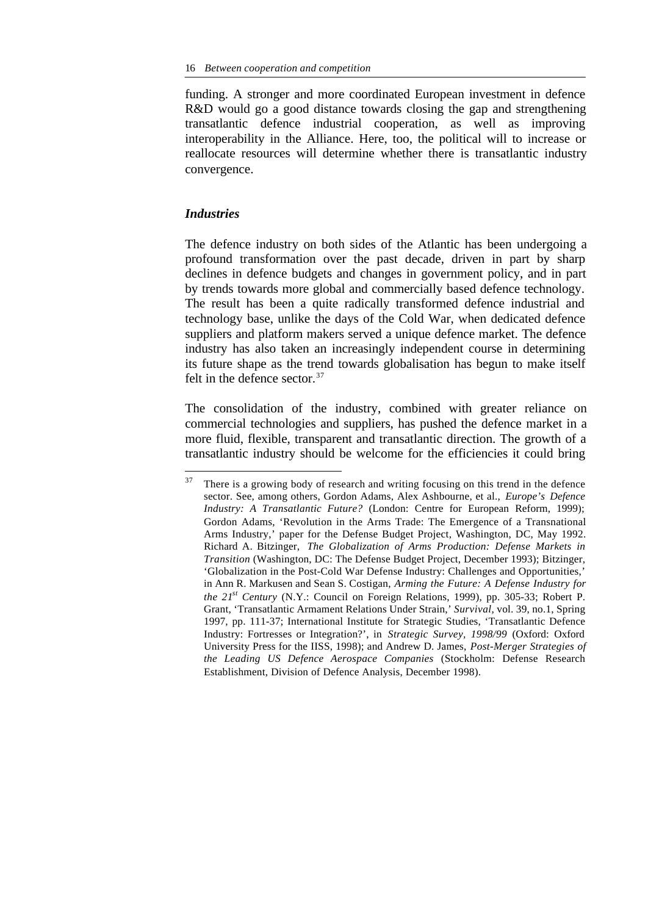funding. A stronger and more coordinated European investment in defence R&D would go a good distance towards closing the gap and strengthening transatlantic defence industrial cooperation, as well as improving interoperability in the Alliance. Here, too, the political will to increase or reallocate resources will determine whether there is transatlantic industry convergence.

### *Industries*

The defence industry on both sides of the Atlantic has been undergoing a profound transformation over the past decade, driven in part by sharp declines in defence budgets and changes in government policy, and in part by trends towards more global and commercially based defence technology. The result has been a quite radically transformed defence industrial and technology base, unlike the days of the Cold War, when dedicated defence suppliers and platform makers served a unique defence market. The defence industry has also taken an increasingly independent course in determining its future shape as the trend towards globalisation has begun to make itself felt in the defence sector.[37]

The consolidation of the industry, combined with greater reliance on commercial technologies and suppliers, has pushed the defence market in a more fluid, flexible, transparent and transatlantic direction. The growth of a transatlantic industry should be welcome for the efficiencies it could bring

---

[37] There is a growing body of research and writing focusing on this trend in the defence sector. See, among others, Gordon Adams, Alex Ashbourne, et al., *Europe's Defence Industry: A Transatlantic Future?* (London: Centre for European Reform, 1999); Gordon Adams, 'Revolution in the Arms Trade: The Emergence of a Transnational Arms Industry,' paper for the Defense Budget Project, Washington, DC, May 1992. Richard A. Bitzinger, *The Globalization of Arms Production: Defense Markets in Transition* (Washington, DC: The Defense Budget Project, December 1993); Bitzinger, 'Globalization in the Post-Cold War Defense Industry: Challenges and Opportunities,' in Ann R. Markusen and Sean S. Costigan, *Arming the Future: A Defense Industry for the 21st Century* (N.Y.: Council on Foreign Relations, 1999), pp. 305-33; Robert P. Grant, 'Transatlantic Armament Relations Under Strain,' *Survival*, vol. 39, no.1, Spring 1997, pp. 111-37; International Institute for Strategic Studies, 'Transatlantic Defence Industry: Fortresses or Integration?', in *Strategic Survey, 1998/99* (Oxford: Oxford University Press for the IISS, 1998); and Andrew D. James, *Post-Merger Strategies of the Leading US Defence Aerospace Companies* (Stockholm: Defense Research Establishment, Division of Defence Analysis, December 1998).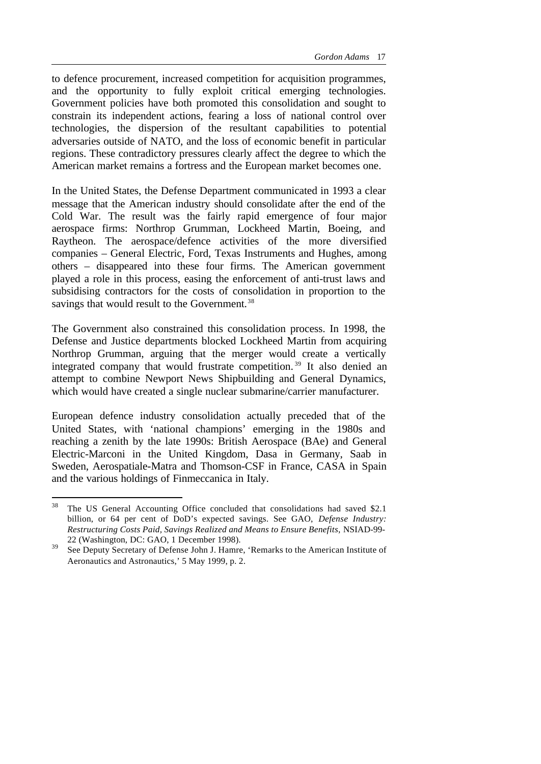to defence procurement, increased competition for acquisition programmes, and the opportunity to fully exploit critical emerging technologies. Government policies have both promoted this consolidation and sought to constrain its independent actions, fearing a loss of national control over technologies, the dispersion of the resultant capabilities to potential adversaries outside of NATO, and the loss of economic benefit in particular regions. These contradictory pressures clearly affect the degree to which the American market remains a fortress and the European market becomes one.

In the United States, the Defense Department communicated in 1993 a clear message that the American industry should consolidate after the end of the Cold War. The result was the fairly rapid emergence of four major aerospace firms: Northrop Grumman, Lockheed Martin, Boeing, and Raytheon. The aerospace/defence activities of the more diversified companies – General Electric, Ford, Texas Instruments and Hughes, among others – disappeared into these four firms. The American government played a role in this process, easing the enforcement of anti-trust laws and subsidising contractors for the costs of consolidation in proportion to the savings that would result to the Government.[38]

The Government also constrained this consolidation process. In 1998, the Defense and Justice departments blocked Lockheed Martin from acquiring Northrop Grumman, arguing that the merger would create a vertically integrated company that would frustrate competition.[39] It also denied an attempt to combine Newport News Shipbuilding and General Dynamics, which would have created a single nuclear submarine/carrier manufacturer.

European defence industry consolidation actually preceded that of the United States, with 'national champions' emerging in the 1980s and reaching a zenith by the late 1990s: British Aerospace (BAe) and General Electric-Marconi in the United Kingdom, Dasa in Germany, Saab in Sweden, Aerospatiale-Matra and Thomson-CSF in France, CASA in Spain and the various holdings of Finmeccanica in Italy.

---

[38] The US General Accounting Office concluded that consolidations had saved \$2.1 billion, or 64 per cent of DoD's expected savings. See GAO, *Defense Industry: Restructuring Costs Paid, Savings Realized and Means to Ensure Benefits*, NSIAD-99-22 (Washington, DC: GAO, 1 December 1998).

[39] See Deputy Secretary of Defense John J. Hamre, 'Remarks to the American Institute of Aeronautics and Astronautics,' 5 May 1999, p. 2.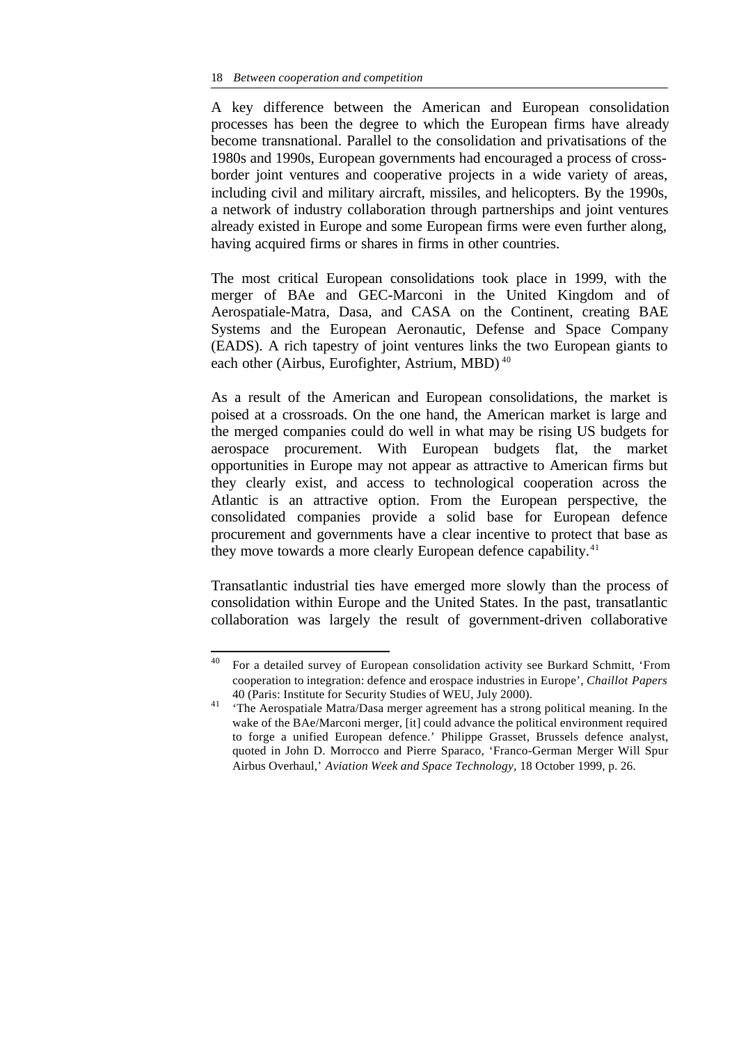A key difference between the American and European consolidation processes has been the degree to which the European firms have already become transnational. Parallel to the consolidation and privatisations of the 1980s and 1990s, European governments had encouraged a process of cross-border joint ventures and cooperative projects in a wide variety of areas, including civil and military aircraft, missiles, and helicopters. By the 1990s, a network of industry collaboration through partnerships and joint ventures already existed in Europe and some European firms were even further along, having acquired firms or shares in firms in other countries.

The most critical European consolidations took place in 1999, with the merger of BAe and GEC-Marconi in the United Kingdom and of Aerospatiale-Matra, Dasa, and CASA on the Continent, creating BAE Systems and the European Aeronautic, Defense and Space Company (EADS). A rich tapestry of joint ventures links the two European giants to each other (Airbus, Eurofighter, Astrium, MBD) [40]

As a result of the American and European consolidations, the market is poised at a crossroads. On the one hand, the American market is large and the merged companies could do well in what may be rising US budgets for aerospace procurement. With European budgets flat, the market opportunities in Europe may not appear as attractive to American firms but they clearly exist, and access to technological cooperation across the Atlantic is an attractive option. From the European perspective, the consolidated companies provide a solid base for European defence procurement and governments have a clear incentive to protect that base as they move towards a more clearly European defence capability.[41]

Transatlantic industrial ties have emerged more slowly than the process of consolidation within Europe and the United States. In the past, transatlantic collaboration was largely the result of government-driven collaborative

---

[40] For a detailed survey of European consolidation activity see Burkard Schmitt, 'From cooperation to integration: defence and erospace industries in Europe', *Chaillot Papers* 40 (Paris: Institute for Security Studies of WEU, July 2000).

[41] 'The Aerospatiale Matra/Dasa merger agreement has a strong political meaning. In the wake of the BAe/Marconi merger, [it] could advance the political environment required to forge a unified European defence.' Philippe Grasset, Brussels defence analyst, quoted in John D. Morrocco and Pierre Sparaco, 'Franco-German Merger Will Spur Airbus Overhaul,' *Aviation Week and Space Technology*, 18 October 1999, p. 26.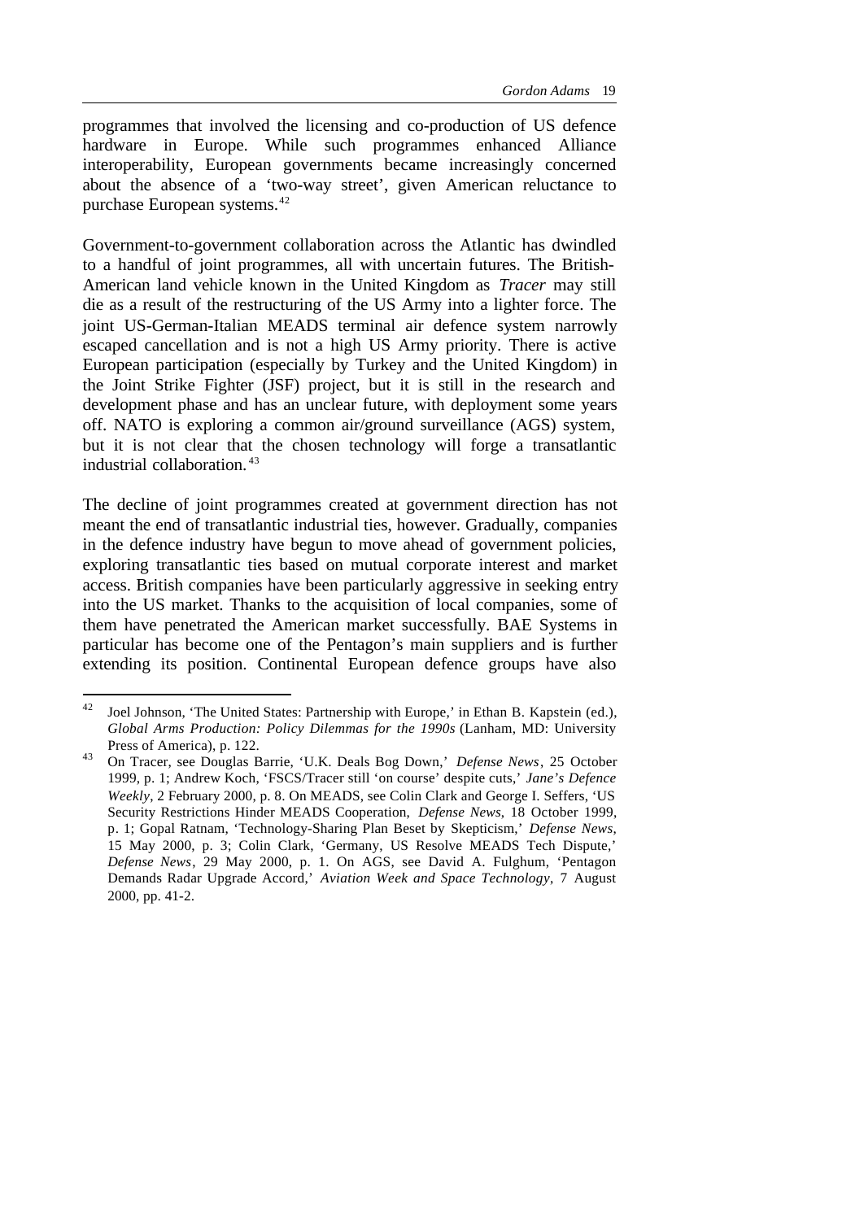programmes that involved the licensing and co-production of US defence hardware in Europe. While such programmes enhanced Alliance interoperability, European governments became increasingly concerned about the absence of a 'two-way street', given American reluctance to purchase European systems.[42]

Government-to-government collaboration across the Atlantic has dwindled to a handful of joint programmes, all with uncertain futures. The British-American land vehicle known in the United Kingdom as *Tracer* may still die as a result of the restructuring of the US Army into a lighter force. The joint US-German-Italian MEADS terminal air defence system narrowly escaped cancellation and is not a high US Army priority. There is active European participation (especially by Turkey and the United Kingdom) in the Joint Strike Fighter (JSF) project, but it is still in the research and development phase and has an unclear future, with deployment some years off. NATO is exploring a common air/ground surveillance (AGS) system, but it is not clear that the chosen technology will forge a transatlantic industrial collaboration.[43]

The decline of joint programmes created at government direction has not meant the end of transatlantic industrial ties, however. Gradually, companies in the defence industry have begun to move ahead of government policies, exploring transatlantic ties based on mutual corporate interest and market access. British companies have been particularly aggressive in seeking entry into the US market. Thanks to the acquisition of local companies, some of them have penetrated the American market successfully. BAE Systems in particular has become one of the Pentagon's main suppliers and is further extending its position. Continental European defence groups have also

---

[42] Joel Johnson, 'The United States: Partnership with Europe,' in Ethan B. Kapstein (ed.), *Global Arms Production: Policy Dilemmas for the 1990s* (Lanham, MD: University Press of America), p. 122.

[43] On Tracer, see Douglas Barrie, 'U.K. Deals Bog Down,' *Defense News*, 25 October 1999, p. 1; Andrew Koch, 'FSCS/Tracer still 'on course' despite cuts,' *Jane's Defence Weekly*, 2 February 2000, p. 8. On MEADS, see Colin Clark and George I. Seffers, 'US Security Restrictions Hinder MEADS Cooperation, *Defense News*, 18 October 1999, p. 1; Gopal Ratnam, 'Technology-Sharing Plan Beset by Skepticism,' *Defense News*, 15 May 2000, p. 3; Colin Clark, 'Germany, US Resolve MEADS Tech Dispute,' *Defense News*, 29 May 2000, p. 1. On AGS, see David A. Fulghum, 'Pentagon Demands Radar Upgrade Accord,' *Aviation Week and Space Technology*, 7 August 2000, pp. 41-2.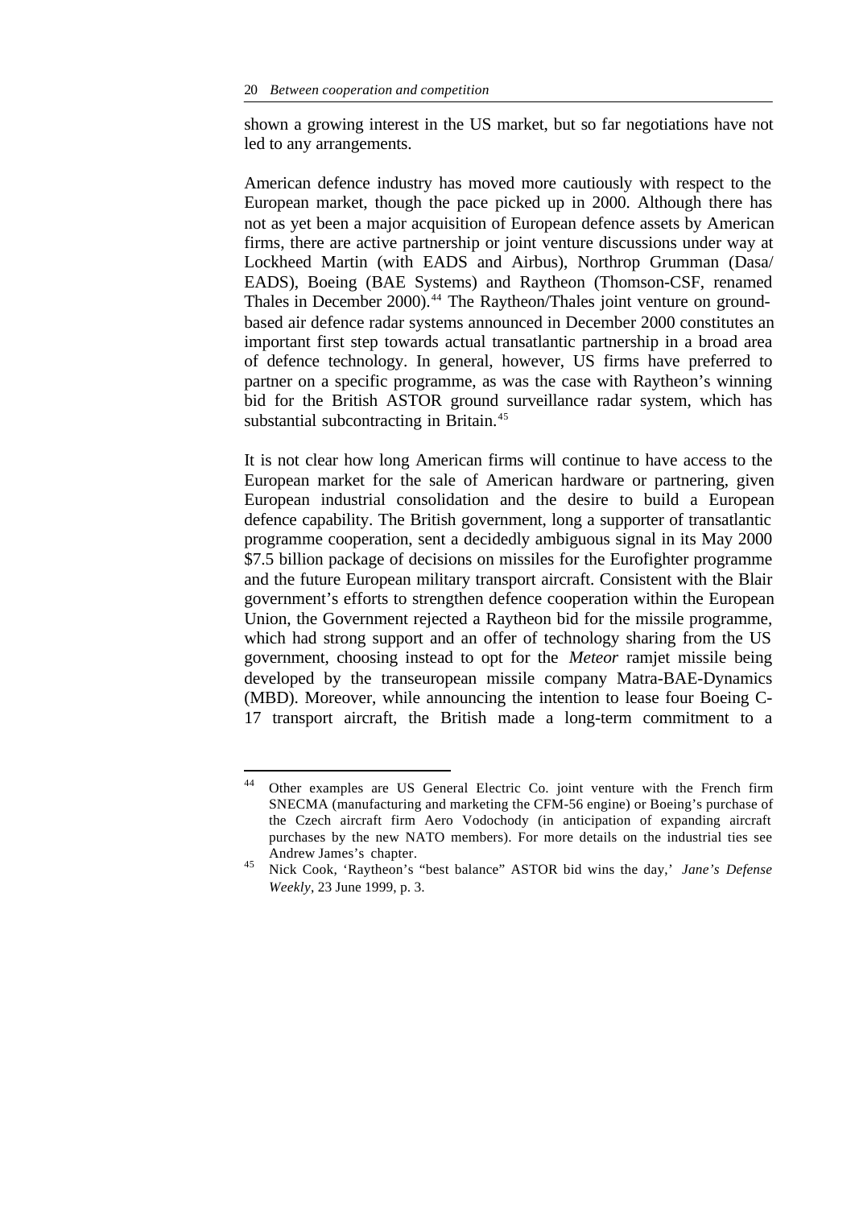shown a growing interest in the US market, but so far negotiations have not led to any arrangements.

American defence industry has moved more cautiously with respect to the European market, though the pace picked up in 2000. Although there has not as yet been a major acquisition of European defence assets by American firms, there are active partnership or joint venture discussions under way at Lockheed Martin (with EADS and Airbus), Northrop Grumman (Dasa/ EADS), Boeing (BAE Systems) and Raytheon (Thomson-CSF, renamed Thales in December 2000).[44] The Raytheon/Thales joint venture on ground-based air defence radar systems announced in December 2000 constitutes an important first step towards actual transatlantic partnership in a broad area of defence technology. In general, however, US firms have preferred to partner on a specific programme, as was the case with Raytheon's winning bid for the British ASTOR ground surveillance radar system, which has substantial subcontracting in Britain.[45]

It is not clear how long American firms will continue to have access to the European market for the sale of American hardware or partnering, given European industrial consolidation and the desire to build a European defence capability. The British government, long a supporter of transatlantic programme cooperation, sent a decidedly ambiguous signal in its May 2000 $7.5 billion package of decisions on missiles for the Eurofighter programme and the future European military transport aircraft. Consistent with the Blair government's efforts to strengthen defence cooperation within the European Union, the Government rejected a Raytheon bid for the missile programme, which had strong support and an offer of technology sharing from the US government, choosing instead to opt for the *Meteor* ramjet missile being developed by the transeuropean missile company Matra-BAE-Dynamics (MBD). Moreover, while announcing the intention to lease four Boeing C-17 transport aircraft, the British made a long-term commitment to a

---

[44] Other examples are US General Electric Co. joint venture with the French firm SNECMA (manufacturing and marketing the CFM-56 engine) or Boeing's purchase of the Czech aircraft firm Aero Vodochody (in anticipation of expanding aircraft purchases by the new NATO members). For more details on the industrial ties see Andrew James's chapter.

[45] Nick Cook, 'Raytheon's "best balance" ASTOR bid wins the day,' *Jane's Defense Weekly*, 23 June 1999, p. 3.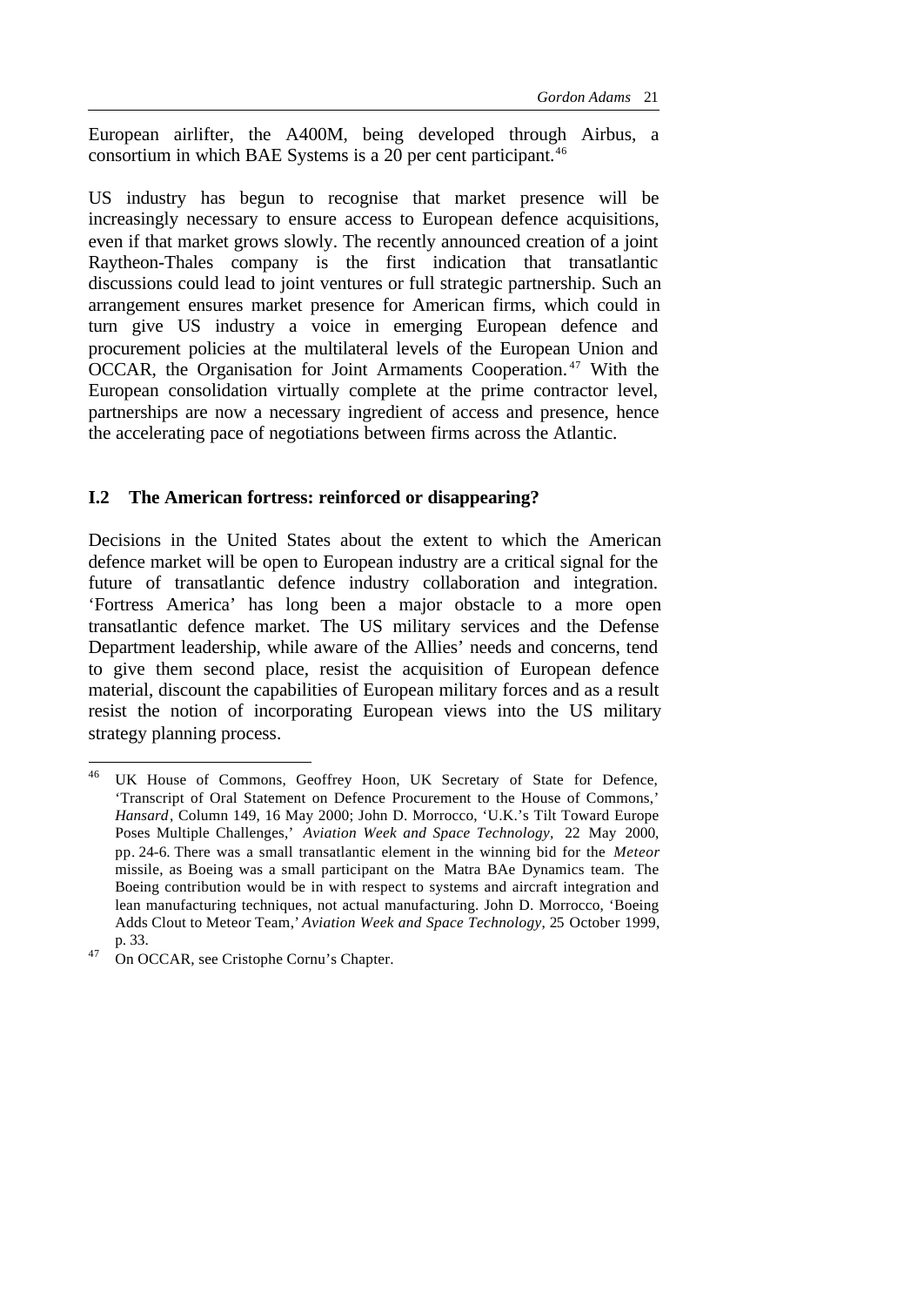European airlifter, the A400M, being developed through Airbus, a consortium in which BAE Systems is a 20 per cent participant.[46]

US industry has begun to recognise that market presence will be increasingly necessary to ensure access to European defence acquisitions, even if that market grows slowly. The recently announced creation of a joint Raytheon-Thales company is the first indication that transatlantic discussions could lead to joint ventures or full strategic partnership. Such an arrangement ensures market presence for American firms, which could in turn give US industry a voice in emerging European defence and procurement policies at the multilateral levels of the European Union and OCCAR, the Organisation for Joint Armaments Cooperation.[47] With the European consolidation virtually complete at the prime contractor level, partnerships are now a necessary ingredient of access and presence, hence the accelerating pace of negotiations between firms across the Atlantic.

## I.2 The American fortress: reinforced or disappearing?

Decisions in the United States about the extent to which the American defence market will be open to European industry are a critical signal for the future of transatlantic defence industry collaboration and integration. 'Fortress America' has long been a major obstacle to a more open transatlantic defence market. The US military services and the Defense Department leadership, while aware of the Allies' needs and concerns, tend to give them second place, resist the acquisition of European defence material, discount the capabilities of European military forces and as a result resist the notion of incorporating European views into the US military strategy planning process.

---

[46] UK House of Commons, Geoffrey Hoon, UK Secretary of State for Defence, 'Transcript of Oral Statement on Defence Procurement to the House of Commons,' *Hansard*, Column 149, 16 May 2000; John D. Morrocco, 'U.K.'s Tilt Toward Europe Poses Multiple Challenges,' *Aviation Week and Space Technology,* 22 May 2000, pp. 24-6. There was a small transatlantic element in the winning bid for the *Meteor* missile, as Boeing was a small participant on the Matra BAe Dynamics team. The Boeing contribution would be in with respect to systems and aircraft integration and lean manufacturing techniques, not actual manufacturing. John D. Morrocco, 'Boeing Adds Clout to Meteor Team,' *Aviation Week and Space Technology*, 25 October 1999, p. 33.

[47] On OCCAR, see Cristophe Cornu's Chapter.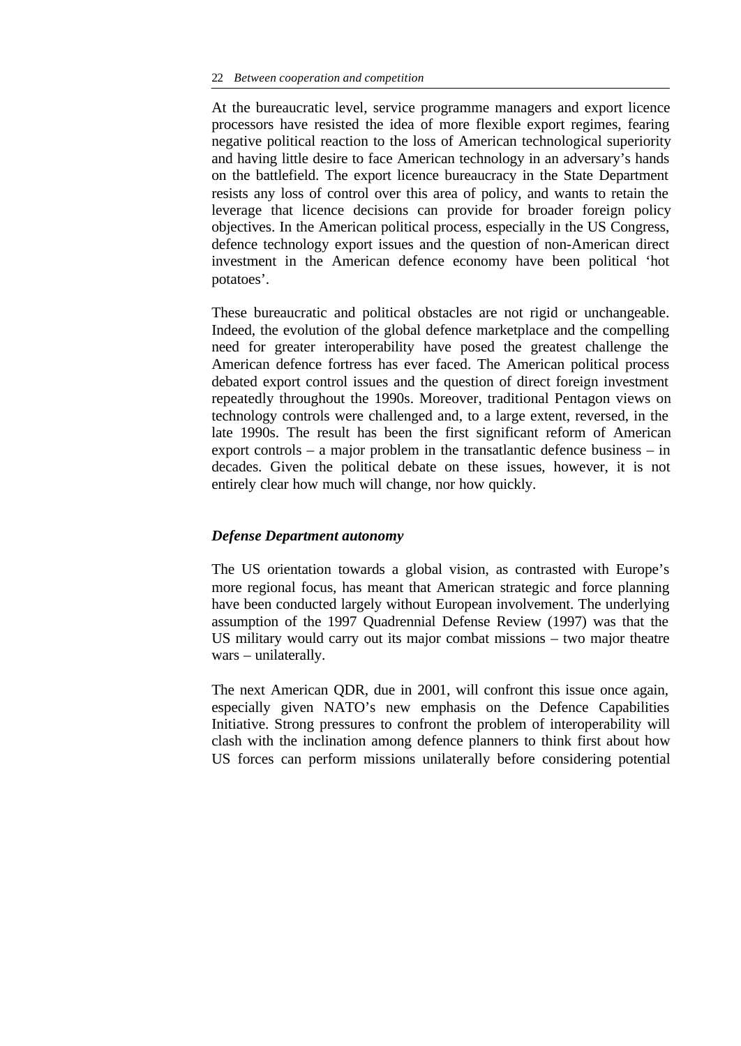At the bureaucratic level, service programme managers and export licence processors have resisted the idea of more flexible export regimes, fearing negative political reaction to the loss of American technological superiority and having little desire to face American technology in an adversary's hands on the battlefield. The export licence bureaucracy in the State Department resists any loss of control over this area of policy, and wants to retain the leverage that licence decisions can provide for broader foreign policy objectives. In the American political process, especially in the US Congress, defence technology export issues and the question of non-American direct investment in the American defence economy have been political 'hot potatoes'.

These bureaucratic and political obstacles are not rigid or unchangeable. Indeed, the evolution of the global defence marketplace and the compelling need for greater interoperability have posed the greatest challenge the American defence fortress has ever faced. The American political process debated export control issues and the question of direct foreign investment repeatedly throughout the 1990s. Moreover, traditional Pentagon views on technology controls were challenged and, to a large extent, reversed, in the late 1990s. The result has been the first significant reform of American export controls – a major problem in the transatlantic defence business – in decades. Given the political debate on these issues, however, it is not entirely clear how much will change, nor how quickly.

### *Defense Department autonomy*

The US orientation towards a global vision, as contrasted with Europe's more regional focus, has meant that American strategic and force planning have been conducted largely without European involvement. The underlying assumption of the 1997 Quadrennial Defense Review (1997) was that the US military would carry out its major combat missions – two major theatre wars – unilaterally.

The next American QDR, due in 2001, will confront this issue once again, especially given NATO's new emphasis on the Defence Capabilities Initiative. Strong pressures to confront the problem of interoperability will clash with the inclination among defence planners to think first about how US forces can perform missions unilaterally before considering potential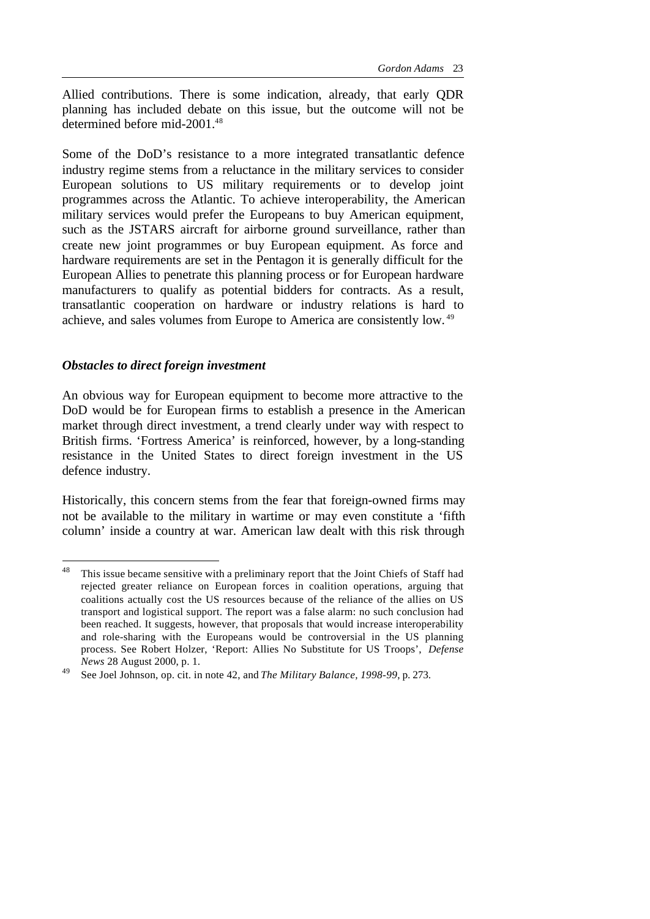Allied contributions. There is some indication, already, that early QDR planning has included debate on this issue, but the outcome will not be determined before mid-2001.[48]

Some of the DoD's resistance to a more integrated transatlantic defence industry regime stems from a reluctance in the military services to consider European solutions to US military requirements or to develop joint programmes across the Atlantic. To achieve interoperability, the American military services would prefer the Europeans to buy American equipment, such as the JSTARS aircraft for airborne ground surveillance, rather than create new joint programmes or buy European equipment. As force and hardware requirements are set in the Pentagon it is generally difficult for the European Allies to penetrate this planning process or for European hardware manufacturers to qualify as potential bidders for contracts. As a result, transatlantic cooperation on hardware or industry relations is hard to achieve, and sales volumes from Europe to America are consistently low.[49]

### *Obstacles to direct foreign investment*

An obvious way for European equipment to become more attractive to the DoD would be for European firms to establish a presence in the American market through direct investment, a trend clearly under way with respect to British firms. 'Fortress America' is reinforced, however, by a long-standing resistance in the United States to direct foreign investment in the US defence industry.

Historically, this concern stems from the fear that foreign-owned firms may not be available to the military in wartime or may even constitute a 'fifth column' inside a country at war. American law dealt with this risk through

---

[48] This issue became sensitive with a preliminary report that the Joint Chiefs of Staff had rejected greater reliance on European forces in coalition operations, arguing that coalitions actually cost the US resources because of the reliance of the allies on US transport and logistical support. The report was a false alarm: no such conclusion had been reached. It suggests, however, that proposals that would increase interoperability and role-sharing with the Europeans would be controversial in the US planning process. See Robert Holzer, 'Report: Allies No Substitute for US Troops', *Defense News* 28 August 2000, p. 1.

[49] See Joel Johnson, op. cit. in note 42, and *The Military Balance, 1998-99*, p. 273.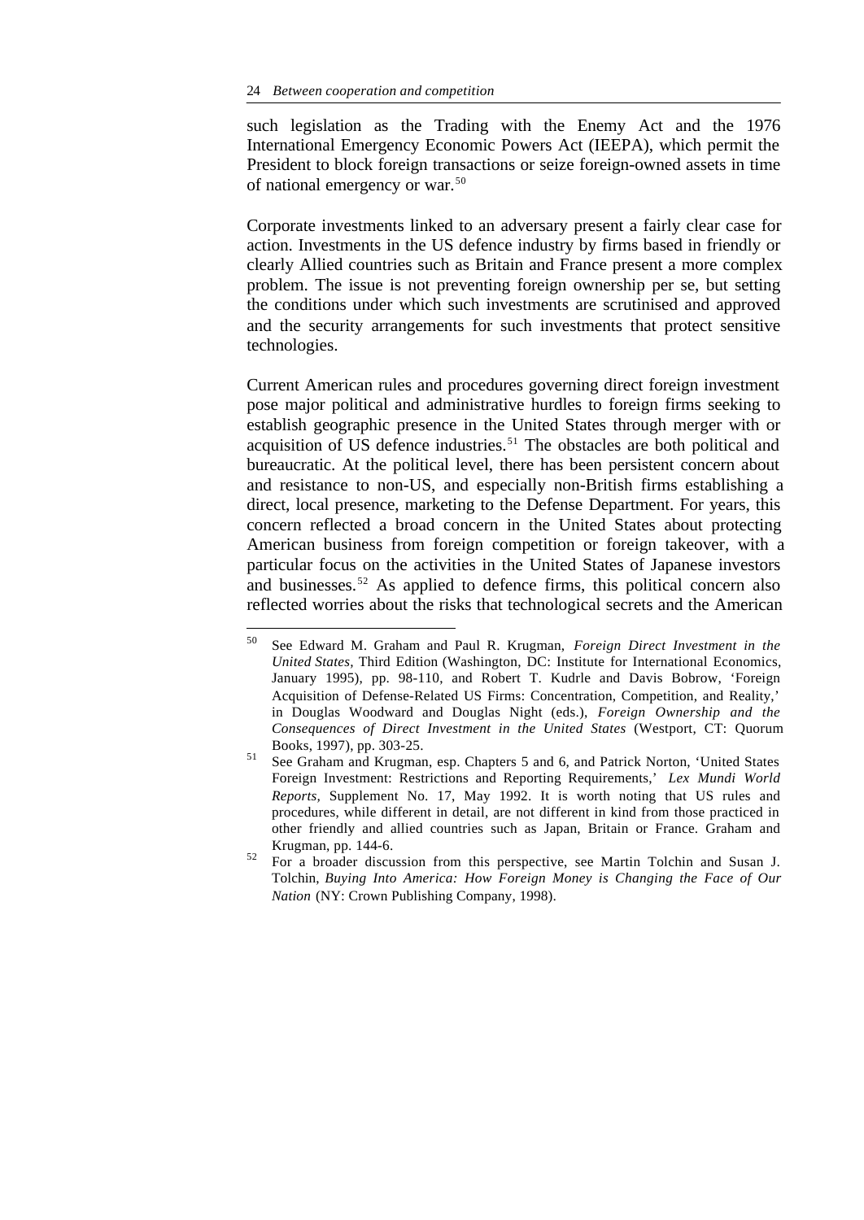such legislation as the Trading with the Enemy Act and the 1976 International Emergency Economic Powers Act (IEEPA), which permit the President to block foreign transactions or seize foreign-owned assets in time of national emergency or war.[50]

Corporate investments linked to an adversary present a fairly clear case for action. Investments in the US defence industry by firms based in friendly or clearly Allied countries such as Britain and France present a more complex problem. The issue is not preventing foreign ownership per se, but setting the conditions under which such investments are scrutinised and approved and the security arrangements for such investments that protect sensitive technologies.

Current American rules and procedures governing direct foreign investment pose major political and administrative hurdles to foreign firms seeking to establish geographic presence in the United States through merger with or acquisition of US defence industries.[51] The obstacles are both political and bureaucratic. At the political level, there has been persistent concern about and resistance to non-US, and especially non-British firms establishing a direct, local presence, marketing to the Defense Department. For years, this concern reflected a broad concern in the United States about protecting American business from foreign competition or foreign takeover, with a particular focus on the activities in the United States of Japanese investors and businesses.[52] As applied to defence firms, this political concern also reflected worries about the risks that technological secrets and the American

---

[50] See Edward M. Graham and Paul R. Krugman, *Foreign Direct Investment in the United States*, Third Edition (Washington, DC: Institute for International Economics, January 1995), pp. 98-110, and Robert T. Kudrle and Davis Bobrow, 'Foreign Acquisition of Defense-Related US Firms: Concentration, Competition, and Reality,' in Douglas Woodward and Douglas Night (eds.), *Foreign Ownership and the Consequences of Direct Investment in the United States* (Westport, CT: Quorum Books, 1997), pp. 303-25.

[51] See Graham and Krugman, esp. Chapters 5 and 6, and Patrick Norton, 'United States Foreign Investment: Restrictions and Reporting Requirements,' *Lex Mundi World Reports,* Supplement No. 17, May 1992. It is worth noting that US rules and procedures, while different in detail, are not different in kind from those practiced in other friendly and allied countries such as Japan, Britain or France. Graham and Krugman, pp. 144-6.

[52] For a broader discussion from this perspective, see Martin Tolchin and Susan J. Tolchin, *Buying Into America: How Foreign Money is Changing the Face of Our Nation* (NY: Crown Publishing Company, 1998).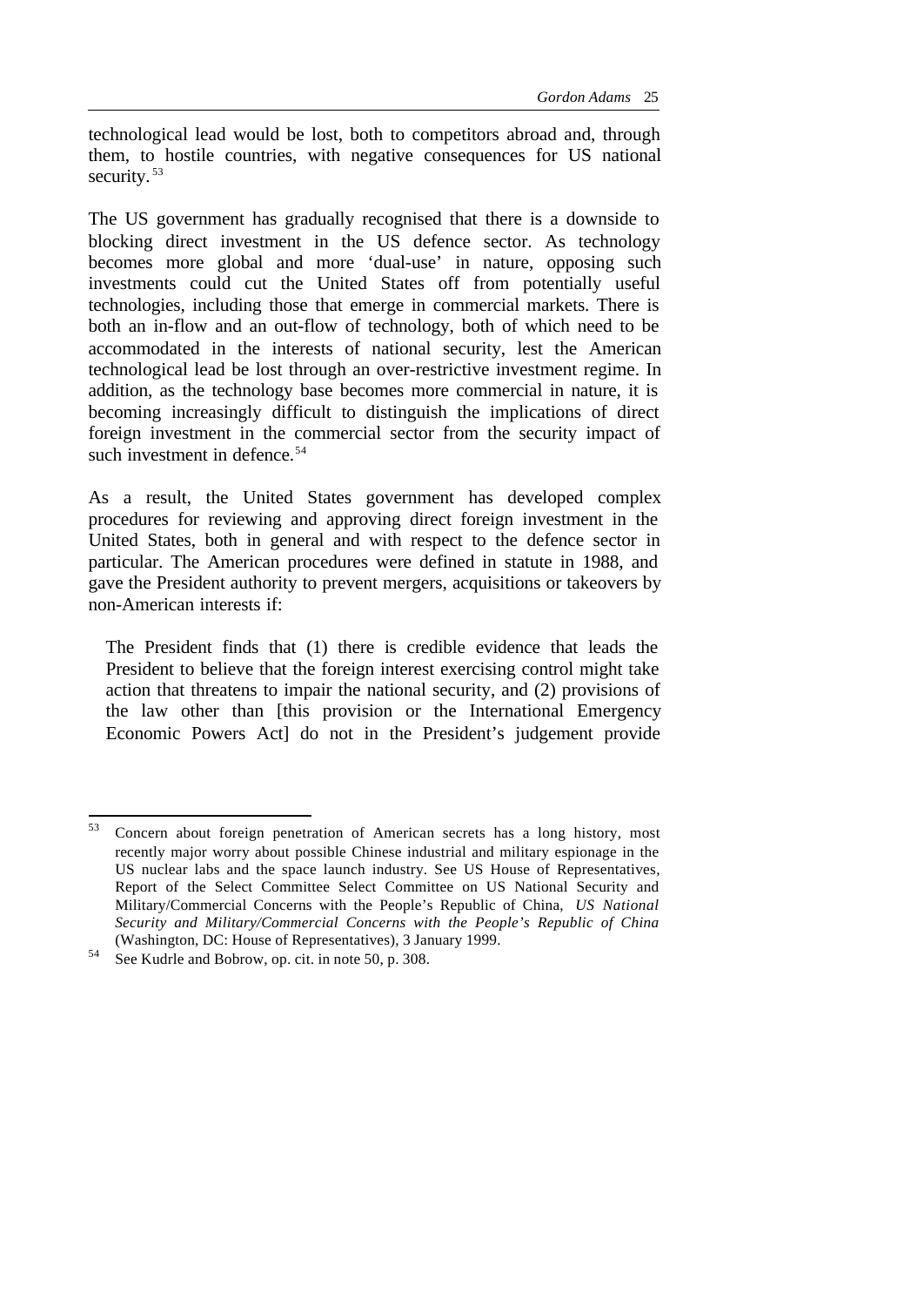technological lead would be lost, both to competitors abroad and, through them, to hostile countries, with negative consequences for US national security.[53]

The US government has gradually recognised that there is a downside to blocking direct investment in the US defence sector. As technology becomes more global and more 'dual-use' in nature, opposing such investments could cut the United States off from potentially useful technologies, including those that emerge in commercial markets. There is both an in-flow and an out-flow of technology, both of which need to be accommodated in the interests of national security, lest the American technological lead be lost through an over-restrictive investment regime. In addition, as the technology base becomes more commercial in nature, it is becoming increasingly difficult to distinguish the implications of direct foreign investment in the commercial sector from the security impact of such investment in defence.[54]

As a result, the United States government has developed complex procedures for reviewing and approving direct foreign investment in the United States, both in general and with respect to the defence sector in particular. The American procedures were defined in statute in 1988, and gave the President authority to prevent mergers, acquisitions or takeovers by non-American interests if:

> The President finds that (1) there is credible evidence that leads the President to believe that the foreign interest exercising control might take action that threatens to impair the national security, and (2) provisions of the law other than [this provision or the International Emergency Economic Powers Act] do not in the President's judgement provide

---

[53] Concern about foreign penetration of American secrets has a long history, most recently major worry about possible Chinese industrial and military espionage in the US nuclear labs and the space launch industry. See US House of Representatives, Report of the Select Committee Select Committee on US National Security and Military/Commercial Concerns with the People's Republic of China, *US National Security and Military/Commercial Concerns with the People's Republic of China* (Washington, DC: House of Representatives), 3 January 1999.

[54] See Kudrle and Bobrow, op. cit. in note 50, p. 308.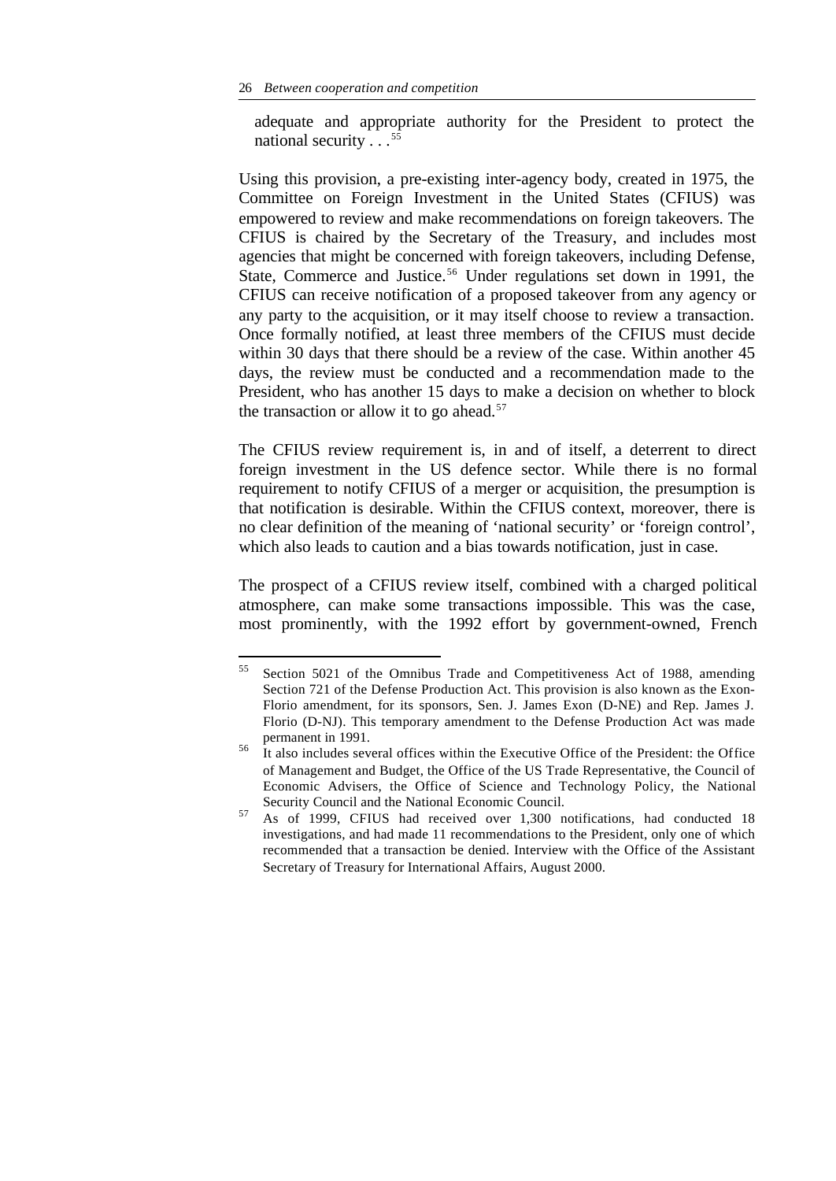> adequate and appropriate authority for the President to protect the national security . . .[55]

Using this provision, a pre-existing inter-agency body, created in 1975, the Committee on Foreign Investment in the United States (CFIUS) was empowered to review and make recommendations on foreign takeovers. The CFIUS is chaired by the Secretary of the Treasury, and includes most agencies that might be concerned with foreign takeovers, including Defense, State, Commerce and Justice.[56] Under regulations set down in 1991, the CFIUS can receive notification of a proposed takeover from any agency or any party to the acquisition, or it may itself choose to review a transaction. Once formally notified, at least three members of the CFIUS must decide within 30 days that there should be a review of the case. Within another 45 days, the review must be conducted and a recommendation made to the President, who has another 15 days to make a decision on whether to block the transaction or allow it to go ahead.[57]

The CFIUS review requirement is, in and of itself, a deterrent to direct foreign investment in the US defence sector. While there is no formal requirement to notify CFIUS of a merger or acquisition, the presumption is that notification is desirable. Within the CFIUS context, moreover, there is no clear definition of the meaning of 'national security' or 'foreign control', which also leads to caution and a bias towards notification, just in case.

The prospect of a CFIUS review itself, combined with a charged political atmosphere, can make some transactions impossible. This was the case, most prominently, with the 1992 effort by government-owned, French

---

[55] Section 5021 of the Omnibus Trade and Competitiveness Act of 1988, amending Section 721 of the Defense Production Act. This provision is also known as the Exon-Florio amendment, for its sponsors, Sen. J. James Exon (D-NE) and Rep. James J. Florio (D-NJ). This temporary amendment to the Defense Production Act was made permanent in 1991.

[56] It also includes several offices within the Executive Office of the President: the Office of Management and Budget, the Office of the US Trade Representative, the Council of Economic Advisers, the Office of Science and Technology Policy, the National Security Council and the National Economic Council.

[57] As of 1999, CFIUS had received over 1,300 notifications, had conducted 18 investigations, and had made 11 recommendations to the President, only one of which recommended that a transaction be denied. Interview with the Office of the Assistant Secretary of Treasury for International Affairs, August 2000.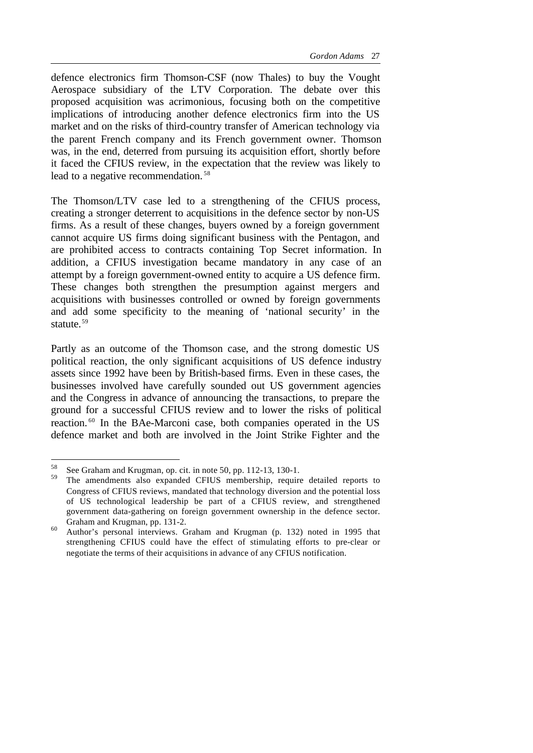defence electronics firm Thomson-CSF (now Thales) to buy the Vought Aerospace subsidiary of the LTV Corporation. The debate over this proposed acquisition was acrimonious, focusing both on the competitive implications of introducing another defence electronics firm into the US market and on the risks of third-country transfer of American technology via the parent French company and its French government owner. Thomson was, in the end, deterred from pursuing its acquisition effort, shortly before it faced the CFIUS review, in the expectation that the review was likely to lead to a negative recommendation.[58]

The Thomson/LTV case led to a strengthening of the CFIUS process, creating a stronger deterrent to acquisitions in the defence sector by non-US firms. As a result of these changes, buyers owned by a foreign government cannot acquire US firms doing significant business with the Pentagon, and are prohibited access to contracts containing Top Secret information. In addition, a CFIUS investigation became mandatory in any case of an attempt by a foreign government-owned entity to acquire a US defence firm. These changes both strengthen the presumption against mergers and acquisitions with businesses controlled or owned by foreign governments and add some specificity to the meaning of 'national security' in the statute.[59]

Partly as an outcome of the Thomson case, and the strong domestic US political reaction, the only significant acquisitions of US defence industry assets since 1992 have been by British-based firms. Even in these cases, the businesses involved have carefully sounded out US government agencies and the Congress in advance of announcing the transactions, to prepare the ground for a successful CFIUS review and to lower the risks of political reaction.[60] In the BAe-Marconi case, both companies operated in the US defence market and both are involved in the Joint Strike Fighter and the

---

[58] See Graham and Krugman, op. cit. in note 50, pp. 112-13, 130-1.

[59] The amendments also expanded CFIUS membership, require detailed reports to Congress of CFIUS reviews, mandated that technology diversion and the potential loss of US technological leadership be part of a CFIUS review, and strengthened government data-gathering on foreign government ownership in the defence sector. Graham and Krugman, pp. 131-2.

[60] Author's personal interviews. Graham and Krugman (p. 132) noted in 1995 that strengthening CFIUS could have the effect of stimulating efforts to pre-clear or negotiate the terms of their acquisitions in advance of any CFIUS notification.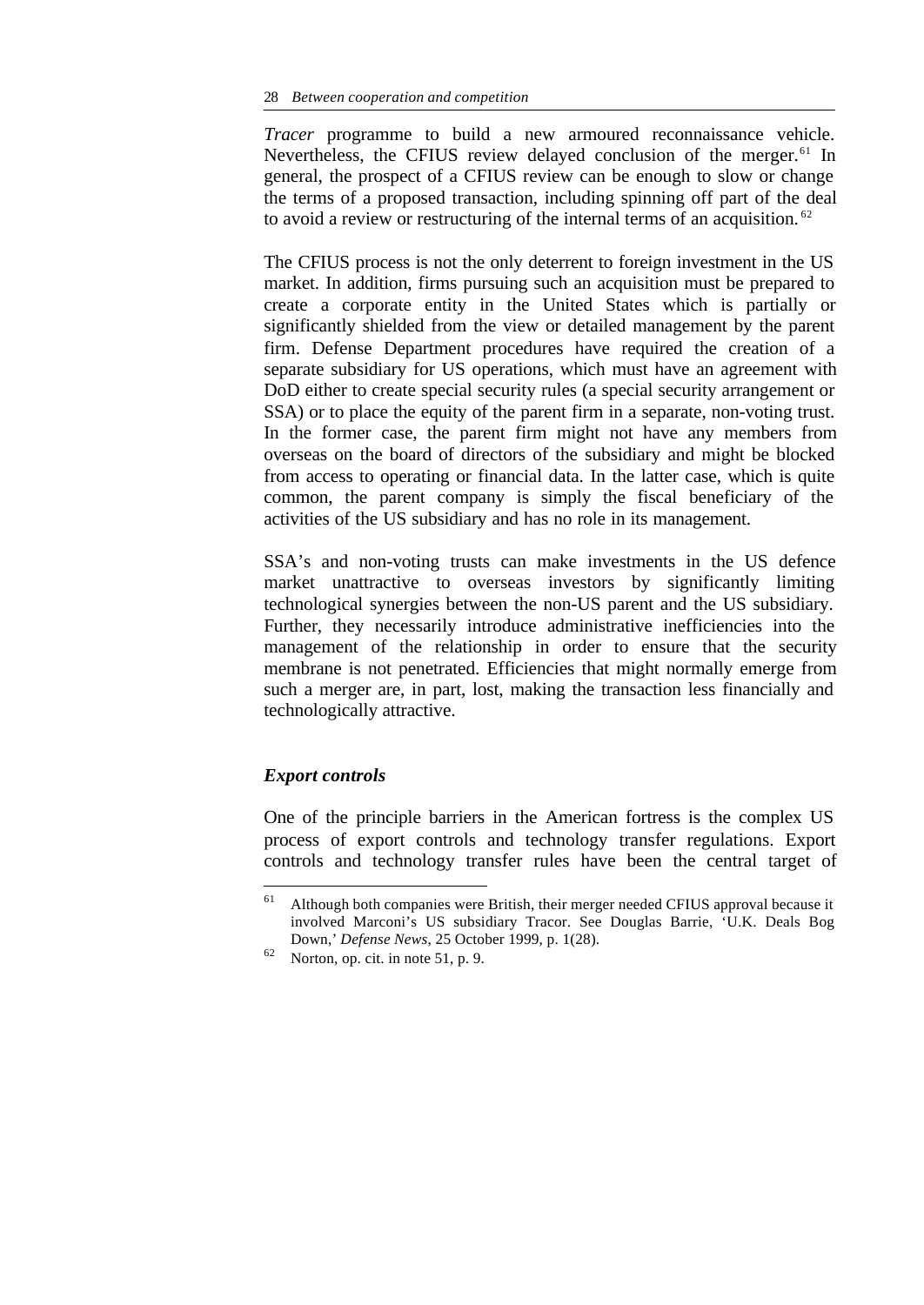*Tracer* programme to build a new armoured reconnaissance vehicle. Nevertheless, the CFIUS review delayed conclusion of the merger.[61] In general, the prospect of a CFIUS review can be enough to slow or change the terms of a proposed transaction, including spinning off part of the deal to avoid a review or restructuring of the internal terms of an acquisition.[62]

The CFIUS process is not the only deterrent to foreign investment in the US market. In addition, firms pursuing such an acquisition must be prepared to create a corporate entity in the United States which is partially or significantly shielded from the view or detailed management by the parent firm. Defense Department procedures have required the creation of a separate subsidiary for US operations, which must have an agreement with DoD either to create special security rules (a special security arrangement or SSA) or to place the equity of the parent firm in a separate, non-voting trust. In the former case, the parent firm might not have any members from overseas on the board of directors of the subsidiary and might be blocked from access to operating or financial data. In the latter case, which is quite common, the parent company is simply the fiscal beneficiary of the activities of the US subsidiary and has no role in its management.

SSA's and non-voting trusts can make investments in the US defence market unattractive to overseas investors by significantly limiting technological synergies between the non-US parent and the US subsidiary. Further, they necessarily introduce administrative inefficiencies into the management of the relationship in order to ensure that the security membrane is not penetrated. Efficiencies that might normally emerge from such a merger are, in part, lost, making the transaction less financially and technologically attractive.

### *Export controls*

One of the principle barriers in the American fortress is the complex US process of export controls and technology transfer regulations. Export controls and technology transfer rules have been the central target of

---

[61] Although both companies were British, their merger needed CFIUS approval because it involved Marconi's US subsidiary Tracor. See Douglas Barrie, 'U.K. Deals Bog Down,' *Defense News*, 25 October 1999, p. 1(28).

[62] Norton, op. cit. in note 51, p. 9.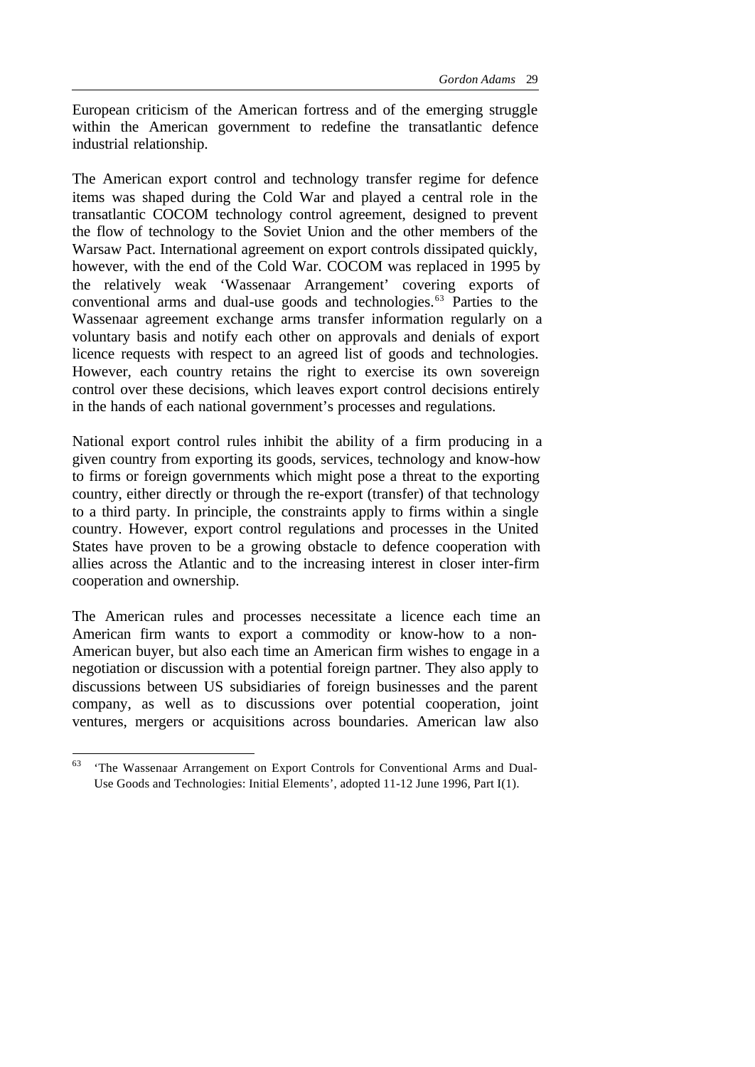European criticism of the American fortress and of the emerging struggle within the American government to redefine the transatlantic defence industrial relationship.

The American export control and technology transfer regime for defence items was shaped during the Cold War and played a central role in the transatlantic COCOM technology control agreement, designed to prevent the flow of technology to the Soviet Union and the other members of the Warsaw Pact. International agreement on export controls dissipated quickly, however, with the end of the Cold War. COCOM was replaced in 1995 by the relatively weak 'Wassenaar Arrangement' covering exports of conventional arms and dual-use goods and technologies.[63] Parties to the Wassenaar agreement exchange arms transfer information regularly on a voluntary basis and notify each other on approvals and denials of export licence requests with respect to an agreed list of goods and technologies. However, each country retains the right to exercise its own sovereign control over these decisions, which leaves export control decisions entirely in the hands of each national government's processes and regulations.

National export control rules inhibit the ability of a firm producing in a given country from exporting its goods, services, technology and know-how to firms or foreign governments which might pose a threat to the exporting country, either directly or through the re-export (transfer) of that technology to a third party. In principle, the constraints apply to firms within a single country. However, export control regulations and processes in the United States have proven to be a growing obstacle to defence cooperation with allies across the Atlantic and to the increasing interest in closer inter-firm cooperation and ownership.

The American rules and processes necessitate a licence each time an American firm wants to export a commodity or know-how to a non-American buyer, but also each time an American firm wishes to engage in a negotiation or discussion with a potential foreign partner. They also apply to discussions between US subsidiaries of foreign businesses and the parent company, as well as to discussions over potential cooperation, joint ventures, mergers or acquisitions across boundaries. American law also

---

[63] 'The Wassenaar Arrangement on Export Controls for Conventional Arms and Dual-Use Goods and Technologies: Initial Elements', adopted 11-12 June 1996, Part I(1).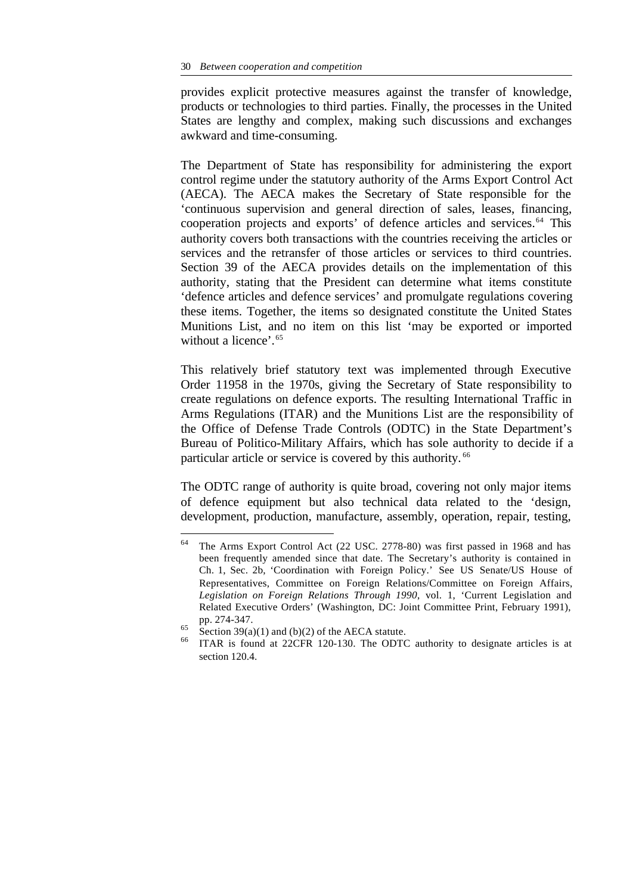provides explicit protective measures against the transfer of knowledge, products or technologies to third parties. Finally, the processes in the United States are lengthy and complex, making such discussions and exchanges awkward and time-consuming.

The Department of State has responsibility for administering the export control regime under the statutory authority of the Arms Export Control Act (AECA). The AECA makes the Secretary of State responsible for the 'continuous supervision and general direction of sales, leases, financing, cooperation projects and exports' of defence articles and services.[64] This authority covers both transactions with the countries receiving the articles or services and the retransfer of those articles or services to third countries. Section 39 of the AECA provides details on the implementation of this authority, stating that the President can determine what items constitute 'defence articles and defence services' and promulgate regulations covering these items. Together, the items so designated constitute the United States Munitions List, and no item on this list 'may be exported or imported without a licence'.[65]

This relatively brief statutory text was implemented through Executive Order 11958 in the 1970s, giving the Secretary of State responsibility to create regulations on defence exports. The resulting International Traffic in Arms Regulations (ITAR) and the Munitions List are the responsibility of the Office of Defense Trade Controls (ODTC) in the State Department's Bureau of Politico-Military Affairs, which has sole authority to decide if a particular article or service is covered by this authority.[66]

The ODTC range of authority is quite broad, covering not only major items of defence equipment but also technical data related to the 'design, development, production, manufacture, assembly, operation, repair, testing,

---

[64] The Arms Export Control Act (22 USC. 2778-80) was first passed in 1968 and has been frequently amended since that date. The Secretary's authority is contained in Ch. 1, Sec. 2b, 'Coordination with Foreign Policy.' See US Senate/US House of Representatives, Committee on Foreign Relations/Committee on Foreign Affairs, *Legislation on Foreign Relations Through 1990*, vol. 1, 'Current Legislation and Related Executive Orders' (Washington, DC: Joint Committee Print, February 1991), pp. 274-347.

[65] Section 39(a)(1) and (b)(2) of the AECA statute.

[66] ITAR is found at 22CFR 120-130. The ODTC authority to designate articles is at section 120.4.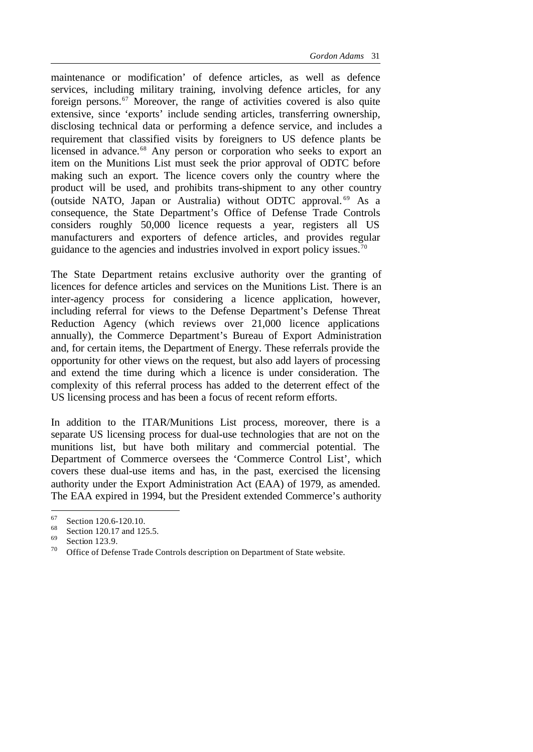maintenance or modification' of defence articles, as well as defence services, including military training, involving defence articles, for any foreign persons.[67] Moreover, the range of activities covered is also quite extensive, since 'exports' include sending articles, transferring ownership, disclosing technical data or performing a defence service, and includes a requirement that classified visits by foreigners to US defence plants be licensed in advance.[68] Any person or corporation who seeks to export an item on the Munitions List must seek the prior approval of ODTC before making such an export. The licence covers only the country where the product will be used, and prohibits trans-shipment to any other country (outside NATO, Japan or Australia) without ODTC approval.[69] As a consequence, the State Department's Office of Defense Trade Controls considers roughly 50,000 licence requests a year, registers all US manufacturers and exporters of defence articles, and provides regular guidance to the agencies and industries involved in export policy issues.[70]

The State Department retains exclusive authority over the granting of licences for defence articles and services on the Munitions List. There is an inter-agency process for considering a licence application, however, including referral for views to the Defense Department's Defense Threat Reduction Agency (which reviews over 21,000 licence applications annually), the Commerce Department's Bureau of Export Administration and, for certain items, the Department of Energy. These referrals provide the opportunity for other views on the request, but also add layers of processing and extend the time during which a licence is under consideration. The complexity of this referral process has added to the deterrent effect of the US licensing process and has been a focus of recent reform efforts.

In addition to the ITAR/Munitions List process, moreover, there is a separate US licensing process for dual-use technologies that are not on the munitions list, but have both military and commercial potential. The Department of Commerce oversees the 'Commerce Control List', which covers these dual-use items and has, in the past, exercised the licensing authority under the Export Administration Act (EAA) of 1979, as amended. The EAA expired in 1994, but the President extended Commerce's authority

---

[67] Section 120.6-120.10.

[68] Section 120.17 and 125.5.

[69] Section 123.9.

[70] Office of Defense Trade Controls description on Department of State website.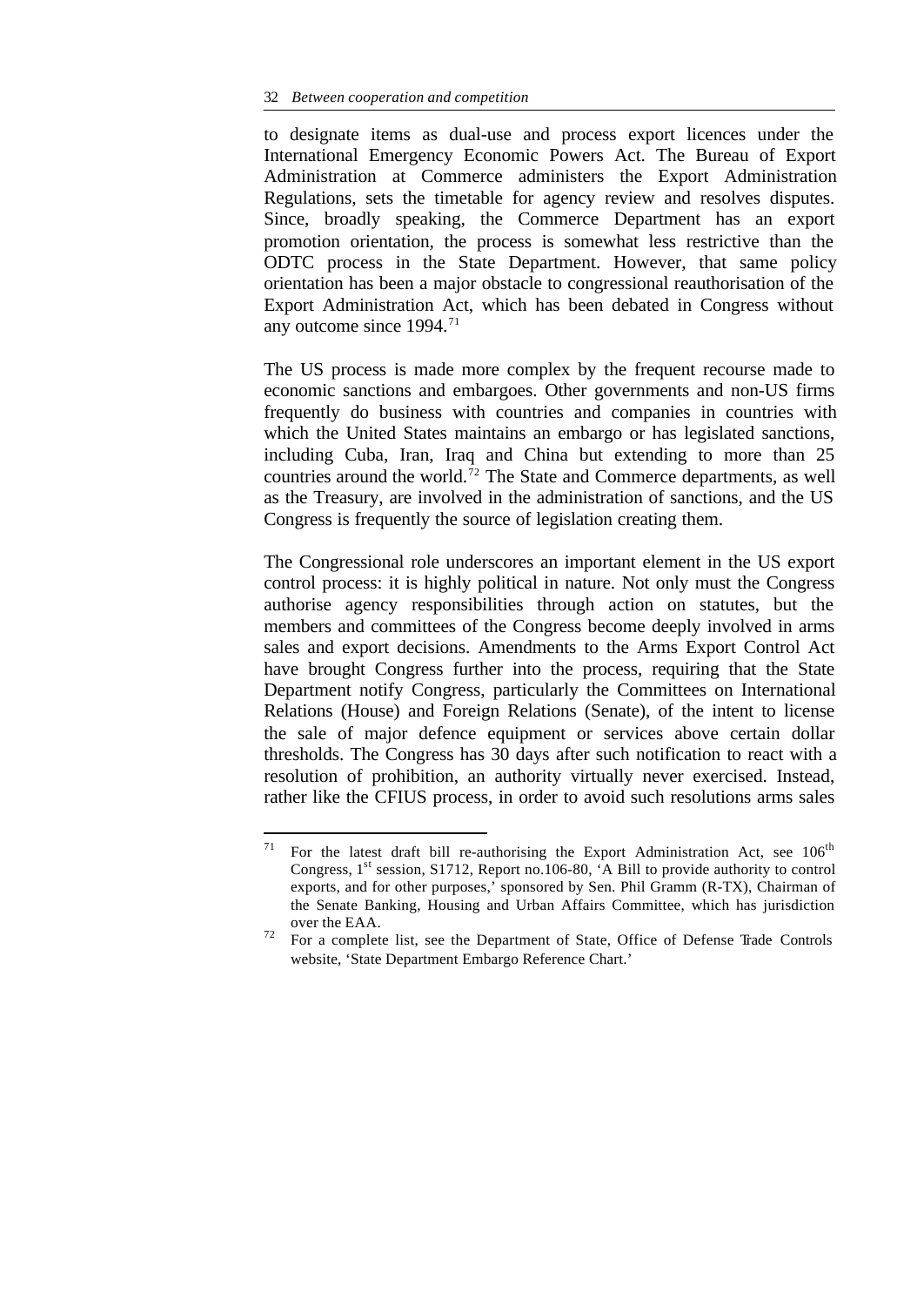to designate items as dual-use and process export licences under the International Emergency Economic Powers Act. The Bureau of Export Administration at Commerce administers the Export Administration Regulations, sets the timetable for agency review and resolves disputes. Since, broadly speaking, the Commerce Department has an export promotion orientation, the process is somewhat less restrictive than the ODTC process in the State Department. However, that same policy orientation has been a major obstacle to congressional reauthorisation of the Export Administration Act, which has been debated in Congress without any outcome since 1994.[71]

The US process is made more complex by the frequent recourse made to economic sanctions and embargoes. Other governments and non-US firms frequently do business with countries and companies in countries with which the United States maintains an embargo or has legislated sanctions, including Cuba, Iran, Iraq and China but extending to more than 25 countries around the world.[72] The State and Commerce departments, as well as the Treasury, are involved in the administration of sanctions, and the US Congress is frequently the source of legislation creating them.

The Congressional role underscores an important element in the US export control process: it is highly political in nature. Not only must the Congress authorise agency responsibilities through action on statutes, but the members and committees of the Congress become deeply involved in arms sales and export decisions. Amendments to the Arms Export Control Act have brought Congress further into the process, requiring that the State Department notify Congress, particularly the Committees on International Relations (House) and Foreign Relations (Senate), of the intent to license the sale of major defence equipment or services above certain dollar thresholds. The Congress has 30 days after such notification to react with a resolution of prohibition, an authority virtually never exercised. Instead, rather like the CFIUS process, in order to avoid such resolutions arms sales

---

[71] For the latest draft bill re-authorising the Export Administration Act, see 106th Congress, 1st session, S1712, Report no.106-80, 'A Bill to provide authority to control exports, and for other purposes,' sponsored by Sen. Phil Gramm (R-TX), Chairman of the Senate Banking, Housing and Urban Affairs Committee, which has jurisdiction over the EAA.

[72] For a complete list, see the Department of State, Office of Defense Trade Controls website, 'State Department Embargo Reference Chart.'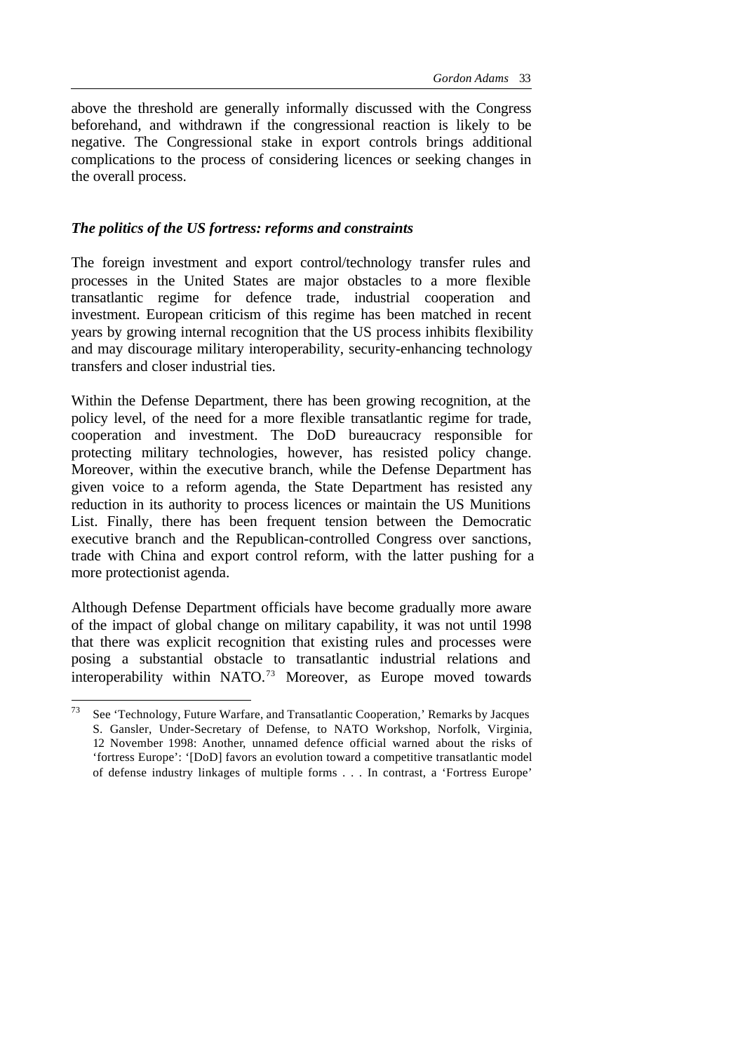above the threshold are generally informally discussed with the Congress beforehand, and withdrawn if the congressional reaction is likely to be negative. The Congressional stake in export controls brings additional complications to the process of considering licences or seeking changes in the overall process.

### *The politics of the US fortress: reforms and constraints*

The foreign investment and export control/technology transfer rules and processes in the United States are major obstacles to a more flexible transatlantic regime for defence trade, industrial cooperation and investment. European criticism of this regime has been matched in recent years by growing internal recognition that the US process inhibits flexibility and may discourage military interoperability, security-enhancing technology transfers and closer industrial ties.

Within the Defense Department, there has been growing recognition, at the policy level, of the need for a more flexible transatlantic regime for trade, cooperation and investment. The DoD bureaucracy responsible for protecting military technologies, however, has resisted policy change. Moreover, within the executive branch, while the Defense Department has given voice to a reform agenda, the State Department has resisted any reduction in its authority to process licences or maintain the US Munitions List. Finally, there has been frequent tension between the Democratic executive branch and the Republican-controlled Congress over sanctions, trade with China and export control reform, with the latter pushing for a more protectionist agenda.

Although Defense Department officials have become gradually more aware of the impact of global change on military capability, it was not until 1998 that there was explicit recognition that existing rules and processes were posing a substantial obstacle to transatlantic industrial relations and interoperability within NATO.[73] Moreover, as Europe moved towards

---

[73] See 'Technology, Future Warfare, and Transatlantic Cooperation,' Remarks by Jacques S. Gansler, Under-Secretary of Defense, to NATO Workshop, Norfolk, Virginia, 12 November 1998: Another, unnamed defence official warned about the risks of 'fortress Europe': '[DoD] favors an evolution toward a competitive transatlantic model of defense industry linkages of multiple forms . . . In contrast, a 'Fortress Europe'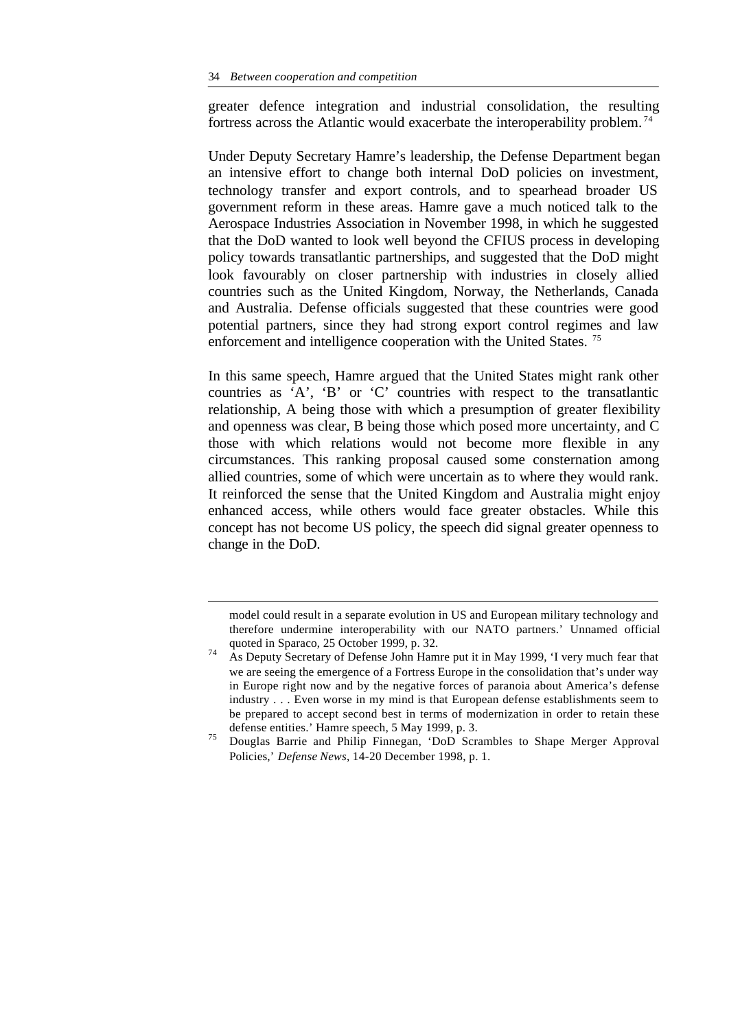greater defence integration and industrial consolidation, the resulting fortress across the Atlantic would exacerbate the interoperability problem.[74]

Under Deputy Secretary Hamre's leadership, the Defense Department began an intensive effort to change both internal DoD policies on investment, technology transfer and export controls, and to spearhead broader US government reform in these areas. Hamre gave a much noticed talk to the Aerospace Industries Association in November 1998, in which he suggested that the DoD wanted to look well beyond the CFIUS process in developing policy towards transatlantic partnerships, and suggested that the DoD might look favourably on closer partnership with industries in closely allied countries such as the United Kingdom, Norway, the Netherlands, Canada and Australia. Defense officials suggested that these countries were good potential partners, since they had strong export control regimes and law enforcement and intelligence cooperation with the United States.[75]

In this same speech, Hamre argued that the United States might rank other countries as 'A', 'B' or 'C' countries with respect to the transatlantic relationship, A being those with which a presumption of greater flexibility and openness was clear, B being those which posed more uncertainty, and C those with which relations would not become more flexible in any circumstances. This ranking proposal caused some consternation among allied countries, some of which were uncertain as to where they would rank. It reinforced the sense that the United Kingdom and Australia might enjoy enhanced access, while others would face greater obstacles. While this concept has not become US policy, the speech did signal greater openness to change in the DoD.

---

model could result in a separate evolution in US and European military technology and therefore undermine interoperability with our NATO partners.' Unnamed official quoted in Sparaco, 25 October 1999, p. 32.

[74] As Deputy Secretary of Defense John Hamre put it in May 1999, 'I very much fear that we are seeing the emergence of a Fortress Europe in the consolidation that's under way in Europe right now and by the negative forces of paranoia about America's defense industry . . . Even worse in my mind is that European defense establishments seem to be prepared to accept second best in terms of modernization in order to retain these defense entities.' Hamre speech, 5 May 1999, p. 3.

[75] Douglas Barrie and Philip Finnegan, 'DoD Scrambles to Shape Merger Approval Policies,' *Defense News*, 14-20 December 1998, p. 1.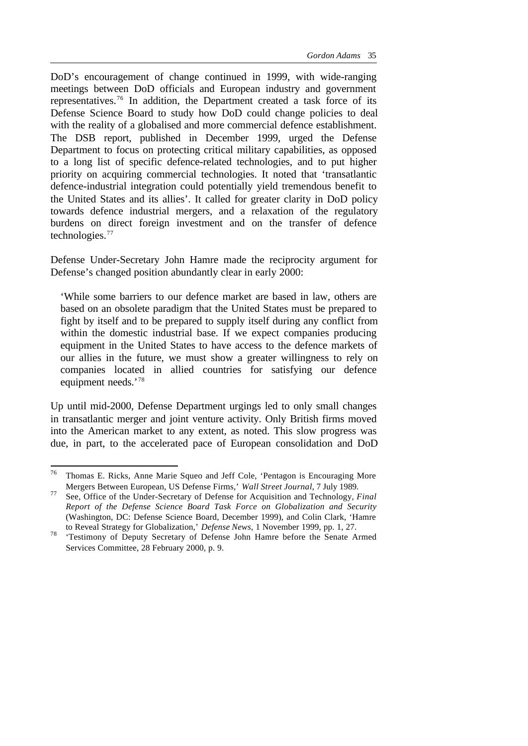DoD's encouragement of change continued in 1999, with wide-ranging meetings between DoD officials and European industry and government representatives.[76] In addition, the Department created a task force of its Defense Science Board to study how DoD could change policies to deal with the reality of a globalised and more commercial defence establishment. The DSB report, published in December 1999, urged the Defense Department to focus on protecting critical military capabilities, as opposed to a long list of specific defence-related technologies, and to put higher priority on acquiring commercial technologies. It noted that 'transatlantic defence-industrial integration could potentially yield tremendous benefit to the United States and its allies'. It called for greater clarity in DoD policy towards defence industrial mergers, and a relaxation of the regulatory burdens on direct foreign investment and on the transfer of defence technologies.[77]

Defense Under-Secretary John Hamre made the reciprocity argument for Defense's changed position abundantly clear in early 2000:

> 'While some barriers to our defence market are based in law, others are based on an obsolete paradigm that the United States must be prepared to fight by itself and to be prepared to supply itself during any conflict from within the domestic industrial base. If we expect companies producing equipment in the United States to have access to the defence markets of our allies in the future, we must show a greater willingness to rely on companies located in allied countries for satisfying our defence equipment needs.'[78]

Up until mid-2000, Defense Department urgings led to only small changes in transatlantic merger and joint venture activity. Only British firms moved into the American market to any extent, as noted. This slow progress was due, in part, to the accelerated pace of European consolidation and DoD

---

[76] Thomas E. Ricks, Anne Marie Squeo and Jeff Cole, 'Pentagon is Encouraging More Mergers Between European, US Defense Firms,' *Wall Street Journal*, 7 July 1989.

[77] See, Office of the Under-Secretary of Defense for Acquisition and Technology, *Final Report of the Defense Science Board Task Force on Globalization and Security* (Washington, DC: Defense Science Board, December 1999), and Colin Clark, 'Hamre to Reveal Strategy for Globalization,' *Defense News*, 1 November 1999, pp. 1, 27.

[78] 'Testimony of Deputy Secretary of Defense John Hamre before the Senate Armed Services Committee, 28 February 2000, p. 9.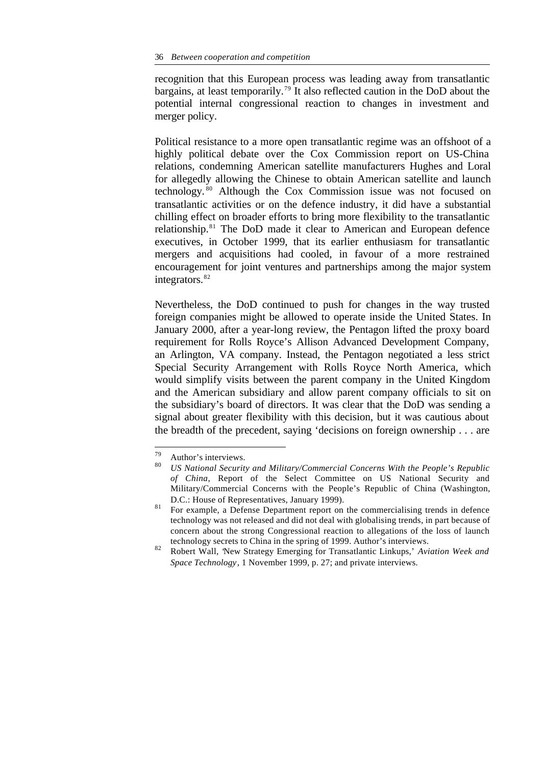recognition that this European process was leading away from transatlantic bargains, at least temporarily.[79] It also reflected caution in the DoD about the potential internal congressional reaction to changes in investment and merger policy.

Political resistance to a more open transatlantic regime was an offshoot of a highly political debate over the Cox Commission report on US-China relations, condemning American satellite manufacturers Hughes and Loral for allegedly allowing the Chinese to obtain American satellite and launch technology.[80] Although the Cox Commission issue was not focused on transatlantic activities or on the defence industry, it did have a substantial chilling effect on broader efforts to bring more flexibility to the transatlantic relationship.[81] The DoD made it clear to American and European defence executives, in October 1999, that its earlier enthusiasm for transatlantic mergers and acquisitions had cooled, in favour of a more restrained encouragement for joint ventures and partnerships among the major system integrators.[82]

Nevertheless, the DoD continued to push for changes in the way trusted foreign companies might be allowed to operate inside the United States. In January 2000, after a year-long review, the Pentagon lifted the proxy board requirement for Rolls Royce's Allison Advanced Development Company, an Arlington, VA company. Instead, the Pentagon negotiated a less strict Special Security Arrangement with Rolls Royce North America, which would simplify visits between the parent company in the United Kingdom and the American subsidiary and allow parent company officials to sit on the subsidiary's board of directors. It was clear that the DoD was sending a signal about greater flexibility with this decision, but it was cautious about the breadth of the precedent, saying 'decisions on foreign ownership . . . are

---

[79] Author's interviews.

[80] *US National Security and Military/Commercial Concerns With the People's Republic of China*, Report of the Select Committee on US National Security and Military/Commercial Concerns with the People's Republic of China (Washington, D.C.: House of Representatives, January 1999).

[81] For example, a Defense Department report on the commercialising trends in defence technology was not released and did not deal with globalising trends, in part because of concern about the strong Congressional reaction to allegations of the loss of launch technology secrets to China in the spring of 1999. Author's interviews.

[82] Robert Wall, 'New Strategy Emerging for Transatlantic Linkups,' *Aviation Week and Space Technology*, 1 November 1999, p. 27; and private interviews.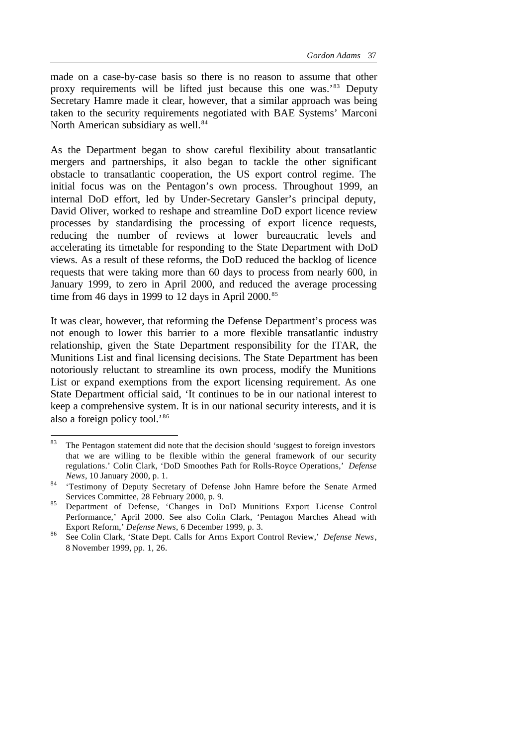made on a case-by-case basis so there is no reason to assume that other proxy requirements will be lifted just because this one was.'[83] Deputy Secretary Hamre made it clear, however, that a similar approach was being taken to the security requirements negotiated with BAE Systems' Marconi North American subsidiary as well.[84]

As the Department began to show careful flexibility about transatlantic mergers and partnerships, it also began to tackle the other significant obstacle to transatlantic cooperation, the US export control regime. The initial focus was on the Pentagon's own process. Throughout 1999, an internal DoD effort, led by Under-Secretary Gansler's principal deputy, David Oliver, worked to reshape and streamline DoD export licence review processes by standardising the processing of export licence requests, reducing the number of reviews at lower bureaucratic levels and accelerating its timetable for responding to the State Department with DoD views. As a result of these reforms, the DoD reduced the backlog of licence requests that were taking more than 60 days to process from nearly 600, in January 1999, to zero in April 2000, and reduced the average processing time from 46 days in 1999 to 12 days in April 2000.[85]

It was clear, however, that reforming the Defense Department's process was not enough to lower this barrier to a more flexible transatlantic industry relationship, given the State Department responsibility for the ITAR, the Munitions List and final licensing decisions. The State Department has been notoriously reluctant to streamline its own process, modify the Munitions List or expand exemptions from the export licensing requirement. As one State Department official said, 'It continues to be in our national interest to keep a comprehensive system. It is in our national security interests, and it is also a foreign policy tool.'[86]

---

[83] The Pentagon statement did note that the decision should 'suggest to foreign investors that we are willing to be flexible within the general framework of our security regulations.' Colin Clark, 'DoD Smoothes Path for Rolls-Royce Operations,' *Defense News*, 10 January 2000, p. 1.

[84] 'Testimony of Deputy Secretary of Defense John Hamre before the Senate Armed Services Committee, 28 February 2000, p. 9.

[85] Department of Defense, 'Changes in DoD Munitions Export License Control Performance,' April 2000. See also Colin Clark, 'Pentagon Marches Ahead with Export Reform,' *Defense News*, 6 December 1999, p. 3.

[86] See Colin Clark, 'State Dept. Calls for Arms Export Control Review,' *Defense News*, 8 November 1999, pp. 1, 26.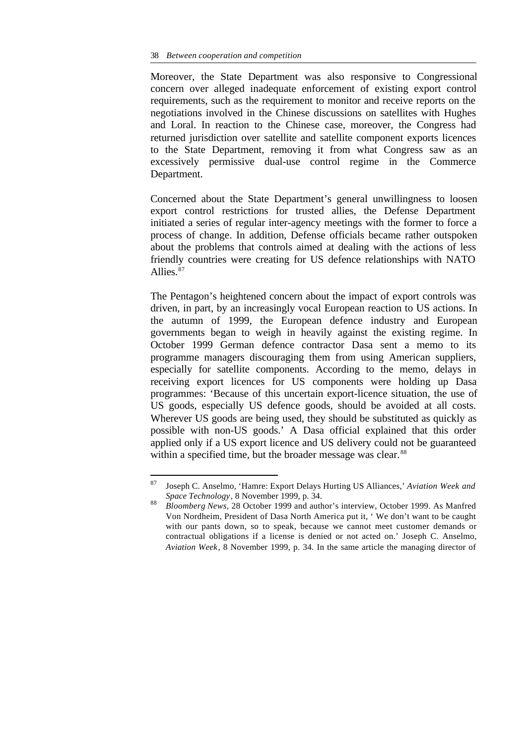Moreover, the State Department was also responsive to Congressional concern over alleged inadequate enforcement of existing export control requirements, such as the requirement to monitor and receive reports on the negotiations involved in the Chinese discussions on satellites with Hughes and Loral. In reaction to the Chinese case, moreover, the Congress had returned jurisdiction over satellite and satellite component exports licences to the State Department, removing it from what Congress saw as an excessively permissive dual-use control regime in the Commerce Department.

Concerned about the State Department's general unwillingness to loosen export control restrictions for trusted allies, the Defense Department initiated a series of regular inter-agency meetings with the former to force a process of change. In addition, Defense officials became rather outspoken about the problems that controls aimed at dealing with the actions of less friendly countries were creating for US defence relationships with NATO Allies.[87]

The Pentagon's heightened concern about the impact of export controls was driven, in part, by an increasingly vocal European reaction to US actions. In the autumn of 1999, the European defence industry and European governments began to weigh in heavily against the existing regime. In October 1999 German defence contractor Dasa sent a memo to its programme managers discouraging them from using American suppliers, especially for satellite components. According to the memo, delays in receiving export licences for US components were holding up Dasa programmes: 'Because of this uncertain export-licence situation, the use of US goods, especially US defence goods, should be avoided at all costs. Wherever US goods are being used, they should be substituted as quickly as possible with non-US goods.' A Dasa official explained that this order applied only if a US export licence and US delivery could not be guaranteed within a specified time, but the broader message was clear.[88]

---

[87] Joseph C. Anselmo, 'Hamre: Export Delays Hurting US Alliances,' *Aviation Week and Space Technology*, 8 November 1999, p. 34.

[88] *Bloomberg News*, 28 October 1999 and author's interview, October 1999. As Manfred Von Nordheim, President of Dasa North America put it, ' We don't want to be caught with our pants down, so to speak, because we cannot meet customer demands or contractual obligations if a license is denied or not acted on.' Joseph C. Anselmo, *Aviation Week*, 8 November 1999, p. 34. In the same article the managing director of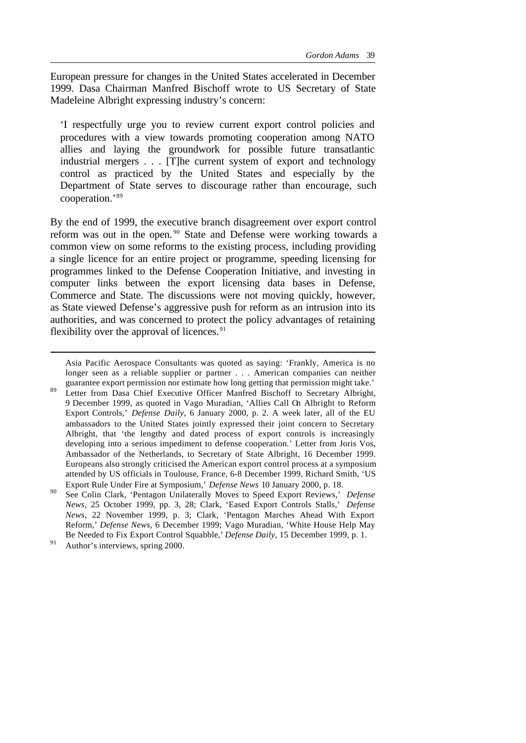European pressure for changes in the United States accelerated in December 1999. Dasa Chairman Manfred Bischoff wrote to US Secretary of State Madeleine Albright expressing industry's concern:

> 'I respectfully urge you to review current export control policies and procedures with a view towards promoting cooperation among NATO allies and laying the groundwork for possible future transatlantic industrial mergers . . . [T]he current system of export and technology control as practiced by the United States and especially by the Department of State serves to discourage rather than encourage, such cooperation.'[89]

By the end of 1999, the executive branch disagreement over export control reform was out in the open.[90] State and Defense were working towards a common view on some reforms to the existing process, including providing a single licence for an entire project or programme, speeding licensing for programmes linked to the Defense Cooperation Initiative, and investing in computer links between the export licensing data bases in Defense, Commerce and State. The discussions were not moving quickly, however, as State viewed Defense's aggressive push for reform as an intrusion into its authorities, and was concerned to protect the policy advantages of retaining flexibility over the approval of licences.[91]

---

Asia Pacific Aerospace Consultants was quoted as saying: 'Frankly, America is no longer seen as a reliable supplier or partner . . . American companies can neither guarantee export permission nor estimate how long getting that permission might take.'

[89] Letter from Dasa Chief Executive Officer Manfred Bischoff to Secretary Albright, 9 December 1999, as quoted in Vago Muradian, 'Allies Call On Albright to Reform Export Controls,' *Defense Daily*, 6 January 2000, p. 2. A week later, all of the EU ambassadors to the United States jointly expressed their joint concern to Secretary Albright, that 'the lengthy and dated process of export controls is increasingly developing into a serious impediment to defense cooperation.' Letter from Joris Vos, Ambassador of the Netherlands, to Secretary of State Albright, 16 December 1999. Europeans also strongly criticised the American export control process at a symposium attended by US officials in Toulouse, France, 6-8 December 1999. Richard Smith, 'US Export Rule Under Fire at Symposium,' *Defense News* 10 January 2000, p. 18.

[90] See Colin Clark, 'Pentagon Unilaterally Moves to Speed Export Reviews,' *Defense News*, 25 October 1999, pp. 3, 28; Clark, 'Eased Export Controls Stalls,' *Defense News*, 22 November 1999, p. 3; Clark, 'Pentagon Marches Ahead With Export Reform,' *Defense News*, 6 December 1999; Vago Muradian, 'White House Help May Be Needed to Fix Export Control Squabble,' *Defense Daily*, 15 December 1999, p. 1.

[91] Author's interviews, spring 2000.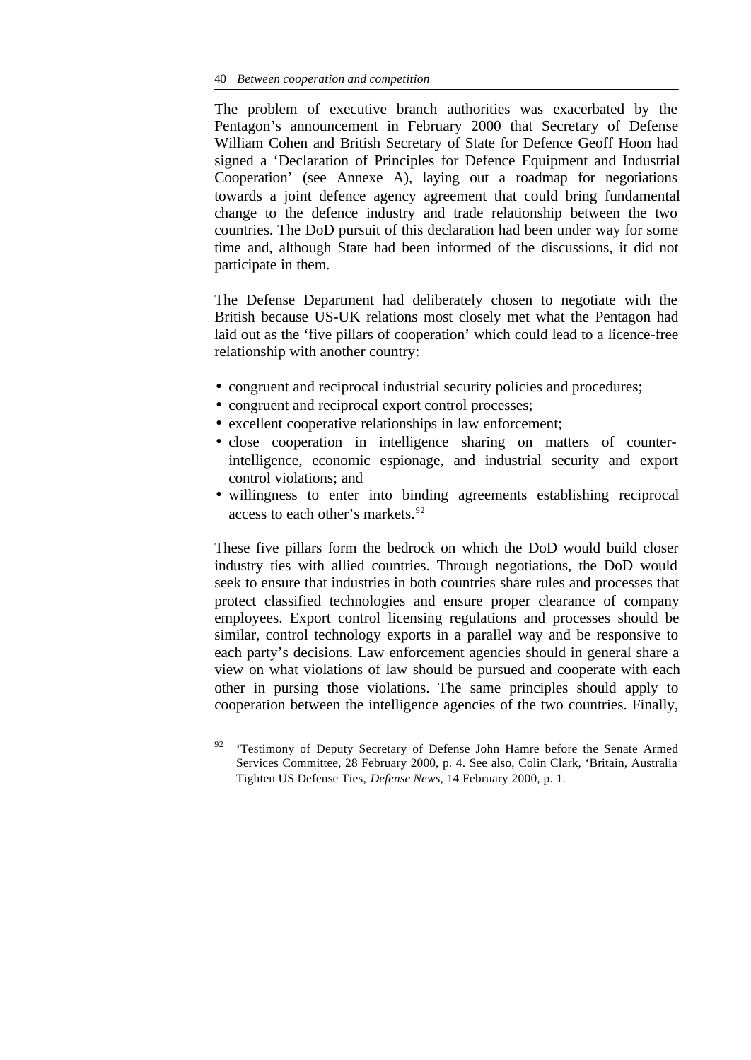The problem of executive branch authorities was exacerbated by the Pentagon's announcement in February 2000 that Secretary of Defense William Cohen and British Secretary of State for Defence Geoff Hoon had signed a 'Declaration of Principles for Defence Equipment and Industrial Cooperation' (see Annexe A), laying out a roadmap for negotiations towards a joint defence agency agreement that could bring fundamental change to the defence industry and trade relationship between the two countries. The DoD pursuit of this declaration had been under way for some time and, although State had been informed of the discussions, it did not participate in them.

The Defense Department had deliberately chosen to negotiate with the British because US-UK relations most closely met what the Pentagon had laid out as the 'five pillars of cooperation' which could lead to a licence-free relationship with another country:

- congruent and reciprocal industrial security policies and procedures;
- congruent and reciprocal export control processes;
- excellent cooperative relationships in law enforcement;
- close cooperation in intelligence sharing on matters of counter-intelligence, economic espionage, and industrial security and export control violations; and
- willingness to enter into binding agreements establishing reciprocal access to each other's markets.[92]

These five pillars form the bedrock on which the DoD would build closer industry ties with allied countries. Through negotiations, the DoD would seek to ensure that industries in both countries share rules and processes that protect classified technologies and ensure proper clearance of company employees. Export control licensing regulations and processes should be similar, control technology exports in a parallel way and be responsive to each party's decisions. Law enforcement agencies should in general share a view on what violations of law should be pursued and cooperate with each other in pursing those violations. The same principles should apply to cooperation between the intelligence agencies of the two countries. Finally,

[92] 'Testimony of Deputy Secretary of Defense John Hamre before the Senate Armed Services Committee, 28 February 2000, p. 4. See also, Colin Clark, 'Britain, Australia Tighten US Defense Ties, *Defense News*, 14 February 2000, p. 1.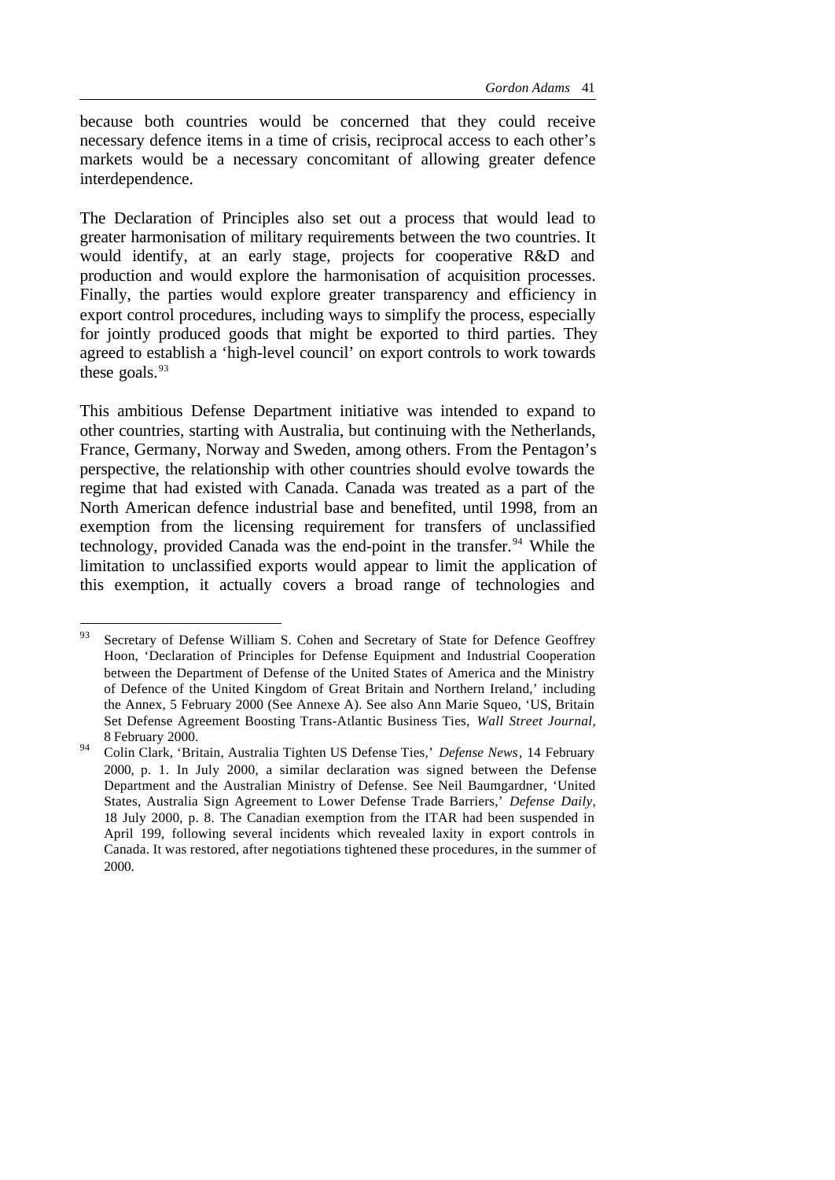because both countries would be concerned that they could receive necessary defence items in a time of crisis, reciprocal access to each other's markets would be a necessary concomitant of allowing greater defence interdependence.

The Declaration of Principles also set out a process that would lead to greater harmonisation of military requirements between the two countries. It would identify, at an early stage, projects for cooperative R&D and production and would explore the harmonisation of acquisition processes. Finally, the parties would explore greater transparency and efficiency in export control procedures, including ways to simplify the process, especially for jointly produced goods that might be exported to third parties. They agreed to establish a 'high-level council' on export controls to work towards these goals.[93]

This ambitious Defense Department initiative was intended to expand to other countries, starting with Australia, but continuing with the Netherlands, France, Germany, Norway and Sweden, among others. From the Pentagon's perspective, the relationship with other countries should evolve towards the regime that had existed with Canada. Canada was treated as a part of the North American defence industrial base and benefited, until 1998, from an exemption from the licensing requirement for transfers of unclassified technology, provided Canada was the end-point in the transfer.[94] While the limitation to unclassified exports would appear to limit the application of this exemption, it actually covers a broad range of technologies and

---

[93] Secretary of Defense William S. Cohen and Secretary of State for Defence Geoffrey Hoon, 'Declaration of Principles for Defense Equipment and Industrial Cooperation between the Department of Defense of the United States of America and the Ministry of Defence of the United Kingdom of Great Britain and Northern Ireland,' including the Annex, 5 February 2000 (See Annexe A). See also Ann Marie Squeo, 'US, Britain Set Defense Agreement Boosting Trans-Atlantic Business Ties, *Wall Street Journal*, 8 February 2000.

[94] Colin Clark, 'Britain, Australia Tighten US Defense Ties,' *Defense News*, 14 February 2000, p. 1. In July 2000, a similar declaration was signed between the Defense Department and the Australian Ministry of Defense. See Neil Baumgardner, 'United States, Australia Sign Agreement to Lower Defense Trade Barriers,' *Defense Daily*, 18 July 2000, p. 8. The Canadian exemption from the ITAR had been suspended in April 199, following several incidents which revealed laxity in export controls in Canada. It was restored, after negotiations tightened these procedures, in the summer of 2000.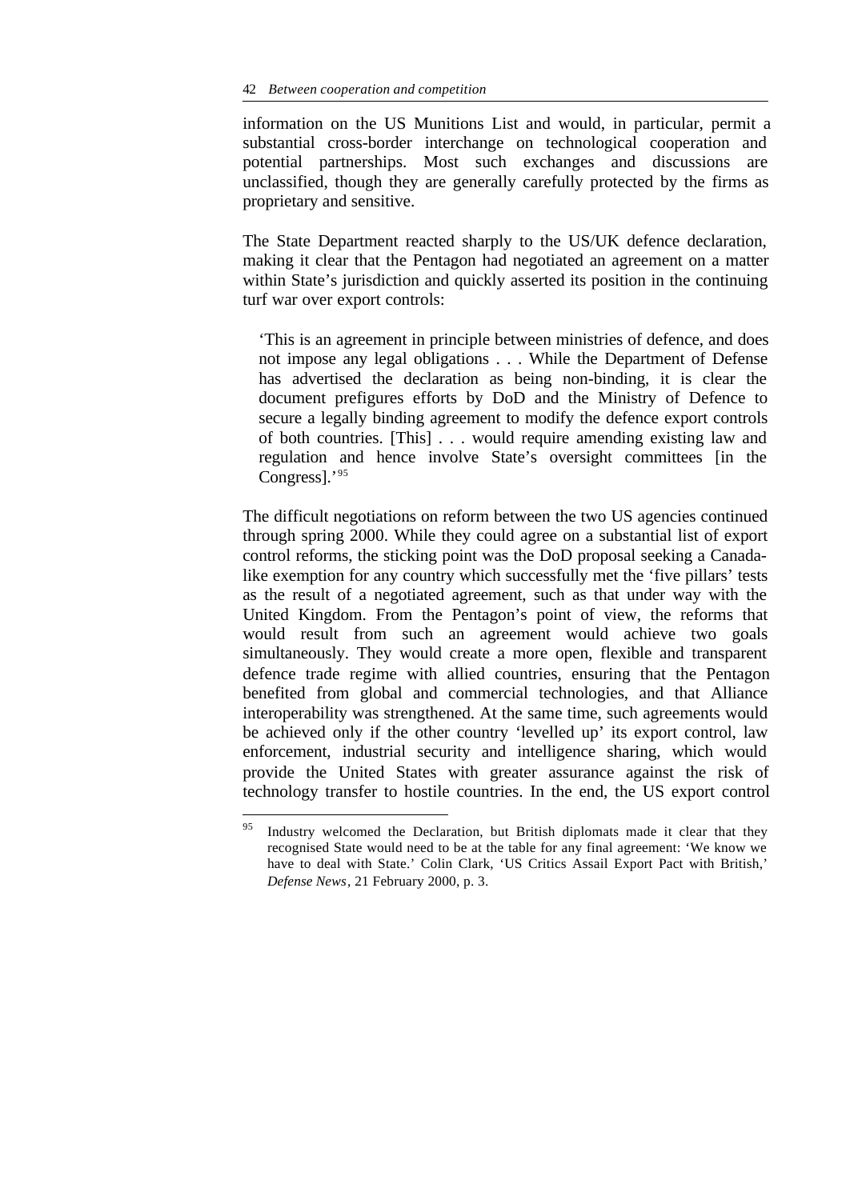information on the US Munitions List and would, in particular, permit a substantial cross-border interchange on technological cooperation and potential partnerships. Most such exchanges and discussions are unclassified, though they are generally carefully protected by the firms as proprietary and sensitive.

The State Department reacted sharply to the US/UK defence declaration, making it clear that the Pentagon had negotiated an agreement on a matter within State's jurisdiction and quickly asserted its position in the continuing turf war over export controls:

> 'This is an agreement in principle between ministries of defence, and does not impose any legal obligations . . . While the Department of Defense has advertised the declaration as being non-binding, it is clear the document prefigures efforts by DoD and the Ministry of Defence to secure a legally binding agreement to modify the defence export controls of both countries. [This] . . . would require amending existing law and regulation and hence involve State's oversight committees [in the Congress].'[95]

The difficult negotiations on reform between the two US agencies continued through spring 2000. While they could agree on a substantial list of export control reforms, the sticking point was the DoD proposal seeking a Canada-like exemption for any country which successfully met the 'five pillars' tests as the result of a negotiated agreement, such as that under way with the United Kingdom. From the Pentagon's point of view, the reforms that would result from such an agreement would achieve two goals simultaneously. They would create a more open, flexible and transparent defence trade regime with allied countries, ensuring that the Pentagon benefited from global and commercial technologies, and that Alliance interoperability was strengthened. At the same time, such agreements would be achieved only if the other country 'levelled up' its export control, law enforcement, industrial security and intelligence sharing, which would provide the United States with greater assurance against the risk of technology transfer to hostile countries. In the end, the US export control

---

[95] Industry welcomed the Declaration, but British diplomats made it clear that they recognised State would need to be at the table for any final agreement: 'We know we have to deal with State.' Colin Clark, 'US Critics Assail Export Pact with British,' *Defense News*, 21 February 2000, p. 3.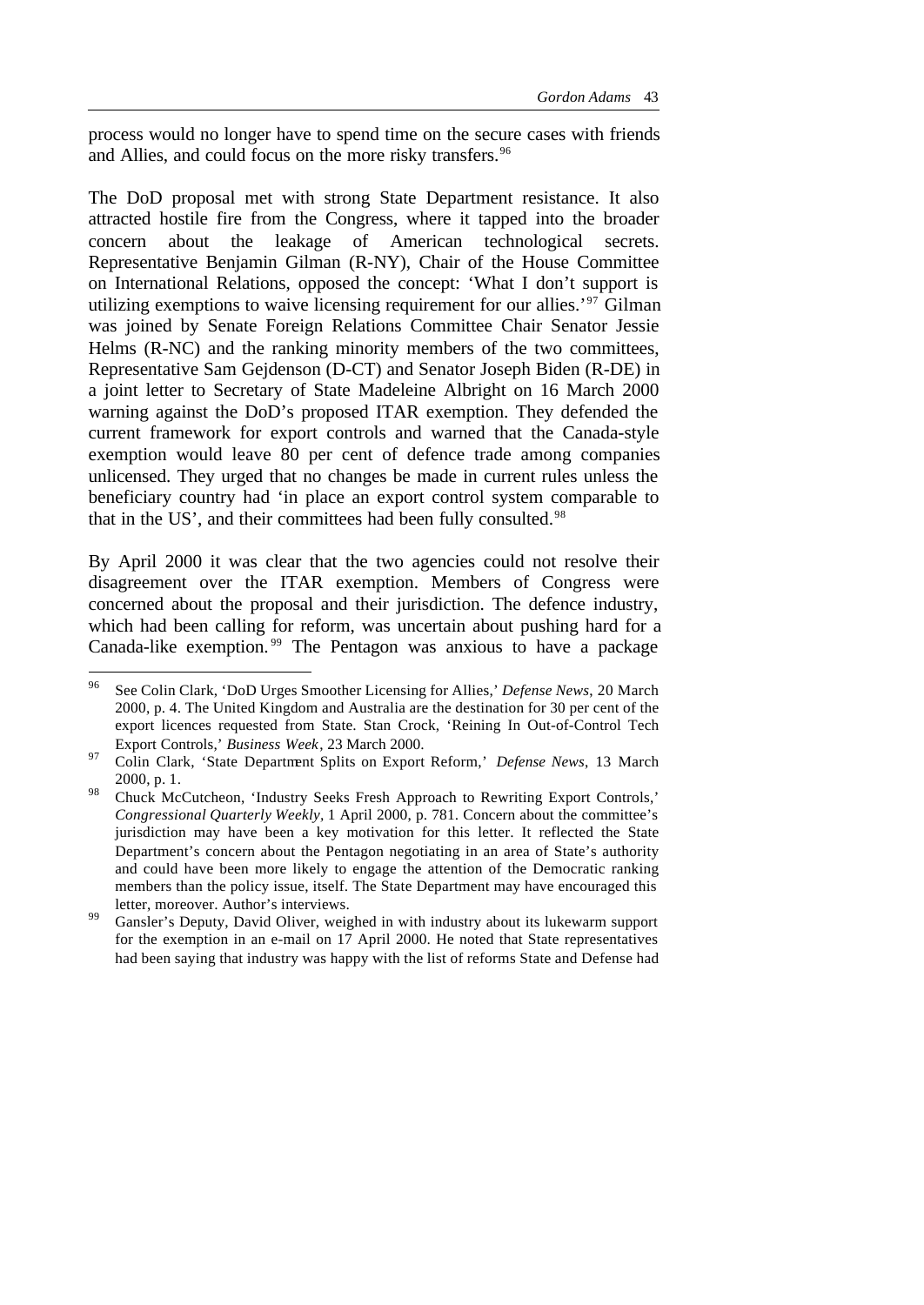process would no longer have to spend time on the secure cases with friends and Allies, and could focus on the more risky transfers.[96]

The DoD proposal met with strong State Department resistance. It also attracted hostile fire from the Congress, where it tapped into the broader concern about the leakage of American technological secrets. Representative Benjamin Gilman (R-NY), Chair of the House Committee on International Relations, opposed the concept: 'What I don't support is utilizing exemptions to waive licensing requirement for our allies.'[97] Gilman was joined by Senate Foreign Relations Committee Chair Senator Jessie Helms (R-NC) and the ranking minority members of the two committees, Representative Sam Gejdenson (D-CT) and Senator Joseph Biden (R-DE) in a joint letter to Secretary of State Madeleine Albright on 16 March 2000 warning against the DoD's proposed ITAR exemption. They defended the current framework for export controls and warned that the Canada-style exemption would leave 80 per cent of defence trade among companies unlicensed. They urged that no changes be made in current rules unless the beneficiary country had 'in place an export control system comparable to that in the US', and their committees had been fully consulted.[98]

By April 2000 it was clear that the two agencies could not resolve their disagreement over the ITAR exemption. Members of Congress were concerned about the proposal and their jurisdiction. The defence industry, which had been calling for reform, was uncertain about pushing hard for a Canada-like exemption.[99] The Pentagon was anxious to have a package

---

[96] See Colin Clark, 'DoD Urges Smoother Licensing for Allies,' *Defense News*, 20 March 2000, p. 4. The United Kingdom and Australia are the destination for 30 per cent of the export licences requested from State. Stan Crock, 'Reining In Out-of-Control Tech Export Controls,' *Business Week*, 23 March 2000.

[97] Colin Clark, 'State Department Splits on Export Reform,' *Defense News*, 13 March 2000, p. 1.

[98] Chuck McCutcheon, 'Industry Seeks Fresh Approach to Rewriting Export Controls,' *Congressional Quarterly Weekly*, 1 April 2000, p. 781. Concern about the committee's jurisdiction may have been a key motivation for this letter. It reflected the State Department's concern about the Pentagon negotiating in an area of State's authority and could have been more likely to engage the attention of the Democratic ranking members than the policy issue, itself. The State Department may have encouraged this letter, moreover. Author's interviews.

[99] Gansler's Deputy, David Oliver, weighed in with industry about its lukewarm support for the exemption in an e-mail on 17 April 2000. He noted that State representatives had been saying that industry was happy with the list of reforms State and Defense had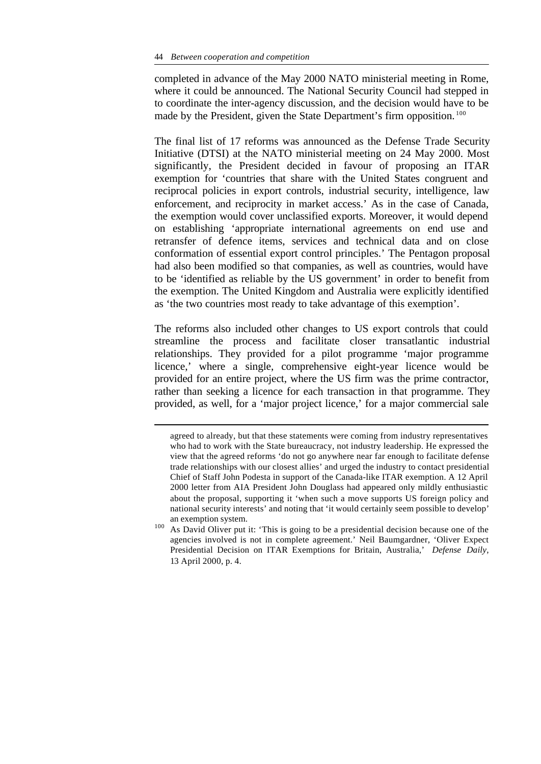completed in advance of the May 2000 NATO ministerial meeting in Rome, where it could be announced. The National Security Council had stepped in to coordinate the inter-agency discussion, and the decision would have to be made by the President, given the State Department's firm opposition.[100]

The final list of 17 reforms was announced as the Defense Trade Security Initiative (DTSI) at the NATO ministerial meeting on 24 May 2000. Most significantly, the President decided in favour of proposing an ITAR exemption for 'countries that share with the United States congruent and reciprocal policies in export controls, industrial security, intelligence, law enforcement, and reciprocity in market access.' As in the case of Canada, the exemption would cover unclassified exports. Moreover, it would depend on establishing 'appropriate international agreements on end use and retransfer of defence items, services and technical data and on close conformation of essential export control principles.' The Pentagon proposal had also been modified so that companies, as well as countries, would have to be 'identified as reliable by the US government' in order to benefit from the exemption. The United Kingdom and Australia were explicitly identified as 'the two countries most ready to take advantage of this exemption'.

The reforms also included other changes to US export controls that could streamline the process and facilitate closer transatlantic industrial relationships. They provided for a pilot programme 'major programme licence,' where a single, comprehensive eight-year licence would be provided for an entire project, where the US firm was the prime contractor, rather than seeking a licence for each transaction in that programme. They provided, as well, for a 'major project licence,' for a major commercial sale

---

agreed to already, but that these statements were coming from industry representatives who had to work with the State bureaucracy, not industry leadership. He expressed the view that the agreed reforms 'do not go anywhere near far enough to facilitate defense trade relationships with our closest allies' and urged the industry to contact presidential Chief of Staff John Podesta in support of the Canada-like ITAR exemption. A 12 April 2000 letter from AIA President John Douglass had appeared only mildly enthusiastic about the proposal, supporting it 'when such a move supports US foreign policy and national security interests' and noting that 'it would certainly seem possible to develop' an exemption system.

[100] As David Oliver put it: 'This is going to be a presidential decision because one of the agencies involved is not in complete agreement.' Neil Baumgardner, 'Oliver Expect Presidential Decision on ITAR Exemptions for Britain, Australia,' *Defense Daily*, 13 April 2000, p. 4.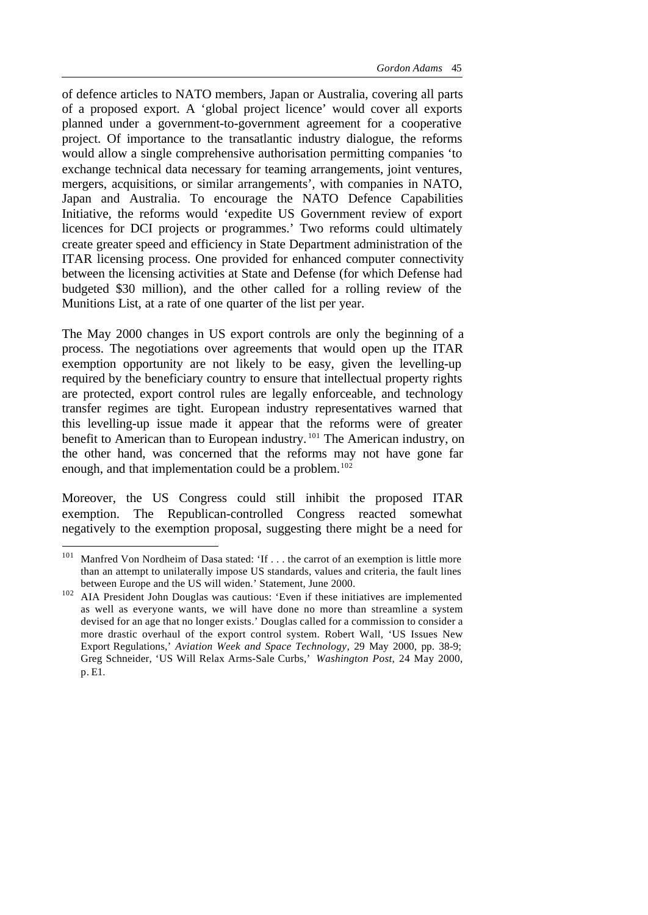of defence articles to NATO members, Japan or Australia, covering all parts of a proposed export. A 'global project licence' would cover all exports planned under a government-to-government agreement for a cooperative project. Of importance to the transatlantic industry dialogue, the reforms would allow a single comprehensive authorisation permitting companies 'to exchange technical data necessary for teaming arrangements, joint ventures, mergers, acquisitions, or similar arrangements', with companies in NATO, Japan and Australia. To encourage the NATO Defence Capabilities Initiative, the reforms would 'expedite US Government review of export licences for DCI projects or programmes.' Two reforms could ultimately create greater speed and efficiency in State Department administration of the ITAR licensing process. One provided for enhanced computer connectivity between the licensing activities at State and Defense (for which Defense had budgeted $30 million), and the other called for a rolling review of the Munitions List, at a rate of one quarter of the list per year.

The May 2000 changes in US export controls are only the beginning of a process. The negotiations over agreements that would open up the ITAR exemption opportunity are not likely to be easy, given the levelling-up required by the beneficiary country to ensure that intellectual property rights are protected, export control rules are legally enforceable, and technology transfer regimes are tight. European industry representatives warned that this levelling-up issue made it appear that the reforms were of greater benefit to American than to European industry.[101] The American industry, on the other hand, was concerned that the reforms may not have gone far enough, and that implementation could be a problem.[102]

Moreover, the US Congress could still inhibit the proposed ITAR exemption. The Republican-controlled Congress reacted somewhat negatively to the exemption proposal, suggesting there might be a need for

---

[101] Manfred Von Nordheim of Dasa stated: 'If . . . the carrot of an exemption is little more than an attempt to unilaterally impose US standards, values and criteria, the fault lines between Europe and the US will widen.' Statement, June 2000.

[102] AIA President John Douglas was cautious: 'Even if these initiatives are implemented as well as everyone wants, we will have done no more than streamline a system devised for an age that no longer exists.' Douglas called for a commission to consider a more drastic overhaul of the export control system. Robert Wall, 'US Issues New Export Regulations,' *Aviation Week and Space Technology*, 29 May 2000, pp. 38-9; Greg Schneider, 'US Will Relax Arms-Sale Curbs,' *Washington Post*, 24 May 2000, p. E1.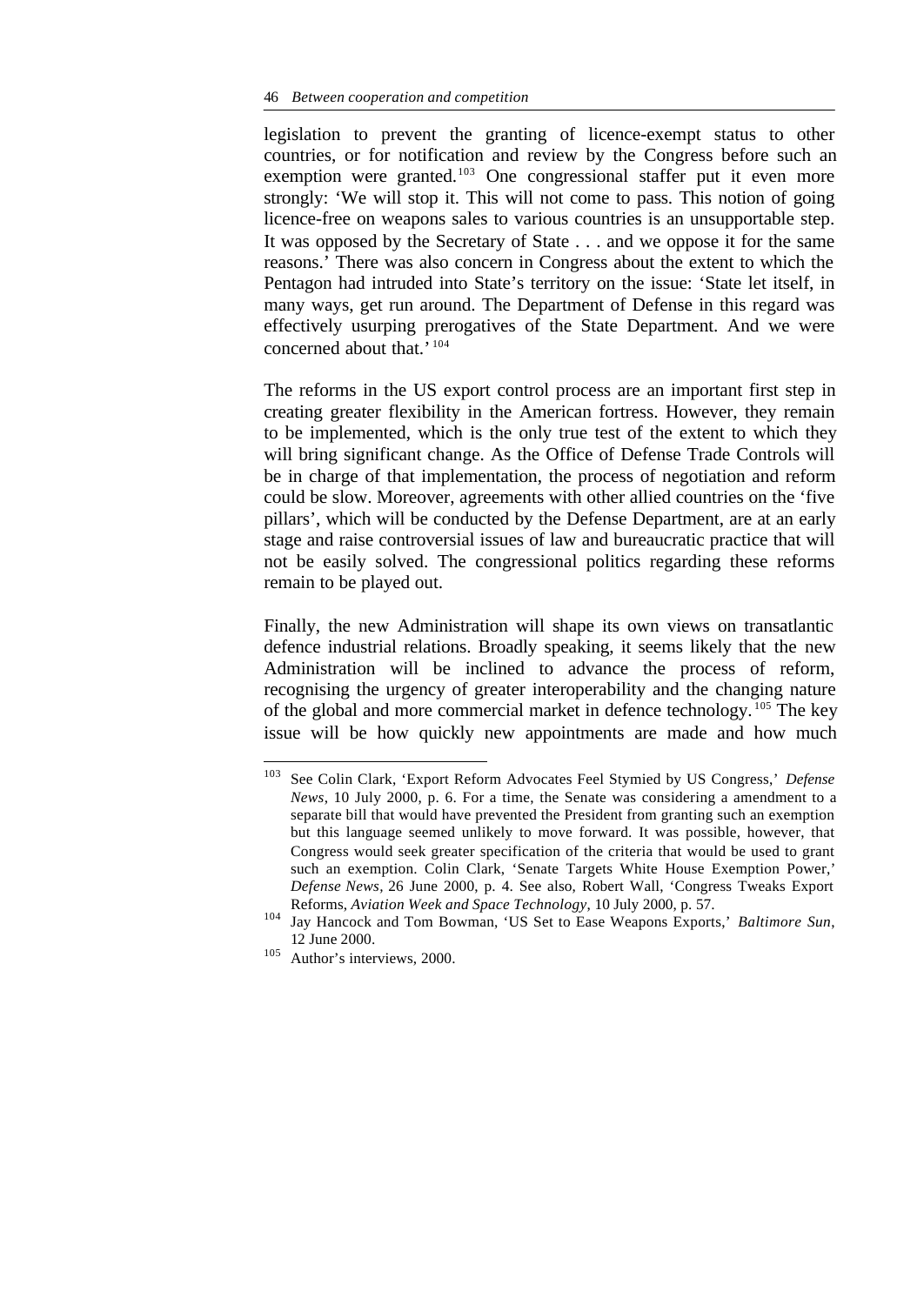legislation to prevent the granting of licence-exempt status to other countries, or for notification and review by the Congress before such an exemption were granted.[103] One congressional staffer put it even more strongly: 'We will stop it. This will not come to pass. This notion of going licence-free on weapons sales to various countries is an unsupportable step. It was opposed by the Secretary of State . . . and we oppose it for the same reasons.' There was also concern in Congress about the extent to which the Pentagon had intruded into State's territory on the issue: 'State let itself, in many ways, get run around. The Department of Defense in this regard was effectively usurping prerogatives of the State Department. And we were concerned about that.'[104]

The reforms in the US export control process are an important first step in creating greater flexibility in the American fortress. However, they remain to be implemented, which is the only true test of the extent to which they will bring significant change. As the Office of Defense Trade Controls will be in charge of that implementation, the process of negotiation and reform could be slow. Moreover, agreements with other allied countries on the 'five pillars', which will be conducted by the Defense Department, are at an early stage and raise controversial issues of law and bureaucratic practice that will not be easily solved. The congressional politics regarding these reforms remain to be played out.

Finally, the new Administration will shape its own views on transatlantic defence industrial relations. Broadly speaking, it seems likely that the new Administration will be inclined to advance the process of reform, recognising the urgency of greater interoperability and the changing nature of the global and more commercial market in defence technology.[105] The key issue will be how quickly new appointments are made and how much

---

[103] See Colin Clark, 'Export Reform Advocates Feel Stymied by US Congress,' *Defense News*, 10 July 2000, p. 6. For a time, the Senate was considering a amendment to a separate bill that would have prevented the President from granting such an exemption but this language seemed unlikely to move forward. It was possible, however, that Congress would seek greater specification of the criteria that would be used to grant such an exemption. Colin Clark, 'Senate Targets White House Exemption Power,' *Defense News*, 26 June 2000, p. 4. See also, Robert Wall, 'Congress Tweaks Export Reforms, *Aviation Week and Space Technology*, 10 July 2000, p. 57.

[104] Jay Hancock and Tom Bowman, 'US Set to Ease Weapons Exports,' *Baltimore Sun*, 12 June 2000.

[105] Author's interviews, 2000.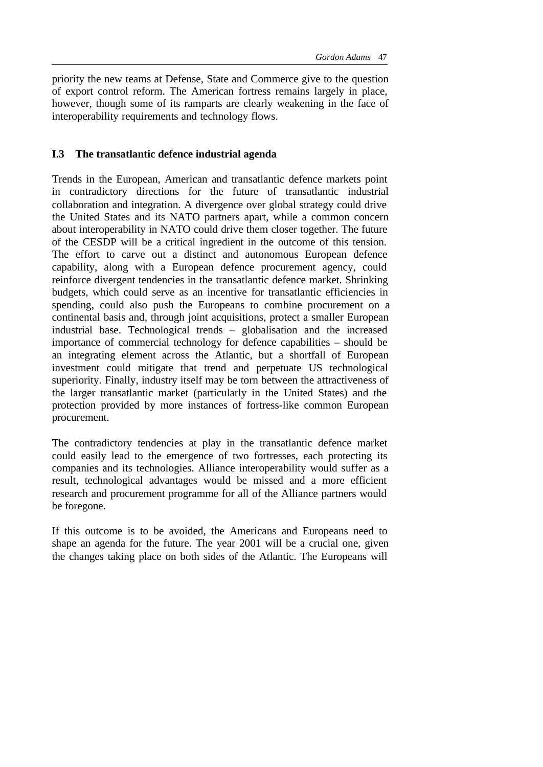priority the new teams at Defense, State and Commerce give to the question of export control reform. The American fortress remains largely in place, however, though some of its ramparts are clearly weakening in the face of interoperability requirements and technology flows.

### I.3 The transatlantic defence industrial agenda

Trends in the European, American and transatlantic defence markets point in contradictory directions for the future of transatlantic industrial collaboration and integration. A divergence over global strategy could drive the United States and its NATO partners apart, while a common concern about interoperability in NATO could drive them closer together. The future of the CESDP will be a critical ingredient in the outcome of this tension. The effort to carve out a distinct and autonomous European defence capability, along with a European defence procurement agency, could reinforce divergent tendencies in the transatlantic defence market. Shrinking budgets, which could serve as an incentive for transatlantic efficiencies in spending, could also push the Europeans to combine procurement on a continental basis and, through joint acquisitions, protect a smaller European industrial base. Technological trends – globalisation and the increased importance of commercial technology for defence capabilities – should be an integrating element across the Atlantic, but a shortfall of European investment could mitigate that trend and perpetuate US technological superiority. Finally, industry itself may be torn between the attractiveness of the larger transatlantic market (particularly in the United States) and the protection provided by more instances of fortress-like common European procurement.

The contradictory tendencies at play in the transatlantic defence market could easily lead to the emergence of two fortresses, each protecting its companies and its technologies. Alliance interoperability would suffer as a result, technological advantages would be missed and a more efficient research and procurement programme for all of the Alliance partners would be foregone.

If this outcome is to be avoided, the Americans and Europeans need to shape an agenda for the future. The year 2001 will be a crucial one, given the changes taking place on both sides of the Atlantic. The Europeans will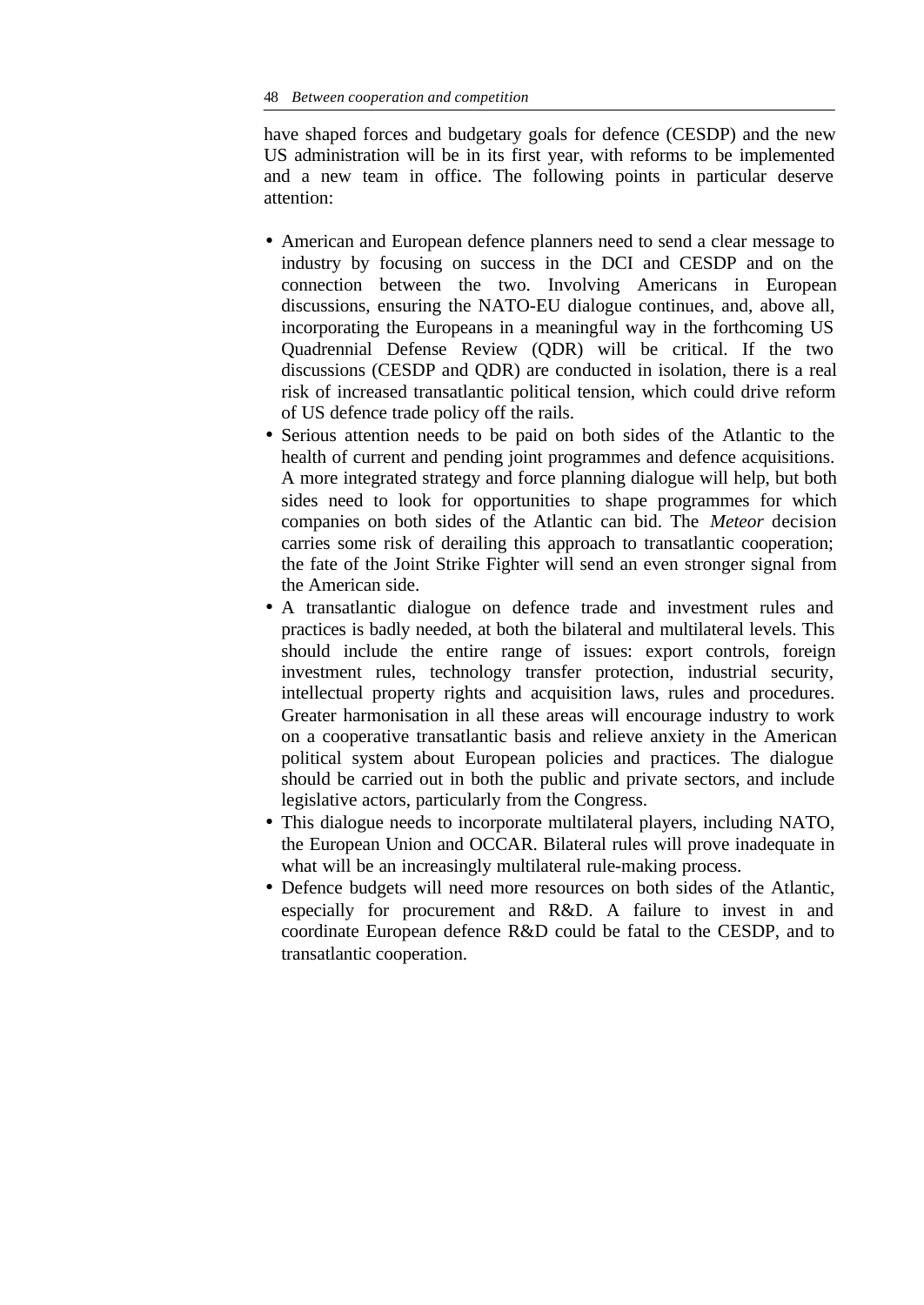have shaped forces and budgetary goals for defence (CESDP) and the new US administration will be in its first year, with reforms to be implemented and a new team in office. The following points in particular deserve attention:

- American and European defence planners need to send a clear message to industry by focusing on success in the DCI and CESDP and on the connection between the two. Involving Americans in European discussions, ensuring the NATO-EU dialogue continues, and, above all, incorporating the Europeans in a meaningful way in the forthcoming US Quadrennial Defense Review (QDR) will be critical. If the two discussions (CESDP and QDR) are conducted in isolation, there is a real risk of increased transatlantic political tension, which could drive reform of US defence trade policy off the rails.
- Serious attention needs to be paid on both sides of the Atlantic to the health of current and pending joint programmes and defence acquisitions. A more integrated strategy and force planning dialogue will help, but both sides need to look for opportunities to shape programmes for which companies on both sides of the Atlantic can bid. The *Meteor* decision carries some risk of derailing this approach to transatlantic cooperation; the fate of the Joint Strike Fighter will send an even stronger signal from the American side.
- A transatlantic dialogue on defence trade and investment rules and practices is badly needed, at both the bilateral and multilateral levels. This should include the entire range of issues: export controls, foreign investment rules, technology transfer protection, industrial security, intellectual property rights and acquisition laws, rules and procedures. Greater harmonisation in all these areas will encourage industry to work on a cooperative transatlantic basis and relieve anxiety in the American political system about European policies and practices. The dialogue should be carried out in both the public and private sectors, and include legislative actors, particularly from the Congress.
- This dialogue needs to incorporate multilateral players, including NATO, the European Union and OCCAR. Bilateral rules will prove inadequate in what will be an increasingly multilateral rule-making process.
- Defence budgets will need more resources on both sides of the Atlantic, especially for procurement and R&D. A failure to invest in and coordinate European defence R&D could be fatal to the CESDP, and to transatlantic cooperation.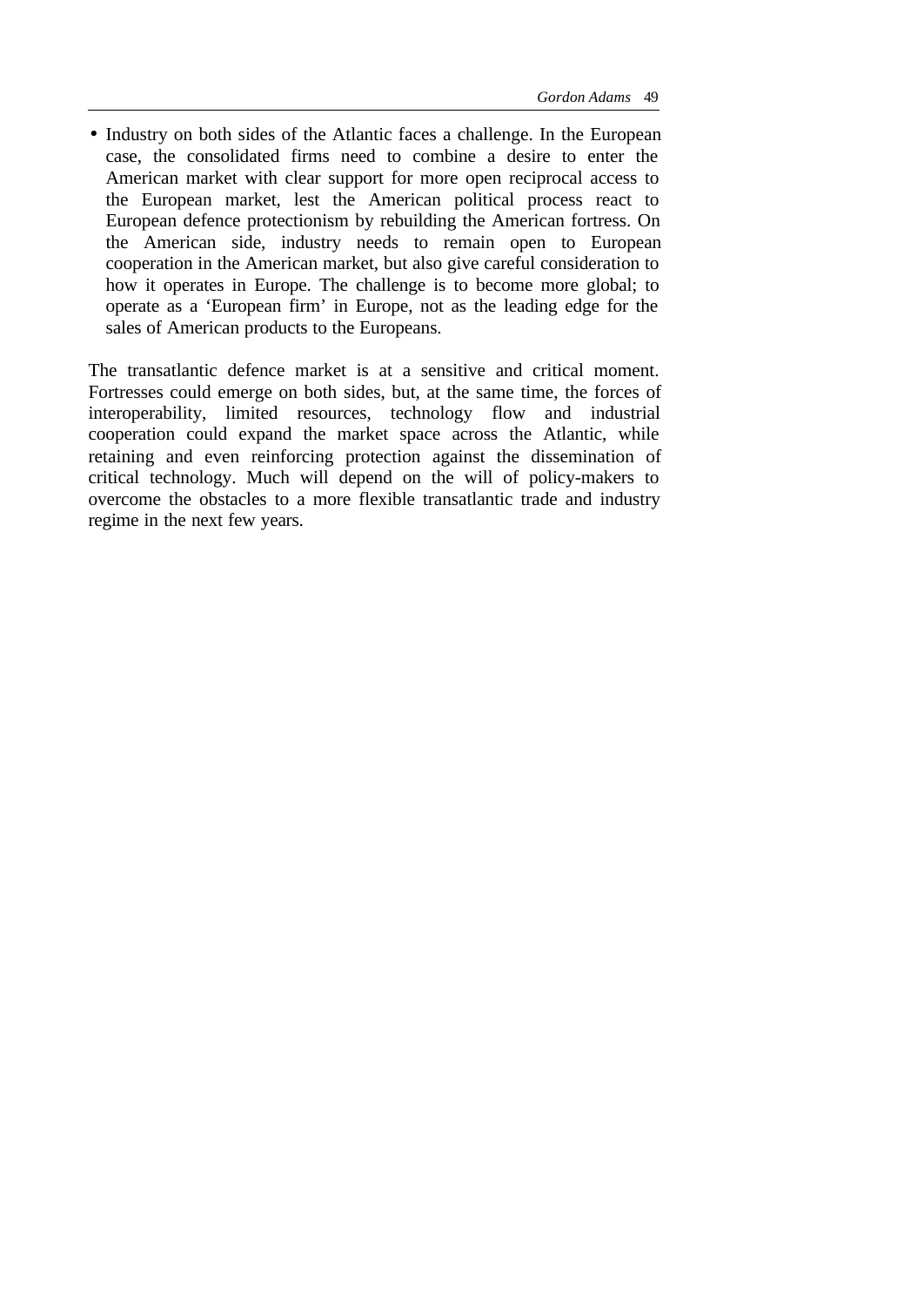- Industry on both sides of the Atlantic faces a challenge. In the European case, the consolidated firms need to combine a desire to enter the American market with clear support for more open reciprocal access to the European market, lest the American political process react to European defence protectionism by rebuilding the American fortress. On the American side, industry needs to remain open to European cooperation in the American market, but also give careful consideration to how it operates in Europe. The challenge is to become more global; to operate as a 'European firm' in Europe, not as the leading edge for the sales of American products to the Europeans.

The transatlantic defence market is at a sensitive and critical moment. Fortresses could emerge on both sides, but, at the same time, the forces of interoperability, limited resources, technology flow and industrial cooperation could expand the market space across the Atlantic, while retaining and even reinforcing protection against the dissemination of critical technology. Much will depend on the will of policy-makers to overcome the obstacles to a more flexible transatlantic trade and industry regime in the next few years.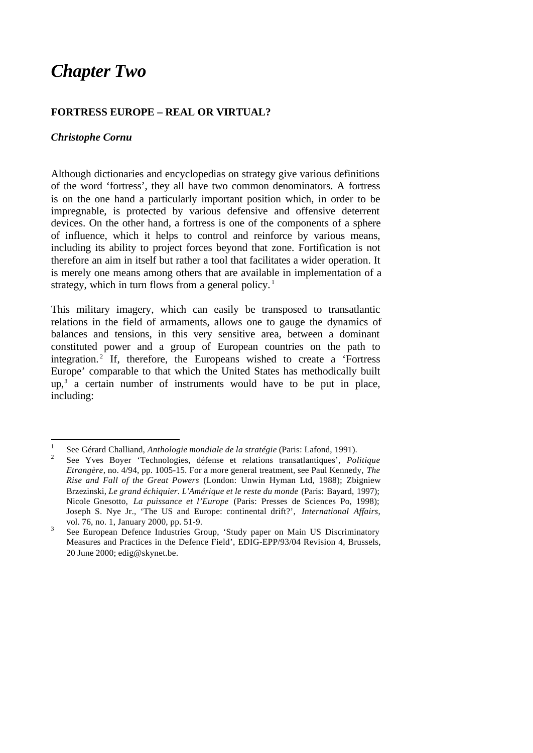# *Chapter Two*

**FORTRESS EUROPE – REAL OR VIRTUAL?**

***Christophe Cornu***

Although dictionaries and encyclopedias on strategy give various definitions of the word 'fortress', they all have two common denominators. A fortress is on the one hand a particularly important position which, in order to be impregnable, is protected by various defensive and offensive deterrent devices. On the other hand, a fortress is one of the components of a sphere of influence, which it helps to control and reinforce by various means, including its ability to project forces beyond that zone. Fortification is not therefore an aim in itself but rather a tool that facilitates a wider operation. It is merely one means among others that are available in implementation of a strategy, which in turn flows from a general policy.[1]

This military imagery, which can easily be transposed to transatlantic relations in the field of armaments, allows one to gauge the dynamics of balances and tensions, in this very sensitive area, between a dominant constituted power and a group of European countries on the path to integration.[2] If, therefore, the Europeans wished to create a 'Fortress Europe' comparable to that which the United States has methodically built up,[3] a certain number of instruments would have to be put in place, including:

---

[1] See Gérard Challiand, *Anthologie mondiale de la stratégie* (Paris: Lafond, 1991).

[2] See Yves Boyer 'Technologies, défense et relations transatlantiques', *Politique Etrangère*, no. 4/94, pp. 1005-15. For a more general treatment, see Paul Kennedy, *The Rise and Fall of the Great Powers* (London: Unwin Hyman Ltd, 1988); Zbigniew Brzezinski, *Le grand échiquier*. *L'Amérique et le reste du monde* (Paris: Bayard, 1997); Nicole Gnesotto, *La puissance et l'Europe* (Paris: Presses de Sciences Po, 1998); Joseph S. Nye Jr., 'The US and Europe: continental drift?', *International Affairs*, vol. 76, no. 1, January 2000, pp. 51-9.

[3] See European Defence Industries Group, 'Study paper on Main US Discriminatory Measures and Practices in the Defence Field', EDIG-EPP/93/04 Revision 4, Brussels, 20 June 2000; edig@skynet.be.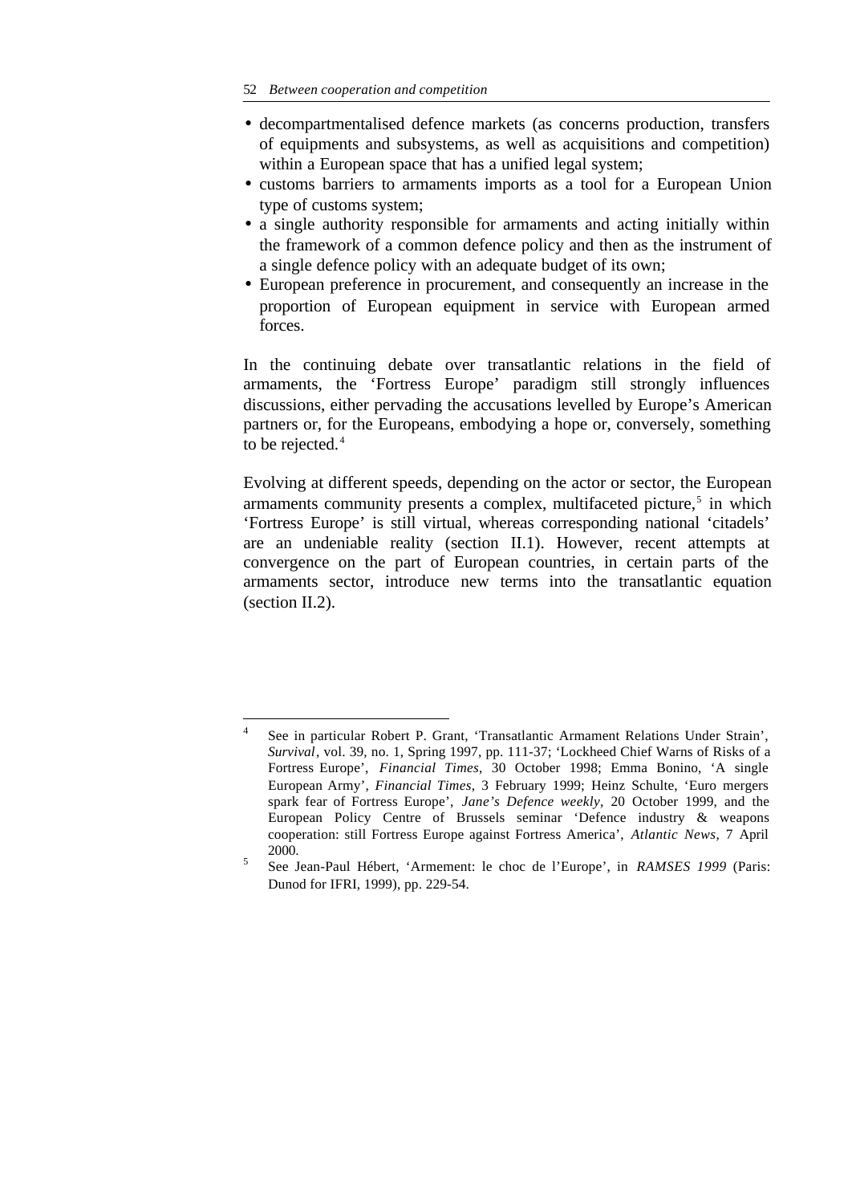- decompartmentalised defence markets (as concerns production, transfers of equipments and subsystems, as well as acquisitions and competition) within a European space that has a unified legal system;
- customs barriers to armaments imports as a tool for a European Union type of customs system;
- a single authority responsible for armaments and acting initially within the framework of a common defence policy and then as the instrument of a single defence policy with an adequate budget of its own;
- European preference in procurement, and consequently an increase in the proportion of European equipment in service with European armed forces.

In the continuing debate over transatlantic relations in the field of armaments, the 'Fortress Europe' paradigm still strongly influences discussions, either pervading the accusations levelled by Europe's American partners or, for the Europeans, embodying a hope or, conversely, something to be rejected.[4]

Evolving at different speeds, depending on the actor or sector, the European armaments community presents a complex, multifaceted picture,[5] in which 'Fortress Europe' is still virtual, whereas corresponding national 'citadels' are an undeniable reality (section II.1). However, recent attempts at convergence on the part of European countries, in certain parts of the armaments sector, introduce new terms into the transatlantic equation (section II.2).

---

[4] See in particular Robert P. Grant, 'Transatlantic Armament Relations Under Strain', *Survival*, vol. 39, no. 1, Spring 1997, pp. 111-37; 'Lockheed Chief Warns of Risks of a Fortress Europe', *Financial Times*, 30 October 1998; Emma Bonino, 'A single European Army', *Financial Times*, 3 February 1999; Heinz Schulte, 'Euro mergers spark fear of Fortress Europe', *Jane's Defence weekly*, 20 October 1999, and the European Policy Centre of Brussels seminar 'Defence industry & weapons cooperation: still Fortress Europe against Fortress America', *Atlantic News*, 7 April 2000.

[5] See Jean-Paul Hébert, 'Armement: le choc de l'Europe', in *RAMSES 1999* (Paris: Dunod for IFRI, 1999), pp. 229-54.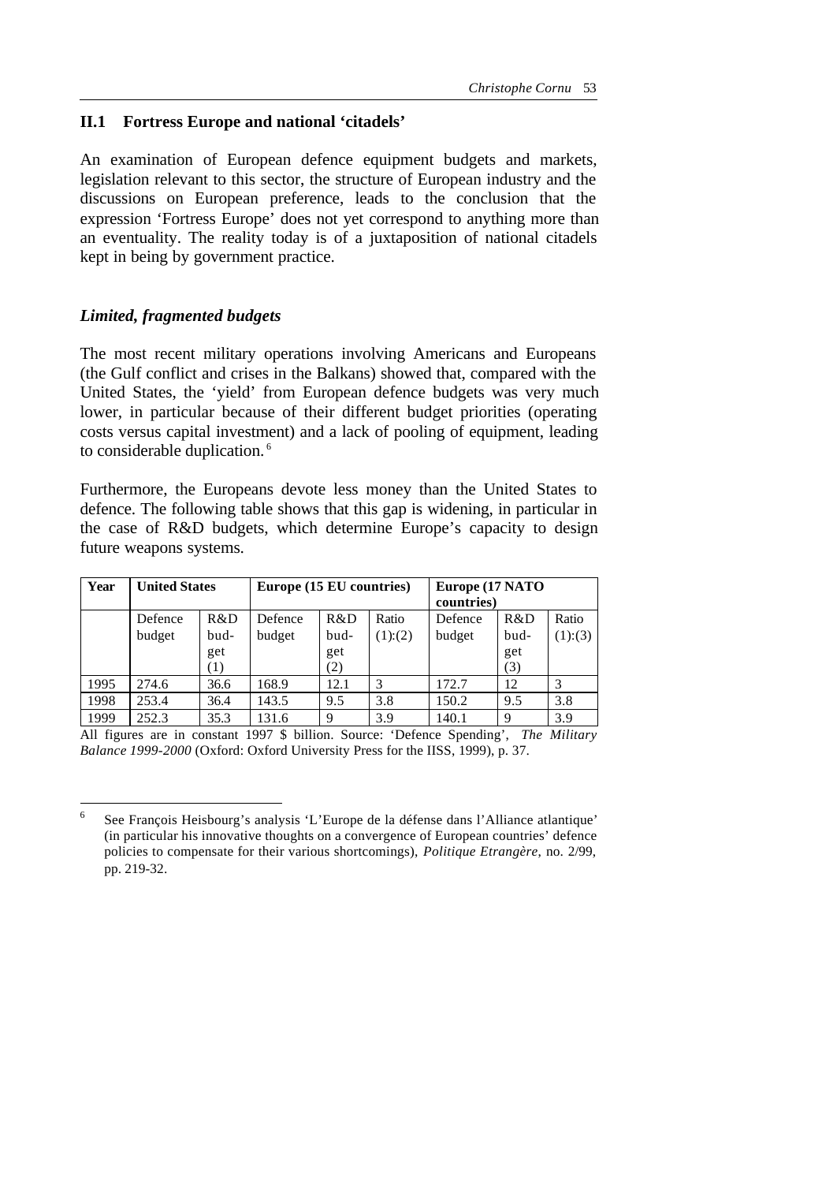## II.1 Fortress Europe and national 'citadels'

An examination of European defence equipment budgets and markets, legislation relevant to this sector, the structure of European industry and the discussions on European preference, leads to the conclusion that the expression 'Fortress Europe' does not yet correspond to anything more than an eventuality. The reality today is of a juxtaposition of national citadels kept in being by government practice.

### *Limited, fragmented budgets*

The most recent military operations involving Americans and Europeans (the Gulf conflict and crises in the Balkans) showed that, compared with the United States, the 'yield' from European defence budgets was very much lower, in particular because of their different budget priorities (operating costs versus capital investment) and a lack of pooling of equipment, leading to considerable duplication.[6]

Furthermore, the Europeans devote less money than the United States to defence. The following table shows that this gap is widening, in particular in the case of R&D budgets, which determine Europe's capacity to design future weapons systems.

| Year | United States | | Europe (15 EU countries) | | | Europe (17 NATO countries) | | |
|---|---|---|---|---|---|---|---|---|
| | Defence budget | R&D budget (1) | Defence budget | R&D budget (2) | Ratio (1):(2) | Defence budget | R&D budget (3) | Ratio (1):(3) |
| 1995 | 274.6 | 36.6 | 168.9 | 12.1 | 3 | 172.7 | 12 | 3 |
| 1998 | 253.4 | 36.4 | 143.5 | 9.5 | 3.8 | 150.2 | 9.5 | 3.8 |
| 1999 | 252.3 | 35.3 | 131.6 | 9 | 3.9 | 140.1 | 9 | 3.9 |

All figures are in constant 1997 $ billion. Source: 'Defence Spending', *The Military Balance 1999-2000* (Oxford: Oxford University Press for the IISS, 1999), p. 37.

---

[6] See François Heisbourg's analysis 'L'Europe de la défense dans l'Alliance atlantique' (in particular his innovative thoughts on a convergence of European countries' defence policies to compensate for their various shortcomings), *Politique Etrangère*, no. 2/99, pp. 219-32.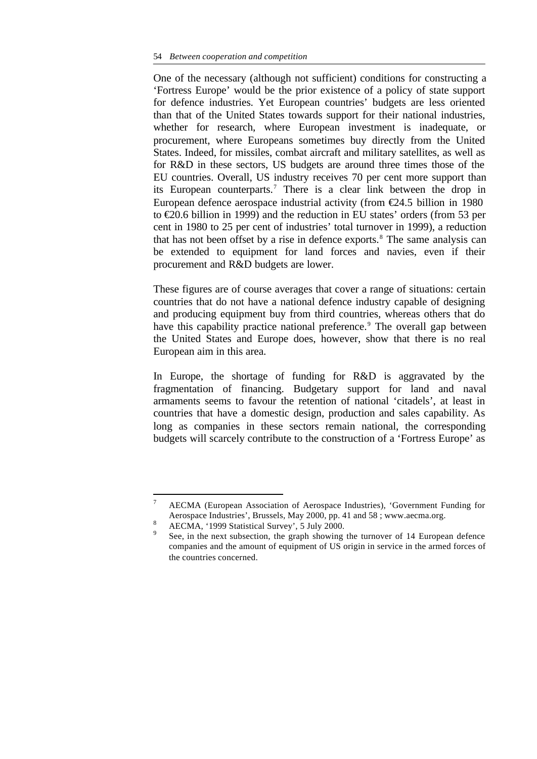One of the necessary (although not sufficient) conditions for constructing a 'Fortress Europe' would be the prior existence of a policy of state support for defence industries. Yet European countries' budgets are less oriented than that of the United States towards support for their national industries, whether for research, where European investment is inadequate, or procurement, where Europeans sometimes buy directly from the United States. Indeed, for missiles, combat aircraft and military satellites, as well as for R&D in these sectors, US budgets are around three times those of the EU countries. Overall, US industry receives 70 per cent more support than its European counterparts.[7] There is a clear link between the drop in European defence aerospace industrial activity (from €24.5 billion in 1980 to €20.6 billion in 1999) and the reduction in EU states' orders (from 53 per cent in 1980 to 25 per cent of industries' total turnover in 1999), a reduction that has not been offset by a rise in defence exports.[8] The same analysis can be extended to equipment for land forces and navies, even if their procurement and R&D budgets are lower.

These figures are of course averages that cover a range of situations: certain countries that do not have a national defence industry capable of designing and producing equipment buy from third countries, whereas others that do have this capability practice national preference.[9] The overall gap between the United States and Europe does, however, show that there is no real European aim in this area.

In Europe, the shortage of funding for R&D is aggravated by the fragmentation of financing. Budgetary support for land and naval armaments seems to favour the retention of national 'citadels', at least in countries that have a domestic design, production and sales capability. As long as companies in these sectors remain national, the corresponding budgets will scarcely contribute to the construction of a 'Fortress Europe' as

---

[7] AECMA (European Association of Aerospace Industries), 'Government Funding for Aerospace Industries', Brussels, May 2000, pp. 41 and 58 ; www.aecma.org.

[8] AECMA, '1999 Statistical Survey', 5 July 2000.

[9] See, in the next subsection, the graph showing the turnover of 14 European defence companies and the amount of equipment of US origin in service in the armed forces of the countries concerned.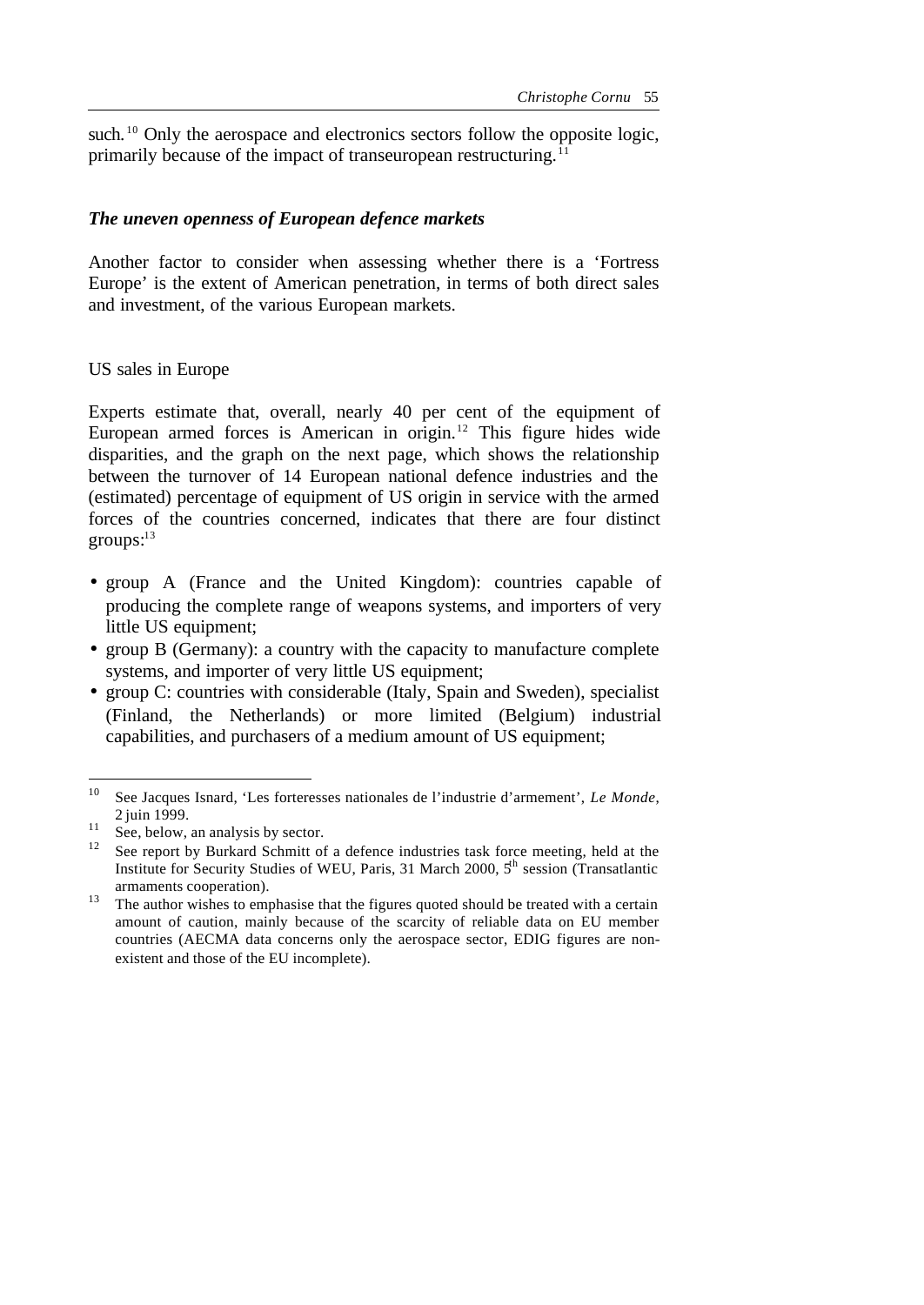such.[10] Only the aerospace and electronics sectors follow the opposite logic, primarily because of the impact of transeuropean restructuring.[11]

### *The uneven openness of European defence markets*

Another factor to consider when assessing whether there is a 'Fortress Europe' is the extent of American penetration, in terms of both direct sales and investment, of the various European markets.

#### US sales in Europe

Experts estimate that, overall, nearly 40 per cent of the equipment of European armed forces is American in origin.[12] This figure hides wide disparities, and the graph on the next page, which shows the relationship between the turnover of 14 European national defence industries and the (estimated) percentage of equipment of US origin in service with the armed forces of the countries concerned, indicates that there are four distinct groups:[13]

- group A (France and the United Kingdom): countries capable of producing the complete range of weapons systems, and importers of very little US equipment;
- group B (Germany): a country with the capacity to manufacture complete systems, and importer of very little US equipment;
- group C: countries with considerable (Italy, Spain and Sweden), specialist (Finland, the Netherlands) or more limited (Belgium) industrial capabilities, and purchasers of a medium amount of US equipment;

---

[10] See Jacques Isnard, 'Les forteresses nationales de l'industrie d'armement', *Le Monde*, 2 juin 1999.

[11] See, below, an analysis by sector.

[12] See report by Burkard Schmitt of a defence industries task force meeting, held at the Institute for Security Studies of WEU, Paris, 31 March 2000, 5th session (Transatlantic armaments cooperation).

[13] The author wishes to emphasise that the figures quoted should be treated with a certain amount of caution, mainly because of the scarcity of reliable data on EU member countries (AECMA data concerns only the aerospace sector, EDIG figures are non-existent and those of the EU incomplete).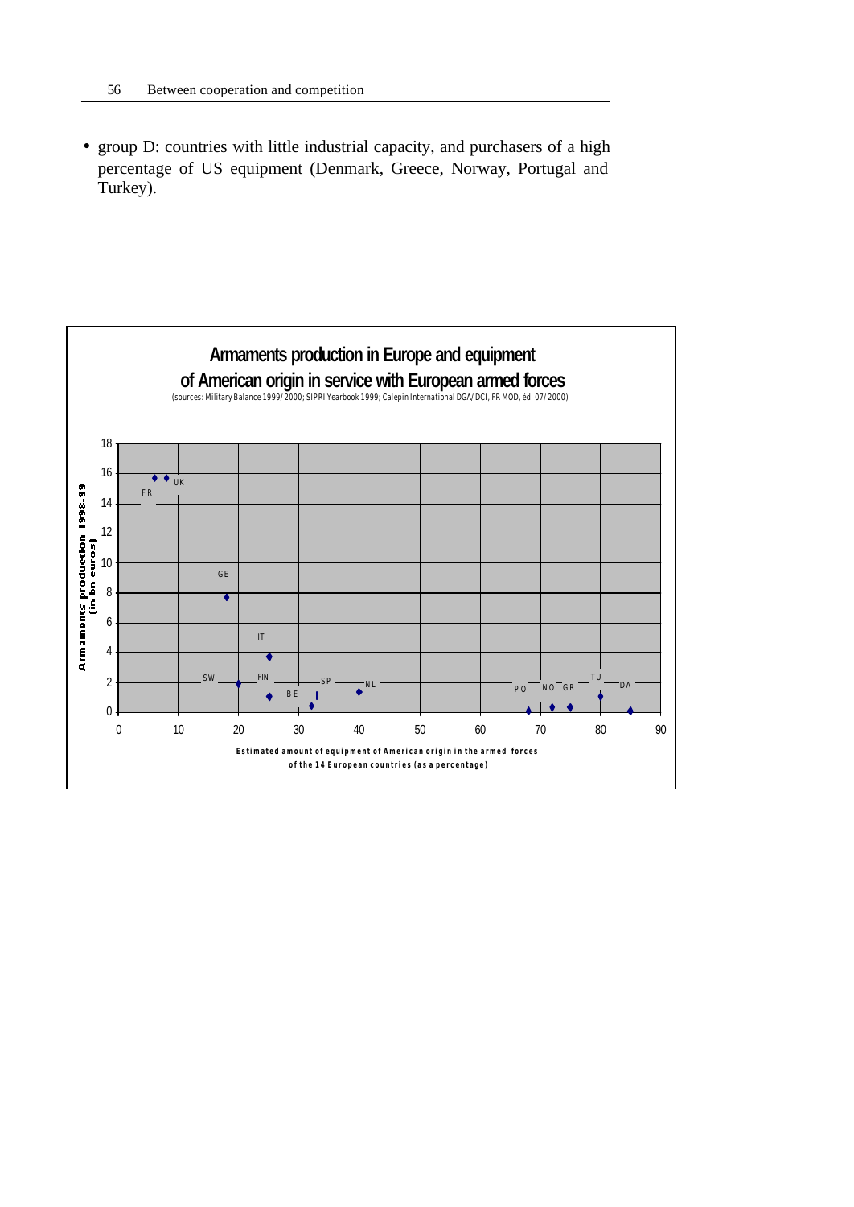- group D: countries with little industrial capacity, and purchasers of a high percentage of US equipment (Denmark, Greece, Norway, Portugal and Turkey).

**Armaments production in Europe and equipment of American origin in service with European armed forces**

(sources: Military Balance 1999/2000; SIPRI Yearbook 1999; Calepin International DGA/DCI, FR MOD, éd. 07/2000)

Armaments production 1998-99 (in bn euros)

Estimated amount of equipment of American origin in the armed forces of the 14 European countries (as a percentage)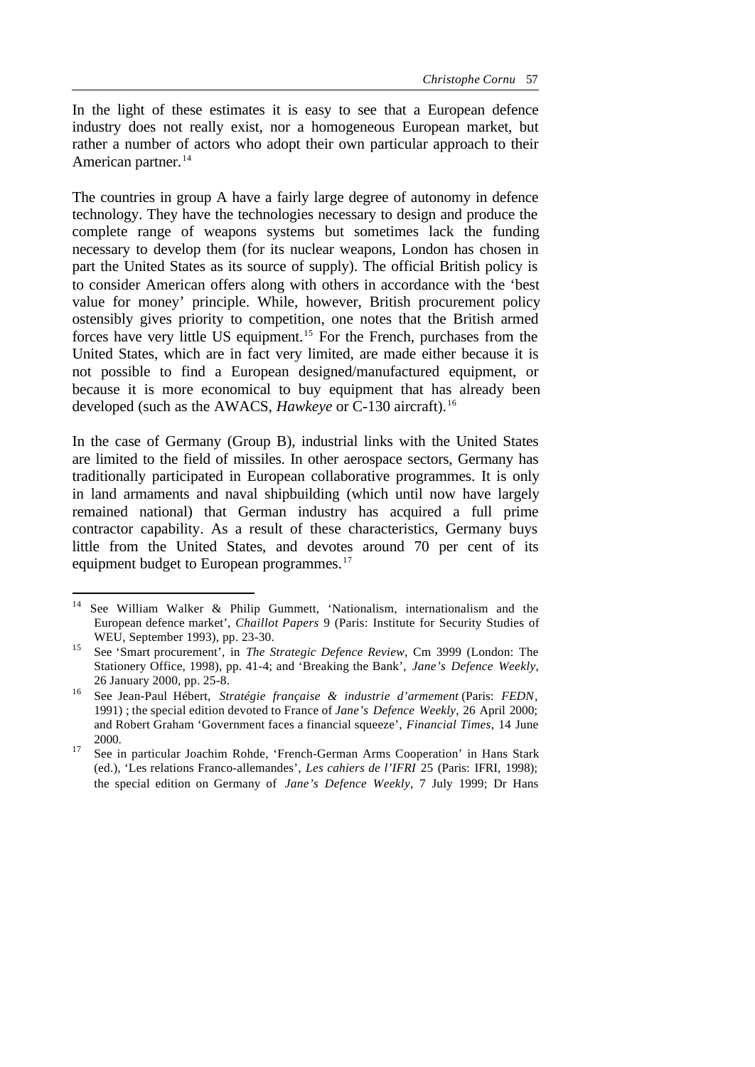In the light of these estimates it is easy to see that a European defence industry does not really exist, nor a homogeneous European market, but rather a number of actors who adopt their own particular approach to their American partner.[14]

The countries in group A have a fairly large degree of autonomy in defence technology. They have the technologies necessary to design and produce the complete range of weapons systems but sometimes lack the funding necessary to develop them (for its nuclear weapons, London has chosen in part the United States as its source of supply). The official British policy is to consider American offers along with others in accordance with the 'best value for money' principle. While, however, British procurement policy ostensibly gives priority to competition, one notes that the British armed forces have very little US equipment.[15] For the French, purchases from the United States, which are in fact very limited, are made either because it is not possible to find a European designed/manufactured equipment, or because it is more economical to buy equipment that has already been developed (such as the AWACS, *Hawkeye* or C-130 aircraft).[16]

In the case of Germany (Group B), industrial links with the United States are limited to the field of missiles. In other aerospace sectors, Germany has traditionally participated in European collaborative programmes. It is only in land armaments and naval shipbuilding (which until now have largely remained national) that German industry has acquired a full prime contractor capability. As a result of these characteristics, Germany buys little from the United States, and devotes around 70 per cent of its equipment budget to European programmes.[17]

---

[14] See William Walker & Philip Gummett, 'Nationalism, internationalism and the European defence market', *Chaillot Papers* 9 (Paris: Institute for Security Studies of WEU, September 1993), pp. 23-30.

[15] See 'Smart procurement', in *The Strategic Defence Review*, Cm 3999 (London: The Stationery Office, 1998), pp. 41-4; and 'Breaking the Bank', *Jane's Defence Weekly*, 26 January 2000, pp. 25-8.

[16] See Jean-Paul Hébert, *Stratégie française & industrie d'armement* (Paris: *FEDN*, 1991) ; the special edition devoted to France of *Jane's Defence Weekly*, 26 April 2000; and Robert Graham 'Government faces a financial squeeze', *Financial Times*, 14 June 2000.

[17] See in particular Joachim Rohde, 'French-German Arms Cooperation' in Hans Stark (ed.), 'Les relations Franco-allemandes', *Les cahiers de l'IFRI* 25 (Paris: IFRI, 1998); the special edition on Germany of *Jane's Defence Weekly*, 7 July 1999; Dr Hans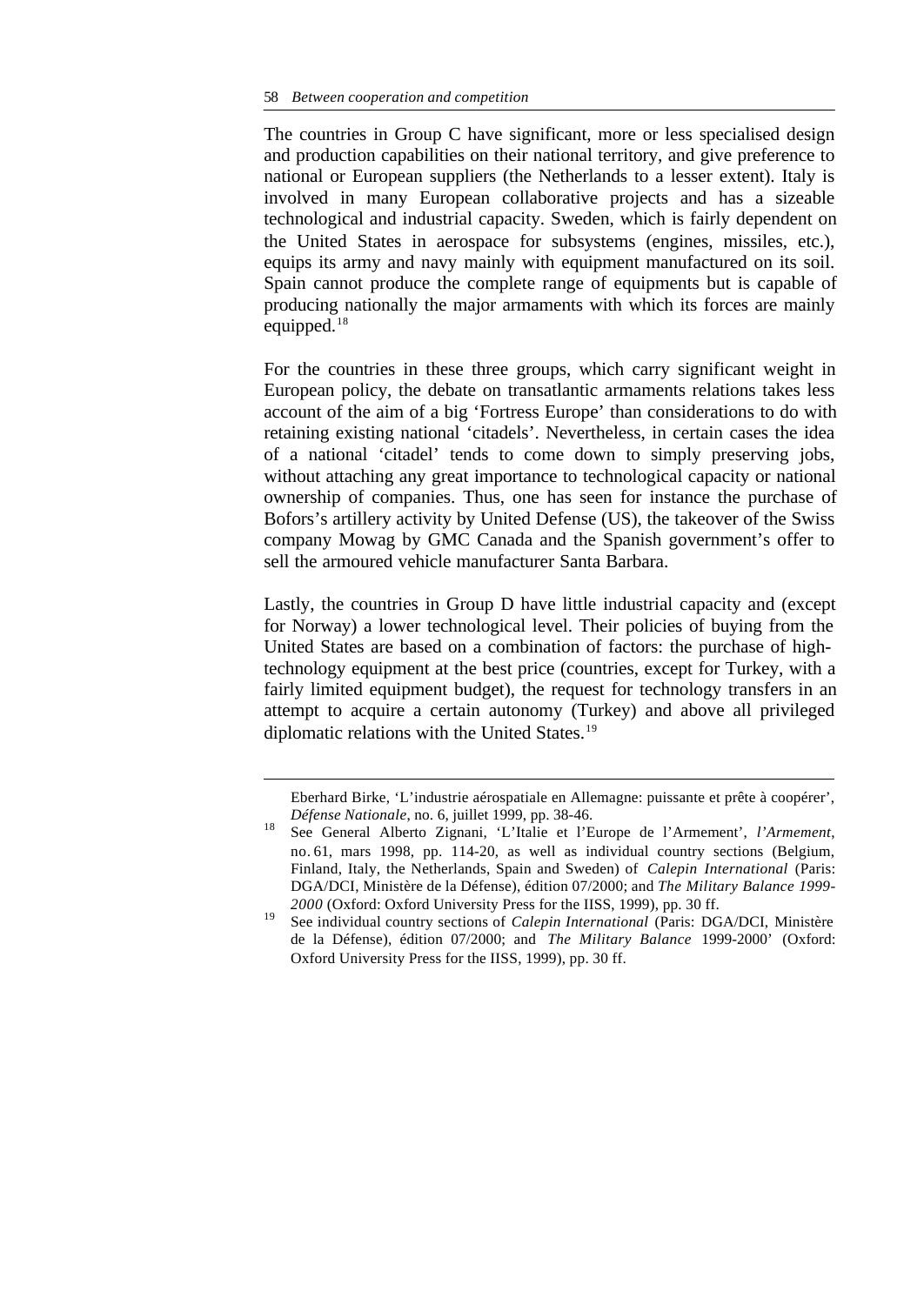The countries in Group C have significant, more or less specialised design and production capabilities on their national territory, and give preference to national or European suppliers (the Netherlands to a lesser extent). Italy is involved in many European collaborative projects and has a sizeable technological and industrial capacity. Sweden, which is fairly dependent on the United States in aerospace for subsystems (engines, missiles, etc.), equips its army and navy mainly with equipment manufactured on its soil. Spain cannot produce the complete range of equipments but is capable of producing nationally the major armaments with which its forces are mainly equipped.[18]

For the countries in these three groups, which carry significant weight in European policy, the debate on transatlantic armaments relations takes less account of the aim of a big 'Fortress Europe' than considerations to do with retaining existing national 'citadels'. Nevertheless, in certain cases the idea of a national 'citadel' tends to come down to simply preserving jobs, without attaching any great importance to technological capacity or national ownership of companies. Thus, one has seen for instance the purchase of Bofors's artillery activity by United Defense (US), the takeover of the Swiss company Mowag by GMC Canada and the Spanish government's offer to sell the armoured vehicle manufacturer Santa Barbara.

Lastly, the countries in Group D have little industrial capacity and (except for Norway) a lower technological level. Their policies of buying from the United States are based on a combination of factors: the purchase of high-technology equipment at the best price (countries, except for Turkey, with a fairly limited equipment budget), the request for technology transfers in an attempt to acquire a certain autonomy (Turkey) and above all privileged diplomatic relations with the United States.[19]

---

Eberhard Birke, 'L'industrie aérospatiale en Allemagne: puissante et prête à coopérer', *Défense Nationale*, no. 6, juillet 1999, pp. 38-46.

[18] See General Alberto Zignani, 'L'Italie et l'Europe de l'Armement', *l'Armement*, no. 61, mars 1998, pp. 114-20, as well as individual country sections (Belgium, Finland, Italy, the Netherlands, Spain and Sweden) of *Calepin International* (Paris: DGA/DCI, Ministère de la Défense), édition 07/2000; and *The Military Balance 1999-2000* (Oxford: Oxford University Press for the IISS, 1999), pp. 30 ff.

[19] See individual country sections of *Calepin International* (Paris: DGA/DCI, Ministère de la Défense), édition 07/2000; and *The Military Balance* 1999-2000' (Oxford: Oxford University Press for the IISS, 1999), pp. 30 ff.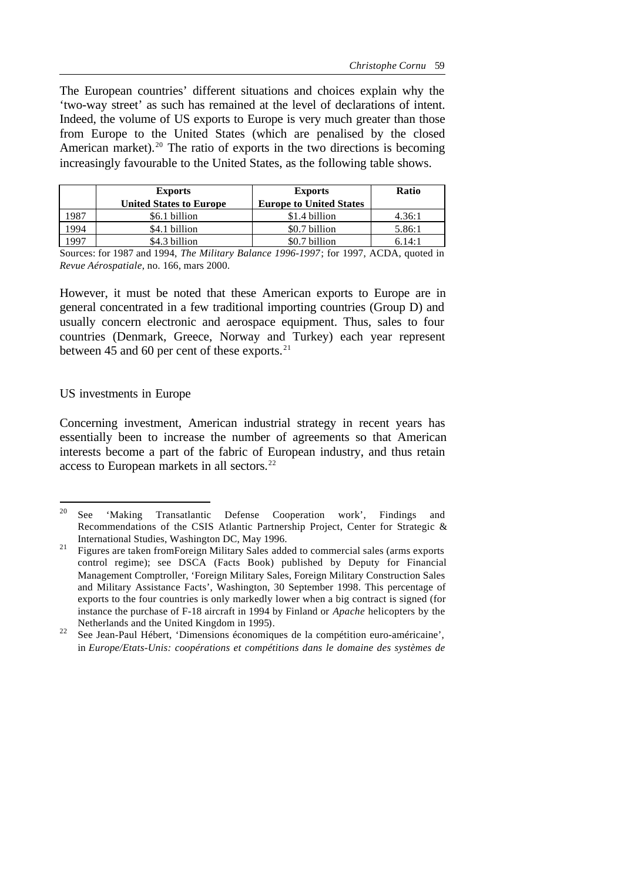The European countries' different situations and choices explain why the 'two-way street' as such has remained at the level of declarations of intent. Indeed, the volume of US exports to Europe is very much greater than those from Europe to the United States (which are penalised by the closed American market).[20] The ratio of exports in the two directions is becoming increasingly favourable to the United States, as the following table shows.

| | **Exports United States to Europe** | **Exports Europe to United States** | **Ratio** |
|---|---|---|---|
| 1987 | \$6.1 billion | \$1.4 billion | 4.36:1 |
| 1994 | \$4.1 billion | \$0.7 billion | 5.86:1 |
| 1997 | \$4.3 billion | \$0.7 billion | 6.14:1 |

Sources: for 1987 and 1994, *The Military Balance 1996-1997*; for 1997, ACDA, quoted in *Revue Aérospatiale*, no. 166, mars 2000.

However, it must be noted that these American exports to Europe are in general concentrated in a few traditional importing countries (Group D) and usually concern electronic and aerospace equipment. Thus, sales to four countries (Denmark, Greece, Norway and Turkey) each year represent between 45 and 60 per cent of these exports.[21]

US investments in Europe

Concerning investment, American industrial strategy in recent years has essentially been to increase the number of agreements so that American interests become a part of the fabric of European industry, and thus retain access to European markets in all sectors.[22]

---

[20] See 'Making Transatlantic Defense Cooperation work', Findings and Recommendations of the CSIS Atlantic Partnership Project, Center for Strategic & International Studies, Washington DC, May 1996.

[21] Figures are taken fromForeign Military Sales added to commercial sales (arms exports control regime); see DSCA (Facts Book) published by Deputy for Financial Management Comptroller, 'Foreign Military Sales, Foreign Military Construction Sales and Military Assistance Facts', Washington, 30 September 1998. This percentage of exports to the four countries is only markedly lower when a big contract is signed (for instance the purchase of F-18 aircraft in 1994 by Finland or *Apache* helicopters by the Netherlands and the United Kingdom in 1995).

[22] See Jean-Paul Hébert, 'Dimensions économiques de la compétition euro-américaine', in *Europe/Etats-Unis: coopérations et compétitions dans le domaine des systèmes de*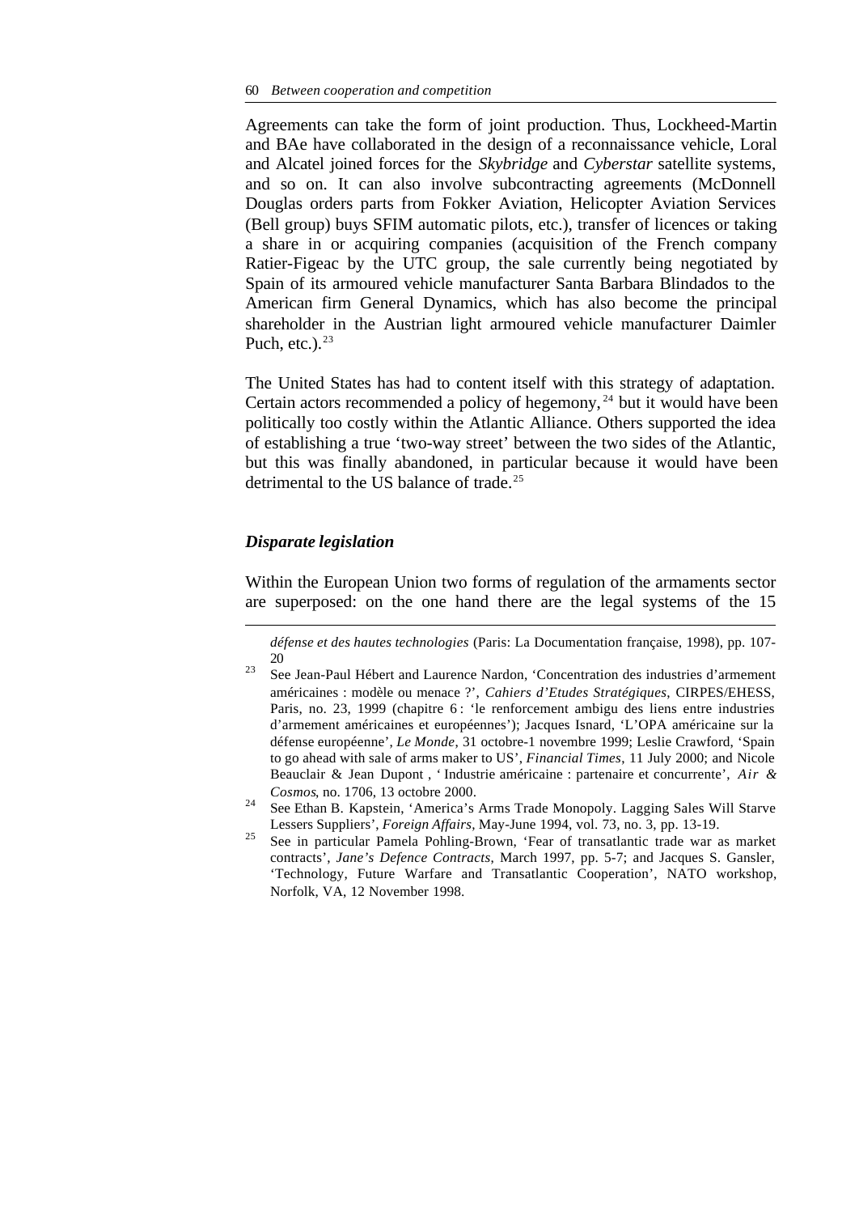Agreements can take the form of joint production. Thus, Lockheed-Martin and BAe have collaborated in the design of a reconnaissance vehicle, Loral and Alcatel joined forces for the *Skybridge* and *Cyberstar* satellite systems, and so on. It can also involve subcontracting agreements (McDonnell Douglas orders parts from Fokker Aviation, Helicopter Aviation Services (Bell group) buys SFIM automatic pilots, etc.), transfer of licences or taking a share in or acquiring companies (acquisition of the French company Ratier-Figeac by the UTC group, the sale currently being negotiated by Spain of its armoured vehicle manufacturer Santa Barbara Blindados to the American firm General Dynamics, which has also become the principal shareholder in the Austrian light armoured vehicle manufacturer Daimler Puch, etc.).[23]

The United States has had to content itself with this strategy of adaptation. Certain actors recommended a policy of hegemony,[24] but it would have been politically too costly within the Atlantic Alliance. Others supported the idea of establishing a true 'two-way street' between the two sides of the Atlantic, but this was finally abandoned, in particular because it would have been detrimental to the US balance of trade.[25]

### *Disparate legislation*

Within the European Union two forms of regulation of the armaments sector are superposed: on the one hand there are the legal systems of the 15

---

*défense et des hautes technologies* (Paris: La Documentation française, 1998), pp. 107-20

[23] See Jean-Paul Hébert and Laurence Nardon, 'Concentration des industries d'armement américaines : modèle ou menace ?', *Cahiers d'Etudes Stratégiques*, CIRPES/EHESS, Paris, no. 23, 1999 (chapitre 6 : 'le renforcement ambigu des liens entre industries d'armement américaines et européennes'); Jacques Isnard, 'L'OPA américaine sur la défense européenne', *Le Monde*, 31 octobre-1 novembre 1999; Leslie Crawford, 'Spain to go ahead with sale of arms maker to US', *Financial Times*, 11 July 2000; and Nicole Beauclair & Jean Dupont , ' Industrie américaine : partenaire et concurrente', *Air & Cosmos*, no. 1706, 13 octobre 2000.

[24] See Ethan B. Kapstein, 'America's Arms Trade Monopoly. Lagging Sales Will Starve Lessers Suppliers', *Foreign Affairs*, May-June 1994, vol. 73, no. 3, pp. 13-19.

[25] See in particular Pamela Pohling-Brown, 'Fear of transatlantic trade war as market contracts', *Jane's Defence Contracts*, March 1997, pp. 5-7; and Jacques S. Gansler, 'Technology, Future Warfare and Transatlantic Cooperation', NATO workshop, Norfolk, VA, 12 November 1998.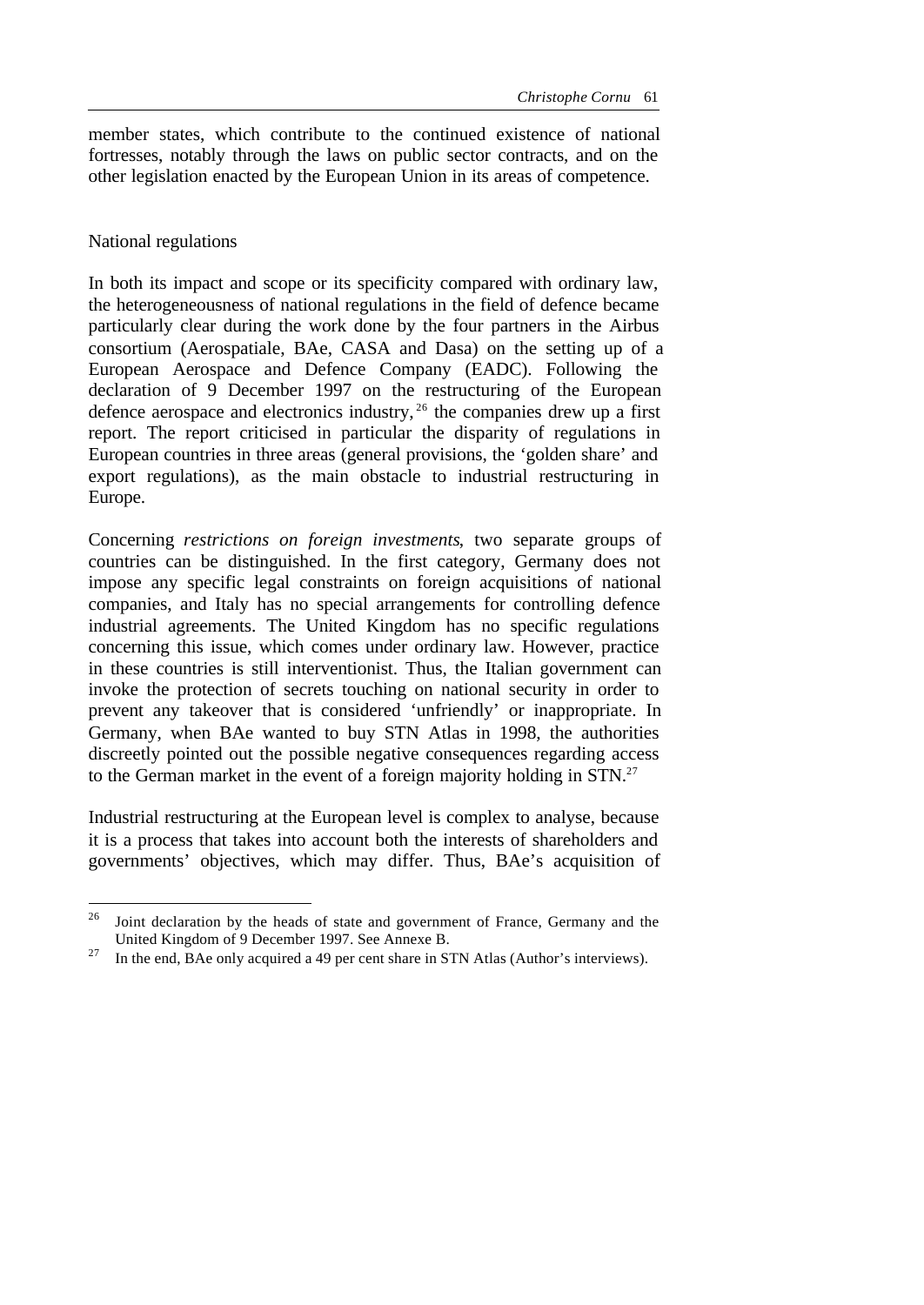member states, which contribute to the continued existence of national fortresses, notably through the laws on public sector contracts, and on the other legislation enacted by the European Union in its areas of competence.

## National regulations

In both its impact and scope or its specificity compared with ordinary law, the heterogeneousness of national regulations in the field of defence became particularly clear during the work done by the four partners in the Airbus consortium (Aerospatiale, BAe, CASA and Dasa) on the setting up of a European Aerospace and Defence Company (EADC). Following the declaration of 9 December 1997 on the restructuring of the European defence aerospace and electronics industry,[26] the companies drew up a first report. The report criticised in particular the disparity of regulations in European countries in three areas (general provisions, the 'golden share' and export regulations), as the main obstacle to industrial restructuring in Europe.

Concerning *restrictions on foreign investments*, two separate groups of countries can be distinguished. In the first category, Germany does not impose any specific legal constraints on foreign acquisitions of national companies, and Italy has no special arrangements for controlling defence industrial agreements. The United Kingdom has no specific regulations concerning this issue, which comes under ordinary law. However, practice in these countries is still interventionist. Thus, the Italian government can invoke the protection of secrets touching on national security in order to prevent any takeover that is considered 'unfriendly' or inappropriate. In Germany, when BAe wanted to buy STN Atlas in 1998, the authorities discreetly pointed out the possible negative consequences regarding access to the German market in the event of a foreign majority holding in STN.[27]

Industrial restructuring at the European level is complex to analyse, because it is a process that takes into account both the interests of shareholders and governments' objectives, which may differ. Thus, BAe's acquisition of

---

[26] Joint declaration by the heads of state and government of France, Germany and the United Kingdom of 9 December 1997. See Annexe B.

[27] In the end, BAe only acquired a 49 per cent share in STN Atlas (Author's interviews).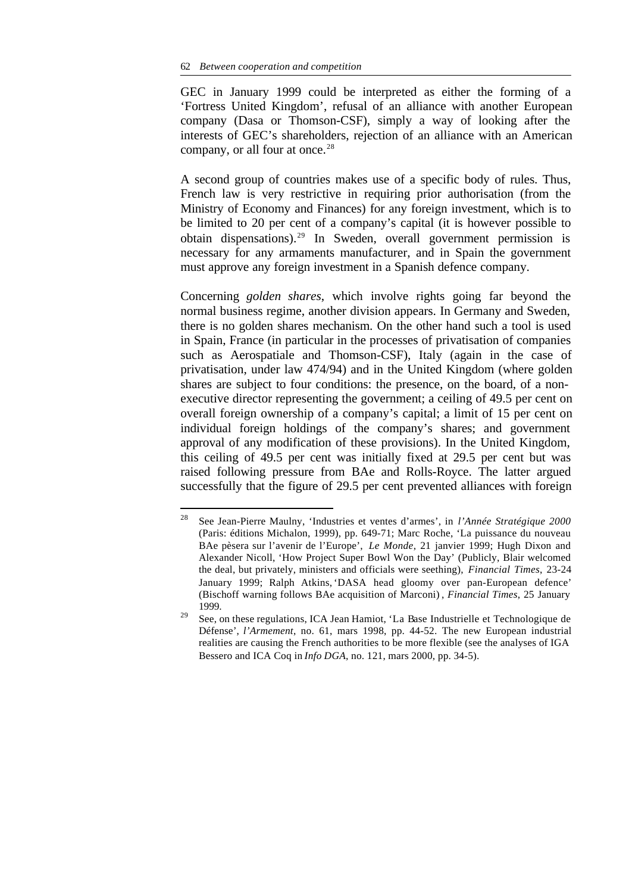GEC in January 1999 could be interpreted as either the forming of a 'Fortress United Kingdom', refusal of an alliance with another European company (Dasa or Thomson-CSF), simply a way of looking after the interests of GEC's shareholders, rejection of an alliance with an American company, or all four at once.[28]

A second group of countries makes use of a specific body of rules. Thus, French law is very restrictive in requiring prior authorisation (from the Ministry of Economy and Finances) for any foreign investment, which is to be limited to 20 per cent of a company's capital (it is however possible to obtain dispensations).[29] In Sweden, overall government permission is necessary for any armaments manufacturer, and in Spain the government must approve any foreign investment in a Spanish defence company.

Concerning *golden shares*, which involve rights going far beyond the normal business regime, another division appears. In Germany and Sweden, there is no golden shares mechanism. On the other hand such a tool is used in Spain, France (in particular in the processes of privatisation of companies such as Aerospatiale and Thomson-CSF), Italy (again in the case of privatisation, under law 474/94) and in the United Kingdom (where golden shares are subject to four conditions: the presence, on the board, of a non-executive director representing the government; a ceiling of 49.5 per cent on overall foreign ownership of a company's capital; a limit of 15 per cent on individual foreign holdings of the company's shares; and government approval of any modification of these provisions). In the United Kingdom, this ceiling of 49.5 per cent was initially fixed at 29.5 per cent but was raised following pressure from BAe and Rolls-Royce. The latter argued successfully that the figure of 29.5 per cent prevented alliances with foreign

---

[28] See Jean-Pierre Maulny, 'Industries et ventes d'armes', in *l'Année Stratégique 2000* (Paris: éditions Michalon, 1999), pp. 649-71; Marc Roche, 'La puissance du nouveau BAe pèsera sur l'avenir de l'Europe', *Le Monde*, 21 janvier 1999; Hugh Dixon and Alexander Nicoll, 'How Project Super Bowl Won the Day' (Publicly, Blair welcomed the deal, but privately, ministers and officials were seething), *Financial Times*, 23-24 January 1999; Ralph Atkins, 'DASA head gloomy over pan-European defence' (Bischoff warning follows BAe acquisition of Marconi), *Financial Times*, 25 January 1999.

[29] See, on these regulations, ICA Jean Hamiot, 'La Base Industrielle et Technologique de Défense', *l'Armement*, no. 61, mars 1998, pp. 44-52. The new European industrial realities are causing the French authorities to be more flexible (see the analyses of IGA Bessero and ICA Coq in *Info DGA*, no. 121, mars 2000, pp. 34-5).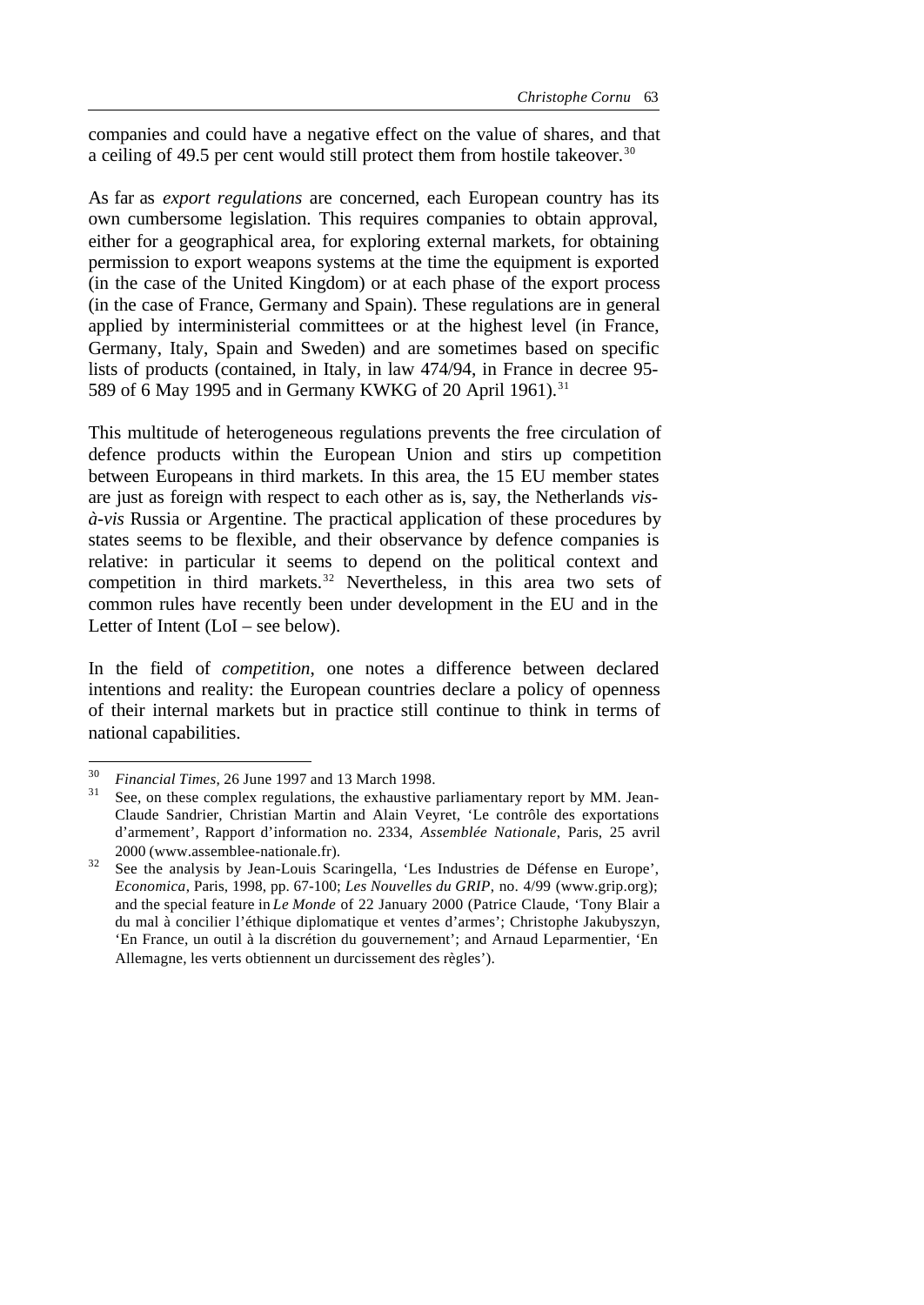companies and could have a negative effect on the value of shares, and that a ceiling of 49.5 per cent would still protect them from hostile takeover.[30]

As far as *export regulations* are concerned, each European country has its own cumbersome legislation. This requires companies to obtain approval, either for a geographical area, for exploring external markets, for obtaining permission to export weapons systems at the time the equipment is exported (in the case of the United Kingdom) or at each phase of the export process (in the case of France, Germany and Spain). These regulations are in general applied by interministerial committees or at the highest level (in France, Germany, Italy, Spain and Sweden) and are sometimes based on specific lists of products (contained, in Italy, in law 474/94, in France in decree 95-589 of 6 May 1995 and in Germany KWKG of 20 April 1961).[31]

This multitude of heterogeneous regulations prevents the free circulation of defence products within the European Union and stirs up competition between Europeans in third markets. In this area, the 15 EU member states are just as foreign with respect to each other as is, say, the Netherlands *vis-à-vis* Russia or Argentine. The practical application of these procedures by states seems to be flexible, and their observance by defence companies is relative: in particular it seems to depend on the political context and competition in third markets.[32] Nevertheless, in this area two sets of common rules have recently been under development in the EU and in the Letter of Intent (LoI – see below).

In the field of *competition*, one notes a difference between declared intentions and reality: the European countries declare a policy of openness of their internal markets but in practice still continue to think in terms of national capabilities.

---

[30] *Financial Times*, 26 June 1997 and 13 March 1998.

[31] See, on these complex regulations, the exhaustive parliamentary report by MM. Jean-Claude Sandrier, Christian Martin and Alain Veyret, 'Le contrôle des exportations d'armement', Rapport d'information no. 2334, *Assemblée Nationale*, Paris, 25 avril 2000 (www.assemblee-nationale.fr).

[32] See the analysis by Jean-Louis Scaringella, 'Les Industries de Défense en Europe', *Economica*, Paris, 1998, pp. 67-100; *Les Nouvelles du GRIP*, no. 4/99 (www.grip.org); and the special feature in *Le Monde* of 22 January 2000 (Patrice Claude, 'Tony Blair a du mal à concilier l'éthique diplomatique et ventes d'armes'; Christophe Jakubyszyn, 'En France, un outil à la discrétion du gouvernement'; and Arnaud Leparmentier, 'En Allemagne, les verts obtiennent un durcissement des règles').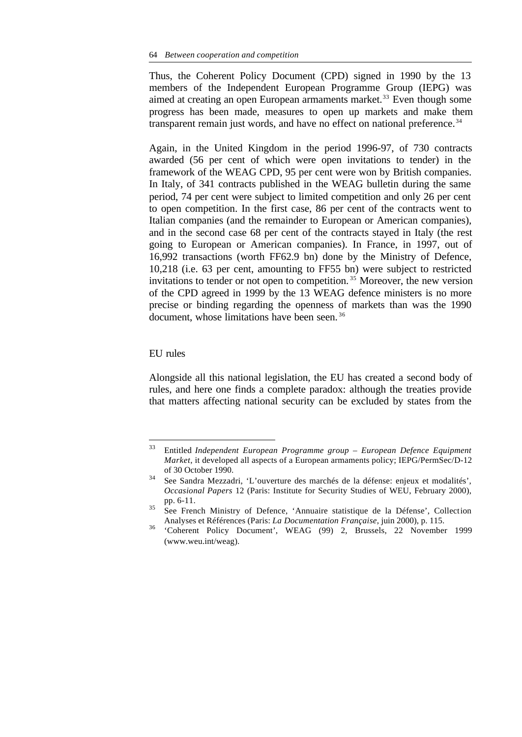Thus, the Coherent Policy Document (CPD) signed in 1990 by the 13 members of the Independent European Programme Group (IEPG) was aimed at creating an open European armaments market.[33] Even though some progress has been made, measures to open up markets and make them transparent remain just words, and have no effect on national preference.[34]

Again, in the United Kingdom in the period 1996-97, of 730 contracts awarded (56 per cent of which were open invitations to tender) in the framework of the WEAG CPD, 95 per cent were won by British companies. In Italy, of 341 contracts published in the WEAG bulletin during the same period, 74 per cent were subject to limited competition and only 26 per cent to open competition. In the first case, 86 per cent of the contracts went to Italian companies (and the remainder to European or American companies), and in the second case 68 per cent of the contracts stayed in Italy (the rest going to European or American companies). In France, in 1997, out of 16,992 transactions (worth FF62.9 bn) done by the Ministry of Defence, 10,218 (i.e. 63 per cent, amounting to FF55 bn) were subject to restricted invitations to tender or not open to competition.[35] Moreover, the new version of the CPD agreed in 1999 by the 13 WEAG defence ministers is no more precise or binding regarding the openness of markets than was the 1990 document, whose limitations have been seen.[36]

### EU rules

Alongside all this national legislation, the EU has created a second body of rules, and here one finds a complete paradox: although the treaties provide that matters affecting national security can be excluded by states from the

---

[33] Entitled *Independent European Programme group – European Defence Equipment Market*, it developed all aspects of a European armaments policy; IEPG/PermSec/D-12 of 30 October 1990.

[34] See Sandra Mezzadri, 'L'ouverture des marchés de la défense: enjeux et modalités', *Occasional Papers* 12 (Paris: Institute for Security Studies of WEU, February 2000), pp. 6-11.

[35] See French Ministry of Defence, 'Annuaire statistique de la Défense', Collection Analyses et Références (Paris: *La Documentation Française*, juin 2000), p. 115.

[36] 'Coherent Policy Document', WEAG (99) 2, Brussels, 22 November 1999 (www.weu.int/weag).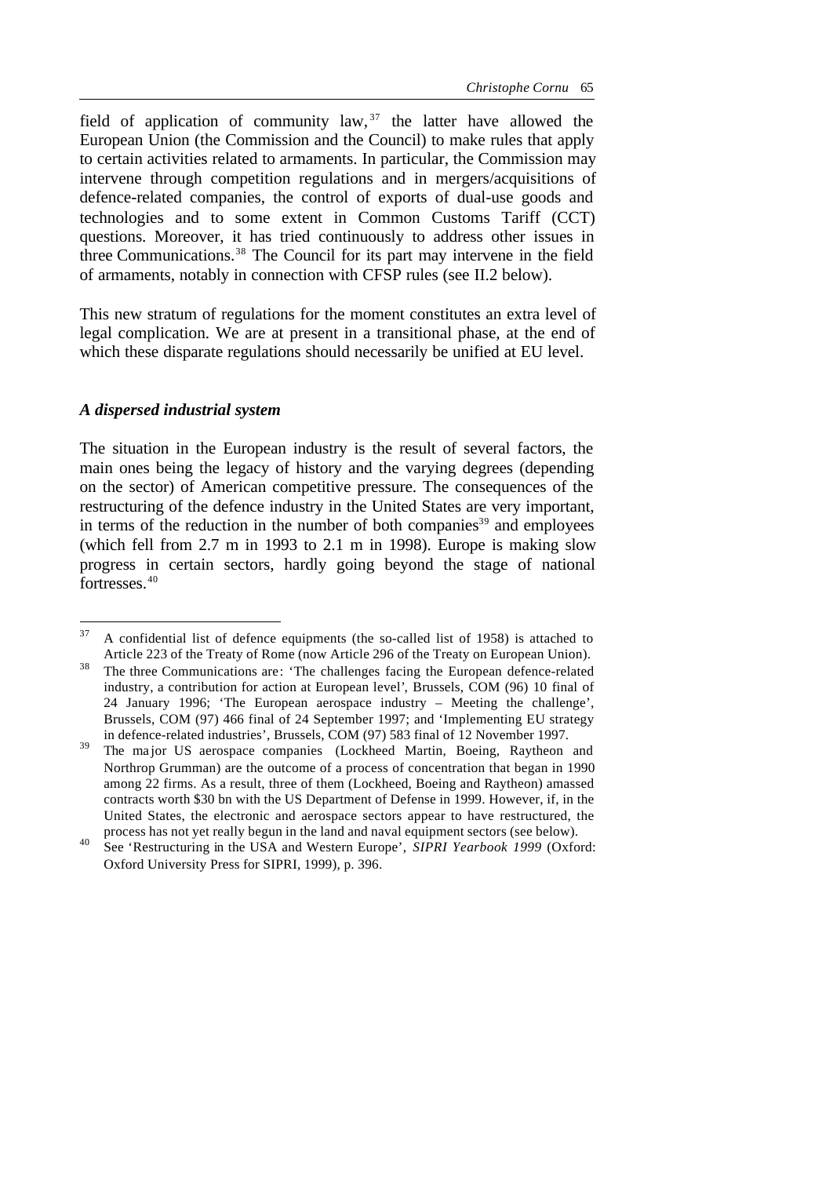field of application of community law,[37] the latter have allowed the European Union (the Commission and the Council) to make rules that apply to certain activities related to armaments. In particular, the Commission may intervene through competition regulations and in mergers/acquisitions of defence-related companies, the control of exports of dual-use goods and technologies and to some extent in Common Customs Tariff (CCT) questions. Moreover, it has tried continuously to address other issues in three Communications.[38] The Council for its part may intervene in the field of armaments, notably in connection with CFSP rules (see II.2 below).

This new stratum of regulations for the moment constitutes an extra level of legal complication. We are at present in a transitional phase, at the end of which these disparate regulations should necessarily be unified at EU level.

### *A dispersed industrial system*

The situation in the European industry is the result of several factors, the main ones being the legacy of history and the varying degrees (depending on the sector) of American competitive pressure. The consequences of the restructuring of the defence industry in the United States are very important, in terms of the reduction in the number of both companies[39] and employees (which fell from 2.7 m in 1993 to 2.1 m in 1998). Europe is making slow progress in certain sectors, hardly going beyond the stage of national fortresses.[40]

---

[37] A confidential list of defence equipments (the so-called list of 1958) is attached to Article 223 of the Treaty of Rome (now Article 296 of the Treaty on European Union).

[38] The three Communications are: 'The challenges facing the European defence-related industry, a contribution for action at European level', Brussels, COM (96) 10 final of 24 January 1996; 'The European aerospace industry – Meeting the challenge', Brussels, COM (97) 466 final of 24 September 1997; and 'Implementing EU strategy in defence-related industries', Brussels, COM (97) 583 final of 12 November 1997.

[39] The major US aerospace companies (Lockheed Martin, Boeing, Raytheon and Northrop Grumman) are the outcome of a process of concentration that began in 1990 among 22 firms. As a result, three of them (Lockheed, Boeing and Raytheon) amassed contracts worth $30 bn with the US Department of Defense in 1999. However, if, in the United States, the electronic and aerospace sectors appear to have restructured, the process has not yet really begun in the land and naval equipment sectors (see below).

[40] See 'Restructuring in the USA and Western Europe', *SIPRI Yearbook 1999* (Oxford: Oxford University Press for SIPRI, 1999), p. 396.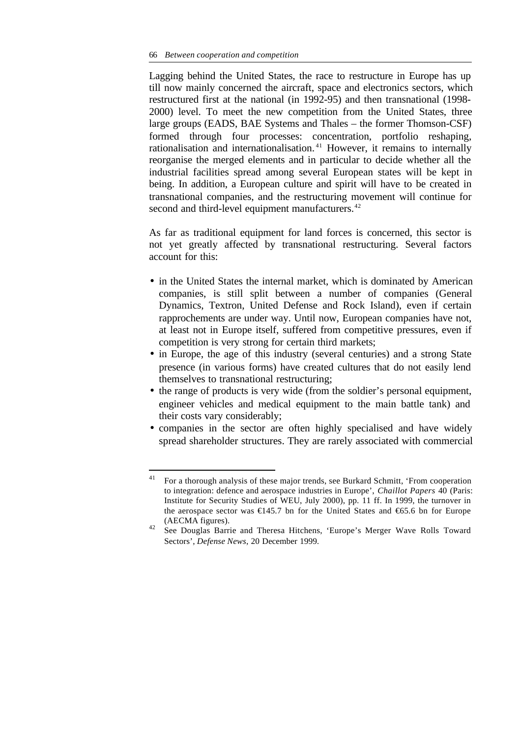Lagging behind the United States, the race to restructure in Europe has up till now mainly concerned the aircraft, space and electronics sectors, which restructured first at the national (in 1992-95) and then transnational (1998-2000) level. To meet the new competition from the United States, three large groups (EADS, BAE Systems and Thales – the former Thomson-CSF) formed through four processes: concentration, portfolio reshaping, rationalisation and internationalisation.[41] However, it remains to internally reorganise the merged elements and in particular to decide whether all the industrial facilities spread among several European states will be kept in being. In addition, a European culture and spirit will have to be created in transnational companies, and the restructuring movement will continue for second and third-level equipment manufacturers.[42]

As far as traditional equipment for land forces is concerned, this sector is not yet greatly affected by transnational restructuring. Several factors account for this:

- in the United States the internal market, which is dominated by American companies, is still split between a number of companies (General Dynamics, Textron, United Defense and Rock Island), even if certain rapprochements are under way. Until now, European companies have not, at least not in Europe itself, suffered from competitive pressures, even if competition is very strong for certain third markets;
- in Europe, the age of this industry (several centuries) and a strong State presence (in various forms) have created cultures that do not easily lend themselves to transnational restructuring;
- the range of products is very wide (from the soldier's personal equipment, engineer vehicles and medical equipment to the main battle tank) and their costs vary considerably;
- companies in the sector are often highly specialised and have widely spread shareholder structures. They are rarely associated with commercial

---

[41] For a thorough analysis of these major trends, see Burkard Schmitt, 'From cooperation to integration: defence and aerospace industries in Europe', *Chaillot Papers* 40 (Paris: Institute for Security Studies of WEU, July 2000), pp. 11 ff. In 1999, the turnover in the aerospace sector was €145.7 bn for the United States and €65.6 bn for Europe (AECMA figures).

[42] See Douglas Barrie and Theresa Hitchens, 'Europe's Merger Wave Rolls Toward Sectors', *Defense News*, 20 December 1999.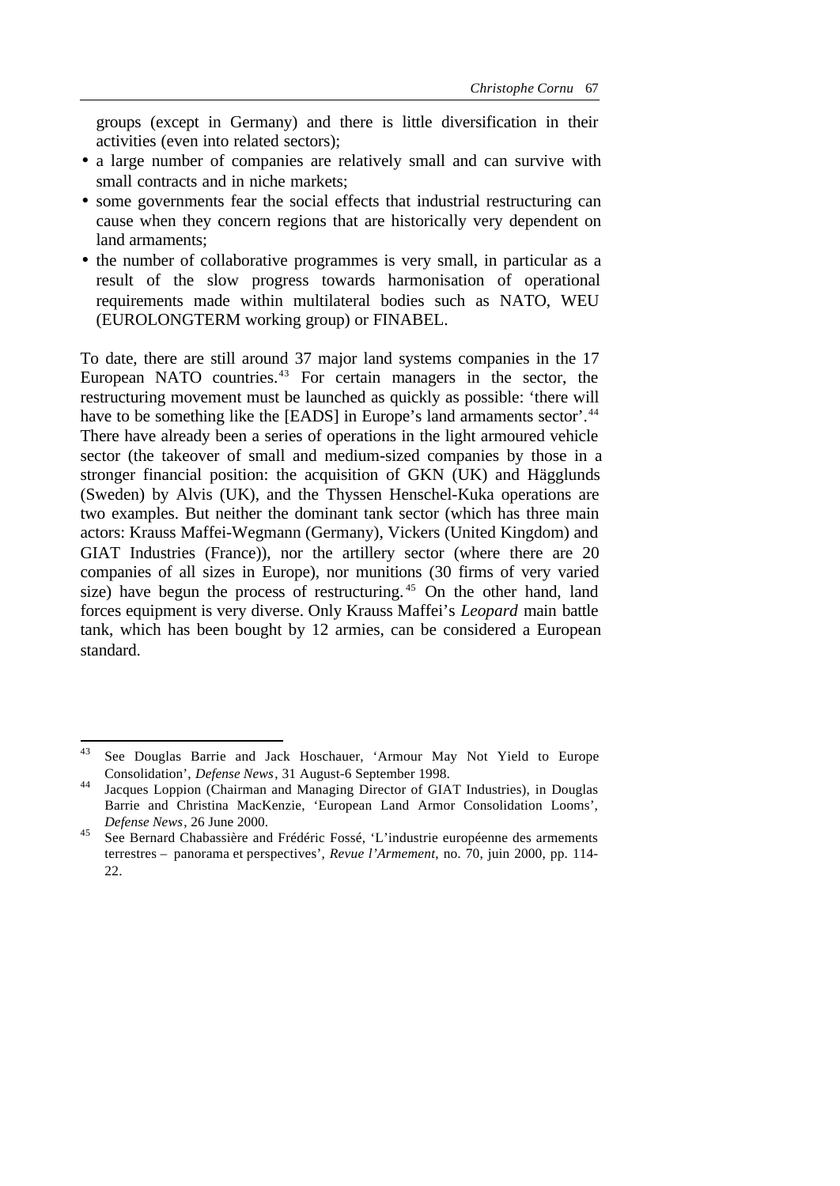groups (except in Germany) and there is little diversification in their activities (even into related sectors);

- a large number of companies are relatively small and can survive with small contracts and in niche markets;
- some governments fear the social effects that industrial restructuring can cause when they concern regions that are historically very dependent on land armaments;
- the number of collaborative programmes is very small, in particular as a result of the slow progress towards harmonisation of operational requirements made within multilateral bodies such as NATO, WEU (EUROLONGTERM working group) or FINABEL.

To date, there are still around 37 major land systems companies in the 17 European NATO countries.[43] For certain managers in the sector, the restructuring movement must be launched as quickly as possible: 'there will have to be something like the [EADS] in Europe's land armaments sector'.[44] There have already been a series of operations in the light armoured vehicle sector (the takeover of small and medium-sized companies by those in a stronger financial position: the acquisition of GKN (UK) and Hägglunds (Sweden) by Alvis (UK), and the Thyssen Henschel-Kuka operations are two examples. But neither the dominant tank sector (which has three main actors: Krauss Maffei-Wegmann (Germany), Vickers (United Kingdom) and GIAT Industries (France)), nor the artillery sector (where there are 20 companies of all sizes in Europe), nor munitions (30 firms of very varied size) have begun the process of restructuring.[45] On the other hand, land forces equipment is very diverse. Only Krauss Maffei's *Leopard* main battle tank, which has been bought by 12 armies, can be considered a European standard.

---

[43] See Douglas Barrie and Jack Hoschauer, 'Armour May Not Yield to Europe Consolidation', *Defense News*, 31 August-6 September 1998.

[44] Jacques Loppion (Chairman and Managing Director of GIAT Industries), in Douglas Barrie and Christina MacKenzie, 'European Land Armor Consolidation Looms', *Defense News*, 26 June 2000.

[45] See Bernard Chabassière and Frédéric Fossé, 'L'industrie européenne des armements terrestres – panorama et perspectives', *Revue l'Armement*, no. 70, juin 2000, pp. 114-22.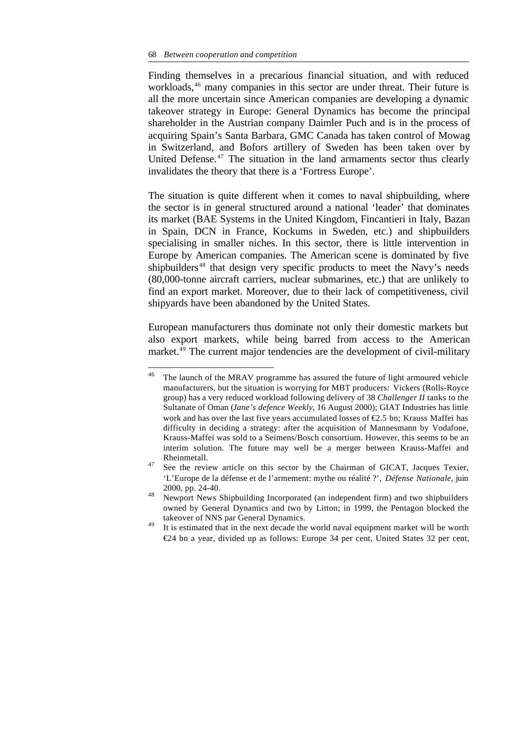Finding themselves in a precarious financial situation, and with reduced workloads,[46] many companies in this sector are under threat. Their future is all the more uncertain since American companies are developing a dynamic takeover strategy in Europe: General Dynamics has become the principal shareholder in the Austrian company Daimler Puch and is in the process of acquiring Spain's Santa Barbara, GMC Canada has taken control of Mowag in Switzerland, and Bofors artillery of Sweden has been taken over by United Defense.[47] The situation in the land armaments sector thus clearly invalidates the theory that there is a 'Fortress Europe'.

The situation is quite different when it comes to naval shipbuilding, where the sector is in general structured around a national 'leader' that dominates its market (BAE Systems in the United Kingdom, Fincantieri in Italy, Bazan in Spain, DCN in France, Kockums in Sweden, etc.) and shipbuilders specialising in smaller niches. In this sector, there is little intervention in Europe by American companies. The American scene is dominated by five shipbuilders[48] that design very specific products to meet the Navy's needs (80,000-tonne aircraft carriers, nuclear submarines, etc.) that are unlikely to find an export market. Moreover, due to their lack of competitiveness, civil shipyards have been abandoned by the United States.

European manufacturers thus dominate not only their domestic markets but also export markets, while being barred from access to the American market.[49] The current major tendencies are the development of civil-military

---

[46] The launch of the MRAV programme has assured the future of light armoured vehicle manufacturers, but the situation is worrying for MBT producers: Vickers (Rolls-Royce group) has a very reduced workload following delivery of 38 *Challenger II* tanks to the Sultanate of Oman (*Jane's defence Weekly*, 16 August 2000); GIAT Industries has little work and has over the last five years accumulated losses of €2.5 bn; Krauss Maffei has difficulty in deciding a strategy: after the acquisition of Mannesmann by Vodafone, Krauss-Maffei was sold to a Seimens/Bosch consortium. However, this seems to be an interim solution. The future may well be a merger between Krauss-Maffei and Rheinmetall.

[47] See the review article on this sector by the Chairman of GICAT, Jacques Texier, 'L'Europe de la défense et de l'armement: mythe ou réalité ?', *Défense Nationale*, juin 2000, pp. 24-40.

[48] Newport News Shipbuilding Incorporated (an independent firm) and two shipbuilders owned by General Dynamics and two by Litton; in 1999, the Pentagon blocked the takeover of NNS par General Dynamics.

[49] It is estimated that in the next decade the world naval equipment market will be worth €24 bn a year, divided up as follows: Europe 34 per cent, United States 32 per cent,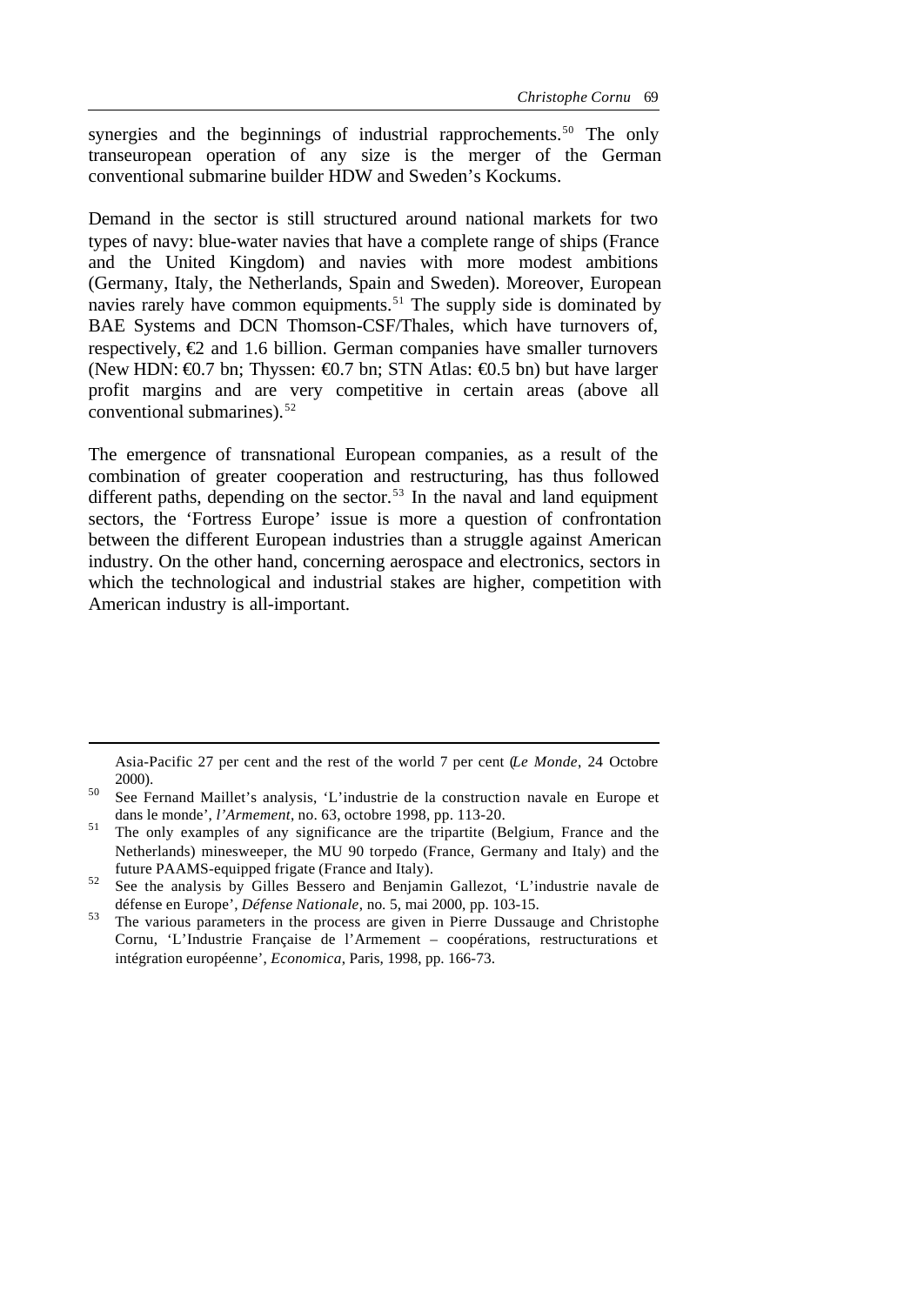synergies and the beginnings of industrial rapprochements.[50] The only transeuropean operation of any size is the merger of the German conventional submarine builder HDW and Sweden's Kockums.

Demand in the sector is still structured around national markets for two types of navy: blue-water navies that have a complete range of ships (France and the United Kingdom) and navies with more modest ambitions (Germany, Italy, the Netherlands, Spain and Sweden). Moreover, European navies rarely have common equipments.[51] The supply side is dominated by BAE Systems and DCN Thomson-CSF/Thales, which have turnovers of, respectively, €2 and 1.6 billion. German companies have smaller turnovers (New HDN: €0.7 bn; Thyssen: €0.7 bn; STN Atlas: €0.5 bn) but have larger profit margins and are very competitive in certain areas (above all conventional submarines).[52]

The emergence of transnational European companies, as a result of the combination of greater cooperation and restructuring, has thus followed different paths, depending on the sector.[53] In the naval and land equipment sectors, the 'Fortress Europe' issue is more a question of confrontation between the different European industries than a struggle against American industry. On the other hand, concerning aerospace and electronics, sectors in which the technological and industrial stakes are higher, competition with American industry is all-important.

---

Asia-Pacific 27 per cent and the rest of the world 7 per cent (*Le Monde*, 24 Octobre 2000).

[50] See Fernand Maillet's analysis, 'L'industrie de la construction navale en Europe et dans le monde', *l'Armement*, no. 63, octobre 1998, pp. 113-20.

[51] The only examples of any significance are the tripartite (Belgium, France and the Netherlands) minesweeper, the MU 90 torpedo (France, Germany and Italy) and the future PAAMS-equipped frigate (France and Italy).

[52] See the analysis by Gilles Bessero and Benjamin Gallezot, 'L'industrie navale de défense en Europe', *Défense Nationale*, no. 5, mai 2000, pp. 103-15.

[53] The various parameters in the process are given in Pierre Dussauge and Christophe Cornu, 'L'Industrie Française de l'Armement – coopérations, restructurations et intégration européenne', *Economica*, Paris, 1998, pp. 166-73.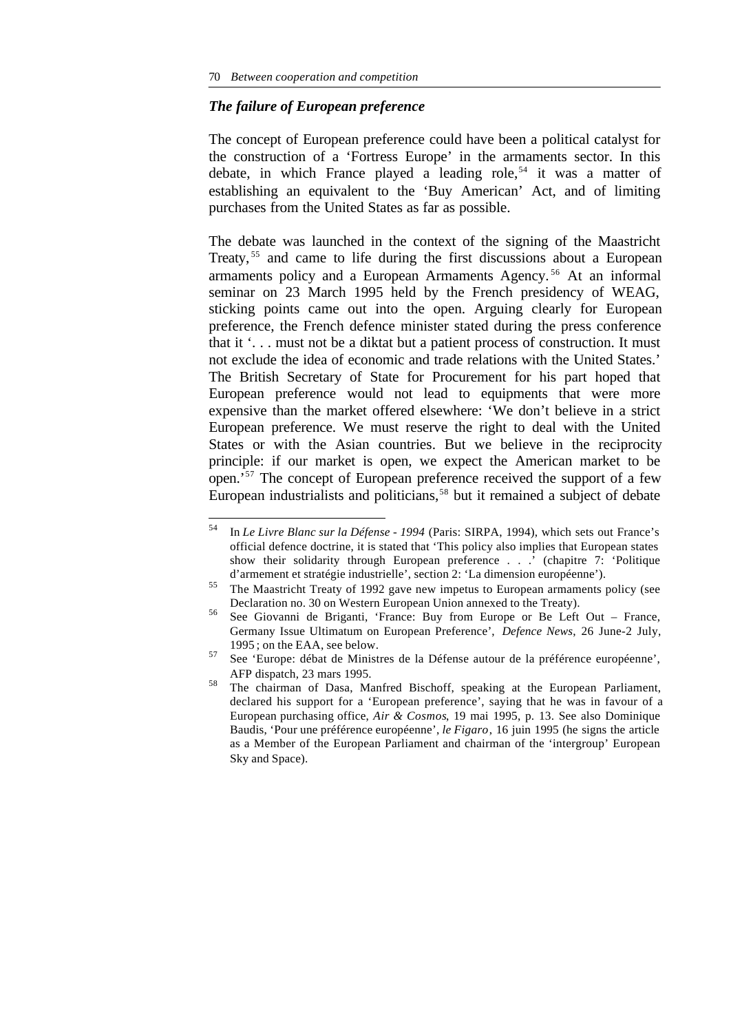### *The failure of European preference*

The concept of European preference could have been a political catalyst for the construction of a 'Fortress Europe' in the armaments sector. In this debate, in which France played a leading role,[54] it was a matter of establishing an equivalent to the 'Buy American' Act, and of limiting purchases from the United States as far as possible.

The debate was launched in the context of the signing of the Maastricht Treaty,[55] and came to life during the first discussions about a European armaments policy and a European Armaments Agency.[56] At an informal seminar on 23 March 1995 held by the French presidency of WEAG, sticking points came out into the open. Arguing clearly for European preference, the French defence minister stated during the press conference that it '. . . must not be a diktat but a patient process of construction. It must not exclude the idea of economic and trade relations with the United States.' The British Secretary of State for Procurement for his part hoped that European preference would not lead to equipments that were more expensive than the market offered elsewhere: 'We don't believe in a strict European preference. We must reserve the right to deal with the United States or with the Asian countries. But we believe in the reciprocity principle: if our market is open, we expect the American market to be open.'[57] The concept of European preference received the support of a few European industrialists and politicians,[58] but it remained a subject of debate

---

[54] In *Le Livre Blanc sur la Défense - 1994* (Paris: SIRPA, 1994), which sets out France's official defence doctrine, it is stated that 'This policy also implies that European states show their solidarity through European preference . . .' (chapitre 7: 'Politique d'armement et stratégie industrielle', section 2: 'La dimension européenne').

[55] The Maastricht Treaty of 1992 gave new impetus to European armaments policy (see Declaration no. 30 on Western European Union annexed to the Treaty).

[56] See Giovanni de Briganti, 'France: Buy from Europe or Be Left Out – France, Germany Issue Ultimatum on European Preference', *Defence News*, 26 June-2 July, 1995; on the EAA, see below.

[57] See 'Europe: débat de Ministres de la Défense autour de la préférence européenne', AFP dispatch, 23 mars 1995.

[58] The chairman of Dasa, Manfred Bischoff, speaking at the European Parliament, declared his support for a 'European preference', saying that he was in favour of a European purchasing office, *Air & Cosmos*, 19 mai 1995, p. 13. See also Dominique Baudis, 'Pour une préférence européenne', *le Figaro*, 16 juin 1995 (he signs the article as a Member of the European Parliament and chairman of the 'intergroup' European Sky and Space).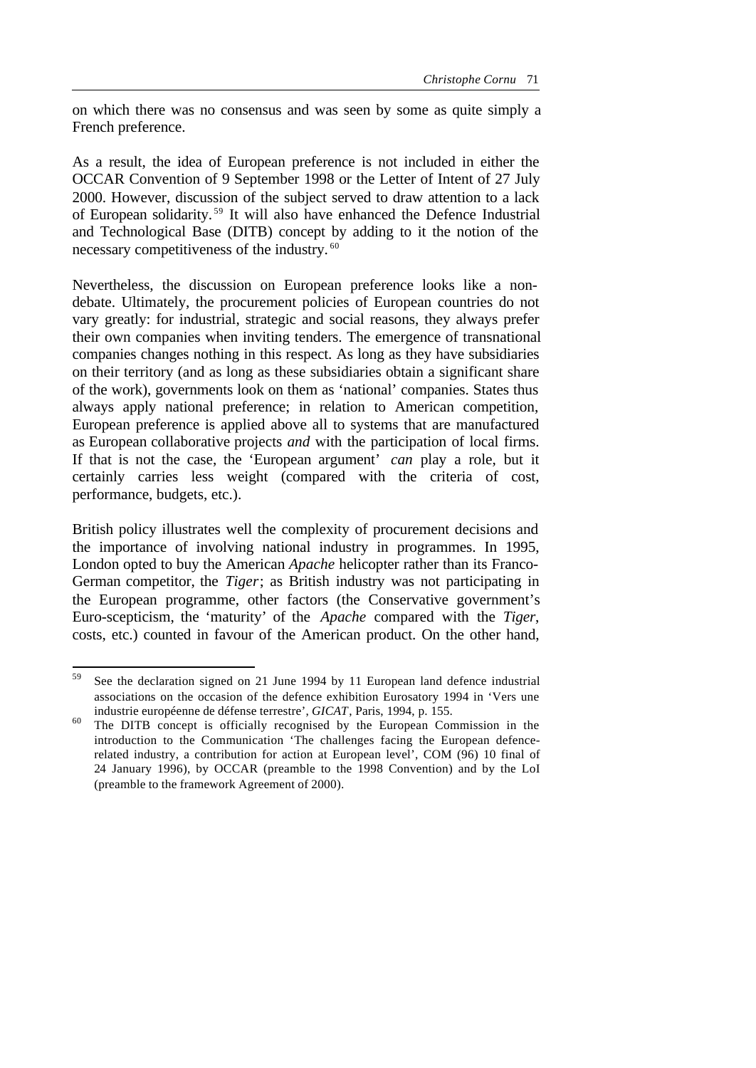on which there was no consensus and was seen by some as quite simply a French preference.

As a result, the idea of European preference is not included in either the OCCAR Convention of 9 September 1998 or the Letter of Intent of 27 July 2000. However, discussion of the subject served to draw attention to a lack of European solidarity.[59] It will also have enhanced the Defence Industrial and Technological Base (DITB) concept by adding to it the notion of the necessary competitiveness of the industry.[60]

Nevertheless, the discussion on European preference looks like a non-debate. Ultimately, the procurement policies of European countries do not vary greatly: for industrial, strategic and social reasons, they always prefer their own companies when inviting tenders. The emergence of transnational companies changes nothing in this respect. As long as they have subsidiaries on their territory (and as long as these subsidiaries obtain a significant share of the work), governments look on them as 'national' companies. States thus always apply national preference; in relation to American competition, European preference is applied above all to systems that are manufactured as European collaborative projects *and* with the participation of local firms. If that is not the case, the 'European argument' *can* play a role, but it certainly carries less weight (compared with the criteria of cost, performance, budgets, etc.).

British policy illustrates well the complexity of procurement decisions and the importance of involving national industry in programmes. In 1995, London opted to buy the American *Apache* helicopter rather than its Franco-German competitor, the *Tiger*; as British industry was not participating in the European programme, other factors (the Conservative government's Euro-scepticism, the 'maturity' of the *Apache* compared with the *Tiger*, costs, etc.) counted in favour of the American product. On the other hand,

---

[59] See the declaration signed on 21 June 1994 by 11 European land defence industrial associations on the occasion of the defence exhibition Eurosatory 1994 in 'Vers une industrie européenne de défense terrestre', *GICAT*, Paris, 1994, p. 155.

[60] The DITB concept is officially recognised by the European Commission in the introduction to the Communication 'The challenges facing the European defence-related industry, a contribution for action at European level', COM (96) 10 final of 24 January 1996), by OCCAR (preamble to the 1998 Convention) and by the LoI (preamble to the framework Agreement of 2000).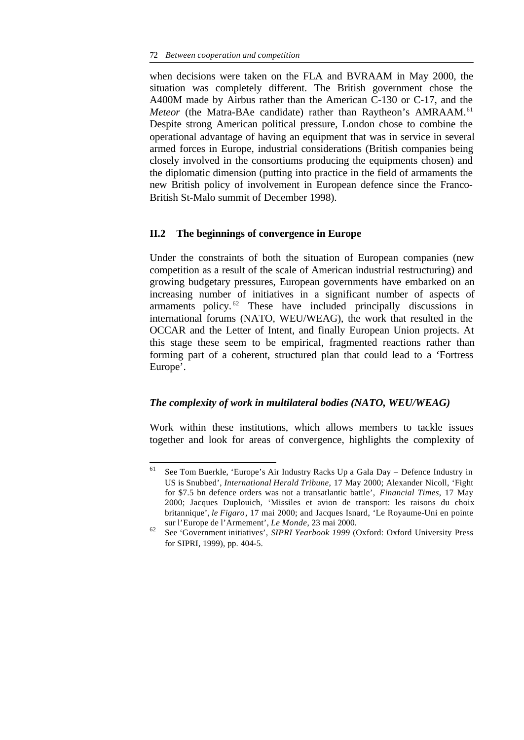when decisions were taken on the FLA and BVRAAM in May 2000, the situation was completely different. The British government chose the A400M made by Airbus rather than the American C-130 or C-17, and the *Meteor* (the Matra-BAe candidate) rather than Raytheon's AMRAAM.[61] Despite strong American political pressure, London chose to combine the operational advantage of having an equipment that was in service in several armed forces in Europe, industrial considerations (British companies being closely involved in the consortiums producing the equipments chosen) and the diplomatic dimension (putting into practice in the field of armaments the new British policy of involvement in European defence since the Franco-British St-Malo summit of December 1998).

## II.2 The beginnings of convergence in Europe

Under the constraints of both the situation of European companies (new competition as a result of the scale of American industrial restructuring) and growing budgetary pressures, European governments have embarked on an increasing number of initiatives in a significant number of aspects of armaments policy.[62] These have included principally discussions in international forums (NATO, WEU/WEAG), the work that resulted in the OCCAR and the Letter of Intent, and finally European Union projects. At this stage these seem to be empirical, fragmented reactions rather than forming part of a coherent, structured plan that could lead to a 'Fortress Europe'.

### *The complexity of work in multilateral bodies (NATO, WEU/WEAG)*

Work within these institutions, which allows members to tackle issues together and look for areas of convergence, highlights the complexity of

---

[61] See Tom Buerkle, 'Europe's Air Industry Racks Up a Gala Day – Defence Industry in US is Snubbed', *International Herald Tribune*, 17 May 2000; Alexander Nicoll, 'Fight for $7.5 bn defence orders was not a transatlantic battle', *Financial Times*, 17 May 2000; Jacques Duplouich, 'Missiles et avion de transport: les raisons du choix britannique', *le Figaro*, 17 mai 2000; and Jacques Isnard, 'Le Royaume-Uni en pointe sur l'Europe de l'Armement', *Le Monde*, 23 mai 2000.

[62] See 'Government initiatives', *SIPRI Yearbook 1999* (Oxford: Oxford University Press for SIPRI, 1999), pp. 404-5.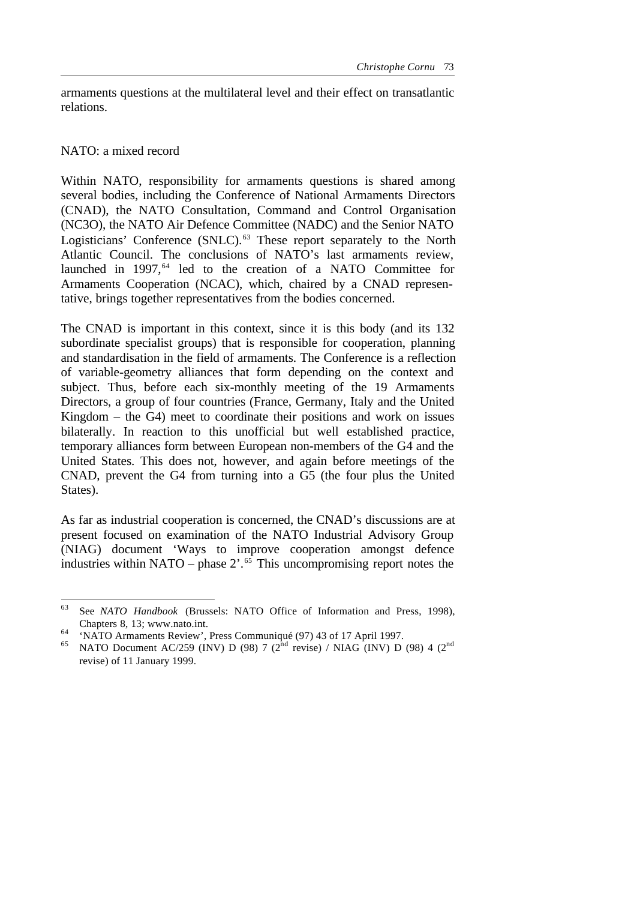armaments questions at the multilateral level and their effect on transatlantic relations.

## NATO: a mixed record

Within NATO, responsibility for armaments questions is shared among several bodies, including the Conference of National Armaments Directors (CNAD), the NATO Consultation, Command and Control Organisation (NC3O), the NATO Air Defence Committee (NADC) and the Senior NATO Logisticians' Conference (SNLC).[63] These report separately to the North Atlantic Council. The conclusions of NATO's last armaments review, launched in 1997,[64] led to the creation of a NATO Committee for Armaments Cooperation (NCAC), which, chaired by a CNAD representative, brings together representatives from the bodies concerned.

The CNAD is important in this context, since it is this body (and its 132 subordinate specialist groups) that is responsible for cooperation, planning and standardisation in the field of armaments. The Conference is a reflection of variable-geometry alliances that form depending on the context and subject. Thus, before each six-monthly meeting of the 19 Armaments Directors, a group of four countries (France, Germany, Italy and the United Kingdom – the G4) meet to coordinate their positions and work on issues bilaterally. In reaction to this unofficial but well established practice, temporary alliances form between European non-members of the G4 and the United States. This does not, however, and again before meetings of the CNAD, prevent the G4 from turning into a G5 (the four plus the United States).

As far as industrial cooperation is concerned, the CNAD's discussions are at present focused on examination of the NATO Industrial Advisory Group (NIAG) document 'Ways to improve cooperation amongst defence industries within NATO – phase 2'.[65] This uncompromising report notes the

---

[63] See *NATO Handbook* (Brussels: NATO Office of Information and Press, 1998), Chapters 8, 13; www.nato.int.

[64] 'NATO Armaments Review', Press Communiqué (97) 43 of 17 April 1997.

[65] NATO Document AC/259 (INV) D (98) 7 (2nd revise) / NIAG (INV) D (98) 4 (2nd revise) of 11 January 1999.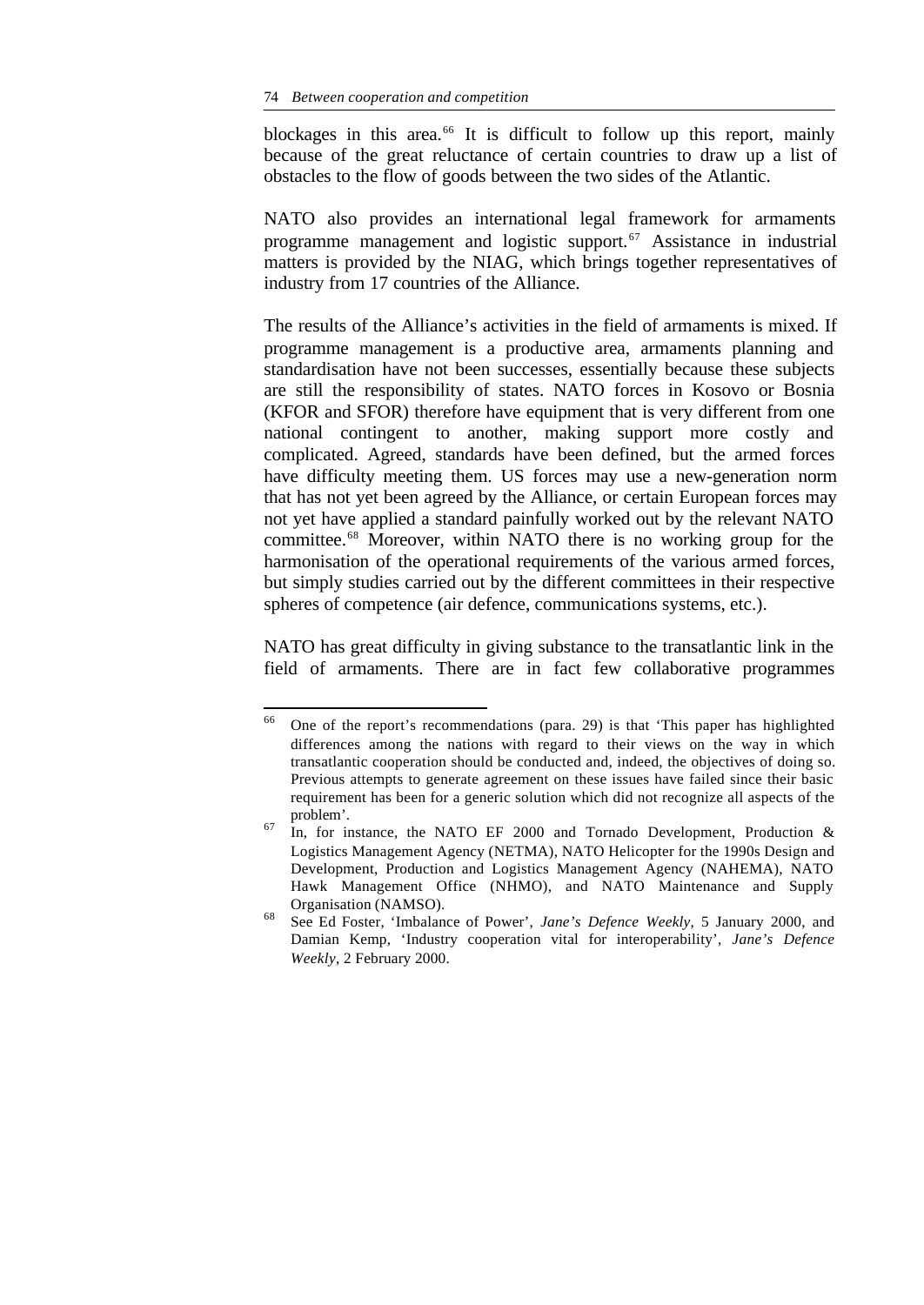blockages in this area.[66] It is difficult to follow up this report, mainly because of the great reluctance of certain countries to draw up a list of obstacles to the flow of goods between the two sides of the Atlantic.

NATO also provides an international legal framework for armaments programme management and logistic support.[67] Assistance in industrial matters is provided by the NIAG, which brings together representatives of industry from 17 countries of the Alliance.

The results of the Alliance's activities in the field of armaments is mixed. If programme management is a productive area, armaments planning and standardisation have not been successes, essentially because these subjects are still the responsibility of states. NATO forces in Kosovo or Bosnia (KFOR and SFOR) therefore have equipment that is very different from one national contingent to another, making support more costly and complicated. Agreed, standards have been defined, but the armed forces have difficulty meeting them. US forces may use a new-generation norm that has not yet been agreed by the Alliance, or certain European forces may not yet have applied a standard painfully worked out by the relevant NATO committee.[68] Moreover, within NATO there is no working group for the harmonisation of the operational requirements of the various armed forces, but simply studies carried out by the different committees in their respective spheres of competence (air defence, communications systems, etc.).

NATO has great difficulty in giving substance to the transatlantic link in the field of armaments. There are in fact few collaborative programmes

---

[66] One of the report's recommendations (para. 29) is that 'This paper has highlighted differences among the nations with regard to their views on the way in which transatlantic cooperation should be conducted and, indeed, the objectives of doing so. Previous attempts to generate agreement on these issues have failed since their basic requirement has been for a generic solution which did not recognize all aspects of the problem'.

[67] In, for instance, the NATO EF 2000 and Tornado Development, Production & Logistics Management Agency (NETMA), NATO Helicopter for the 1990s Design and Development, Production and Logistics Management Agency (NAHEMA), NATO Hawk Management Office (NHMO), and NATO Maintenance and Supply Organisation (NAMSO).

[68] See Ed Foster, 'Imbalance of Power', *Jane's Defence Weekly*, 5 January 2000, and Damian Kemp, 'Industry cooperation vital for interoperability', *Jane's Defence Weekly*, 2 February 2000.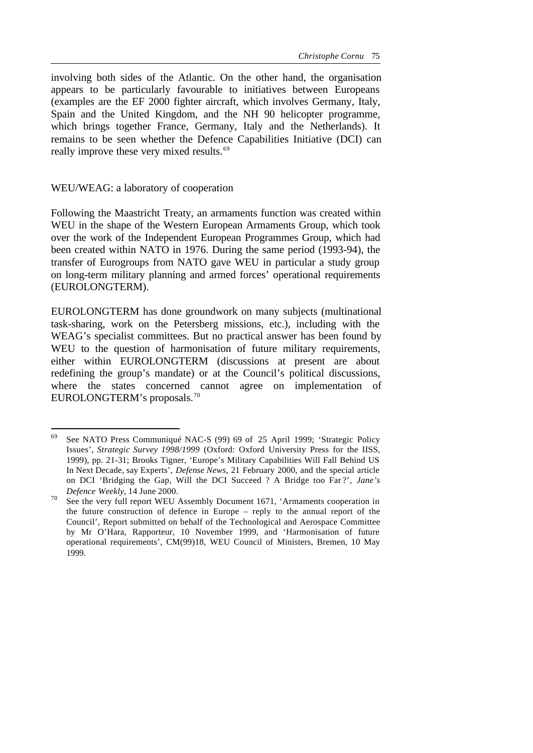involving both sides of the Atlantic. On the other hand, the organisation appears to be particularly favourable to initiatives between Europeans (examples are the EF 2000 fighter aircraft, which involves Germany, Italy, Spain and the United Kingdom, and the NH 90 helicopter programme, which brings together France, Germany, Italy and the Netherlands). It remains to be seen whether the Defence Capabilities Initiative (DCI) can really improve these very mixed results.[69]

## WEU/WEAG: a laboratory of cooperation

Following the Maastricht Treaty, an armaments function was created within WEU in the shape of the Western European Armaments Group, which took over the work of the Independent European Programmes Group, which had been created within NATO in 1976. During the same period (1993-94), the transfer of Eurogroups from NATO gave WEU in particular a study group on long-term military planning and armed forces' operational requirements (EUROLONGTERM).

EUROLONGTERM has done groundwork on many subjects (multinational task-sharing, work on the Petersberg missions, etc.), including with the WEAG's specialist committees. But no practical answer has been found by WEU to the question of harmonisation of future military requirements, either within EUROLONGTERM (discussions at present are about redefining the group's mandate) or at the Council's political discussions, where the states concerned cannot agree on implementation of EUROLONGTERM's proposals.[70]

---

[69] See NATO Press Communiqué NAC-S (99) 69 of 25 April 1999; 'Strategic Policy Issues', *Strategic Survey 1998/1999* (Oxford: Oxford University Press for the IISS, 1999), pp. 21-31; Brooks Tigner, 'Europe's Military Capabilities Will Fall Behind US In Next Decade, say Experts', *Defense News*, 21 February 2000, and the special article on DCI 'Bridging the Gap, Will the DCI Succeed ? A Bridge too Far ?', *Jane's Defence Weekly*, 14 June 2000.

[70] See the very full report WEU Assembly Document 1671, 'Armaments cooperation in the future construction of defence in Europe – reply to the annual report of the Council', Report submitted on behalf of the Technological and Aerospace Committee by Mr O'Hara, Rapporteur, 10 November 1999, and 'Harmonisation of future operational requirements', CM(99)18, WEU Council of Ministers, Bremen, 10 May 1999.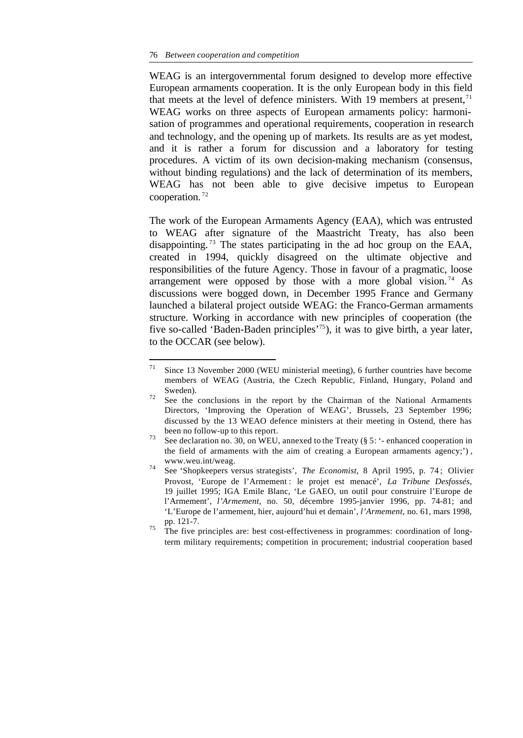WEAG is an intergovernmental forum designed to develop more effective European armaments cooperation. It is the only European body in this field that meets at the level of defence ministers. With 19 members at present,[71] WEAG works on three aspects of European armaments policy: harmonisation of programmes and operational requirements, cooperation in research and technology, and the opening up of markets. Its results are as yet modest, and it is rather a forum for discussion and a laboratory for testing procedures. A victim of its own decision-making mechanism (consensus, without binding regulations) and the lack of determination of its members, WEAG has not been able to give decisive impetus to European cooperation.[72]

The work of the European Armaments Agency (EAA), which was entrusted to WEAG after signature of the Maastricht Treaty, has also been disappointing.[73] The states participating in the ad hoc group on the EAA, created in 1994, quickly disagreed on the ultimate objective and responsibilities of the future Agency. Those in favour of a pragmatic, loose arrangement were opposed by those with a more global vision.[74] As discussions were bogged down, in December 1995 France and Germany launched a bilateral project outside WEAG: the Franco-German armaments structure. Working in accordance with new principles of cooperation (the five so-called 'Baden-Baden principles'[75]), it was to give birth, a year later, to the OCCAR (see below).

---

[71] Since 13 November 2000 (WEU ministerial meeting), 6 further countries have become members of WEAG (Austria, the Czech Republic, Finland, Hungary, Poland and Sweden).

[72] See the conclusions in the report by the Chairman of the National Armaments Directors, 'Improving the Operation of WEAG', Brussels, 23 September 1996; discussed by the 13 WEAO defence ministers at their meeting in Ostend, there has been no follow-up to this report.

[73] See declaration no. 30, on WEU, annexed to the Treaty (§ 5: '- enhanced cooperation in the field of armaments with the aim of creating a European armaments agency;'), www.weu.int/weag.

[74] See 'Shopkeepers versus strategists', *The Economist*, 8 April 1995, p. 74; Olivier Provost, 'Europe de l'Armement : le projet est menacé', *La Tribune Desfossés*, 19 juillet 1995; IGA Emile Blanc, 'Le GAEO, un outil pour construire l'Europe de l'Armement', *l'Armement*, no. 50, décembre 1995-janvier 1996, pp. 74-81; and 'L'Europe de l'armement, hier, aujourd'hui et demain', *l'Armement*, no. 61, mars 1998, pp. 121-7.

[75] The five principles are: best cost-effectiveness in programmes: coordination of long-term military requirements; competition in procurement; industrial cooperation based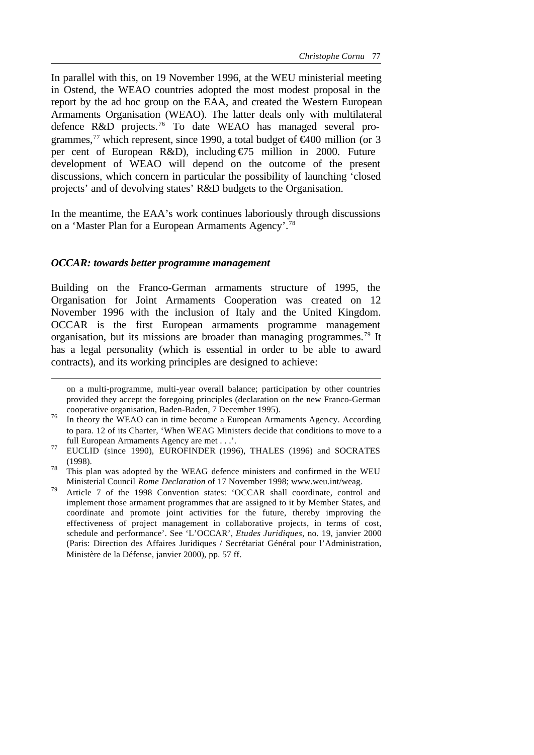In parallel with this, on 19 November 1996, at the WEU ministerial meeting in Ostend, the WEAO countries adopted the most modest proposal in the report by the ad hoc group on the EAA, and created the Western European Armaments Organisation (WEAO). The latter deals only with multilateral defence R&D projects.[76] To date WEAO has managed several programmes,[77] which represent, since 1990, a total budget of €400 million (or 3 per cent of European R&D), including €75 million in 2000. Future development of WEAO will depend on the outcome of the present discussions, which concern in particular the possibility of launching 'closed projects' and of devolving states' R&D budgets to the Organisation.

In the meantime, the EAA's work continues laboriously through discussions on a 'Master Plan for a European Armaments Agency'.[78]

### *OCCAR: towards better programme management*

Building on the Franco-German armaments structure of 1995, the Organisation for Joint Armaments Cooperation was created on 12 November 1996 with the inclusion of Italy and the United Kingdom. OCCAR is the first European armaments programme management organisation, but its missions are broader than managing programmes.[79] It has a legal personality (which is essential in order to be able to award contracts), and its working principles are designed to achieve:

---

on a multi-programme, multi-year overall balance; participation by other countries provided they accept the foregoing principles (declaration on the new Franco-German cooperative organisation, Baden-Baden, 7 December 1995).

[76] In theory the WEAO can in time become a European Armaments Agency. According to para. 12 of its Charter, 'When WEAG Ministers decide that conditions to move to a full European Armaments Agency are met . . .'.

[77] EUCLID (since 1990), EUROFINDER (1996), THALES (1996) and SOCRATES (1998).

[78] This plan was adopted by the WEAG defence ministers and confirmed in the WEU Ministerial Council *Rome Declaration* of 17 November 1998; www.weu.int/weag.

[79] Article 7 of the 1998 Convention states: 'OCCAR shall coordinate, control and implement those armament programmes that are assigned to it by Member States, and coordinate and promote joint activities for the future, thereby improving the effectiveness of project management in collaborative projects, in terms of cost, schedule and performance'. See 'L'OCCAR', *Etudes Juridiques*, no. 19, janvier 2000 (Paris: Direction des Affaires Juridiques / Secrétariat Général pour l'Administration, Ministère de la Défense, janvier 2000), pp. 57 ff.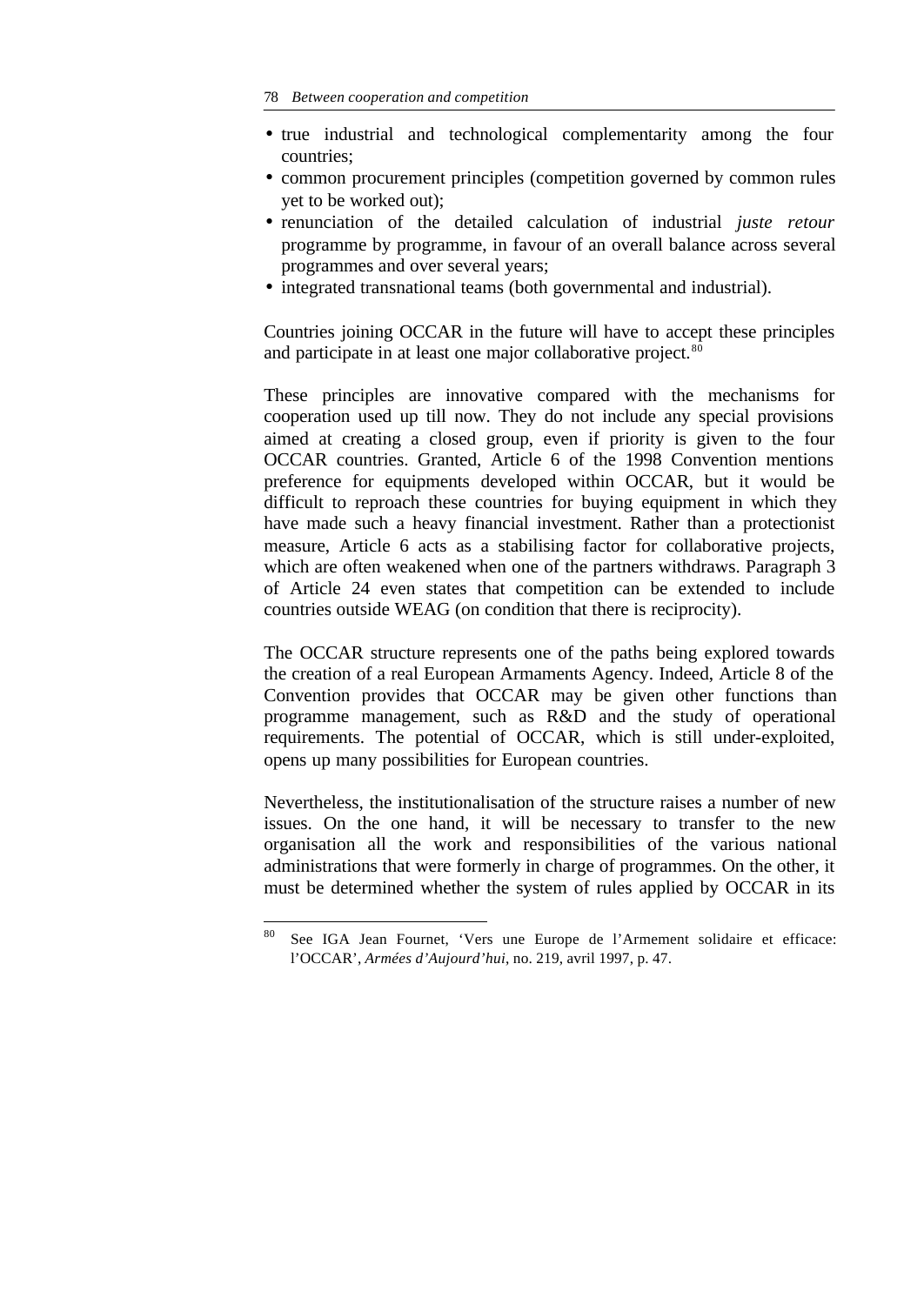- true industrial and technological complementarity among the four countries;
- common procurement principles (competition governed by common rules yet to be worked out);
- renunciation of the detailed calculation of industrial *juste retour* programme by programme, in favour of an overall balance across several programmes and over several years;
- integrated transnational teams (both governmental and industrial).

Countries joining OCCAR in the future will have to accept these principles and participate in at least one major collaborative project.[80]

These principles are innovative compared with the mechanisms for cooperation used up till now. They do not include any special provisions aimed at creating a closed group, even if priority is given to the four OCCAR countries. Granted, Article 6 of the 1998 Convention mentions preference for equipments developed within OCCAR, but it would be difficult to reproach these countries for buying equipment in which they have made such a heavy financial investment. Rather than a protectionist measure, Article 6 acts as a stabilising factor for collaborative projects, which are often weakened when one of the partners withdraws. Paragraph 3 of Article 24 even states that competition can be extended to include countries outside WEAG (on condition that there is reciprocity).

The OCCAR structure represents one of the paths being explored towards the creation of a real European Armaments Agency. Indeed, Article 8 of the Convention provides that OCCAR may be given other functions than programme management, such as R&D and the study of operational requirements. The potential of OCCAR, which is still under-exploited, opens up many possibilities for European countries.

Nevertheless, the institutionalisation of the structure raises a number of new issues. On the one hand, it will be necessary to transfer to the new organisation all the work and responsibilities of the various national administrations that were formerly in charge of programmes. On the other, it must be determined whether the system of rules applied by OCCAR in its

---

[80] See IGA Jean Fournet, 'Vers une Europe de l'Armement solidaire et efficace: l'OCCAR', *Armées d'Aujourd'hui*, no. 219, avril 1997, p. 47.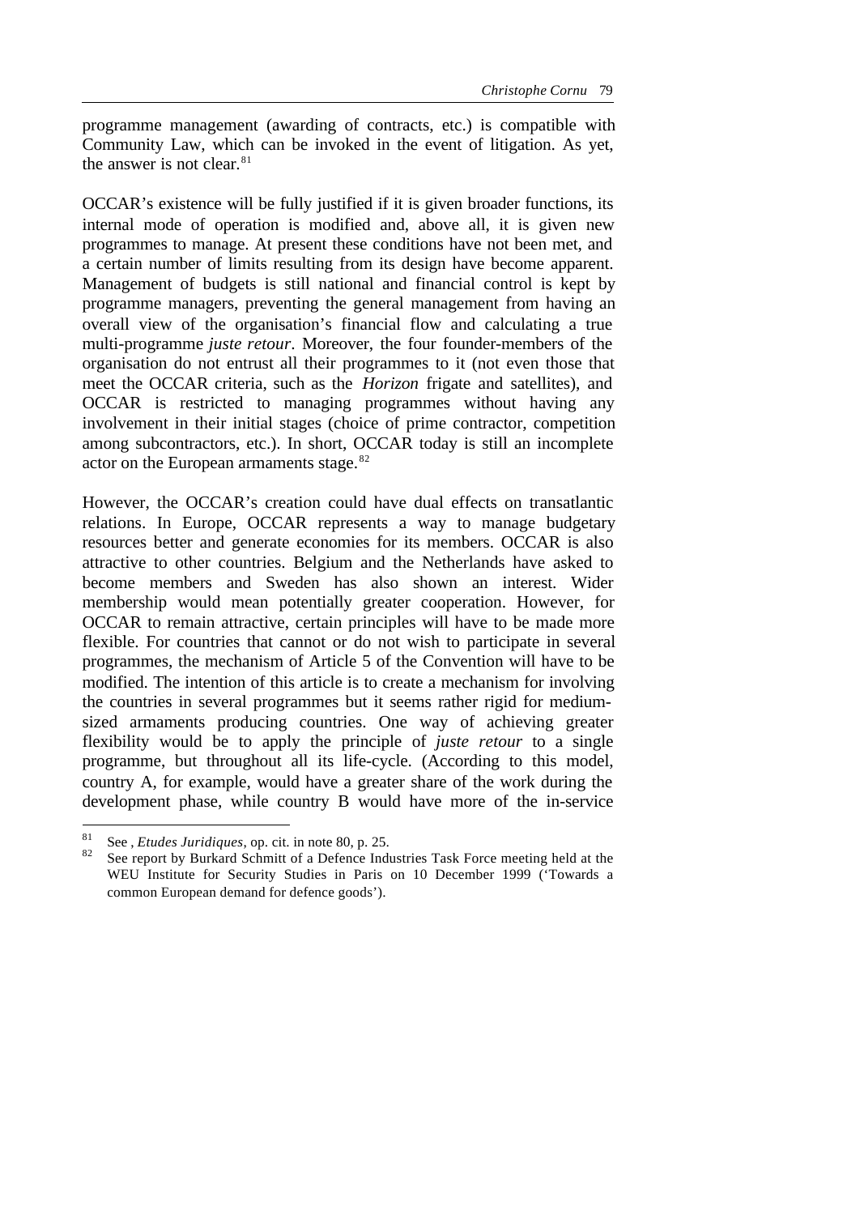programme management (awarding of contracts, etc.) is compatible with Community Law, which can be invoked in the event of litigation. As yet, the answer is not clear.[81]

OCCAR's existence will be fully justified if it is given broader functions, its internal mode of operation is modified and, above all, it is given new programmes to manage. At present these conditions have not been met, and a certain number of limits resulting from its design have become apparent. Management of budgets is still national and financial control is kept by programme managers, preventing the general management from having an overall view of the organisation's financial flow and calculating a true multi-programme *juste retour*. Moreover, the four founder-members of the organisation do not entrust all their programmes to it (not even those that meet the OCCAR criteria, such as the *Horizon* frigate and satellites), and OCCAR is restricted to managing programmes without having any involvement in their initial stages (choice of prime contractor, competition among subcontractors, etc.). In short, OCCAR today is still an incomplete actor on the European armaments stage.[82]

However, the OCCAR's creation could have dual effects on transatlantic relations. In Europe, OCCAR represents a way to manage budgetary resources better and generate economies for its members. OCCAR is also attractive to other countries. Belgium and the Netherlands have asked to become members and Sweden has also shown an interest. Wider membership would mean potentially greater cooperation. However, for OCCAR to remain attractive, certain principles will have to be made more flexible. For countries that cannot or do not wish to participate in several programmes, the mechanism of Article 5 of the Convention will have to be modified. The intention of this article is to create a mechanism for involving the countries in several programmes but it seems rather rigid for medium-sized armaments producing countries. One way of achieving greater flexibility would be to apply the principle of *juste retour* to a single programme, but throughout all its life-cycle. (According to this model, country A, for example, would have a greater share of the work during the development phase, while country B would have more of the in-service

---

[81] See , *Etudes Juridiques*, op. cit. in note 80, p. 25.

[82] See report by Burkard Schmitt of a Defence Industries Task Force meeting held at the WEU Institute for Security Studies in Paris on 10 December 1999 ('Towards a common European demand for defence goods').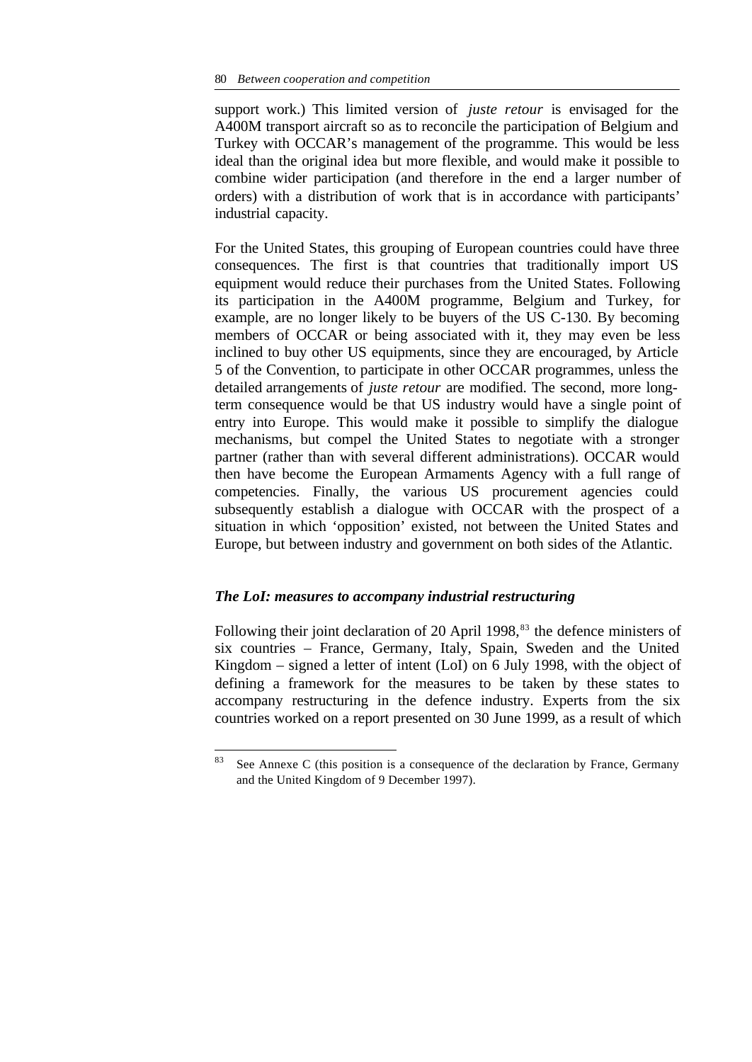support work.) This limited version of *juste retour* is envisaged for the A400M transport aircraft so as to reconcile the participation of Belgium and Turkey with OCCAR's management of the programme. This would be less ideal than the original idea but more flexible, and would make it possible to combine wider participation (and therefore in the end a larger number of orders) with a distribution of work that is in accordance with participants' industrial capacity.

For the United States, this grouping of European countries could have three consequences. The first is that countries that traditionally import US equipment would reduce their purchases from the United States. Following its participation in the A400M programme, Belgium and Turkey, for example, are no longer likely to be buyers of the US C-130. By becoming members of OCCAR or being associated with it, they may even be less inclined to buy other US equipments, since they are encouraged, by Article 5 of the Convention, to participate in other OCCAR programmes, unless the detailed arrangements of *juste retour* are modified. The second, more long-term consequence would be that US industry would have a single point of entry into Europe. This would make it possible to simplify the dialogue mechanisms, but compel the United States to negotiate with a stronger partner (rather than with several different administrations). OCCAR would then have become the European Armaments Agency with a full range of competencies. Finally, the various US procurement agencies could subsequently establish a dialogue with OCCAR with the prospect of a situation in which 'opposition' existed, not between the United States and Europe, but between industry and government on both sides of the Atlantic.

### *The LoI: measures to accompany industrial restructuring*

Following their joint declaration of 20 April 1998,[83] the defence ministers of six countries – France, Germany, Italy, Spain, Sweden and the United Kingdom – signed a letter of intent (LoI) on 6 July 1998, with the object of defining a framework for the measures to be taken by these states to accompany restructuring in the defence industry. Experts from the six countries worked on a report presented on 30 June 1999, as a result of which

[83] See Annexe C (this position is a consequence of the declaration by France, Germany and the United Kingdom of 9 December 1997).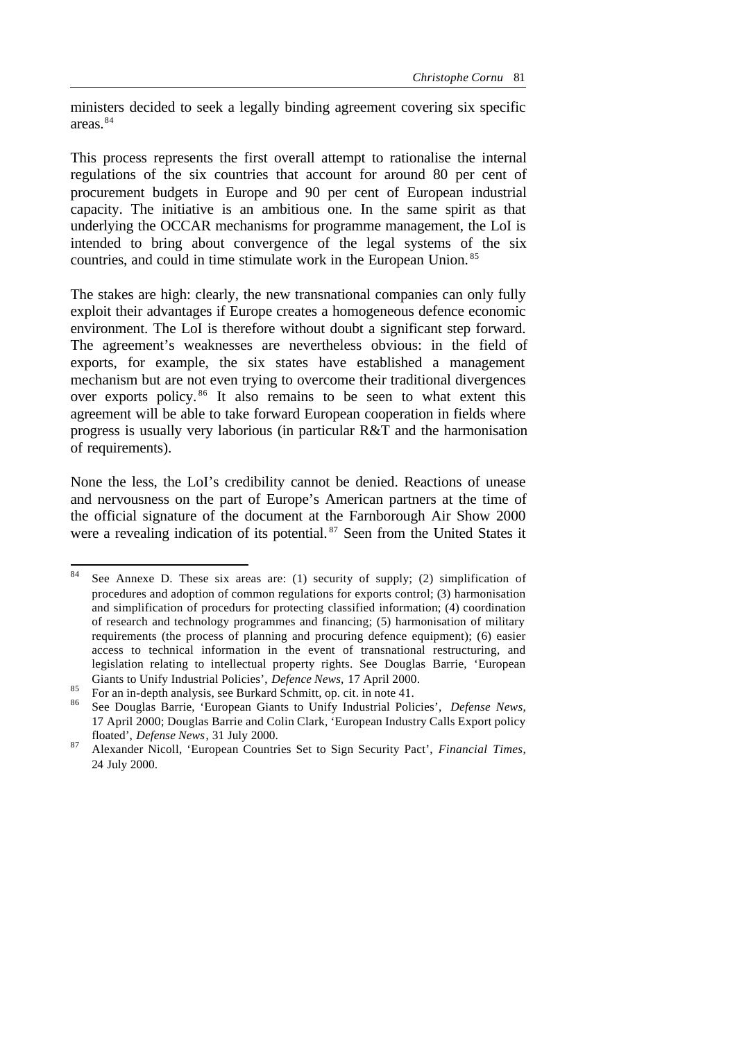ministers decided to seek a legally binding agreement covering six specific areas.[84]

This process represents the first overall attempt to rationalise the internal regulations of the six countries that account for around 80 per cent of procurement budgets in Europe and 90 per cent of European industrial capacity. The initiative is an ambitious one. In the same spirit as that underlying the OCCAR mechanisms for programme management, the LoI is intended to bring about convergence of the legal systems of the six countries, and could in time stimulate work in the European Union.[85]

The stakes are high: clearly, the new transnational companies can only fully exploit their advantages if Europe creates a homogeneous defence economic environment. The LoI is therefore without doubt a significant step forward. The agreement's weaknesses are nevertheless obvious: in the field of exports, for example, the six states have established a management mechanism but are not even trying to overcome their traditional divergences over exports policy.[86] It also remains to be seen to what extent this agreement will be able to take forward European cooperation in fields where progress is usually very laborious (in particular R&T and the harmonisation of requirements).

None the less, the LoI's credibility cannot be denied. Reactions of unease and nervousness on the part of Europe's American partners at the time of the official signature of the document at the Farnborough Air Show 2000 were a revealing indication of its potential.[87] Seen from the United States it

---

[84] See Annexe D. These six areas are: (1) security of supply; (2) simplification of procedures and adoption of common regulations for exports control; (3) harmonisation and simplification of procedurs for protecting classified information; (4) coordination of research and technology programmes and financing; (5) harmonisation of military requirements (the process of planning and procuring defence equipment); (6) easier access to technical information in the event of transnational restructuring, and legislation relating to intellectual property rights. See Douglas Barrie, 'European Giants to Unify Industrial Policies', *Defence News*, 17 April 2000.

[85] For an in-depth analysis, see Burkard Schmitt, op. cit. in note 41.

[86] See Douglas Barrie, 'European Giants to Unify Industrial Policies', *Defense News*, 17 April 2000; Douglas Barrie and Colin Clark, 'European Industry Calls Export policy floated', *Defense News*, 31 July 2000.

[87] Alexander Nicoll, 'European Countries Set to Sign Security Pact', *Financial Times*, 24 July 2000.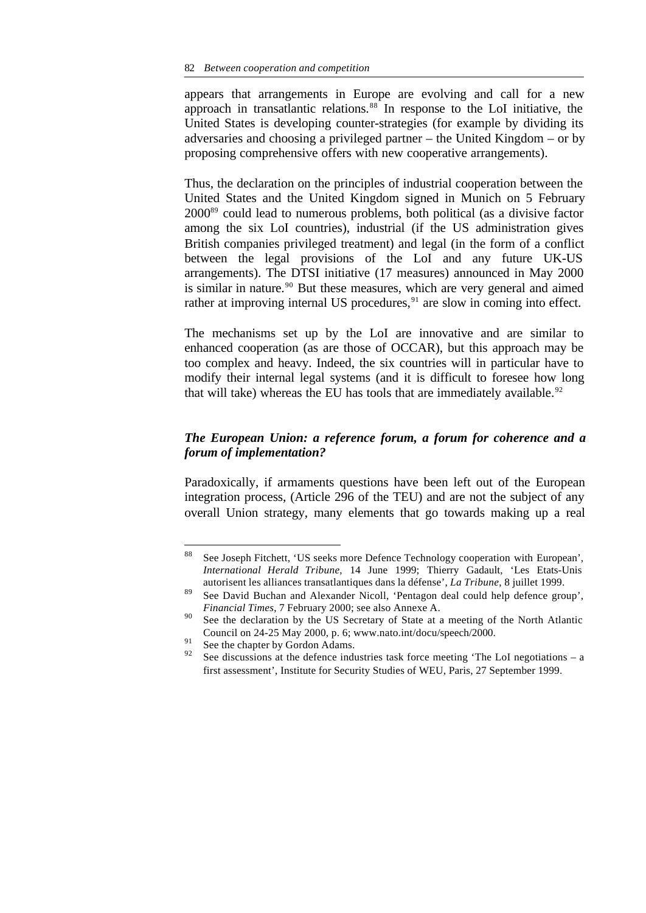appears that arrangements in Europe are evolving and call for a new approach in transatlantic relations.[88] In response to the LoI initiative, the United States is developing counter-strategies (for example by dividing its adversaries and choosing a privileged partner – the United Kingdom – or by proposing comprehensive offers with new cooperative arrangements).

Thus, the declaration on the principles of industrial cooperation between the United States and the United Kingdom signed in Munich on 5 February 2000[89] could lead to numerous problems, both political (as a divisive factor among the six LoI countries), industrial (if the US administration gives British companies privileged treatment) and legal (in the form of a conflict between the legal provisions of the LoI and any future UK-US arrangements). The DTSI initiative (17 measures) announced in May 2000 is similar in nature.[90] But these measures, which are very general and aimed rather at improving internal US procedures,[91] are slow in coming into effect.

The mechanisms set up by the LoI are innovative and are similar to enhanced cooperation (as are those of OCCAR), but this approach may be too complex and heavy. Indeed, the six countries will in particular have to modify their internal legal systems (and it is difficult to foresee how long that will take) whereas the EU has tools that are immediately available.[92]

### *The European Union: a reference forum, a forum for coherence and a forum of implementation?*

Paradoxically, if armaments questions have been left out of the European integration process, (Article 296 of the TEU) and are not the subject of any overall Union strategy, many elements that go towards making up a real

---

[88] See Joseph Fitchett, 'US seeks more Defence Technology cooperation with European', *International Herald Tribune*, 14 June 1999; Thierry Gadault, 'Les Etats-Unis autorisent les alliances transatlantiques dans la défense', *La Tribune*, 8 juillet 1999.

[89] See David Buchan and Alexander Nicoll, 'Pentagon deal could help defence group', *Financial Times*, 7 February 2000; see also Annexe A.

[90] See the declaration by the US Secretary of State at a meeting of the North Atlantic Council on 24-25 May 2000, p. 6; www.nato.int/docu/speech/2000.

[91] See the chapter by Gordon Adams.

[92] See discussions at the defence industries task force meeting 'The LoI negotiations – a first assessment', Institute for Security Studies of WEU, Paris, 27 September 1999.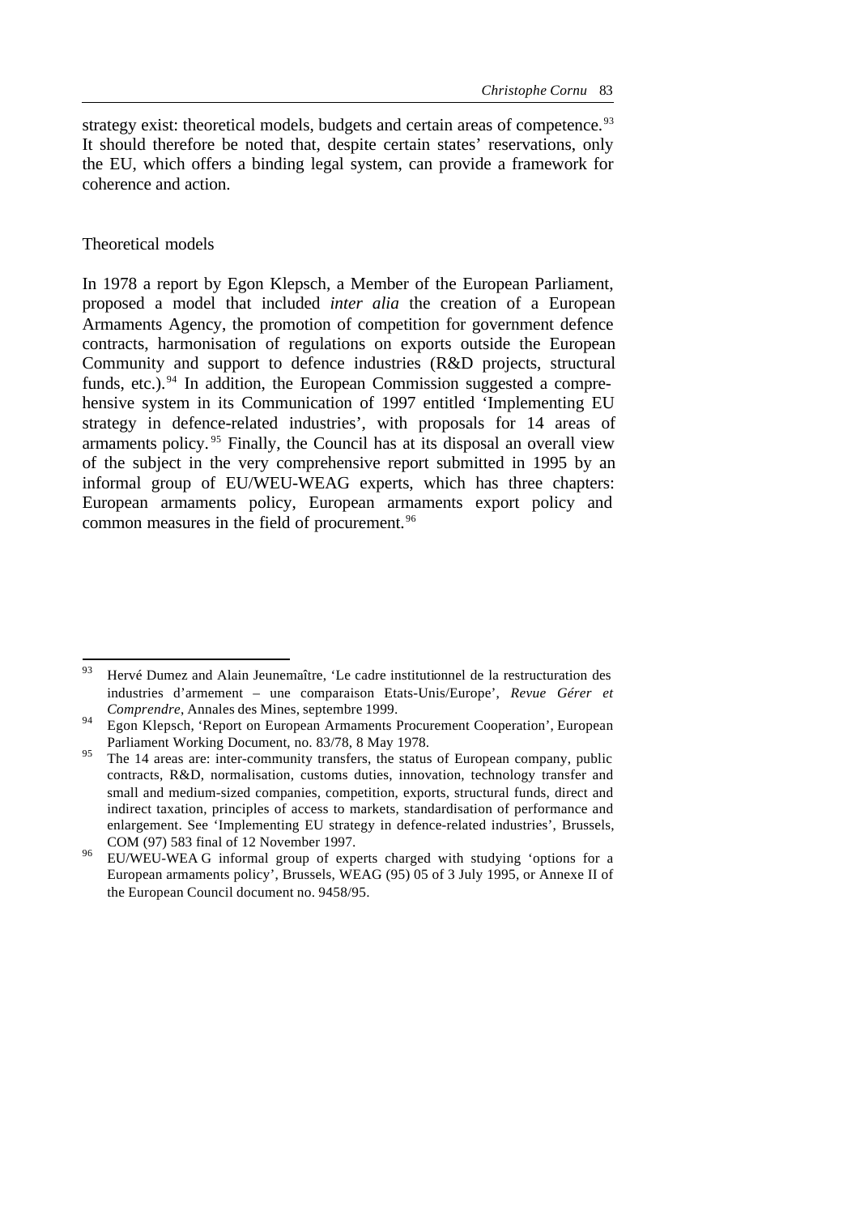strategy exist: theoretical models, budgets and certain areas of competence.[93] It should therefore be noted that, despite certain states' reservations, only the EU, which offers a binding legal system, can provide a framework for coherence and action.

### Theoretical models

In 1978 a report by Egon Klepsch, a Member of the European Parliament, proposed a model that included *inter alia* the creation of a European Armaments Agency, the promotion of competition for government defence contracts, harmonisation of regulations on exports outside the European Community and support to defence industries (R&D projects, structural funds, etc.).[94] In addition, the European Commission suggested a comprehensive system in its Communication of 1997 entitled 'Implementing EU strategy in defence-related industries', with proposals for 14 areas of armaments policy.[95] Finally, the Council has at its disposal an overall view of the subject in the very comprehensive report submitted in 1995 by an informal group of EU/WEU-WEAG experts, which has three chapters: European armaments policy, European armaments export policy and common measures in the field of procurement.[96]

---

[93] Hervé Dumez and Alain Jeunemaître, 'Le cadre institutionnel de la restructuration des industries d'armement – une comparaison Etats-Unis/Europe', *Revue Gérer et Comprendre*, Annales des Mines, septembre 1999.

[94] Egon Klepsch, 'Report on European Armaments Procurement Cooperation', European Parliament Working Document, no. 83/78, 8 May 1978.

[95] The 14 areas are: inter-community transfers, the status of European company, public contracts, R&D, normalisation, customs duties, innovation, technology transfer and small and medium-sized companies, competition, exports, structural funds, direct and indirect taxation, principles of access to markets, standardisation of performance and enlargement. See 'Implementing EU strategy in defence-related industries', Brussels, COM (97) 583 final of 12 November 1997.

[96] EU/WEU-WEA G informal group of experts charged with studying 'options for a European armaments policy', Brussels, WEAG (95) 05 of 3 July 1995, or Annexe II of the European Council document no. 9458/95.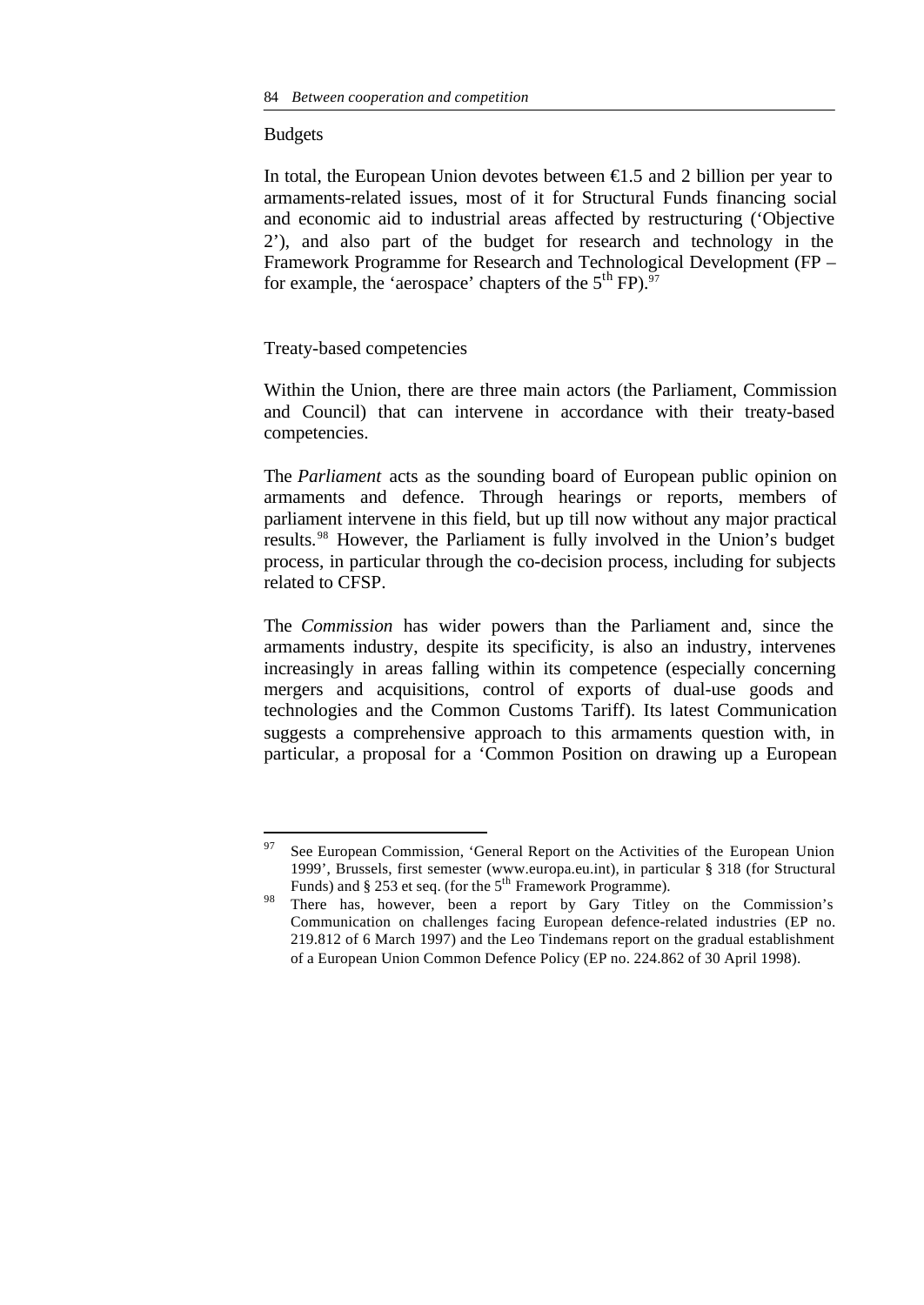## Budgets

In total, the European Union devotes between €1.5 and 2 billion per year to armaments-related issues, most of it for Structural Funds financing social and economic aid to industrial areas affected by restructuring ('Objective 2'), and also part of the budget for research and technology in the Framework Programme for Research and Technological Development (FP – for example, the 'aerospace' chapters of the 5th FP).[97]

## Treaty-based competencies

Within the Union, there are three main actors (the Parliament, Commission and Council) that can intervene in accordance with their treaty-based competencies.

The *Parliament* acts as the sounding board of European public opinion on armaments and defence. Through hearings or reports, members of parliament intervene in this field, but up till now without any major practical results.[98] However, the Parliament is fully involved in the Union's budget process, in particular through the co-decision process, including for subjects related to CFSP.

The *Commission* has wider powers than the Parliament and, since the armaments industry, despite its specificity, is also an industry, intervenes increasingly in areas falling within its competence (especially concerning mergers and acquisitions, control of exports of dual-use goods and technologies and the Common Customs Tariff). Its latest Communication suggests a comprehensive approach to this armaments question with, in particular, a proposal for a 'Common Position on drawing up a European

---

[97] See European Commission, 'General Report on the Activities of the European Union 1999', Brussels, first semester (www.europa.eu.int), in particular § 318 (for Structural Funds) and § 253 et seq. (for the 5th Framework Programme).

[98] There has, however, been a report by Gary Titley on the Commission's Communication on challenges facing European defence-related industries (EP no. 219.812 of 6 March 1997) and the Leo Tindemans report on the gradual establishment of a European Union Common Defence Policy (EP no. 224.862 of 30 April 1998).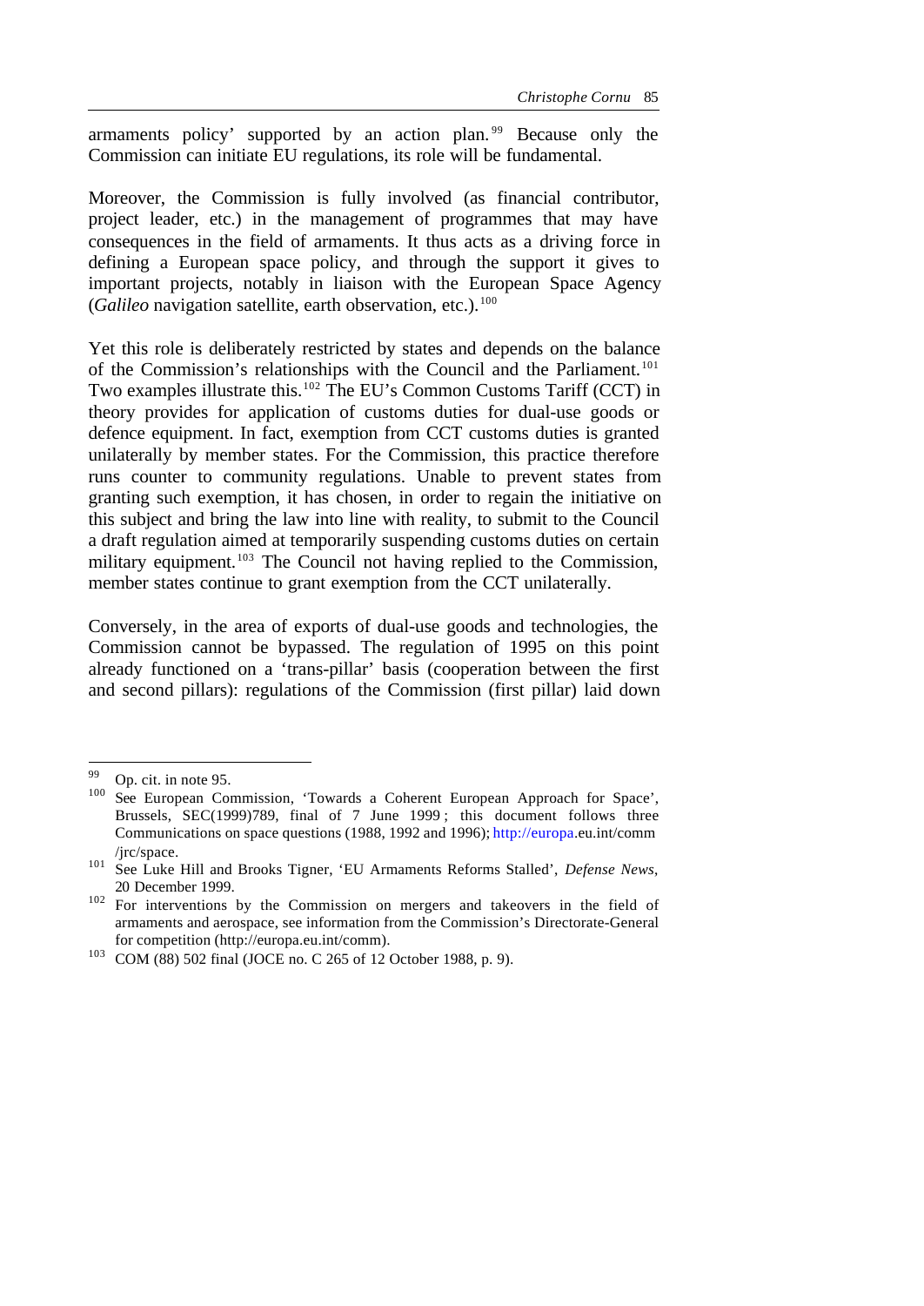armaments policy' supported by an action plan.[99] Because only the Commission can initiate EU regulations, its role will be fundamental.

Moreover, the Commission is fully involved (as financial contributor, project leader, etc.) in the management of programmes that may have consequences in the field of armaments. It thus acts as a driving force in defining a European space policy, and through the support it gives to important projects, notably in liaison with the European Space Agency (*Galileo* navigation satellite, earth observation, etc.).[100]

Yet this role is deliberately restricted by states and depends on the balance of the Commission's relationships with the Council and the Parliament.[101] Two examples illustrate this.[102] The EU's Common Customs Tariff (CCT) in theory provides for application of customs duties for dual-use goods or defence equipment. In fact, exemption from CCT customs duties is granted unilaterally by member states. For the Commission, this practice therefore runs counter to community regulations. Unable to prevent states from granting such exemption, it has chosen, in order to regain the initiative on this subject and bring the law into line with reality, to submit to the Council a draft regulation aimed at temporarily suspending customs duties on certain military equipment.[103] The Council not having replied to the Commission, member states continue to grant exemption from the CCT unilaterally.

Conversely, in the area of exports of dual-use goods and technologies, the Commission cannot be bypassed. The regulation of 1995 on this point already functioned on a 'trans-pillar' basis (cooperation between the first and second pillars): regulations of the Commission (first pillar) laid down

---

[99] Op. cit. in note 95.

[100] See European Commission, 'Towards a Coherent European Approach for Space', Brussels, SEC(1999)789, final of 7 June 1999; this document follows three Communications on space questions (1988, 1992 and 1996); http://europa.eu.int/comm/jrc/space.

[101] See Luke Hill and Brooks Tigner, 'EU Armaments Reforms Stalled', *Defense News*, 20 December 1999.

[102] For interventions by the Commission on mergers and takeovers in the field of armaments and aerospace, see information from the Commission's Directorate-General for competition (http://europa.eu.int/comm).

[103] COM (88) 502 final (JOCE no. C 265 of 12 October 1988, p. 9).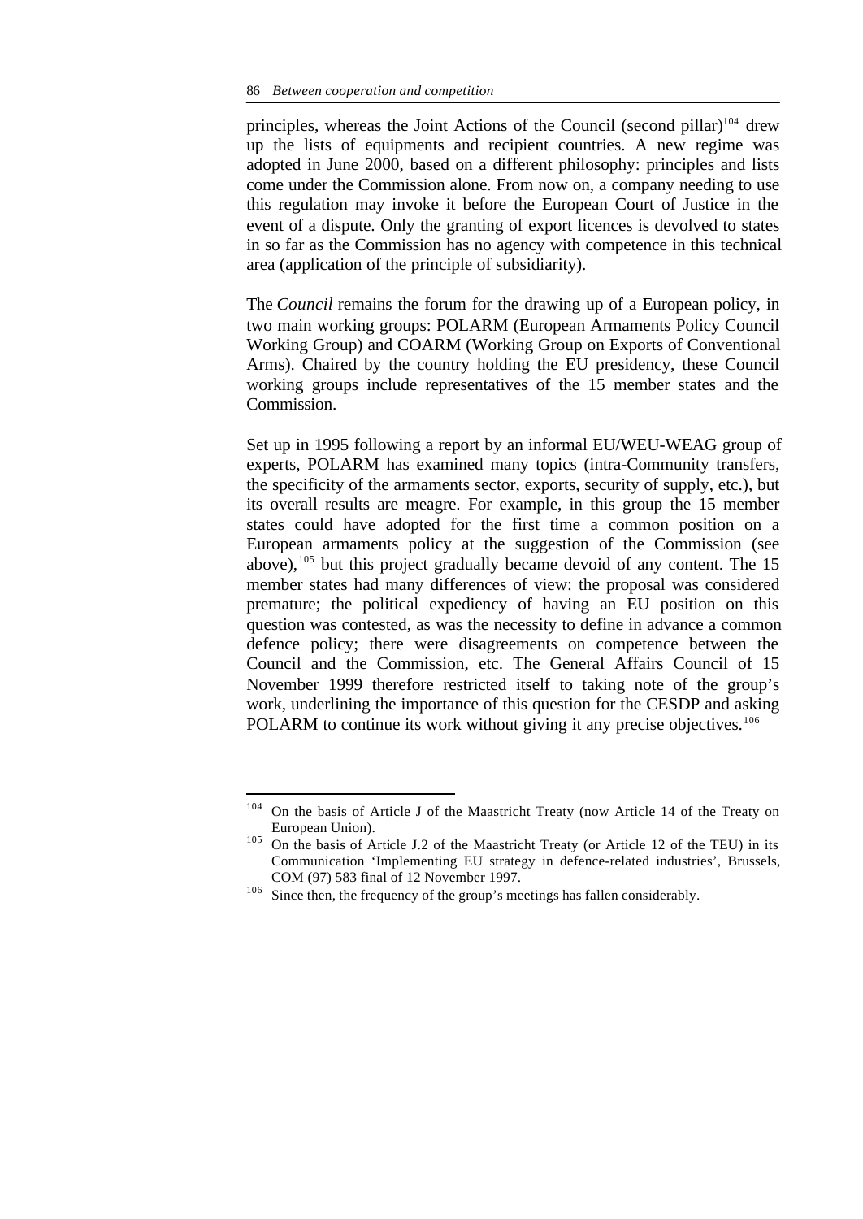principles, whereas the Joint Actions of the Council (second pillar)[104] drew up the lists of equipments and recipient countries. A new regime was adopted in June 2000, based on a different philosophy: principles and lists come under the Commission alone. From now on, a company needing to use this regulation may invoke it before the European Court of Justice in the event of a dispute. Only the granting of export licences is devolved to states in so far as the Commission has no agency with competence in this technical area (application of the principle of subsidiarity).

The *Council* remains the forum for the drawing up of a European policy, in two main working groups: POLARM (European Armaments Policy Council Working Group) and COARM (Working Group on Exports of Conventional Arms). Chaired by the country holding the EU presidency, these Council working groups include representatives of the 15 member states and the Commission.

Set up in 1995 following a report by an informal EU/WEU-WEAG group of experts, POLARM has examined many topics (intra-Community transfers, the specificity of the armaments sector, exports, security of supply, etc.), but its overall results are meagre. For example, in this group the 15 member states could have adopted for the first time a common position on a European armaments policy at the suggestion of the Commission (see above),[105] but this project gradually became devoid of any content. The 15 member states had many differences of view: the proposal was considered premature; the political expediency of having an EU position on this question was contested, as was the necessity to define in advance a common defence policy; there were disagreements on competence between the Council and the Commission, etc. The General Affairs Council of 15 November 1999 therefore restricted itself to taking note of the group's work, underlining the importance of this question for the CESDP and asking POLARM to continue its work without giving it any precise objectives.[106]

---

[104] On the basis of Article J of the Maastricht Treaty (now Article 14 of the Treaty on European Union).

[105] On the basis of Article J.2 of the Maastricht Treaty (or Article 12 of the TEU) in its Communication 'Implementing EU strategy in defence-related industries', Brussels, COM (97) 583 final of 12 November 1997.

[106] Since then, the frequency of the group's meetings has fallen considerably.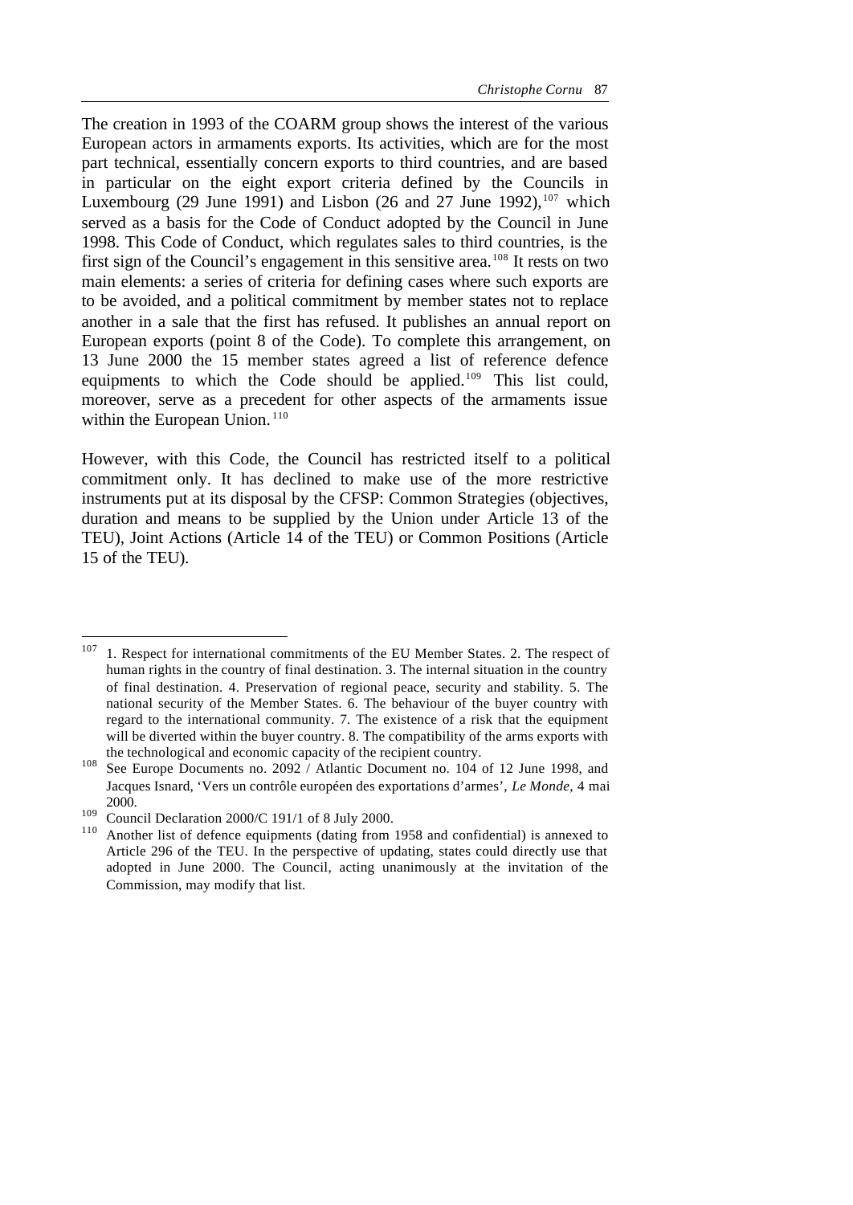The creation in 1993 of the COARM group shows the interest of the various European actors in armaments exports. Its activities, which are for the most part technical, essentially concern exports to third countries, and are based in particular on the eight export criteria defined by the Councils in Luxembourg (29 June 1991) and Lisbon (26 and 27 June 1992),[107] which served as a basis for the Code of Conduct adopted by the Council in June 1998. This Code of Conduct, which regulates sales to third countries, is the first sign of the Council's engagement in this sensitive area.[108] It rests on two main elements: a series of criteria for defining cases where such exports are to be avoided, and a political commitment by member states not to replace another in a sale that the first has refused. It publishes an annual report on European exports (point 8 of the Code). To complete this arrangement, on 13 June 2000 the 15 member states agreed a list of reference defence equipments to which the Code should be applied.[109] This list could, moreover, serve as a precedent for other aspects of the armaments issue within the European Union.[110]

However, with this Code, the Council has restricted itself to a political commitment only. It has declined to make use of the more restrictive instruments put at its disposal by the CFSP: Common Strategies (objectives, duration and means to be supplied by the Union under Article 13 of the TEU), Joint Actions (Article 14 of the TEU) or Common Positions (Article 15 of the TEU).

---

[107] 1. Respect for international commitments of the EU Member States. 2. The respect of human rights in the country of final destination. 3. The internal situation in the country of final destination. 4. Preservation of regional peace, security and stability. 5. The national security of the Member States. 6. The behaviour of the buyer country with regard to the international community. 7. The existence of a risk that the equipment will be diverted within the buyer country. 8. The compatibility of the arms exports with the technological and economic capacity of the recipient country.

[108] See Europe Documents no. 2092 / Atlantic Document no. 104 of 12 June 1998, and Jacques Isnard, 'Vers un contrôle européen des exportations d'armes', *Le Monde*, 4 mai 2000.

[109] Council Declaration 2000/C 191/1 of 8 July 2000.

[110] Another list of defence equipments (dating from 1958 and confidential) is annexed to Article 296 of the TEU. In the perspective of updating, states could directly use that adopted in June 2000. The Council, acting unanimously at the invitation of the Commission, may modify that list.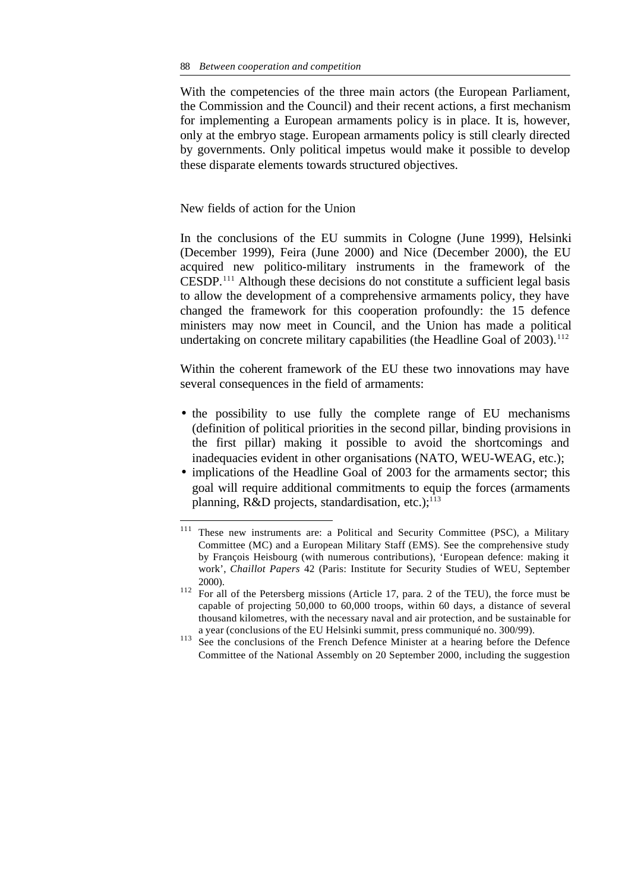With the competencies of the three main actors (the European Parliament, the Commission and the Council) and their recent actions, a first mechanism for implementing a European armaments policy is in place. It is, however, only at the embryo stage. European armaments policy is still clearly directed by governments. Only political impetus would make it possible to develop these disparate elements towards structured objectives.

## New fields of action for the Union

In the conclusions of the EU summits in Cologne (June 1999), Helsinki (December 1999), Feira (June 2000) and Nice (December 2000), the EU acquired new politico-military instruments in the framework of the CESDP.[111] Although these decisions do not constitute a sufficient legal basis to allow the development of a comprehensive armaments policy, they have changed the framework for this cooperation profoundly: the 15 defence ministers may now meet in Council, and the Union has made a political undertaking on concrete military capabilities (the Headline Goal of 2003).[112]

Within the coherent framework of the EU these two innovations may have several consequences in the field of armaments:

- the possibility to use fully the complete range of EU mechanisms (definition of political priorities in the second pillar, binding provisions in the first pillar) making it possible to avoid the shortcomings and inadequacies evident in other organisations (NATO, WEU-WEAG, etc.);
- implications of the Headline Goal of 2003 for the armaments sector; this goal will require additional commitments to equip the forces (armaments planning, R&D projects, standardisation, etc.);[113]

---

[111] These new instruments are: a Political and Security Committee (PSC), a Military Committee (MC) and a European Military Staff (EMS). See the comprehensive study by François Heisbourg (with numerous contributions), 'European defence: making it work', *Chaillot Papers* 42 (Paris: Institute for Security Studies of WEU, September 2000).

[112] For all of the Petersberg missions (Article 17, para. 2 of the TEU), the force must be capable of projecting 50,000 to 60,000 troops, within 60 days, a distance of several thousand kilometres, with the necessary naval and air protection, and be sustainable for a year (conclusions of the EU Helsinki summit, press communiqué no. 300/99).

[113] See the conclusions of the French Defence Minister at a hearing before the Defence Committee of the National Assembly on 20 September 2000, including the suggestion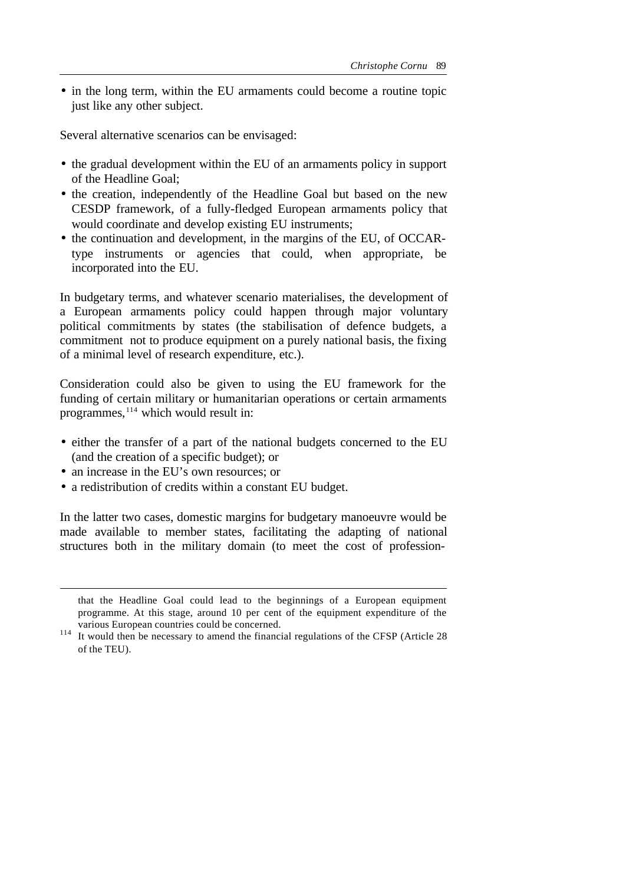- in the long term, within the EU armaments could become a routine topic just like any other subject.

Several alternative scenarios can be envisaged:

- the gradual development within the EU of an armaments policy in support of the Headline Goal;
- the creation, independently of the Headline Goal but based on the new CESDP framework, of a fully-fledged European armaments policy that would coordinate and develop existing EU instruments;
- the continuation and development, in the margins of the EU, of OCCAR-type instruments or agencies that could, when appropriate, be incorporated into the EU.

In budgetary terms, and whatever scenario materialises, the development of a European armaments policy could happen through major voluntary political commitments by states (the stabilisation of defence budgets, a commitment not to produce equipment on a purely national basis, the fixing of a minimal level of research expenditure, etc.).

Consideration could also be given to using the EU framework for the funding of certain military or humanitarian operations or certain armaments programmes,[114] which would result in:

- either the transfer of a part of the national budgets concerned to the EU (and the creation of a specific budget); or
- an increase in the EU's own resources; or
- a redistribution of credits within a constant EU budget.

In the latter two cases, domestic margins for budgetary manoeuvre would be made available to member states, facilitating the adapting of national structures both in the military domain (to meet the cost of profession-

---

that the Headline Goal could lead to the beginnings of a European equipment programme. At this stage, around 10 per cent of the equipment expenditure of the various European countries could be concerned.

[114] It would then be necessary to amend the financial regulations of the CFSP (Article 28 of the TEU).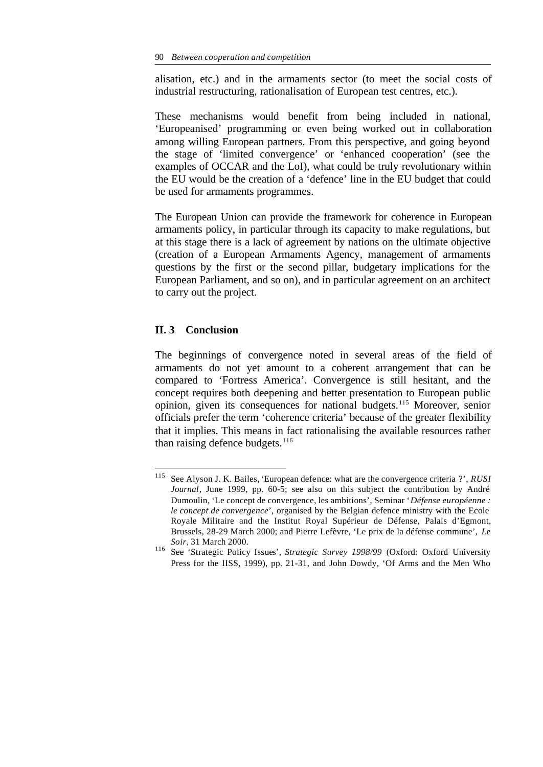alisation, etc.) and in the armaments sector (to meet the social costs of industrial restructuring, rationalisation of European test centres, etc.).

These mechanisms would benefit from being included in national, 'Europeanised' programming or even being worked out in collaboration among willing European partners. From this perspective, and going beyond the stage of 'limited convergence' or 'enhanced cooperation' (see the examples of OCCAR and the LoI), what could be truly revolutionary within the EU would be the creation of a 'defence' line in the EU budget that could be used for armaments programmes.

The European Union can provide the framework for coherence in European armaments policy, in particular through its capacity to make regulations, but at this stage there is a lack of agreement by nations on the ultimate objective (creation of a European Armaments Agency, management of armaments questions by the first or the second pillar, budgetary implications for the European Parliament, and so on), and in particular agreement on an architect to carry out the project.

## II. 3 Conclusion

The beginnings of convergence noted in several areas of the field of armaments do not yet amount to a coherent arrangement that can be compared to 'Fortress America'. Convergence is still hesitant, and the concept requires both deepening and better presentation to European public opinion, given its consequences for national budgets.[115] Moreover, senior officials prefer the term 'coherence criteria' because of the greater flexibility that it implies. This means in fact rationalising the available resources rather than raising defence budgets.[116]

---

[115] See Alyson J. K. Bailes, 'European defence: what are the convergence criteria ?', *RUSI Journal*, June 1999, pp. 60-5; see also on this subject the contribution by André Dumoulin, 'Le concept de convergence, les ambitions', Seminar '*Défense européenne : le concept de convergence*', organised by the Belgian defence ministry with the Ecole Royale Militaire and the Institut Royal Supérieur de Défense, Palais d'Egmont, Brussels, 28-29 March 2000; and Pierre Lefèvre, 'Le prix de la défense commune', *Le Soir*, 31 March 2000.

[116] See 'Strategic Policy Issues', *Strategic Survey 1998/99* (Oxford: Oxford University Press for the IISS, 1999), pp. 21-31, and John Dowdy, 'Of Arms and the Men Who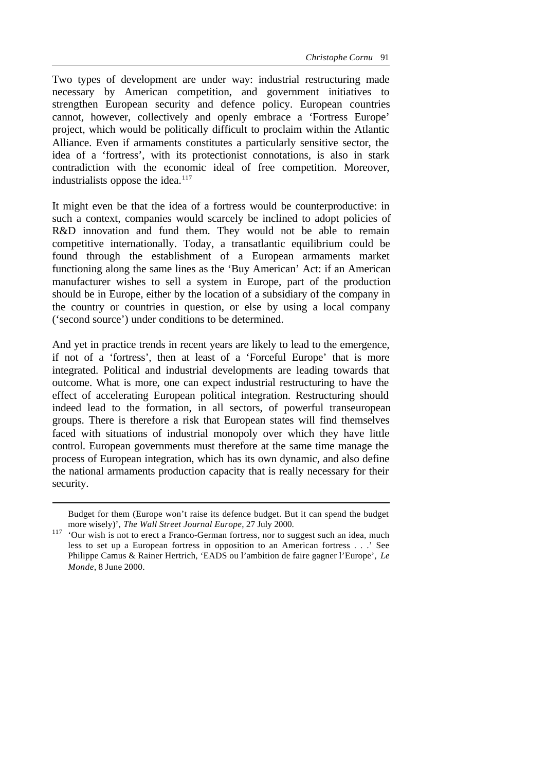Two types of development are under way: industrial restructuring made necessary by American competition, and government initiatives to strengthen European security and defence policy. European countries cannot, however, collectively and openly embrace a 'Fortress Europe' project, which would be politically difficult to proclaim within the Atlantic Alliance. Even if armaments constitutes a particularly sensitive sector, the idea of a 'fortress', with its protectionist connotations, is also in stark contradiction with the economic ideal of free competition. Moreover, industrialists oppose the idea.[117]

It might even be that the idea of a fortress would be counterproductive: in such a context, companies would scarcely be inclined to adopt policies of R&D innovation and fund them. They would not be able to remain competitive internationally. Today, a transatlantic equilibrium could be found through the establishment of a European armaments market functioning along the same lines as the 'Buy American' Act: if an American manufacturer wishes to sell a system in Europe, part of the production should be in Europe, either by the location of a subsidiary of the company in the country or countries in question, or else by using a local company ('second source') under conditions to be determined.

And yet in practice trends in recent years are likely to lead to the emergence, if not of a 'fortress', then at least of a 'Forceful Europe' that is more integrated. Political and industrial developments are leading towards that outcome. What is more, one can expect industrial restructuring to have the effect of accelerating European political integration. Restructuring should indeed lead to the formation, in all sectors, of powerful transeuropean groups. There is therefore a risk that European states will find themselves faced with situations of industrial monopoly over which they have little control. European governments must therefore at the same time manage the process of European integration, which has its own dynamic, and also define the national armaments production capacity that is really necessary for their security.

---

Budget for them (Europe won't raise its defence budget. But it can spend the budget more wisely)', *The Wall Street Journal Europe*, 27 July 2000.

[117] 'Our wish is not to erect a Franco-German fortress, nor to suggest such an idea, much less to set up a European fortress in opposition to an American fortress . . .' See Philippe Camus & Rainer Hertrich, 'EADS ou l'ambition de faire gagner l'Europe', *Le Monde*, 8 June 2000.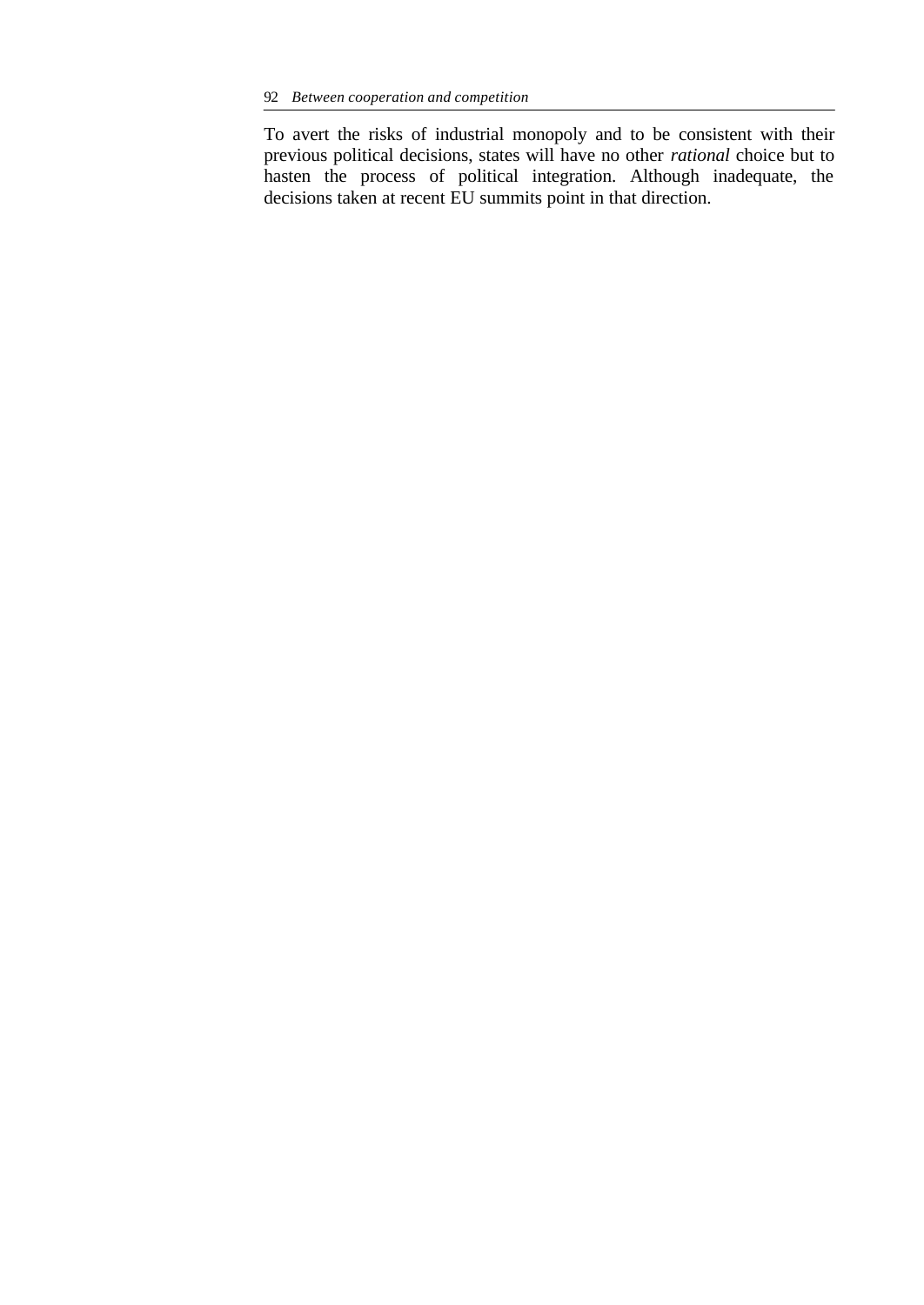To avert the risks of industrial monopoly and to be consistent with their previous political decisions, states will have no other *rational* choice but to hasten the process of political integration. Although inadequate, the decisions taken at recent EU summits point in that direction.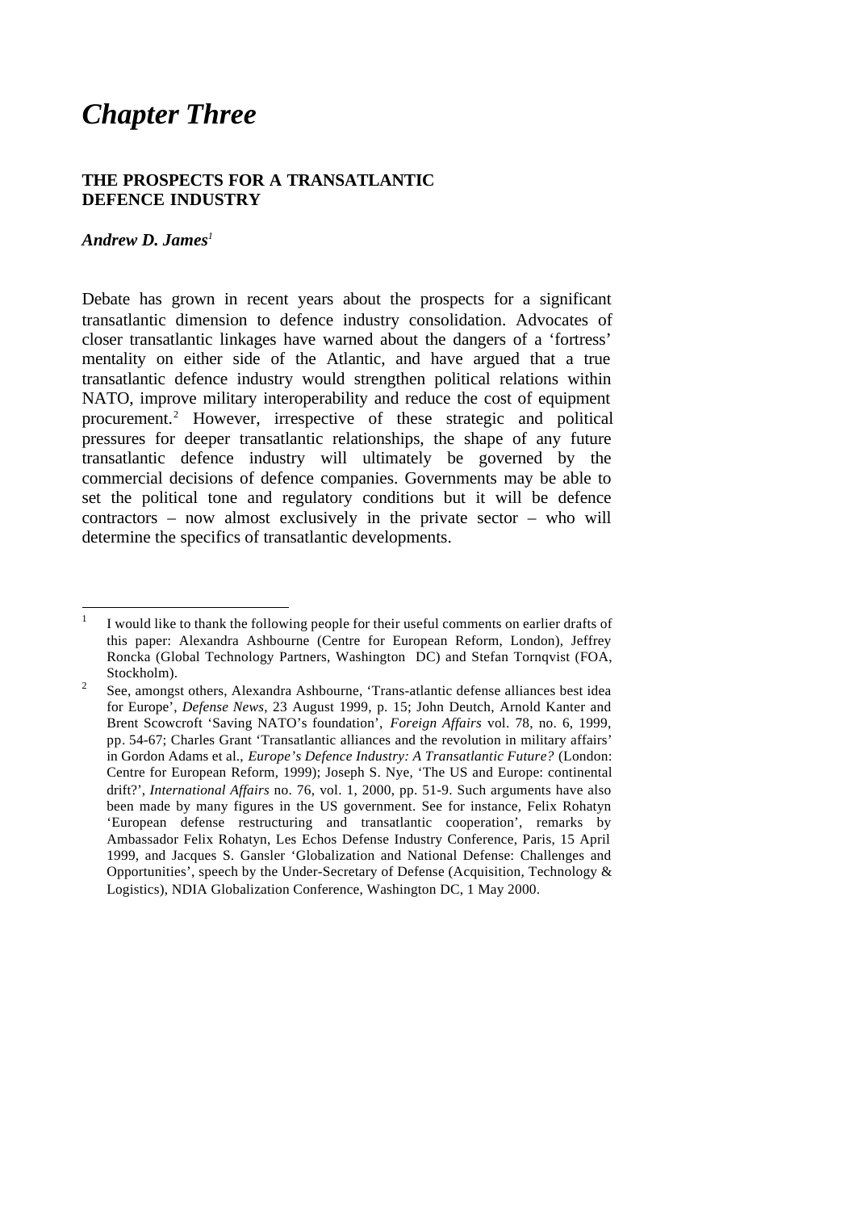# *Chapter Three*

## THE PROSPECTS FOR A TRANSATLANTIC DEFENCE INDUSTRY

***Andrew D. James***[1]

Debate has grown in recent years about the prospects for a significant transatlantic dimension to defence industry consolidation. Advocates of closer transatlantic linkages have warned about the dangers of a 'fortress' mentality on either side of the Atlantic, and have argued that a true transatlantic defence industry would strengthen political relations within NATO, improve military interoperability and reduce the cost of equipment procurement.[2] However, irrespective of these strategic and political pressures for deeper transatlantic relationships, the shape of any future transatlantic defence industry will ultimately be governed by the commercial decisions of defence companies. Governments may be able to set the political tone and regulatory conditions but it will be defence contractors – now almost exclusively in the private sector – who will determine the specifics of transatlantic developments.

---

[1] I would like to thank the following people for their useful comments on earlier drafts of this paper: Alexandra Ashbourne (Centre for European Reform, London), Jeffrey Roncka (Global Technology Partners, Washington DC) and Stefan Tornqvist (FOA, Stockholm).

[2] See, amongst others, Alexandra Ashbourne, 'Trans-atlantic defense alliances best idea for Europe', *Defense News*, 23 August 1999, p. 15; John Deutch, Arnold Kanter and Brent Scowcroft 'Saving NATO's foundation', *Foreign Affairs* vol. 78, no. 6, 1999, pp. 54-67; Charles Grant 'Transatlantic alliances and the revolution in military affairs' in Gordon Adams et al., *Europe's Defence Industry: A Transatlantic Future?* (London: Centre for European Reform, 1999); Joseph S. Nye, 'The US and Europe: continental drift?', *International Affairs* no. 76, vol. 1, 2000, pp. 51-9. Such arguments have also been made by many figures in the US government. See for instance, Felix Rohatyn 'European defense restructuring and transatlantic cooperation', remarks by Ambassador Felix Rohatyn, Les Echos Defense Industry Conference, Paris, 15 April 1999, and Jacques S. Gansler 'Globalization and National Defense: Challenges and Opportunities', speech by the Under-Secretary of Defense (Acquisition, Technology & Logistics), NDIA Globalization Conference, Washington DC, 1 May 2000.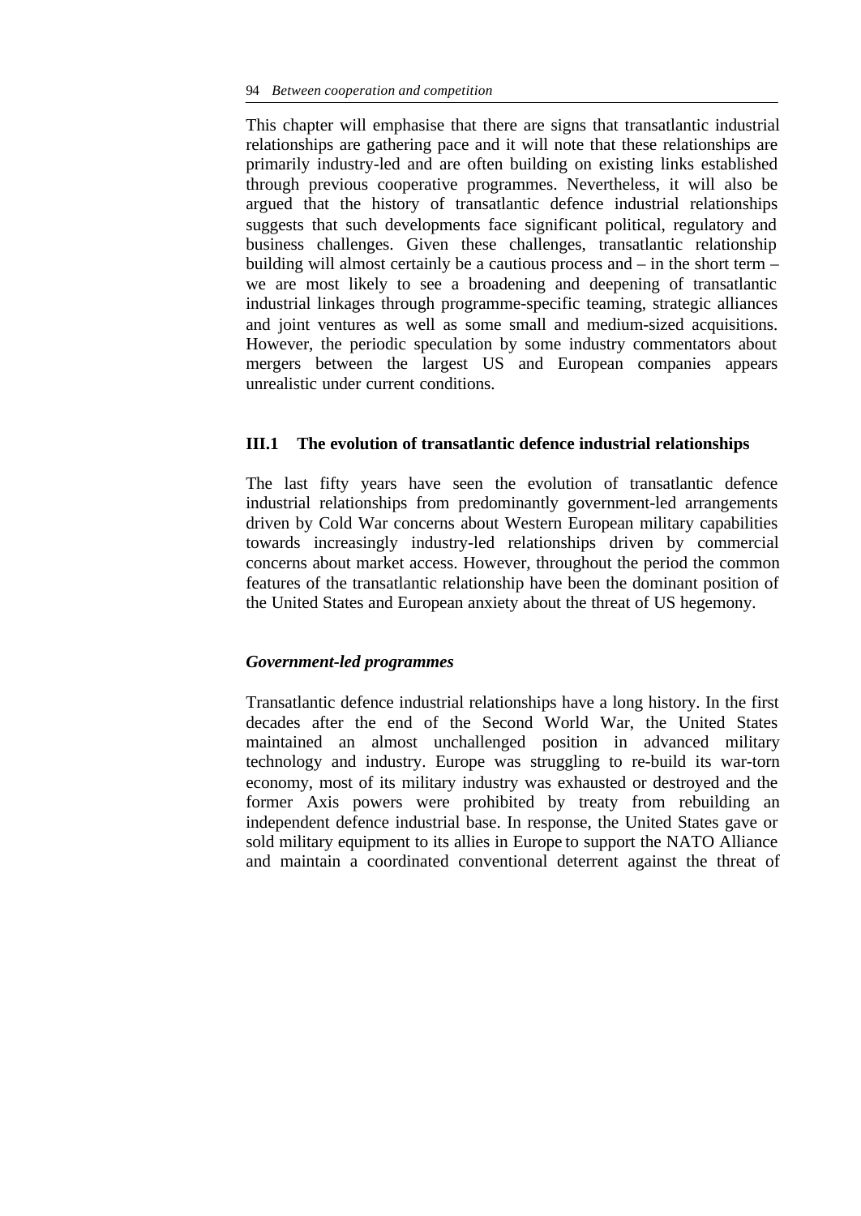This chapter will emphasise that there are signs that transatlantic industrial relationships are gathering pace and it will note that these relationships are primarily industry-led and are often building on existing links established through previous cooperative programmes. Nevertheless, it will also be argued that the history of transatlantic defence industrial relationships suggests that such developments face significant political, regulatory and business challenges. Given these challenges, transatlantic relationship building will almost certainly be a cautious process and – in the short term – we are most likely to see a broadening and deepening of transatlantic industrial linkages through programme-specific teaming, strategic alliances and joint ventures as well as some small and medium-sized acquisitions. However, the periodic speculation by some industry commentators about mergers between the largest US and European companies appears unrealistic under current conditions.

## III.1 The evolution of transatlantic defence industrial relationships

The last fifty years have seen the evolution of transatlantic defence industrial relationships from predominantly government-led arrangements driven by Cold War concerns about Western European military capabilities towards increasingly industry-led relationships driven by commercial concerns about market access. However, throughout the period the common features of the transatlantic relationship have been the dominant position of the United States and European anxiety about the threat of US hegemony.

### *Government-led programmes*

Transatlantic defence industrial relationships have a long history. In the first decades after the end of the Second World War, the United States maintained an almost unchallenged position in advanced military technology and industry. Europe was struggling to re-build its war-torn economy, most of its military industry was exhausted or destroyed and the former Axis powers were prohibited by treaty from rebuilding an independent defence industrial base. In response, the United States gave or sold military equipment to its allies in Europe to support the NATO Alliance and maintain a coordinated conventional deterrent against the threat of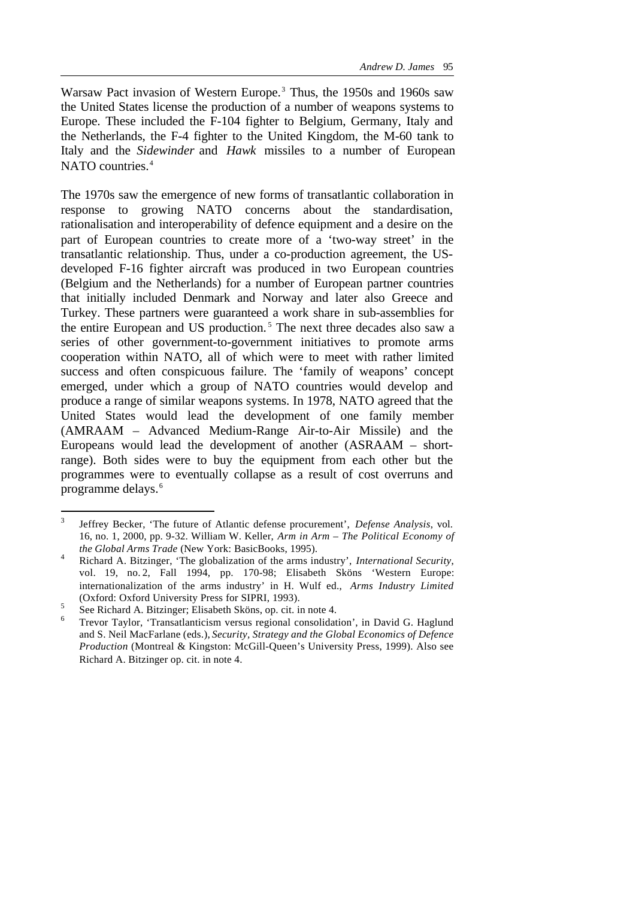Warsaw Pact invasion of Western Europe.[3] Thus, the 1950s and 1960s saw the United States license the production of a number of weapons systems to Europe. These included the F-104 fighter to Belgium, Germany, Italy and the Netherlands, the F-4 fighter to the United Kingdom, the M-60 tank to Italy and the *Sidewinder* and *Hawk* missiles to a number of European NATO countries.[4]

The 1970s saw the emergence of new forms of transatlantic collaboration in response to growing NATO concerns about the standardisation, rationalisation and interoperability of defence equipment and a desire on the part of European countries to create more of a 'two-way street' in the transatlantic relationship. Thus, under a co-production agreement, the US-developed F-16 fighter aircraft was produced in two European countries (Belgium and the Netherlands) for a number of European partner countries that initially included Denmark and Norway and later also Greece and Turkey. These partners were guaranteed a work share in sub-assemblies for the entire European and US production.[5] The next three decades also saw a series of other government-to-government initiatives to promote arms cooperation within NATO, all of which were to meet with rather limited success and often conspicuous failure. The 'family of weapons' concept emerged, under which a group of NATO countries would develop and produce a range of similar weapons systems. In 1978, NATO agreed that the United States would lead the development of one family member (AMRAAM – Advanced Medium-Range Air-to-Air Missile) and the Europeans would lead the development of another (ASRAAM – short-range). Both sides were to buy the equipment from each other but the programmes were to eventually collapse as a result of cost overruns and programme delays.[6]

---

[3] Jeffrey Becker, 'The future of Atlantic defense procurement', *Defense Analysis*, vol. 16, no. 1, 2000, pp. 9-32. William W. Keller, *Arm in Arm – The Political Economy of the Global Arms Trade* (New York: BasicBooks, 1995).

[4] Richard A. Bitzinger, 'The globalization of the arms industry', *International Security*, vol. 19, no. 2, Fall 1994, pp. 170-98; Elisabeth Sköns 'Western Europe: internationalization of the arms industry' in H. Wulf ed., *Arms Industry Limited* (Oxford: Oxford University Press for SIPRI, 1993).

[5] See Richard A. Bitzinger; Elisabeth Sköns, op. cit. in note 4.

[6] Trevor Taylor, 'Transatlanticism versus regional consolidation', in David G. Haglund and S. Neil MacFarlane (eds.), *Security, Strategy and the Global Economics of Defence Production* (Montreal & Kingston: McGill-Queen's University Press, 1999). Also see Richard A. Bitzinger op. cit. in note 4.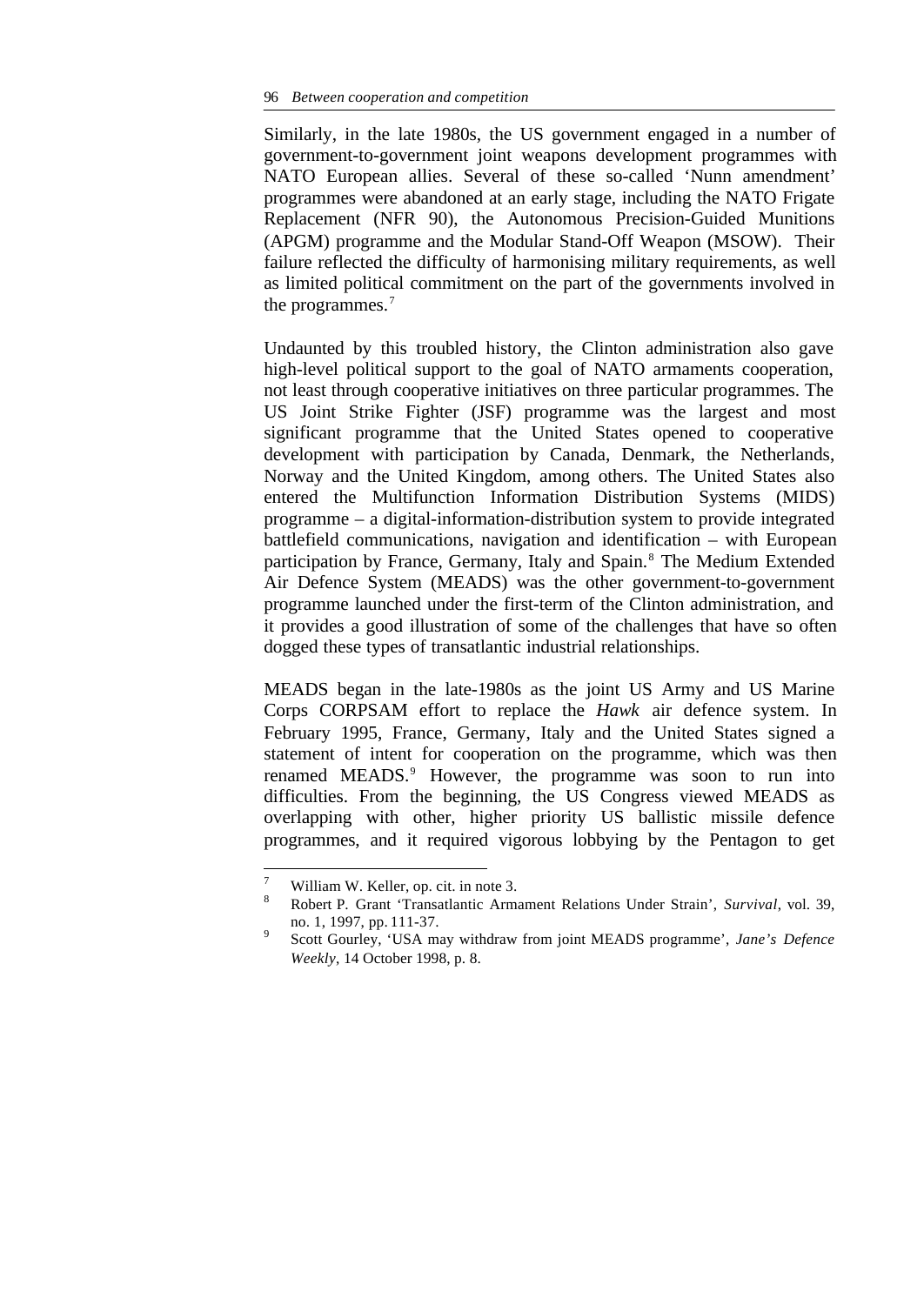Similarly, in the late 1980s, the US government engaged in a number of government-to-government joint weapons development programmes with NATO European allies. Several of these so-called 'Nunn amendment' programmes were abandoned at an early stage, including the NATO Frigate Replacement (NFR 90), the Autonomous Precision-Guided Munitions (APGM) programme and the Modular Stand-Off Weapon (MSOW). Their failure reflected the difficulty of harmonising military requirements, as well as limited political commitment on the part of the governments involved in the programmes.[7]

Undaunted by this troubled history, the Clinton administration also gave high-level political support to the goal of NATO armaments cooperation, not least through cooperative initiatives on three particular programmes. The US Joint Strike Fighter (JSF) programme was the largest and most significant programme that the United States opened to cooperative development with participation by Canada, Denmark, the Netherlands, Norway and the United Kingdom, among others. The United States also entered the Multifunction Information Distribution Systems (MIDS) programme – a digital-information-distribution system to provide integrated battlefield communications, navigation and identification – with European participation by France, Germany, Italy and Spain.[8] The Medium Extended Air Defence System (MEADS) was the other government-to-government programme launched under the first-term of the Clinton administration, and it provides a good illustration of some of the challenges that have so often dogged these types of transatlantic industrial relationships.

MEADS began in the late-1980s as the joint US Army and US Marine Corps CORPSAM effort to replace the *Hawk* air defence system. In February 1995, France, Germany, Italy and the United States signed a statement of intent for cooperation on the programme, which was then renamed MEADS.[9] However, the programme was soon to run into difficulties. From the beginning, the US Congress viewed MEADS as overlapping with other, higher priority US ballistic missile defence programmes, and it required vigorous lobbying by the Pentagon to get

---

[7] William W. Keller, op. cit. in note 3.

[8] Robert P. Grant 'Transatlantic Armament Relations Under Strain', *Survival*, vol. 39, no. 1, 1997, pp. 111-37.

[9] Scott Gourley, 'USA may withdraw from joint MEADS programme', *Jane's Defence Weekly*, 14 October 1998, p. 8.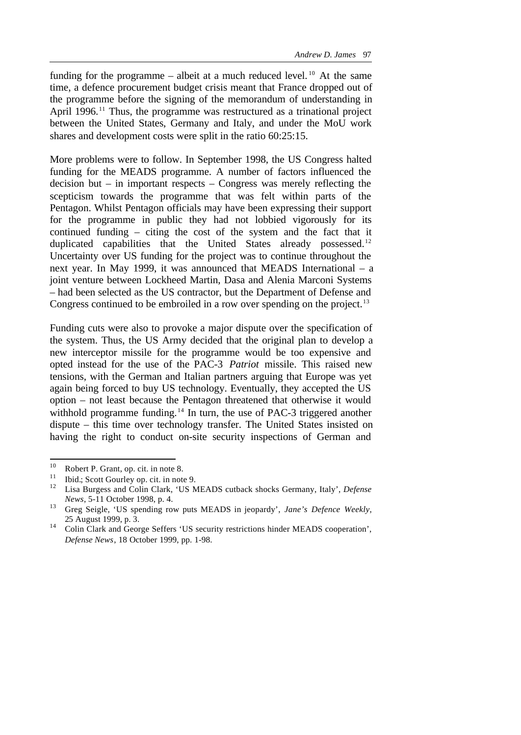funding for the programme – albeit at a much reduced level.[10] At the same time, a defence procurement budget crisis meant that France dropped out of the programme before the signing of the memorandum of understanding in April 1996.[11] Thus, the programme was restructured as a trinational project between the United States, Germany and Italy, and under the MoU work shares and development costs were split in the ratio 60:25:15.

More problems were to follow. In September 1998, the US Congress halted funding for the MEADS programme. A number of factors influenced the decision but – in important respects – Congress was merely reflecting the scepticism towards the programme that was felt within parts of the Pentagon. Whilst Pentagon officials may have been expressing their support for the programme in public they had not lobbied vigorously for its continued funding – citing the cost of the system and the fact that it duplicated capabilities that the United States already possessed.[12] Uncertainty over US funding for the project was to continue throughout the next year. In May 1999, it was announced that MEADS International – a joint venture between Lockheed Martin, Dasa and Alenia Marconi Systems – had been selected as the US contractor, but the Department of Defense and Congress continued to be embroiled in a row over spending on the project.[13]

Funding cuts were also to provoke a major dispute over the specification of the system. Thus, the US Army decided that the original plan to develop a new interceptor missile for the programme would be too expensive and opted instead for the use of the PAC-3 *Patriot* missile. This raised new tensions, with the German and Italian partners arguing that Europe was yet again being forced to buy US technology. Eventually, they accepted the US option – not least because the Pentagon threatened that otherwise it would withhold programme funding.[14] In turn, the use of PAC-3 triggered another dispute – this time over technology transfer. The United States insisted on having the right to conduct on-site security inspections of German and

---

[10] Robert P. Grant, op. cit. in note 8.

[11] Ibid.; Scott Gourley op. cit. in note 9.

[12] Lisa Burgess and Colin Clark, 'US MEADS cutback shocks Germany, Italy', *Defense News*, 5-11 October 1998, p. 4.

[13] Greg Seigle, 'US spending row puts MEADS in jeopardy', *Jane's Defence Weekly*, 25 August 1999, p. 3.

[14] Colin Clark and George Seffers 'US security restrictions hinder MEADS cooperation', *Defense News*, 18 October 1999, pp. 1-98.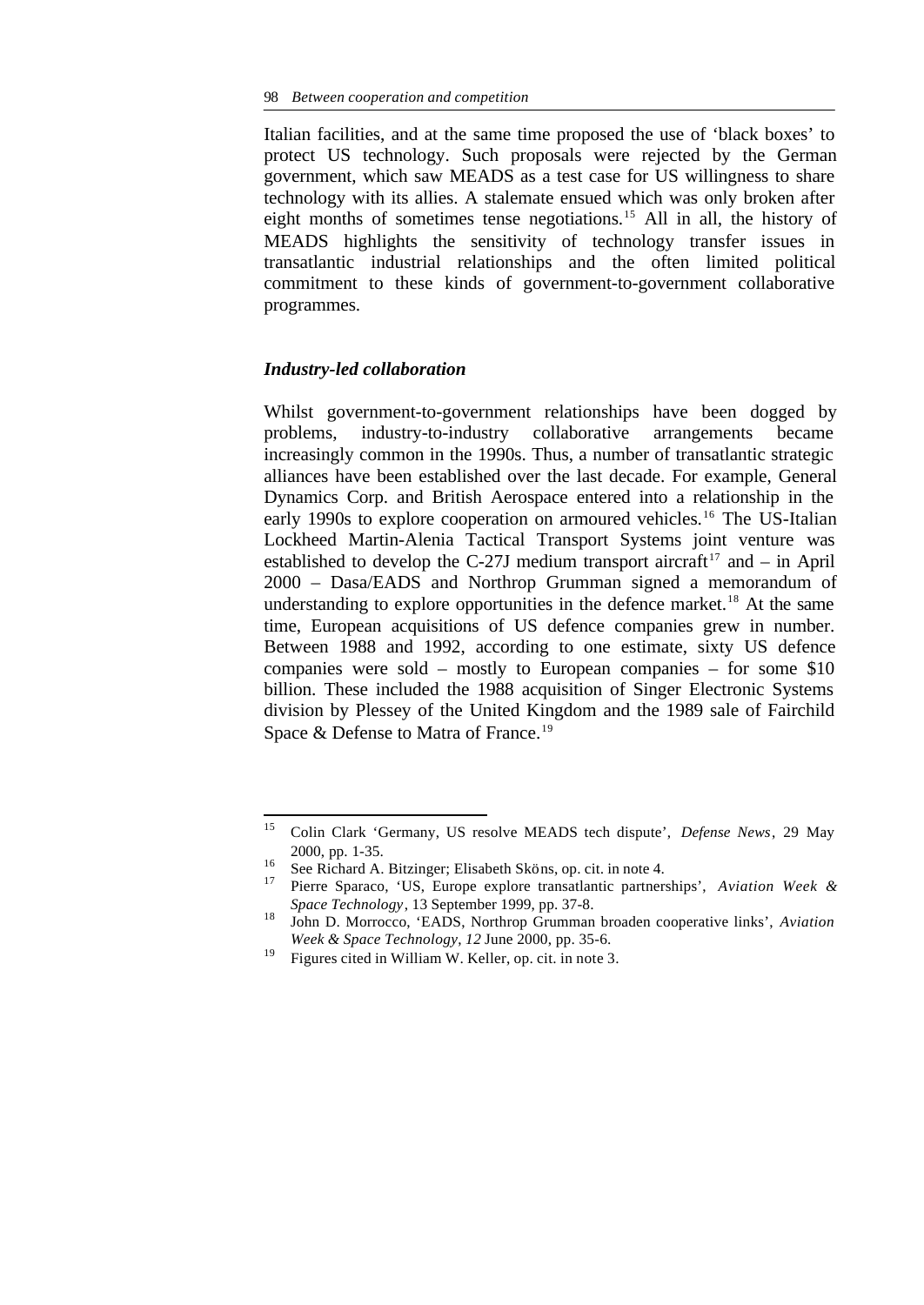Italian facilities, and at the same time proposed the use of ‘black boxes’ to protect US technology. Such proposals were rejected by the German government, which saw MEADS as a test case for US willingness to share technology with its allies. A stalemate ensued which was only broken after eight months of sometimes tense negotiations.[15] All in all, the history of MEADS highlights the sensitivity of technology transfer issues in transatlantic industrial relationships and the often limited political commitment to these kinds of government-to-government collaborative programmes.

### *Industry-led collaboration*

Whilst government-to-government relationships have been dogged by problems, industry-to-industry collaborative arrangements became increasingly common in the 1990s. Thus, a number of transatlantic strategic alliances have been established over the last decade. For example, General Dynamics Corp. and British Aerospace entered into a relationship in the early 1990s to explore cooperation on armoured vehicles.[16] The US-Italian Lockheed Martin-Alenia Tactical Transport Systems joint venture was established to develop the C-27J medium transport aircraft[17] and – in April 2000 – Dasa/EADS and Northrop Grumman signed a memorandum of understanding to explore opportunities in the defence market.[18] At the same time, European acquisitions of US defence companies grew in number. Between 1988 and 1992, according to one estimate, sixty US defence companies were sold – mostly to European companies – for some $10 billion. These included the 1988 acquisition of Singer Electronic Systems division by Plessey of the United Kingdom and the 1989 sale of Fairchild Space & Defense to Matra of France.[19]

---

[15] Colin Clark ‘Germany, US resolve MEADS tech dispute’, *Defense News*, 29 May 2000, pp. 1-35.

[16] See Richard A. Bitzinger; Elisabeth Sköns, op. cit. in note 4.

[17] Pierre Sparaco, ‘US, Europe explore transatlantic partnerships’, *Aviation Week & Space Technology*, 13 September 1999, pp. 37-8.

[18] John D. Morrocco, ‘EADS, Northrop Grumman broaden cooperative links’, *Aviation Week & Space Technology*, *12* June 2000, pp. 35-6.

[19] Figures cited in William W. Keller, op. cit. in note 3.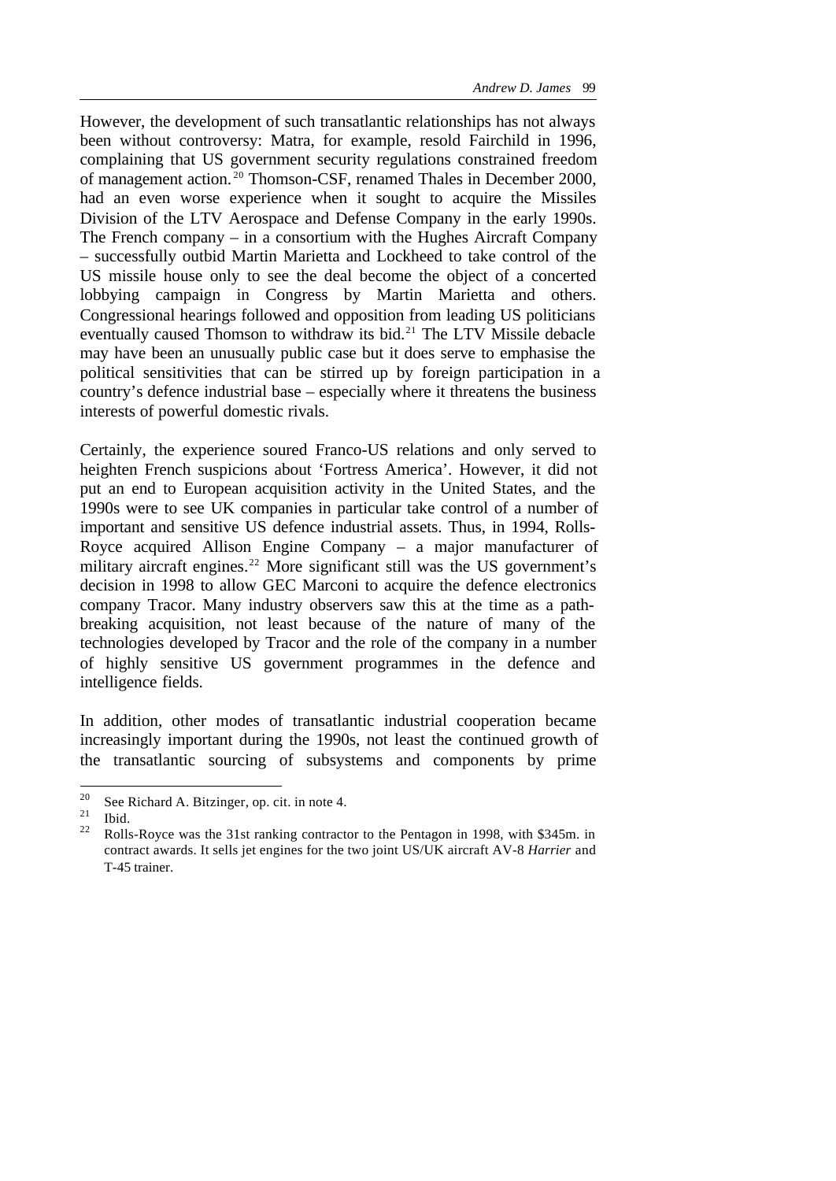However, the development of such transatlantic relationships has not always been without controversy: Matra, for example, resold Fairchild in 1996, complaining that US government security regulations constrained freedom of management action.[20] Thomson-CSF, renamed Thales in December 2000, had an even worse experience when it sought to acquire the Missiles Division of the LTV Aerospace and Defense Company in the early 1990s. The French company – in a consortium with the Hughes Aircraft Company – successfully outbid Martin Marietta and Lockheed to take control of the US missile house only to see the deal become the object of a concerted lobbying campaign in Congress by Martin Marietta and others. Congressional hearings followed and opposition from leading US politicians eventually caused Thomson to withdraw its bid.[21] The LTV Missile debacle may have been an unusually public case but it does serve to emphasise the political sensitivities that can be stirred up by foreign participation in a country's defence industrial base – especially where it threatens the business interests of powerful domestic rivals.

Certainly, the experience soured Franco-US relations and only served to heighten French suspicions about 'Fortress America'. However, it did not put an end to European acquisition activity in the United States, and the 1990s were to see UK companies in particular take control of a number of important and sensitive US defence industrial assets. Thus, in 1994, Rolls-Royce acquired Allison Engine Company – a major manufacturer of military aircraft engines.[22] More significant still was the US government's decision in 1998 to allow GEC Marconi to acquire the defence electronics company Tracor. Many industry observers saw this at the time as a path-breaking acquisition, not least because of the nature of many of the technologies developed by Tracor and the role of the company in a number of highly sensitive US government programmes in the defence and intelligence fields.

In addition, other modes of transatlantic industrial cooperation became increasingly important during the 1990s, not least the continued growth of the transatlantic sourcing of subsystems and components by prime

---

[20] See Richard A. Bitzinger, op. cit. in note 4.

[21] Ibid.

[22] Rolls-Royce was the 31st ranking contractor to the Pentagon in 1998, with $345m. in contract awards. It sells jet engines for the two joint US/UK aircraft AV-8 *Harrier* and T-45 trainer.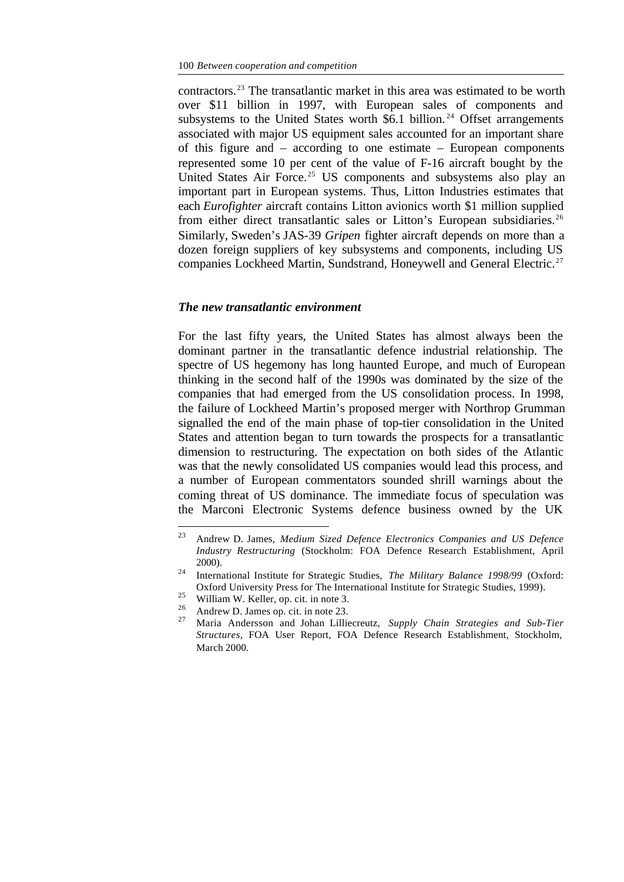contractors.[23] The transatlantic market in this area was estimated to be worth over $11 billion in 1997, with European sales of components and subsystems to the United States worth $6.1 billion.[24] Offset arrangements associated with major US equipment sales accounted for an important share of this figure and – according to one estimate – European components represented some 10 per cent of the value of F-16 aircraft bought by the United States Air Force.[25] US components and subsystems also play an important part in European systems. Thus, Litton Industries estimates that each *Eurofighter* aircraft contains Litton avionics worth $1 million supplied from either direct transatlantic sales or Litton's European subsidiaries.[26] Similarly, Sweden's JAS-39 *Gripen* fighter aircraft depends on more than a dozen foreign suppliers of key subsystems and components, including US companies Lockheed Martin, Sundstrand, Honeywell and General Electric.[27]

### *The new transatlantic environment*

For the last fifty years, the United States has almost always been the dominant partner in the transatlantic defence industrial relationship. The spectre of US hegemony has long haunted Europe, and much of European thinking in the second half of the 1990s was dominated by the size of the companies that had emerged from the US consolidation process. In 1998, the failure of Lockheed Martin's proposed merger with Northrop Grumman signalled the end of the main phase of top-tier consolidation in the United States and attention began to turn towards the prospects for a transatlantic dimension to restructuring. The expectation on both sides of the Atlantic was that the newly consolidated US companies would lead this process, and a number of European commentators sounded shrill warnings about the coming threat of US dominance. The immediate focus of speculation was the Marconi Electronic Systems defence business owned by the UK

---

[23] Andrew D. James, *Medium Sized Defence Electronics Companies and US Defence Industry Restructuring* (Stockholm: FOA Defence Research Establishment, April 2000).

[24] International Institute for Strategic Studies, *The Military Balance 1998/99* (Oxford: Oxford University Press for The International Institute for Strategic Studies, 1999).

[25] William W. Keller, op. cit. in note 3.

[26] Andrew D. James op. cit. in note 23.

[27] Maria Andersson and Johan Lilliecreutz, *Supply Chain Strategies and Sub-Tier Structures*, FOA User Report, FOA Defence Research Establishment, Stockholm, March 2000.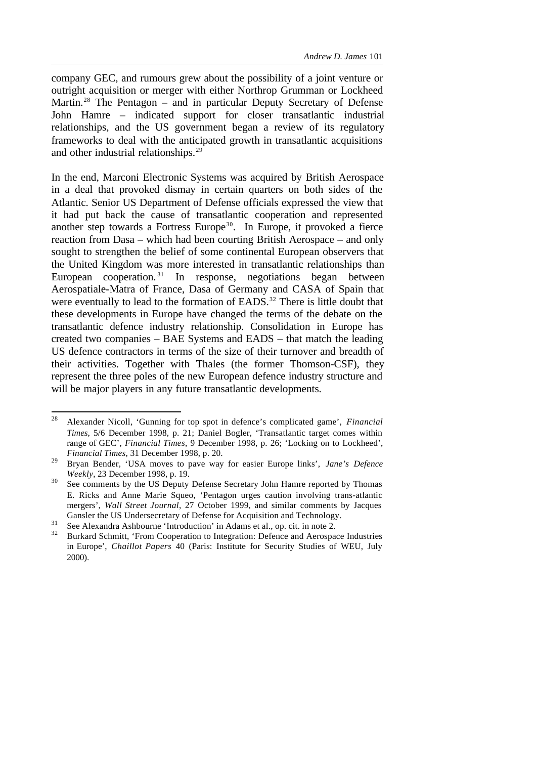company GEC, and rumours grew about the possibility of a joint venture or outright acquisition or merger with either Northrop Grumman or Lockheed Martin.[28] The Pentagon – and in particular Deputy Secretary of Defense John Hamre – indicated support for closer transatlantic industrial relationships, and the US government began a review of its regulatory frameworks to deal with the anticipated growth in transatlantic acquisitions and other industrial relationships.[29]

In the end, Marconi Electronic Systems was acquired by British Aerospace in a deal that provoked dismay in certain quarters on both sides of the Atlantic. Senior US Department of Defense officials expressed the view that it had put back the cause of transatlantic cooperation and represented another step towards a Fortress Europe[30]. In Europe, it provoked a fierce reaction from Dasa – which had been courting British Aerospace – and only sought to strengthen the belief of some continental European observers that the United Kingdom was more interested in transatlantic relationships than European cooperation.[31] In response, negotiations began between Aerospatiale-Matra of France, Dasa of Germany and CASA of Spain that were eventually to lead to the formation of EADS.[32] There is little doubt that these developments in Europe have changed the terms of the debate on the transatlantic defence industry relationship. Consolidation in Europe has created two companies – BAE Systems and EADS – that match the leading US defence contractors in terms of the size of their turnover and breadth of their activities. Together with Thales (the former Thomson-CSF), they represent the three poles of the new European defence industry structure and will be major players in any future transatlantic developments.

---

[28] Alexander Nicoll, 'Gunning for top spot in defence's complicated game', *Financial Times*, 5/6 December 1998, p. 21; Daniel Bogler, 'Transatlantic target comes within range of GEC', *Financial Times*, 9 December 1998, p. 26; 'Locking on to Lockheed', *Financial Times*, 31 December 1998, p. 20.

[29] Bryan Bender, 'USA moves to pave way for easier Europe links', *Jane's Defence Weekly*, 23 December 1998, p. 19.

[30] See comments by the US Deputy Defense Secretary John Hamre reported by Thomas E. Ricks and Anne Marie Squeo, 'Pentagon urges caution involving trans-atlantic mergers', *Wall Street Journal*, 27 October 1999, and similar comments by Jacques Gansler the US Undersecretary of Defense for Acquisition and Technology.

[31] See Alexandra Ashbourne 'Introduction' in Adams et al., op. cit. in note 2.

[32] Burkard Schmitt, 'From Cooperation to Integration: Defence and Aerospace Industries in Europe', *Chaillot Papers* 40 (Paris: Institute for Security Studies of WEU, July 2000).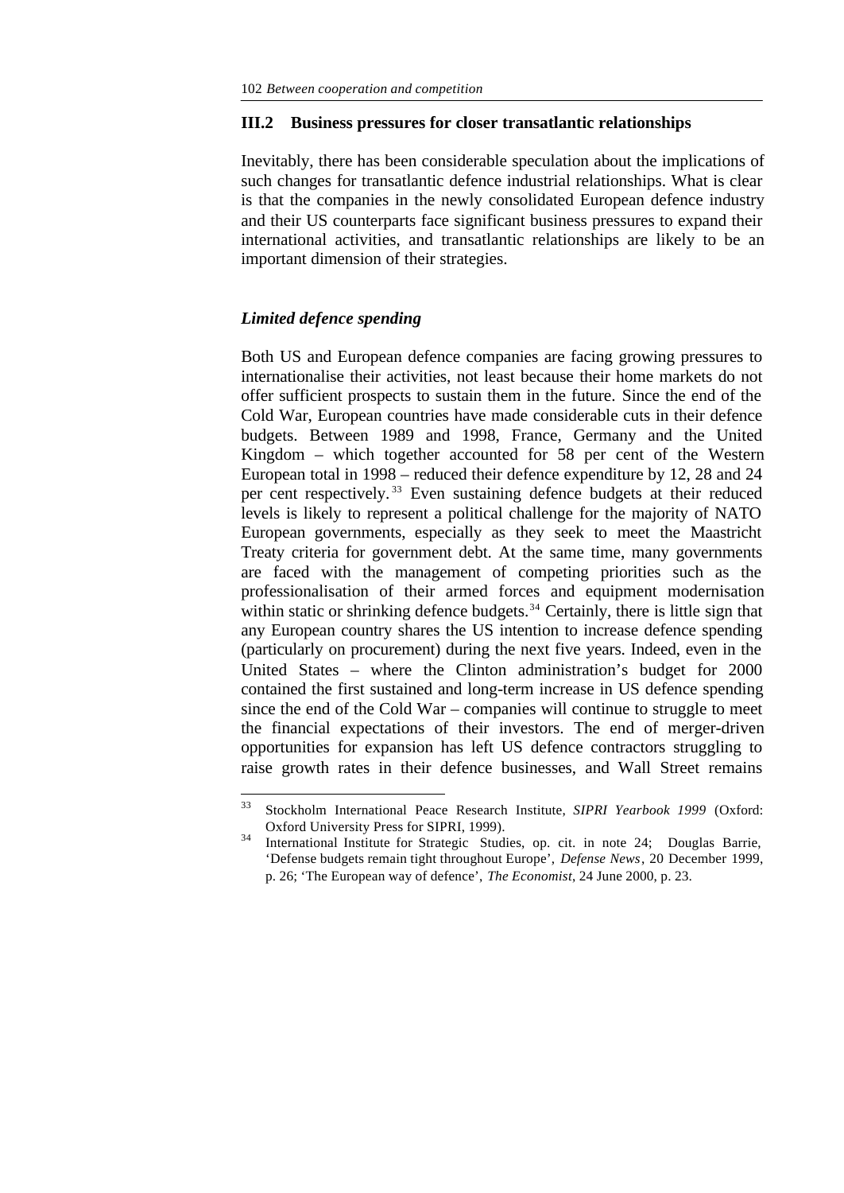## III.2 Business pressures for closer transatlantic relationships

Inevitably, there has been considerable speculation about the implications of such changes for transatlantic defence industrial relationships. What is clear is that the companies in the newly consolidated European defence industry and their US counterparts face significant business pressures to expand their international activities, and transatlantic relationships are likely to be an important dimension of their strategies.

### *Limited defence spending*

Both US and European defence companies are facing growing pressures to internationalise their activities, not least because their home markets do not offer sufficient prospects to sustain them in the future. Since the end of the Cold War, European countries have made considerable cuts in their defence budgets. Between 1989 and 1998, France, Germany and the United Kingdom – which together accounted for 58 per cent of the Western European total in 1998 – reduced their defence expenditure by 12, 28 and 24 per cent respectively.[33] Even sustaining defence budgets at their reduced levels is likely to represent a political challenge for the majority of NATO European governments, especially as they seek to meet the Maastricht Treaty criteria for government debt. At the same time, many governments are faced with the management of competing priorities such as the professionalisation of their armed forces and equipment modernisation within static or shrinking defence budgets.[34] Certainly, there is little sign that any European country shares the US intention to increase defence spending (particularly on procurement) during the next five years. Indeed, even in the United States – where the Clinton administration's budget for 2000 contained the first sustained and long-term increase in US defence spending since the end of the Cold War – companies will continue to struggle to meet the financial expectations of their investors. The end of merger-driven opportunities for expansion has left US defence contractors struggling to raise growth rates in their defence businesses, and Wall Street remains

---

[33] Stockholm International Peace Research Institute, *SIPRI Yearbook 1999* (Oxford: Oxford University Press for SIPRI, 1999).

[34] International Institute for Strategic Studies, op. cit. in note 24; Douglas Barrie, 'Defense budgets remain tight throughout Europe', *Defense News*, 20 December 1999, p. 26; 'The European way of defence', *The Economist*, 24 June 2000, p. 23.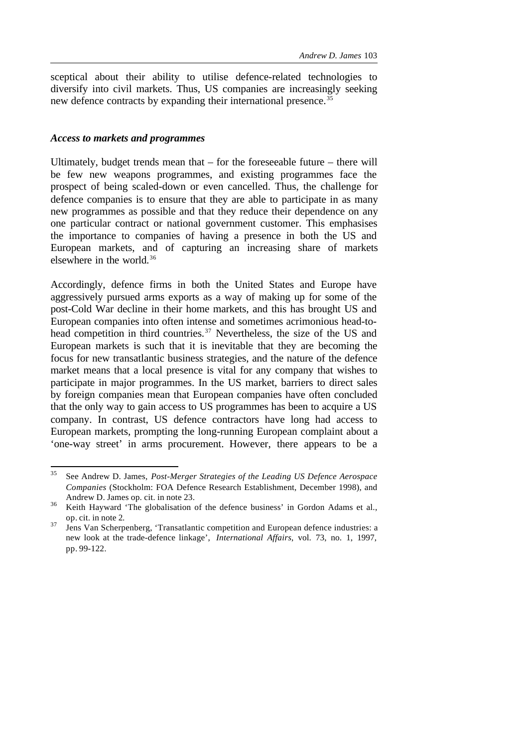sceptical about their ability to utilise defence-related technologies to diversify into civil markets. Thus, US companies are increasingly seeking new defence contracts by expanding their international presence.[35]

### *Access to markets and programmes*

Ultimately, budget trends mean that – for the foreseeable future – there will be few new weapons programmes, and existing programmes face the prospect of being scaled-down or even cancelled. Thus, the challenge for defence companies is to ensure that they are able to participate in as many new programmes as possible and that they reduce their dependence on any one particular contract or national government customer. This emphasises the importance to companies of having a presence in both the US and European markets, and of capturing an increasing share of markets elsewhere in the world.[36]

Accordingly, defence firms in both the United States and Europe have aggressively pursued arms exports as a way of making up for some of the post-Cold War decline in their home markets, and this has brought US and European companies into often intense and sometimes acrimonious head-to-head competition in third countries.[37] Nevertheless, the size of the US and European markets is such that it is inevitable that they are becoming the focus for new transatlantic business strategies, and the nature of the defence market means that a local presence is vital for any company that wishes to participate in major programmes. In the US market, barriers to direct sales by foreign companies mean that European companies have often concluded that the only way to gain access to US programmes has been to acquire a US company. In contrast, US defence contractors have long had access to European markets, prompting the long-running European complaint about a 'one-way street' in arms procurement. However, there appears to be a

---

[35] See Andrew D. James, *Post-Merger Strategies of the Leading US Defence Aerospace Companies* (Stockholm: FOA Defence Research Establishment, December 1998), and Andrew D. James op. cit. in note 23.

[36] Keith Hayward 'The globalisation of the defence business' in Gordon Adams et al., op. cit. in note 2.

[37] Jens Van Scherpenberg, 'Transatlantic competition and European defence industries: a new look at the trade-defence linkage', *International Affairs*, vol. 73, no. 1, 1997, pp. 99-122.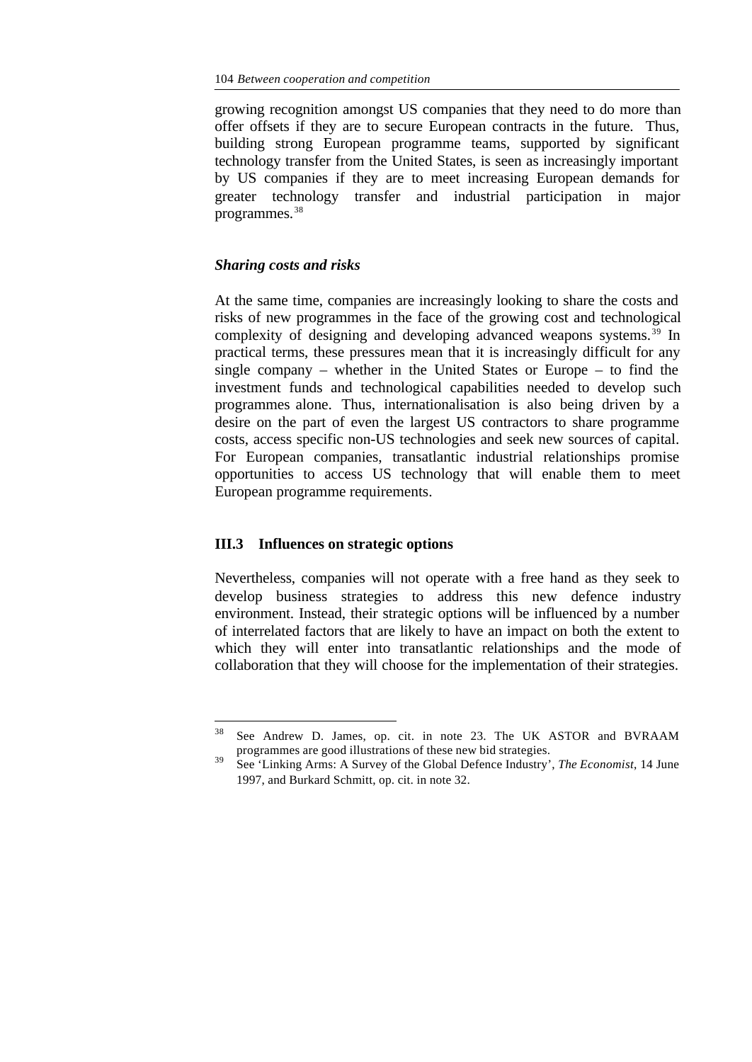growing recognition amongst US companies that they need to do more than offer offsets if they are to secure European contracts in the future. Thus, building strong European programme teams, supported by significant technology transfer from the United States, is seen as increasingly important by US companies if they are to meet increasing European demands for greater technology transfer and industrial participation in major programmes.[38]

### *Sharing costs and risks*

At the same time, companies are increasingly looking to share the costs and risks of new programmes in the face of the growing cost and technological complexity of designing and developing advanced weapons systems.[39] In practical terms, these pressures mean that it is increasingly difficult for any single company – whether in the United States or Europe – to find the investment funds and technological capabilities needed to develop such programmes alone. Thus, internationalisation is also being driven by a desire on the part of even the largest US contractors to share programme costs, access specific non-US technologies and seek new sources of capital. For European companies, transatlantic industrial relationships promise opportunities to access US technology that will enable them to meet European programme requirements.

## III.3 Influences on strategic options

Nevertheless, companies will not operate with a free hand as they seek to develop business strategies to address this new defence industry environment. Instead, their strategic options will be influenced by a number of interrelated factors that are likely to have an impact on both the extent to which they will enter into transatlantic relationships and the mode of collaboration that they will choose for the implementation of their strategies.

---

[38] See Andrew D. James, op. cit. in note 23. The UK ASTOR and BVRAAM programmes are good illustrations of these new bid strategies.

[39] See 'Linking Arms: A Survey of the Global Defence Industry', *The Economist*, 14 June 1997, and Burkard Schmitt, op. cit. in note 32.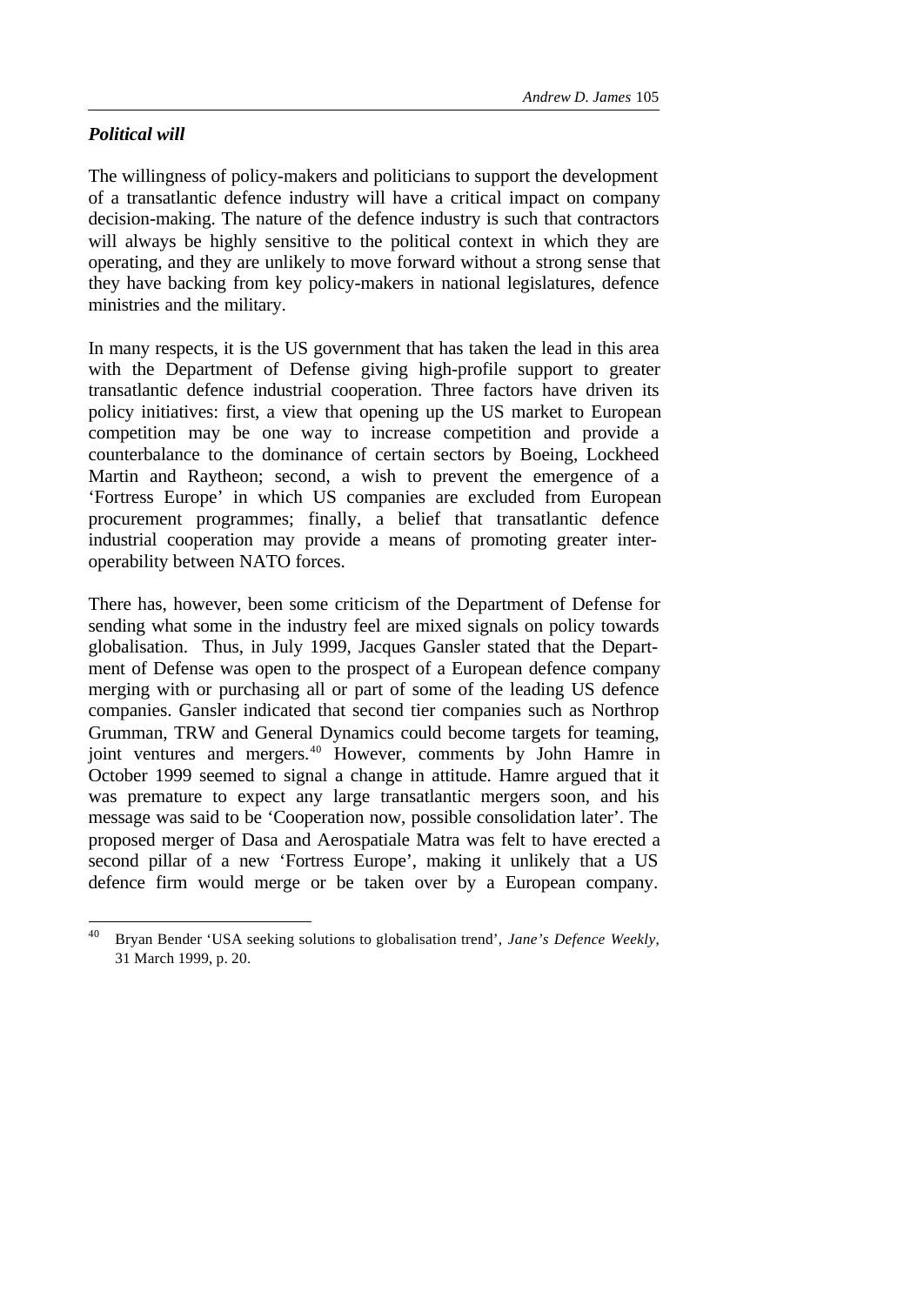### *Political will*

The willingness of policy-makers and politicians to support the development of a transatlantic defence industry will have a critical impact on company decision-making. The nature of the defence industry is such that contractors will always be highly sensitive to the political context in which they are operating, and they are unlikely to move forward without a strong sense that they have backing from key policy-makers in national legislatures, defence ministries and the military.

In many respects, it is the US government that has taken the lead in this area with the Department of Defense giving high-profile support to greater transatlantic defence industrial cooperation. Three factors have driven its policy initiatives: first, a view that opening up the US market to European competition may be one way to increase competition and provide a counterbalance to the dominance of certain sectors by Boeing, Lockheed Martin and Raytheon; second, a wish to prevent the emergence of a 'Fortress Europe' in which US companies are excluded from European procurement programmes; finally, a belief that transatlantic defence industrial cooperation may provide a means of promoting greater interoperability between NATO forces.

There has, however, been some criticism of the Department of Defense for sending what some in the industry feel are mixed signals on policy towards globalisation. Thus, in July 1999, Jacques Gansler stated that the Department of Defense was open to the prospect of a European defence company merging with or purchasing all or part of some of the leading US defence companies. Gansler indicated that second tier companies such as Northrop Grumman, TRW and General Dynamics could become targets for teaming, joint ventures and mergers.[40] However, comments by John Hamre in October 1999 seemed to signal a change in attitude. Hamre argued that it was premature to expect any large transatlantic mergers soon, and his message was said to be 'Cooperation now, possible consolidation later'. The proposed merger of Dasa and Aerospatiale Matra was felt to have erected a second pillar of a new 'Fortress Europe', making it unlikely that a US defence firm would merge or be taken over by a European company.

[40] Bryan Bender 'USA seeking solutions to globalisation trend', *Jane's Defence Weekly*, 31 March 1999, p. 20.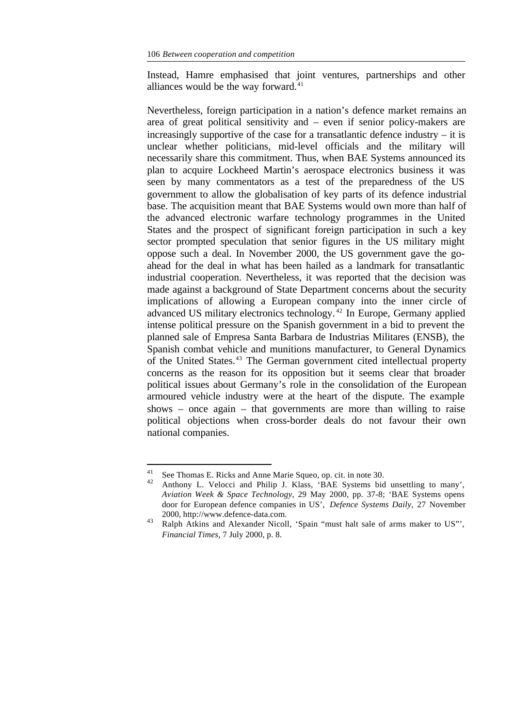Instead, Hamre emphasised that joint ventures, partnerships and other alliances would be the way forward.[41]

Nevertheless, foreign participation in a nation's defence market remains an area of great political sensitivity and – even if senior policy-makers are increasingly supportive of the case for a transatlantic defence industry – it is unclear whether politicians, mid-level officials and the military will necessarily share this commitment. Thus, when BAE Systems announced its plan to acquire Lockheed Martin's aerospace electronics business it was seen by many commentators as a test of the preparedness of the US government to allow the globalisation of key parts of its defence industrial base. The acquisition meant that BAE Systems would own more than half of the advanced electronic warfare technology programmes in the United States and the prospect of significant foreign participation in such a key sector prompted speculation that senior figures in the US military might oppose such a deal. In November 2000, the US government gave the go-ahead for the deal in what has been hailed as a landmark for transatlantic industrial cooperation. Nevertheless, it was reported that the decision was made against a background of State Department concerns about the security implications of allowing a European company into the inner circle of advanced US military electronics technology.[42] In Europe, Germany applied intense political pressure on the Spanish government in a bid to prevent the planned sale of Empresa Santa Barbara de Industrias Militares (ENSB), the Spanish combat vehicle and munitions manufacturer, to General Dynamics of the United States.[43] The German government cited intellectual property concerns as the reason for its opposition but it seems clear that broader political issues about Germany's role in the consolidation of the European armoured vehicle industry were at the heart of the dispute. The example shows – once again – that governments are more than willing to raise political objections when cross-border deals do not favour their own national companies.

---

[41] See Thomas E. Ricks and Anne Marie Squeo, op. cit. in note 30.

[42] Anthony L. Velocci and Philip J. Klass, 'BAE Systems bid unsettling to many', *Aviation Week & Space Technology*, 29 May 2000, pp. 37-8; 'BAE Systems opens door for European defence companies in US', *Defence Systems Daily*, 27 November 2000, http://www.defence-data.com.

[43] Ralph Atkins and Alexander Nicoll, 'Spain "must halt sale of arms maker to US"', *Financial Times*, 7 July 2000, p. 8.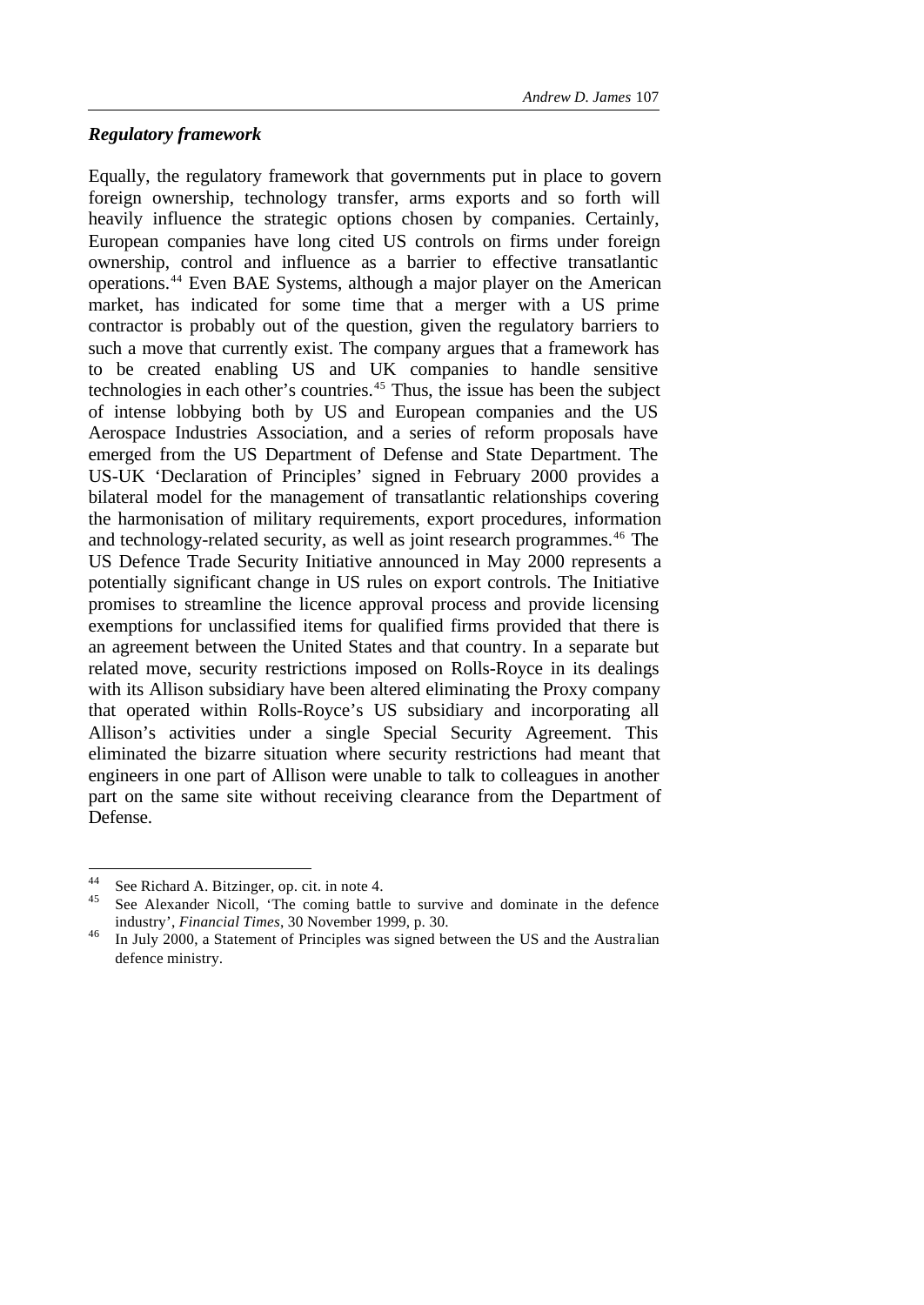### *Regulatory framework*

Equally, the regulatory framework that governments put in place to govern foreign ownership, technology transfer, arms exports and so forth will heavily influence the strategic options chosen by companies. Certainly, European companies have long cited US controls on firms under foreign ownership, control and influence as a barrier to effective transatlantic operations.[44] Even BAE Systems, although a major player on the American market, has indicated for some time that a merger with a US prime contractor is probably out of the question, given the regulatory barriers to such a move that currently exist. The company argues that a framework has to be created enabling US and UK companies to handle sensitive technologies in each other's countries.[45] Thus, the issue has been the subject of intense lobbying both by US and European companies and the US Aerospace Industries Association, and a series of reform proposals have emerged from the US Department of Defense and State Department. The US-UK 'Declaration of Principles' signed in February 2000 provides a bilateral model for the management of transatlantic relationships covering the harmonisation of military requirements, export procedures, information and technology-related security, as well as joint research programmes.[46] The US Defence Trade Security Initiative announced in May 2000 represents a potentially significant change in US rules on export controls. The Initiative promises to streamline the licence approval process and provide licensing exemptions for unclassified items for qualified firms provided that there is an agreement between the United States and that country. In a separate but related move, security restrictions imposed on Rolls-Royce in its dealings with its Allison subsidiary have been altered eliminating the Proxy company that operated within Rolls-Royce's US subsidiary and incorporating all Allison's activities under a single Special Security Agreement. This eliminated the bizarre situation where security restrictions had meant that engineers in one part of Allison were unable to talk to colleagues in another part on the same site without receiving clearance from the Department of Defense.

---

[44] See Richard A. Bitzinger, op. cit. in note 4.

[45] See Alexander Nicoll, 'The coming battle to survive and dominate in the defence industry', *Financial Times*, 30 November 1999, p. 30.

[46] In July 2000, a Statement of Principles was signed between the US and the Australian defence ministry.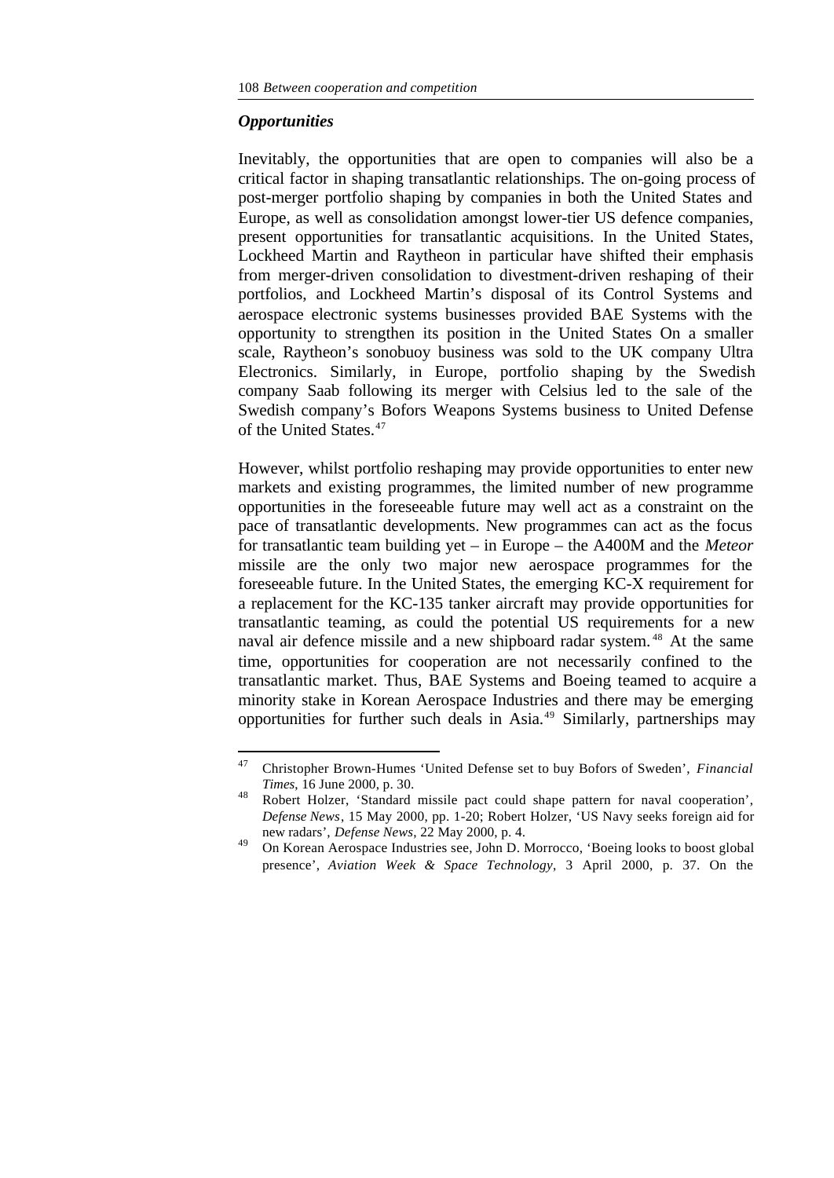### *Opportunities*

Inevitably, the opportunities that are open to companies will also be a critical factor in shaping transatlantic relationships. The on-going process of post-merger portfolio shaping by companies in both the United States and Europe, as well as consolidation amongst lower-tier US defence companies, present opportunities for transatlantic acquisitions. In the United States, Lockheed Martin and Raytheon in particular have shifted their emphasis from merger-driven consolidation to divestment-driven reshaping of their portfolios, and Lockheed Martin's disposal of its Control Systems and aerospace electronic systems businesses provided BAE Systems with the opportunity to strengthen its position in the United States On a smaller scale, Raytheon's sonobuoy business was sold to the UK company Ultra Electronics. Similarly, in Europe, portfolio shaping by the Swedish company Saab following its merger with Celsius led to the sale of the Swedish company's Bofors Weapons Systems business to United Defense of the United States.[47]

However, whilst portfolio reshaping may provide opportunities to enter new markets and existing programmes, the limited number of new programme opportunities in the foreseeable future may well act as a constraint on the pace of transatlantic developments. New programmes can act as the focus for transatlantic team building yet – in Europe – the A400M and the *Meteor* missile are the only two major new aerospace programmes for the foreseeable future. In the United States, the emerging KC-X requirement for a replacement for the KC-135 tanker aircraft may provide opportunities for transatlantic teaming, as could the potential US requirements for a new naval air defence missile and a new shipboard radar system.[48] At the same time, opportunities for cooperation are not necessarily confined to the transatlantic market. Thus, BAE Systems and Boeing teamed to acquire a minority stake in Korean Aerospace Industries and there may be emerging opportunities for further such deals in Asia.[49] Similarly, partnerships may

---

[47] Christopher Brown-Humes 'United Defense set to buy Bofors of Sweden', *Financial Times*, 16 June 2000, p. 30.

[48] Robert Holzer, 'Standard missile pact could shape pattern for naval cooperation', *Defense News*, 15 May 2000, pp. 1-20; Robert Holzer, 'US Navy seeks foreign aid for new radars', *Defense News*, 22 May 2000, p. 4.

[49] On Korean Aerospace Industries see, John D. Morrocco, 'Boeing looks to boost global presence', *Aviation Week & Space Technology*, 3 April 2000, p. 37. On the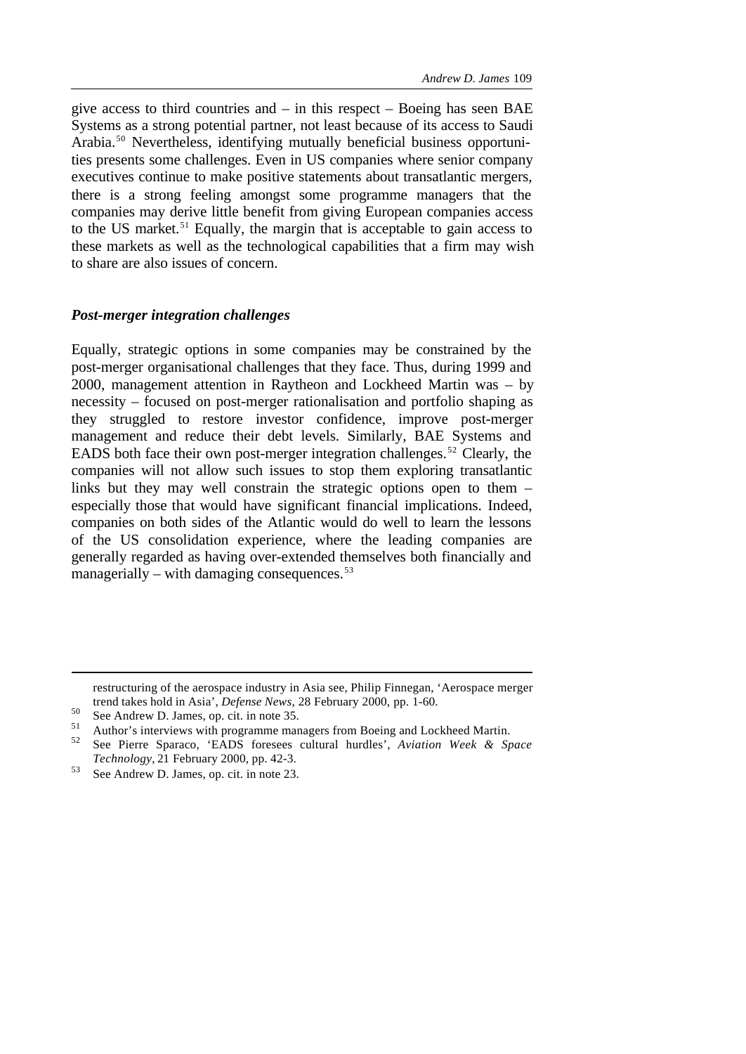give access to third countries and – in this respect – Boeing has seen BAE Systems as a strong potential partner, not least because of its access to Saudi Arabia.[50] Nevertheless, identifying mutually beneficial business opportunities presents some challenges. Even in US companies where senior company executives continue to make positive statements about transatlantic mergers, there is a strong feeling amongst some programme managers that the companies may derive little benefit from giving European companies access to the US market.[51] Equally, the margin that is acceptable to gain access to these markets as well as the technological capabilities that a firm may wish to share are also issues of concern.

### *Post-merger integration challenges*

Equally, strategic options in some companies may be constrained by the post-merger organisational challenges that they face. Thus, during 1999 and 2000, management attention in Raytheon and Lockheed Martin was – by necessity – focused on post-merger rationalisation and portfolio shaping as they struggled to restore investor confidence, improve post-merger management and reduce their debt levels. Similarly, BAE Systems and EADS both face their own post-merger integration challenges.[52] Clearly, the companies will not allow such issues to stop them exploring transatlantic links but they may well constrain the strategic options open to them – especially those that would have significant financial implications. Indeed, companies on both sides of the Atlantic would do well to learn the lessons of the US consolidation experience, where the leading companies are generally regarded as having over-extended themselves both financially and managerially – with damaging consequences.[53]

---

restructuring of the aerospace industry in Asia see, Philip Finnegan, 'Aerospace merger trend takes hold in Asia', *Defense News*, 28 February 2000, pp. 1-60.

[50] See Andrew D. James, op. cit. in note 35.

[51] Author's interviews with programme managers from Boeing and Lockheed Martin.

[52] See Pierre Sparaco, 'EADS foresees cultural hurdles', *Aviation Week & Space Technology*, 21 February 2000, pp. 42-3.

[53] See Andrew D. James, op. cit. in note 23.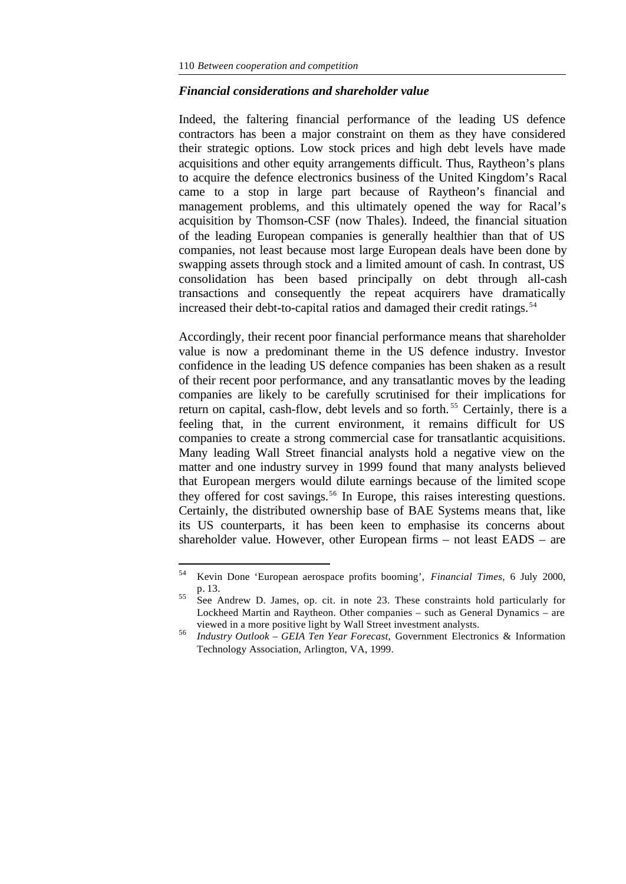### *Financial considerations and shareholder value*

Indeed, the faltering financial performance of the leading US defence contractors has been a major constraint on them as they have considered their strategic options. Low stock prices and high debt levels have made acquisitions and other equity arrangements difficult. Thus, Raytheon's plans to acquire the defence electronics business of the United Kingdom's Racal came to a stop in large part because of Raytheon's financial and management problems, and this ultimately opened the way for Racal's acquisition by Thomson-CSF (now Thales). Indeed, the financial situation of the leading European companies is generally healthier than that of US companies, not least because most large European deals have been done by swapping assets through stock and a limited amount of cash. In contrast, US consolidation has been based principally on debt through all-cash transactions and consequently the repeat acquirers have dramatically increased their debt-to-capital ratios and damaged their credit ratings.[54]

Accordingly, their recent poor financial performance means that shareholder value is now a predominant theme in the US defence industry. Investor confidence in the leading US defence companies has been shaken as a result of their recent poor performance, and any transatlantic moves by the leading companies are likely to be carefully scrutinised for their implications for return on capital, cash-flow, debt levels and so forth.[55] Certainly, there is a feeling that, in the current environment, it remains difficult for US companies to create a strong commercial case for transatlantic acquisitions. Many leading Wall Street financial analysts hold a negative view on the matter and one industry survey in 1999 found that many analysts believed that European mergers would dilute earnings because of the limited scope they offered for cost savings.[56] In Europe, this raises interesting questions. Certainly, the distributed ownership base of BAE Systems means that, like its US counterparts, it has been keen to emphasise its concerns about shareholder value. However, other European firms – not least EADS – are

---

[54] Kevin Done 'European aerospace profits booming', *Financial Times*, 6 July 2000, p. 13.

[55] See Andrew D. James, op. cit. in note 23. These constraints hold particularly for Lockheed Martin and Raytheon. Other companies – such as General Dynamics – are viewed in a more positive light by Wall Street investment analysts.

[56] *Industry Outlook – GEIA Ten Year Forecast*, Government Electronics & Information Technology Association, Arlington, VA, 1999.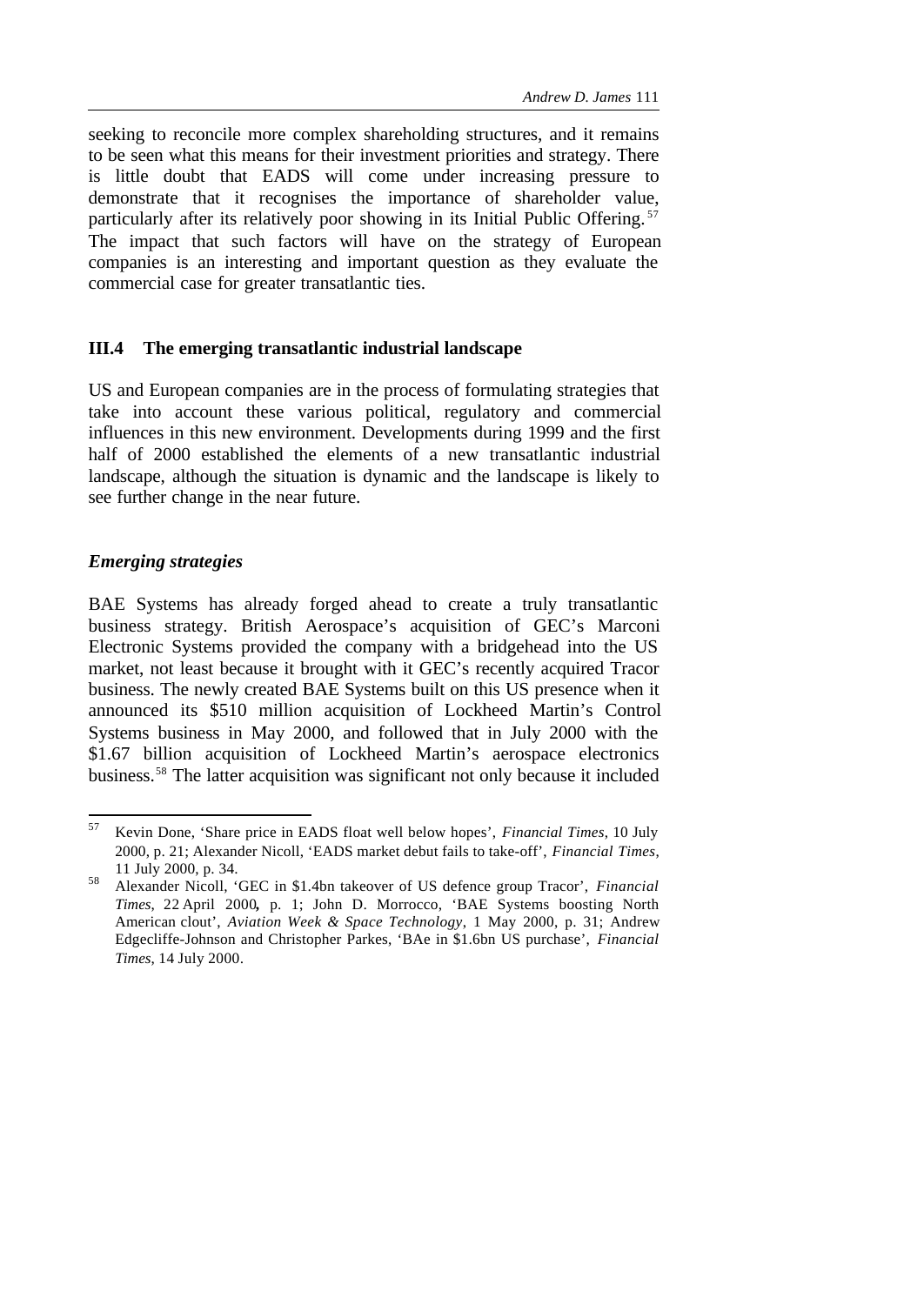seeking to reconcile more complex shareholding structures, and it remains to be seen what this means for their investment priorities and strategy. There is little doubt that EADS will come under increasing pressure to demonstrate that it recognises the importance of shareholder value, particularly after its relatively poor showing in its Initial Public Offering.[57] The impact that such factors will have on the strategy of European companies is an interesting and important question as they evaluate the commercial case for greater transatlantic ties.

### III.4 The emerging transatlantic industrial landscape

US and European companies are in the process of formulating strategies that take into account these various political, regulatory and commercial influences in this new environment. Developments during 1999 and the first half of 2000 established the elements of a new transatlantic industrial landscape, although the situation is dynamic and the landscape is likely to see further change in the near future.

#### *Emerging strategies*

BAE Systems has already forged ahead to create a truly transatlantic business strategy. British Aerospace's acquisition of GEC's Marconi Electronic Systems provided the company with a bridgehead into the US market, not least because it brought with it GEC's recently acquired Tracor business. The newly created BAE Systems built on this US presence when it announced its $510 million acquisition of Lockheed Martin's Control Systems business in May 2000, and followed that in July 2000 with the $1.67 billion acquisition of Lockheed Martin's aerospace electronics business.[58] The latter acquisition was significant not only because it included

---

[57] Kevin Done, 'Share price in EADS float well below hopes', *Financial Times*, 10 July 2000, p. 21; Alexander Nicoll, 'EADS market debut fails to take-off', *Financial Times*, 11 July 2000, p. 34.

[58] Alexander Nicoll, 'GEC in $1.4bn takeover of US defence group Tracor', *Financial Times*, 22 April 2000, p. 1; John D. Morrocco, 'BAE Systems boosting North American clout', *Aviation Week & Space Technology*, 1 May 2000, p. 31; Andrew Edgecliffe-Johnson and Christopher Parkes, 'BAe in $1.6bn US purchase', *Financial Times*, 14 July 2000.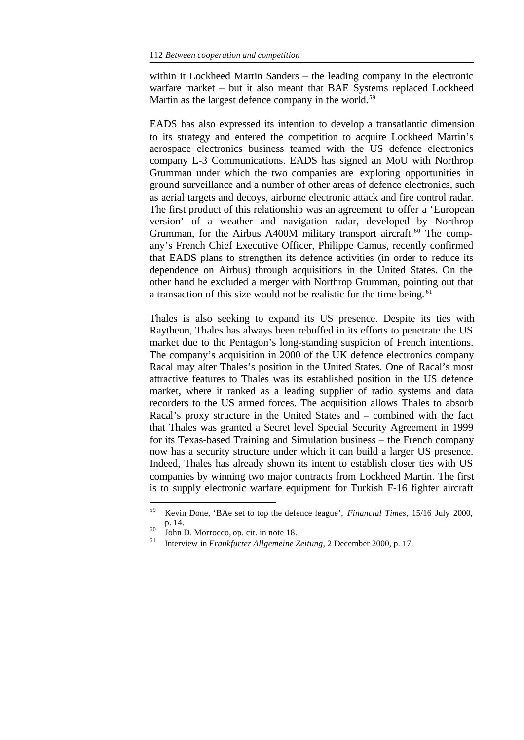within it Lockheed Martin Sanders – the leading company in the electronic warfare market – but it also meant that BAE Systems replaced Lockheed Martin as the largest defence company in the world.[59]

EADS has also expressed its intention to develop a transatlantic dimension to its strategy and entered the competition to acquire Lockheed Martin's aerospace electronics business teamed with the US defence electronics company L-3 Communications. EADS has signed an MoU with Northrop Grumman under which the two companies are exploring opportunities in ground surveillance and a number of other areas of defence electronics, such as aerial targets and decoys, airborne electronic attack and fire control radar. The first product of this relationship was an agreement to offer a 'European version' of a weather and navigation radar, developed by Northrop Grumman, for the Airbus A400M military transport aircraft.[60] The company's French Chief Executive Officer, Philippe Camus, recently confirmed that EADS plans to strengthen its defence activities (in order to reduce its dependence on Airbus) through acquisitions in the United States. On the other hand he excluded a merger with Northrop Grumman, pointing out that a transaction of this size would not be realistic for the time being.[61]

Thales is also seeking to expand its US presence. Despite its ties with Raytheon, Thales has always been rebuffed in its efforts to penetrate the US market due to the Pentagon's long-standing suspicion of French intentions. The company's acquisition in 2000 of the UK defence electronics company Racal may alter Thales's position in the United States. One of Racal's most attractive features to Thales was its established position in the US defence market, where it ranked as a leading supplier of radio systems and data recorders to the US armed forces. The acquisition allows Thales to absorb Racal's proxy structure in the United States and – combined with the fact that Thales was granted a Secret level Special Security Agreement in 1999 for its Texas-based Training and Simulation business – the French company now has a security structure under which it can build a larger US presence. Indeed, Thales has already shown its intent to establish closer ties with US companies by winning two major contracts from Lockheed Martin. The first is to supply electronic warfare equipment for Turkish F-16 fighter aircraft

---

[59] Kevin Done, 'BAe set to top the defence league', *Financial Times*, 15/16 July 2000, p. 14.

[60] John D. Morrocco, op. cit. in note 18.

[61] Interview in *Frankfurter Allgemeine Zeitung*, 2 December 2000, p. 17.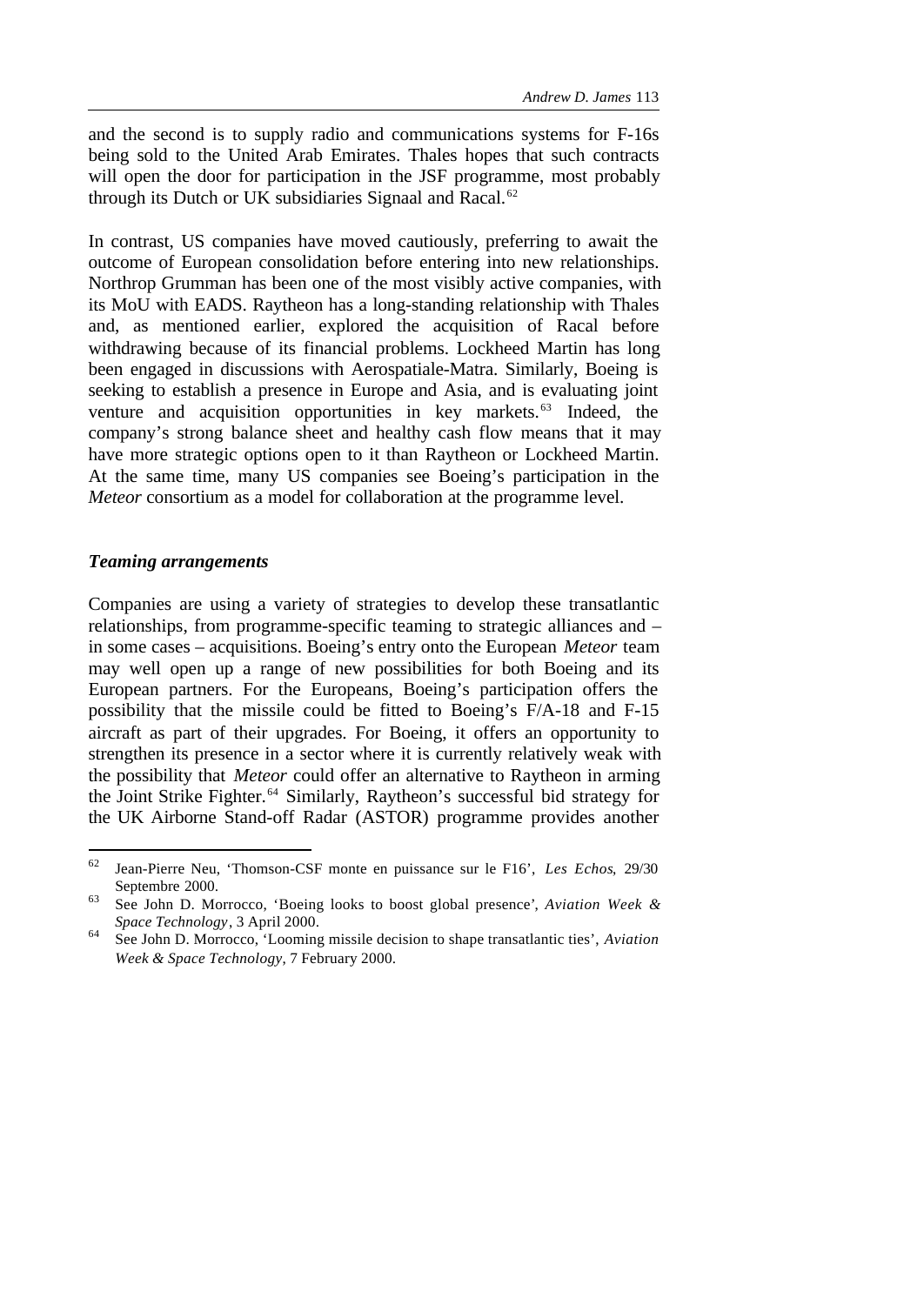and the second is to supply radio and communications systems for F-16s being sold to the United Arab Emirates. Thales hopes that such contracts will open the door for participation in the JSF programme, most probably through its Dutch or UK subsidiaries Signaal and Racal.[62]

In contrast, US companies have moved cautiously, preferring to await the outcome of European consolidation before entering into new relationships. Northrop Grumman has been one of the most visibly active companies, with its MoU with EADS. Raytheon has a long-standing relationship with Thales and, as mentioned earlier, explored the acquisition of Racal before withdrawing because of its financial problems. Lockheed Martin has long been engaged in discussions with Aerospatiale-Matra. Similarly, Boeing is seeking to establish a presence in Europe and Asia, and is evaluating joint venture and acquisition opportunities in key markets.[63] Indeed, the company's strong balance sheet and healthy cash flow means that it may have more strategic options open to it than Raytheon or Lockheed Martin. At the same time, many US companies see Boeing's participation in the *Meteor* consortium as a model for collaboration at the programme level.

### *Teaming arrangements*

Companies are using a variety of strategies to develop these transatlantic relationships, from programme-specific teaming to strategic alliances and – in some cases – acquisitions. Boeing's entry onto the European *Meteor* team may well open up a range of new possibilities for both Boeing and its European partners. For the Europeans, Boeing's participation offers the possibility that the missile could be fitted to Boeing's F/A-18 and F-15 aircraft as part of their upgrades. For Boeing, it offers an opportunity to strengthen its presence in a sector where it is currently relatively weak with the possibility that *Meteor* could offer an alternative to Raytheon in arming the Joint Strike Fighter.[64] Similarly, Raytheon's successful bid strategy for the UK Airborne Stand-off Radar (ASTOR) programme provides another

---

[62] Jean-Pierre Neu, 'Thomson-CSF monte en puissance sur le F16', *Les Echos*, 29/30 Septembre 2000.

[63] See John D. Morrocco, 'Boeing looks to boost global presence', *Aviation Week & Space Technology*, 3 April 2000.

[64] See John D. Morrocco, 'Looming missile decision to shape transatlantic ties', *Aviation Week & Space Technology*, 7 February 2000.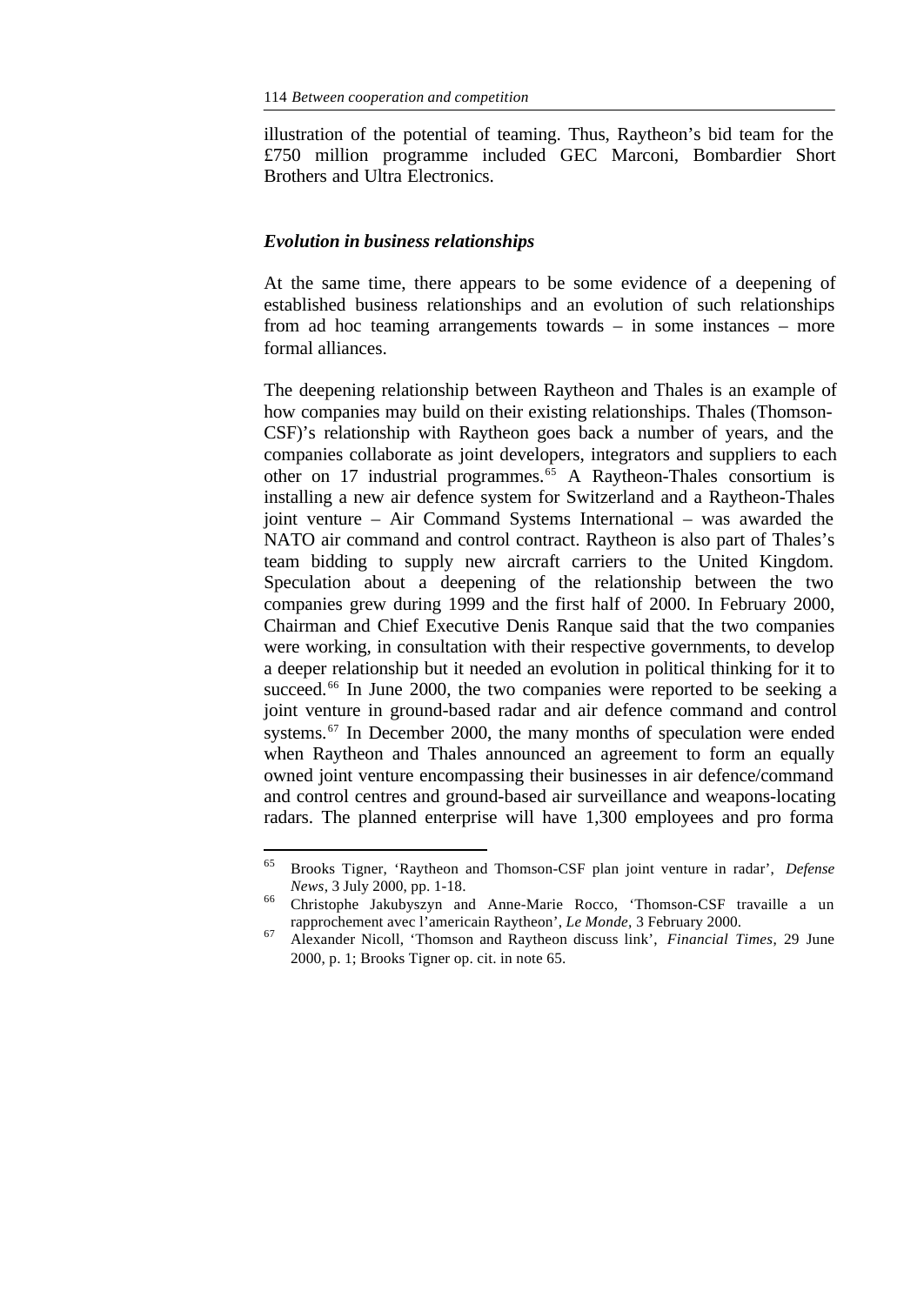illustration of the potential of teaming. Thus, Raytheon's bid team for the £750 million programme included GEC Marconi, Bombardier Short Brothers and Ultra Electronics.

### *Evolution in business relationships*

At the same time, there appears to be some evidence of a deepening of established business relationships and an evolution of such relationships from ad hoc teaming arrangements towards – in some instances – more formal alliances.

The deepening relationship between Raytheon and Thales is an example of how companies may build on their existing relationships. Thales (Thomson-CSF)'s relationship with Raytheon goes back a number of years, and the companies collaborate as joint developers, integrators and suppliers to each other on 17 industrial programmes.[65] A Raytheon-Thales consortium is installing a new air defence system for Switzerland and a Raytheon-Thales joint venture – Air Command Systems International – was awarded the NATO air command and control contract. Raytheon is also part of Thales's team bidding to supply new aircraft carriers to the United Kingdom. Speculation about a deepening of the relationship between the two companies grew during 1999 and the first half of 2000. In February 2000, Chairman and Chief Executive Denis Ranque said that the two companies were working, in consultation with their respective governments, to develop a deeper relationship but it needed an evolution in political thinking for it to succeed.[66] In June 2000, the two companies were reported to be seeking a joint venture in ground-based radar and air defence command and control systems.[67] In December 2000, the many months of speculation were ended when Raytheon and Thales announced an agreement to form an equally owned joint venture encompassing their businesses in air defence/command and control centres and ground-based air surveillance and weapons-locating radars. The planned enterprise will have 1,300 employees and pro forma

---

[65] Brooks Tigner, 'Raytheon and Thomson-CSF plan joint venture in radar', *Defense News*, 3 July 2000, pp. 1-18.

[66] Christophe Jakubyszyn and Anne-Marie Rocco, 'Thomson-CSF travaille a un rapprochement avec l'americain Raytheon', *Le Monde*, 3 February 2000.

[67] Alexander Nicoll, 'Thomson and Raytheon discuss link', *Financial Times*, 29 June 2000, p. 1; Brooks Tigner op. cit. in note 65.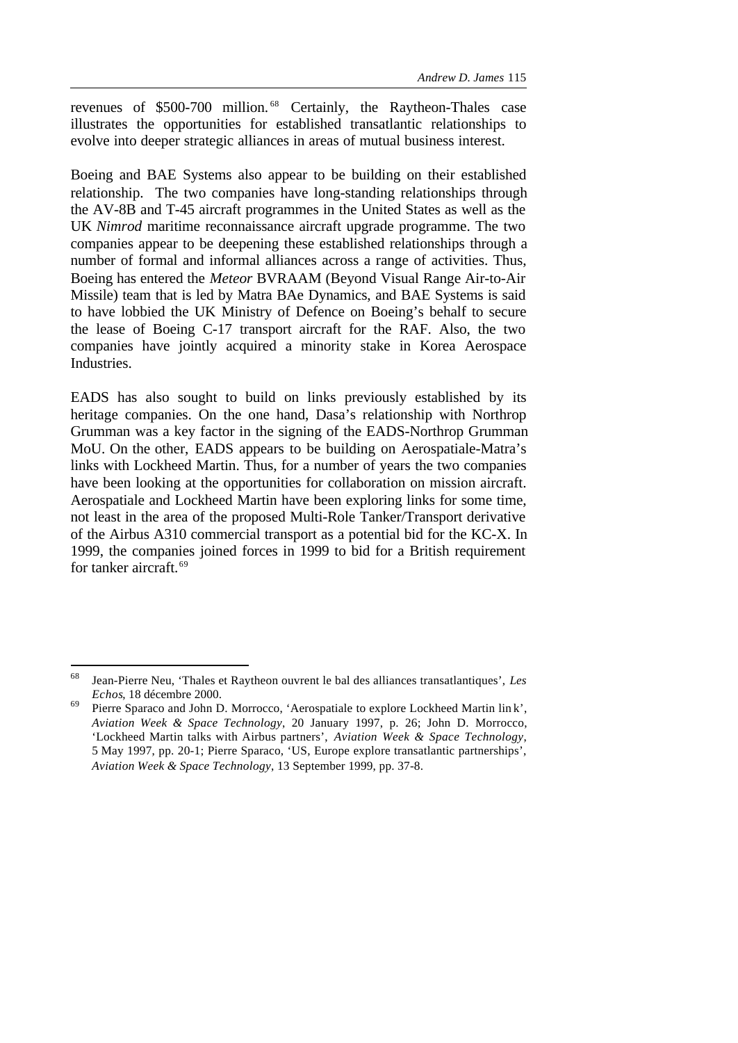revenues of \$500-700 million.[68] Certainly, the Raytheon-Thales case illustrates the opportunities for established transatlantic relationships to evolve into deeper strategic alliances in areas of mutual business interest.

Boeing and BAE Systems also appear to be building on their established relationship. The two companies have long-standing relationships through the AV-8B and T-45 aircraft programmes in the United States as well as the UK *Nimrod* maritime reconnaissance aircraft upgrade programme. The two companies appear to be deepening these established relationships through a number of formal and informal alliances across a range of activities. Thus, Boeing has entered the *Meteor* BVRAAM (Beyond Visual Range Air-to-Air Missile) team that is led by Matra BAe Dynamics, and BAE Systems is said to have lobbied the UK Ministry of Defence on Boeing's behalf to secure the lease of Boeing C-17 transport aircraft for the RAF. Also, the two companies have jointly acquired a minority stake in Korea Aerospace Industries.

EADS has also sought to build on links previously established by its heritage companies. On the one hand, Dasa's relationship with Northrop Grumman was a key factor in the signing of the EADS-Northrop Grumman MoU. On the other, EADS appears to be building on Aerospatiale-Matra's links with Lockheed Martin. Thus, for a number of years the two companies have been looking at the opportunities for collaboration on mission aircraft. Aerospatiale and Lockheed Martin have been exploring links for some time, not least in the area of the proposed Multi-Role Tanker/Transport derivative of the Airbus A310 commercial transport as a potential bid for the KC-X. In 1999, the companies joined forces in 1999 to bid for a British requirement for tanker aircraft.[69]

---

[68] Jean-Pierre Neu, 'Thales et Raytheon ouvrent le bal des alliances transatlantiques', *Les Echos*, 18 décembre 2000.

[69] Pierre Sparaco and John D. Morrocco, 'Aerospatiale to explore Lockheed Martin link', *Aviation Week & Space Technology*, 20 January 1997, p. 26; John D. Morrocco, 'Lockheed Martin talks with Airbus partners', *Aviation Week & Space Technology*, 5 May 1997, pp. 20-1; Pierre Sparaco, 'US, Europe explore transatlantic partnerships', *Aviation Week & Space Technology*, 13 September 1999, pp. 37-8.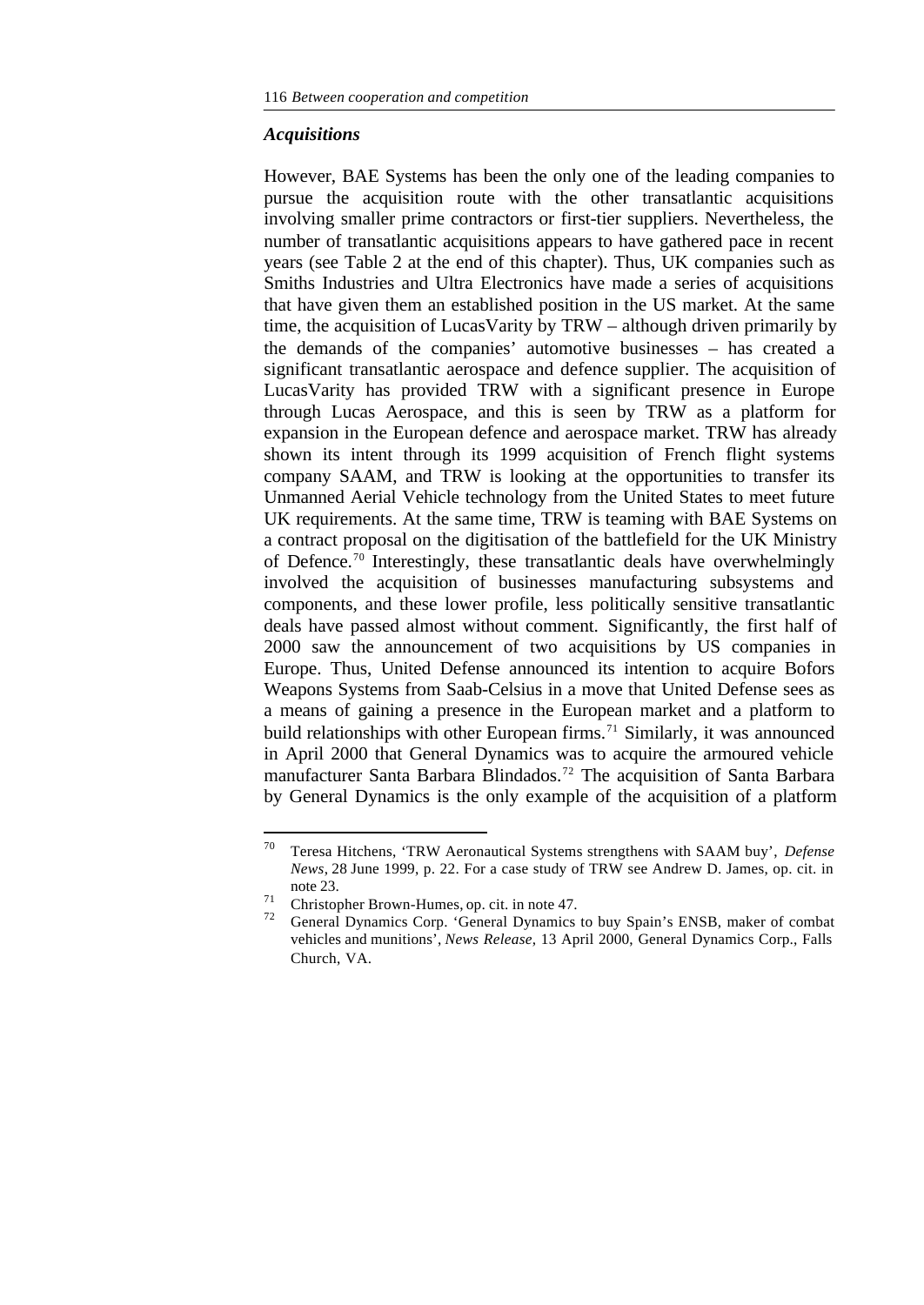### *Acquisitions*

However, BAE Systems has been the only one of the leading companies to pursue the acquisition route with the other transatlantic acquisitions involving smaller prime contractors or first-tier suppliers. Nevertheless, the number of transatlantic acquisitions appears to have gathered pace in recent years (see Table 2 at the end of this chapter). Thus, UK companies such as Smiths Industries and Ultra Electronics have made a series of acquisitions that have given them an established position in the US market. At the same time, the acquisition of LucasVarity by TRW – although driven primarily by the demands of the companies' automotive businesses – has created a significant transatlantic aerospace and defence supplier. The acquisition of LucasVarity has provided TRW with a significant presence in Europe through Lucas Aerospace, and this is seen by TRW as a platform for expansion in the European defence and aerospace market. TRW has already shown its intent through its 1999 acquisition of French flight systems company SAAM, and TRW is looking at the opportunities to transfer its Unmanned Aerial Vehicle technology from the United States to meet future UK requirements. At the same time, TRW is teaming with BAE Systems on a contract proposal on the digitisation of the battlefield for the UK Ministry of Defence.[70] Interestingly, these transatlantic deals have overwhelmingly involved the acquisition of businesses manufacturing subsystems and components, and these lower profile, less politically sensitive transatlantic deals have passed almost without comment. Significantly, the first half of 2000 saw the announcement of two acquisitions by US companies in Europe. Thus, United Defense announced its intention to acquire Bofors Weapons Systems from Saab-Celsius in a move that United Defense sees as a means of gaining a presence in the European market and a platform to build relationships with other European firms.[71] Similarly, it was announced in April 2000 that General Dynamics was to acquire the armoured vehicle manufacturer Santa Barbara Blindados.[72] The acquisition of Santa Barbara by General Dynamics is the only example of the acquisition of a platform

---

[70] Teresa Hitchens, 'TRW Aeronautical Systems strengthens with SAAM buy', *Defense News*, 28 June 1999, p. 22. For a case study of TRW see Andrew D. James, op. cit. in note 23.

[71] Christopher Brown-Humes, op. cit. in note 47.

[72] General Dynamics Corp. 'General Dynamics to buy Spain's ENSB, maker of combat vehicles and munitions', *News Release*, 13 April 2000, General Dynamics Corp., Falls Church, VA.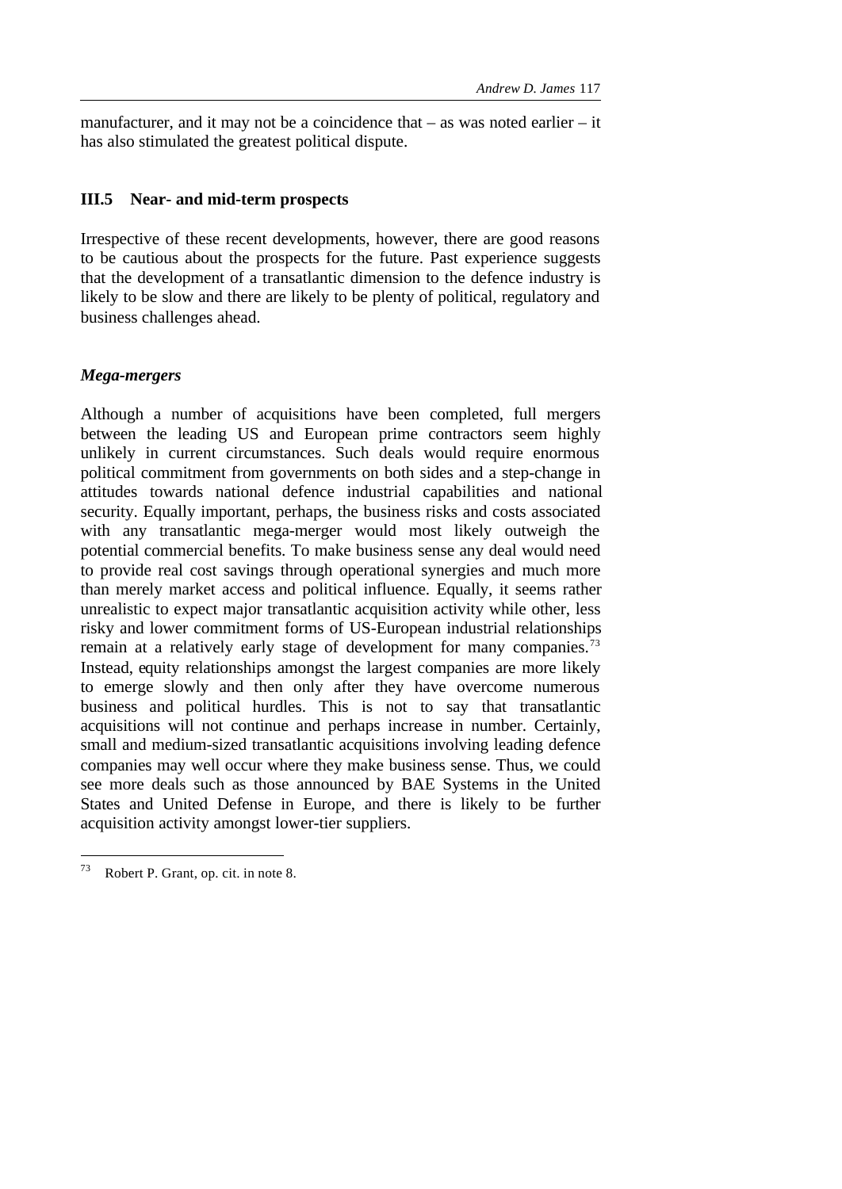manufacturer, and it may not be a coincidence that – as was noted earlier – it has also stimulated the greatest political dispute.

## III.5 Near- and mid-term prospects

Irrespective of these recent developments, however, there are good reasons to be cautious about the prospects for the future. Past experience suggests that the development of a transatlantic dimension to the defence industry is likely to be slow and there are likely to be plenty of political, regulatory and business challenges ahead.

### *Mega-mergers*

Although a number of acquisitions have been completed, full mergers between the leading US and European prime contractors seem highly unlikely in current circumstances. Such deals would require enormous political commitment from governments on both sides and a step-change in attitudes towards national defence industrial capabilities and national security. Equally important, perhaps, the business risks and costs associated with any transatlantic mega-merger would most likely outweigh the potential commercial benefits. To make business sense any deal would need to provide real cost savings through operational synergies and much more than merely market access and political influence. Equally, it seems rather unrealistic to expect major transatlantic acquisition activity while other, less risky and lower commitment forms of US-European industrial relationships remain at a relatively early stage of development for many companies.[73] Instead, equity relationships amongst the largest companies are more likely to emerge slowly and then only after they have overcome numerous business and political hurdles. This is not to say that transatlantic acquisitions will not continue and perhaps increase in number. Certainly, small and medium-sized transatlantic acquisitions involving leading defence companies may well occur where they make business sense. Thus, we could see more deals such as those announced by BAE Systems in the United States and United Defense in Europe, and there is likely to be further acquisition activity amongst lower-tier suppliers.

---

[73] Robert P. Grant, op. cit. in note 8.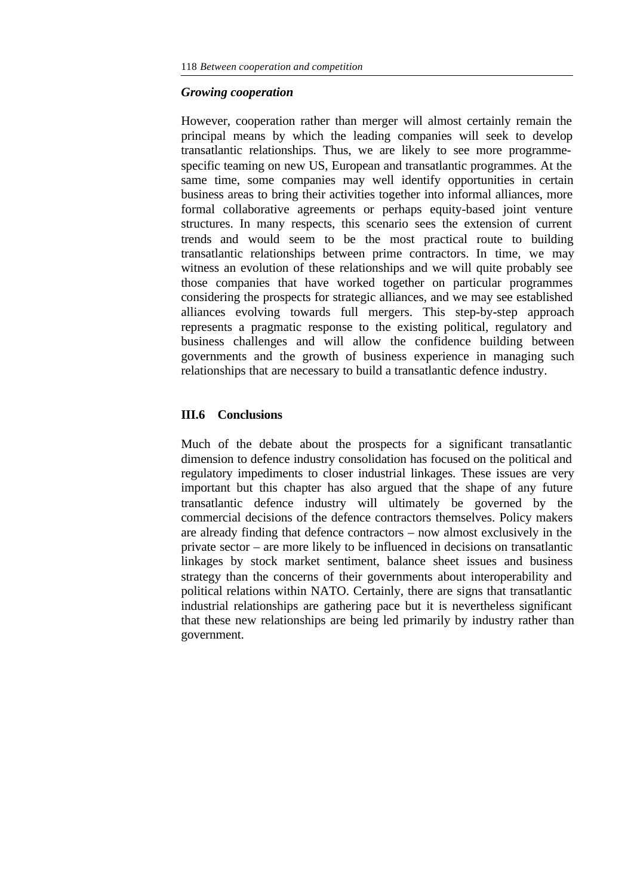### *Growing cooperation*

However, cooperation rather than merger will almost certainly remain the principal means by which the leading companies will seek to develop transatlantic relationships. Thus, we are likely to see more programme-specific teaming on new US, European and transatlantic programmes. At the same time, some companies may well identify opportunities in certain business areas to bring their activities together into informal alliances, more formal collaborative agreements or perhaps equity-based joint venture structures. In many respects, this scenario sees the extension of current trends and would seem to be the most practical route to building transatlantic relationships between prime contractors. In time, we may witness an evolution of these relationships and we will quite probably see those companies that have worked together on particular programmes considering the prospects for strategic alliances, and we may see established alliances evolving towards full mergers. This step-by-step approach represents a pragmatic response to the existing political, regulatory and business challenges and will allow the confidence building between governments and the growth of business experience in managing such relationships that are necessary to build a transatlantic defence industry.

## III.6 Conclusions

Much of the debate about the prospects for a significant transatlantic dimension to defence industry consolidation has focused on the political and regulatory impediments to closer industrial linkages. These issues are very important but this chapter has also argued that the shape of any future transatlantic defence industry will ultimately be governed by the commercial decisions of the defence contractors themselves. Policy makers are already finding that defence contractors – now almost exclusively in the private sector – are more likely to be influenced in decisions on transatlantic linkages by stock market sentiment, balance sheet issues and business strategy than the concerns of their governments about interoperability and political relations within NATO. Certainly, there are signs that transatlantic industrial relationships are gathering pace but it is nevertheless significant that these new relationships are being led primarily by industry rather than government.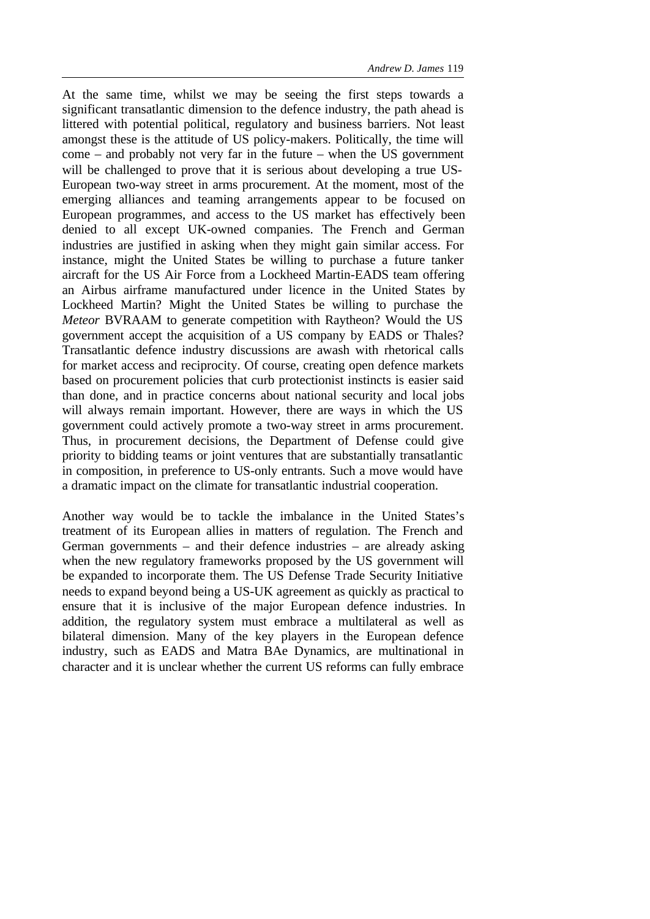At the same time, whilst we may be seeing the first steps towards a significant transatlantic dimension to the defence industry, the path ahead is littered with potential political, regulatory and business barriers. Not least amongst these is the attitude of US policy-makers. Politically, the time will come – and probably not very far in the future – when the US government will be challenged to prove that it is serious about developing a true US-European two-way street in arms procurement. At the moment, most of the emerging alliances and teaming arrangements appear to be focused on European programmes, and access to the US market has effectively been denied to all except UK-owned companies. The French and German industries are justified in asking when they might gain similar access. For instance, might the United States be willing to purchase a future tanker aircraft for the US Air Force from a Lockheed Martin-EADS team offering an Airbus airframe manufactured under licence in the United States by Lockheed Martin? Might the United States be willing to purchase the *Meteor* BVRAAM to generate competition with Raytheon? Would the US government accept the acquisition of a US company by EADS or Thales? Transatlantic defence industry discussions are awash with rhetorical calls for market access and reciprocity. Of course, creating open defence markets based on procurement policies that curb protectionist instincts is easier said than done, and in practice concerns about national security and local jobs will always remain important. However, there are ways in which the US government could actively promote a two-way street in arms procurement. Thus, in procurement decisions, the Department of Defense could give priority to bidding teams or joint ventures that are substantially transatlantic in composition, in preference to US-only entrants. Such a move would have a dramatic impact on the climate for transatlantic industrial cooperation.

Another way would be to tackle the imbalance in the United States's treatment of its European allies in matters of regulation. The French and German governments – and their defence industries – are already asking when the new regulatory frameworks proposed by the US government will be expanded to incorporate them. The US Defense Trade Security Initiative needs to expand beyond being a US-UK agreement as quickly as practical to ensure that it is inclusive of the major European defence industries. In addition, the regulatory system must embrace a multilateral as well as bilateral dimension. Many of the key players in the European defence industry, such as EADS and Matra BAe Dynamics, are multinational in character and it is unclear whether the current US reforms can fully embrace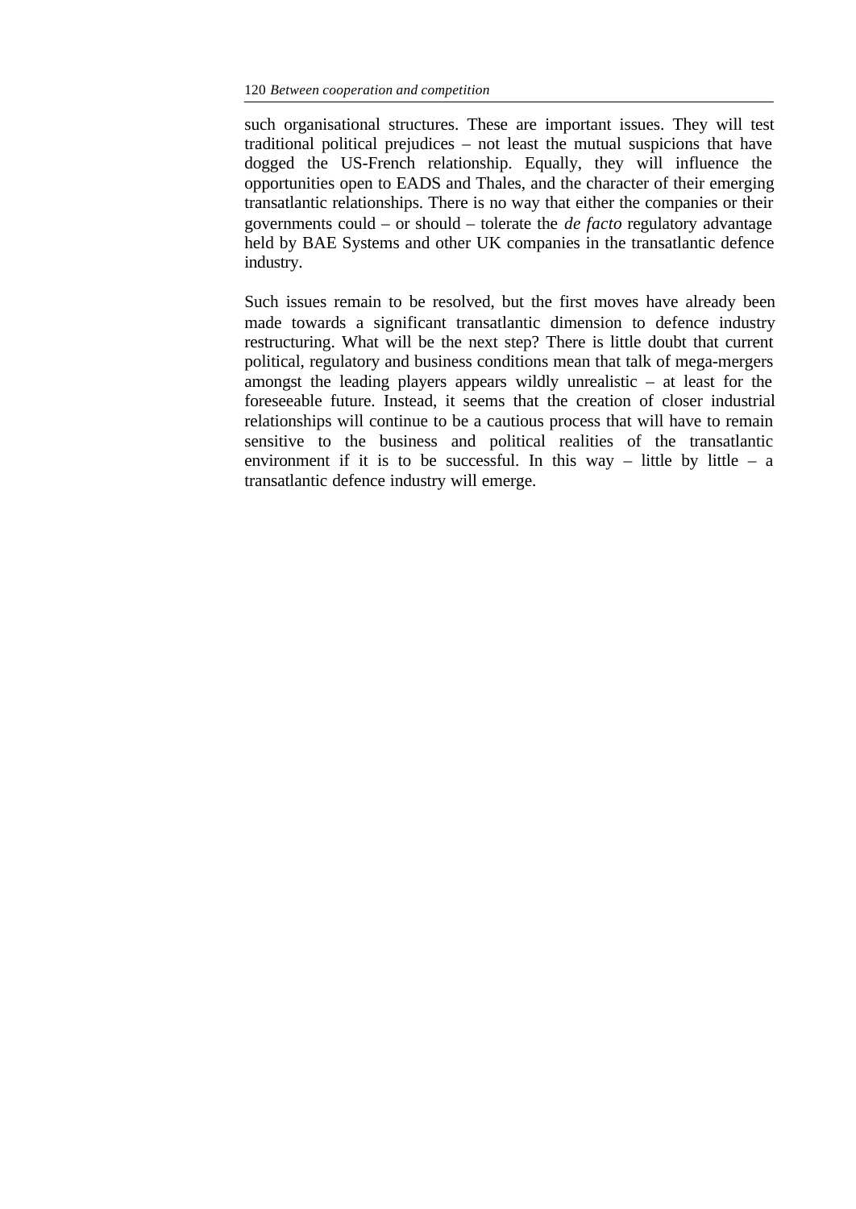such organisational structures. These are important issues. They will test traditional political prejudices – not least the mutual suspicions that have dogged the US-French relationship. Equally, they will influence the opportunities open to EADS and Thales, and the character of their emerging transatlantic relationships. There is no way that either the companies or their governments could – or should – tolerate the *de facto* regulatory advantage held by BAE Systems and other UK companies in the transatlantic defence industry.

Such issues remain to be resolved, but the first moves have already been made towards a significant transatlantic dimension to defence industry restructuring. What will be the next step? There is little doubt that current political, regulatory and business conditions mean that talk of mega-mergers amongst the leading players appears wildly unrealistic – at least for the foreseeable future. Instead, it seems that the creation of closer industrial relationships will continue to be a cautious process that will have to remain sensitive to the business and political realities of the transatlantic environment if it is to be successful. In this way – little by little – a transatlantic defence industry will emerge.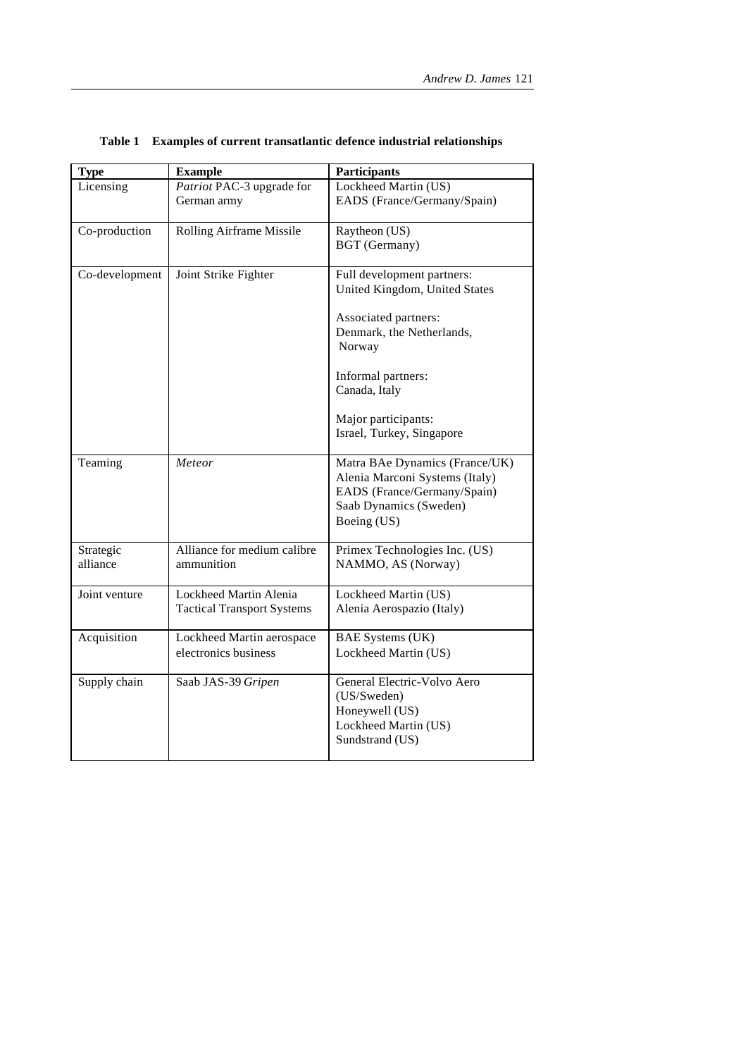**Table 1 Examples of current transatlantic defence industrial relationships**

| Type | Example | Participants |
|---|---|---|
| Licensing | *Patriot* PAC-3 upgrade for German army | Lockheed Martin (US)<br>EADS (France/Germany/Spain) |
| Co-production | Rolling Airframe Missile | Raytheon (US)<br>BGT (Germany) |
| Co-development | Joint Strike Fighter | Full development partners:<br>United Kingdom, United States<br><br>Associated partners:<br>Denmark, the Netherlands, Norway<br><br>Informal partners:<br>Canada, Italy<br><br>Major participants:<br>Israel, Turkey, Singapore |
| Teaming | *Meteor* | Matra BAe Dynamics (France/UK)<br>Alenia Marconi Systems (Italy)<br>EADS (France/Germany/Spain)<br>Saab Dynamics (Sweden)<br>Boeing (US) |
| Strategic alliance | Alliance for medium calibre ammunition | Primex Technologies Inc. (US)<br>NAMMO, AS (Norway) |
| Joint venture | Lockheed Martin Alenia Tactical Transport Systems | Lockheed Martin (US)<br>Alenia Aerospazio (Italy) |
| Acquisition | Lockheed Martin aerospace electronics business | BAE Systems (UK)<br>Lockheed Martin (US) |
| Supply chain | Saab JAS-39 *Gripen* | General Electric-Volvo Aero (US/Sweden)<br>Honeywell (US)<br>Lockheed Martin (US)<br>Sundstrand (US) |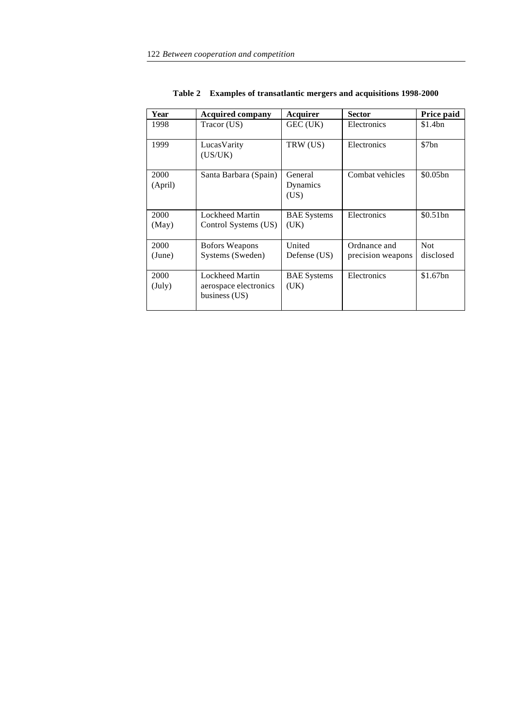**Table 2 Examples of transatlantic mergers and acquisitions 1998-2000**

| Year | Acquired company | Acquirer | Sector | Price paid |
|---|---|---|---|---|
| 1998 | Tracor (US) | GEC (UK) | Electronics | $1.4bn |
| 1999 | LucasVarity (US/UK) | TRW (US) | Electronics | $7bn |
| 2000 (April) | Santa Barbara (Spain) | General Dynamics (US) | Combat vehicles | $0.05bn |
| 2000 (May) | Lockheed Martin Control Systems (US) | BAE Systems (UK) | Electronics | $0.51bn |
| 2000 (June) | Bofors Weapons Systems (Sweden) | United Defense (US) | Ordnance and precision weapons | Not disclosed |
| 2000 (July) | Lockheed Martin aerospace electronics business (US) | BAE Systems (UK) | Electronics | $1.67bn |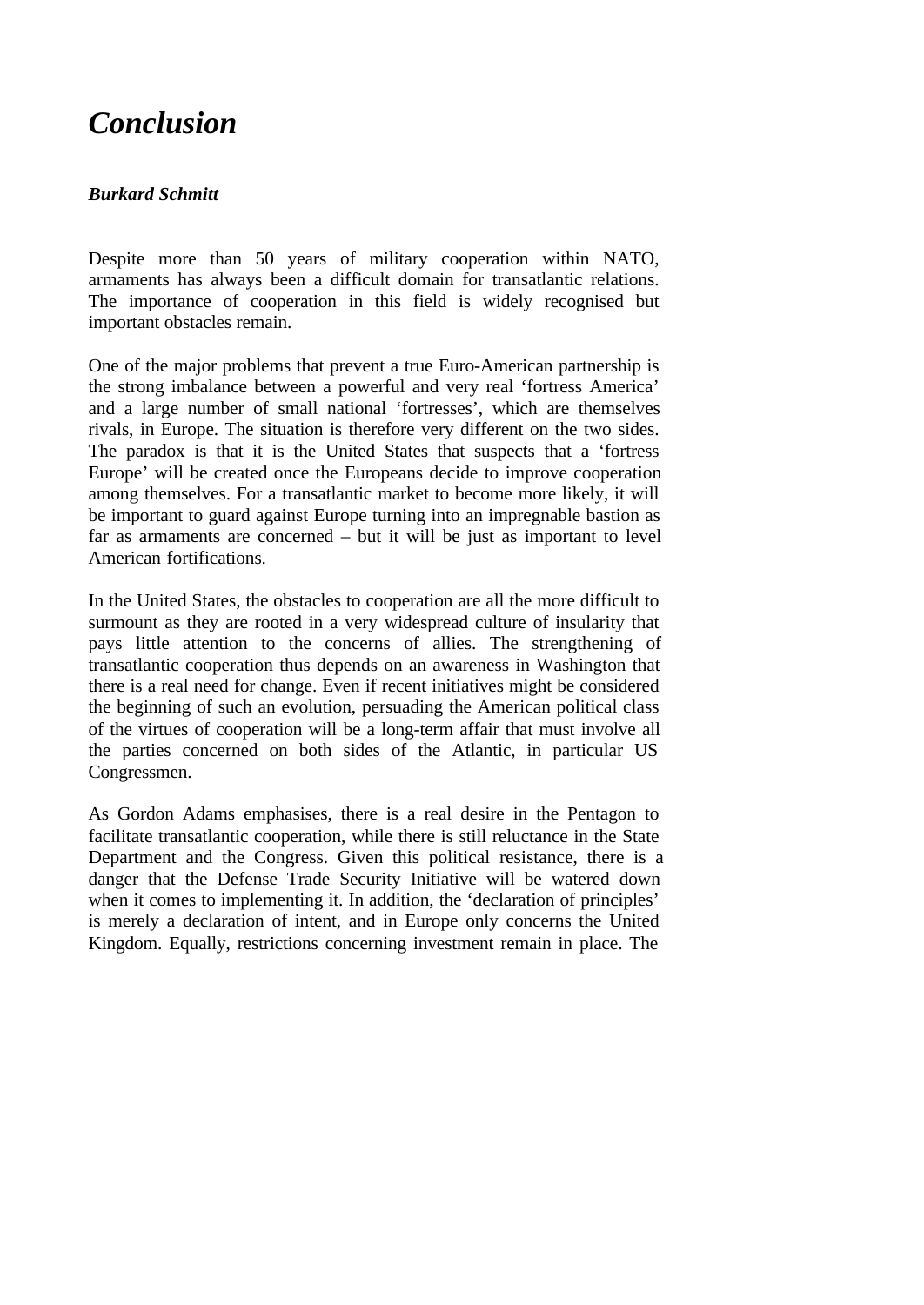# *Conclusion*

***Burkard Schmitt***

Despite more than 50 years of military cooperation within NATO, armaments has always been a difficult domain for transatlantic relations. The importance of cooperation in this field is widely recognised but important obstacles remain.

One of the major problems that prevent a true Euro-American partnership is the strong imbalance between a powerful and very real 'fortress America' and a large number of small national 'fortresses', which are themselves rivals, in Europe. The situation is therefore very different on the two sides. The paradox is that it is the United States that suspects that a 'fortress Europe' will be created once the Europeans decide to improve cooperation among themselves. For a transatlantic market to become more likely, it will be important to guard against Europe turning into an impregnable bastion as far as armaments are concerned – but it will be just as important to level American fortifications.

In the United States, the obstacles to cooperation are all the more difficult to surmount as they are rooted in a very widespread culture of insularity that pays little attention to the concerns of allies. The strengthening of transatlantic cooperation thus depends on an awareness in Washington that there is a real need for change. Even if recent initiatives might be considered the beginning of such an evolution, persuading the American political class of the virtues of cooperation will be a long-term affair that must involve all the parties concerned on both sides of the Atlantic, in particular US Congressmen.

As Gordon Adams emphasises, there is a real desire in the Pentagon to facilitate transatlantic cooperation, while there is still reluctance in the State Department and the Congress. Given this political resistance, there is a danger that the Defense Trade Security Initiative will be watered down when it comes to implementing it. In addition, the 'declaration of principles' is merely a declaration of intent, and in Europe only concerns the United Kingdom. Equally, restrictions concerning investment remain in place. The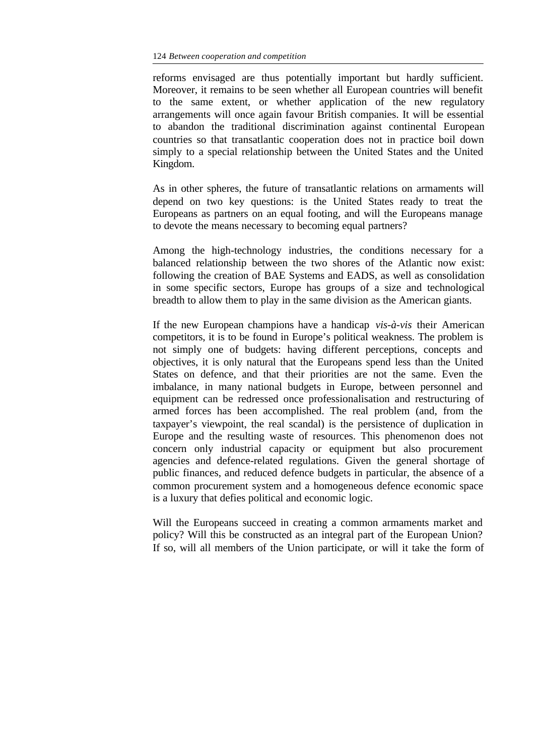reforms envisaged are thus potentially important but hardly sufficient. Moreover, it remains to be seen whether all European countries will benefit to the same extent, or whether application of the new regulatory arrangements will once again favour British companies. It will be essential to abandon the traditional discrimination against continental European countries so that transatlantic cooperation does not in practice boil down simply to a special relationship between the United States and the United Kingdom.

As in other spheres, the future of transatlantic relations on armaments will depend on two key questions: is the United States ready to treat the Europeans as partners on an equal footing, and will the Europeans manage to devote the means necessary to becoming equal partners?

Among the high-technology industries, the conditions necessary for a balanced relationship between the two shores of the Atlantic now exist: following the creation of BAE Systems and EADS, as well as consolidation in some specific sectors, Europe has groups of a size and technological breadth to allow them to play in the same division as the American giants.

If the new European champions have a handicap *vis-à-vis* their American competitors, it is to be found in Europe's political weakness. The problem is not simply one of budgets: having different perceptions, concepts and objectives, it is only natural that the Europeans spend less than the United States on defence, and that their priorities are not the same. Even the imbalance, in many national budgets in Europe, between personnel and equipment can be redressed once professionalisation and restructuring of armed forces has been accomplished. The real problem (and, from the taxpayer's viewpoint, the real scandal) is the persistence of duplication in Europe and the resulting waste of resources. This phenomenon does not concern only industrial capacity or equipment but also procurement agencies and defence-related regulations. Given the general shortage of public finances, and reduced defence budgets in particular, the absence of a common procurement system and a homogeneous defence economic space is a luxury that defies political and economic logic.

Will the Europeans succeed in creating a common armaments market and policy? Will this be constructed as an integral part of the European Union? If so, will all members of the Union participate, or will it take the form of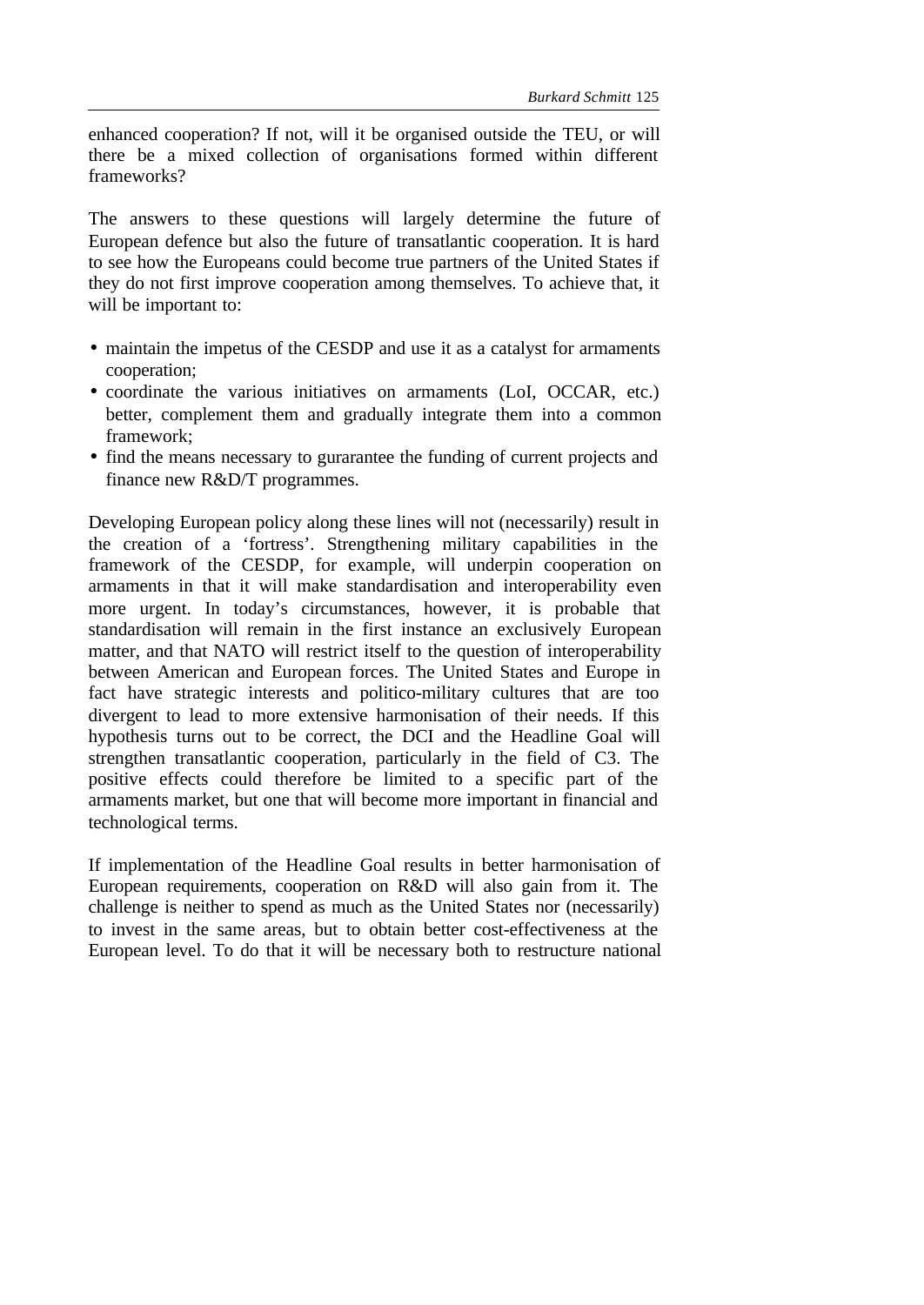enhanced cooperation? If not, will it be organised outside the TEU, or will there be a mixed collection of organisations formed within different frameworks?

The answers to these questions will largely determine the future of European defence but also the future of transatlantic cooperation. It is hard to see how the Europeans could become true partners of the United States if they do not first improve cooperation among themselves. To achieve that, it will be important to:

- maintain the impetus of the CESDP and use it as a catalyst for armaments cooperation;
- coordinate the various initiatives on armaments (LoI, OCCAR, etc.) better, complement them and gradually integrate them into a common framework;
- find the means necessary to gurarantee the funding of current projects and finance new R&D/T programmes.

Developing European policy along these lines will not (necessarily) result in the creation of a 'fortress'. Strengthening military capabilities in the framework of the CESDP, for example, will underpin cooperation on armaments in that it will make standardisation and interoperability even more urgent. In today's circumstances, however, it is probable that standardisation will remain in the first instance an exclusively European matter, and that NATO will restrict itself to the question of interoperability between American and European forces. The United States and Europe in fact have strategic interests and politico-military cultures that are too divergent to lead to more extensive harmonisation of their needs. If this hypothesis turns out to be correct, the DCI and the Headline Goal will strengthen transatlantic cooperation, particularly in the field of C3. The positive effects could therefore be limited to a specific part of the armaments market, but one that will become more important in financial and technological terms.

If implementation of the Headline Goal results in better harmonisation of European requirements, cooperation on R&D will also gain from it. The challenge is neither to spend as much as the United States nor (necessarily) to invest in the same areas, but to obtain better cost-effectiveness at the European level. To do that it will be necessary both to restructure national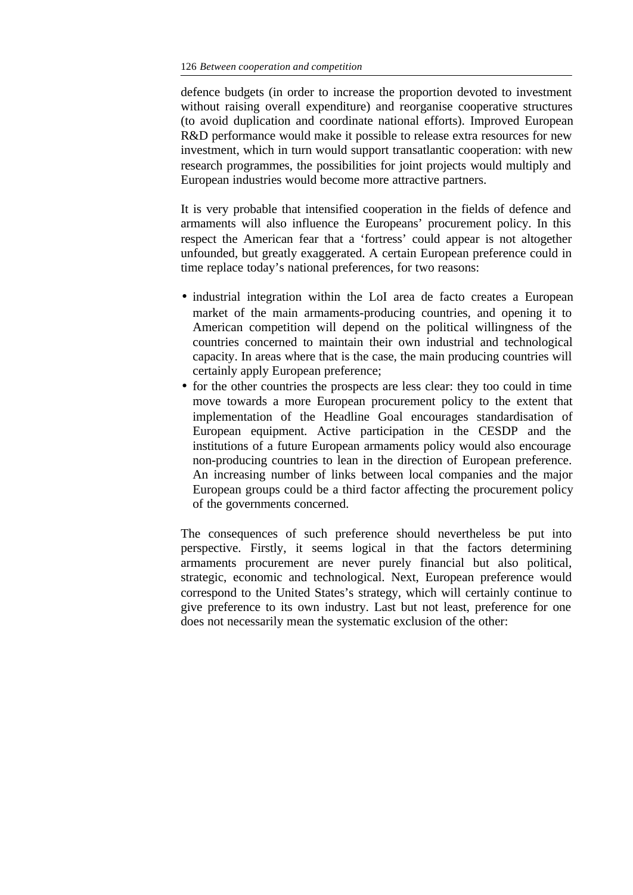defence budgets (in order to increase the proportion devoted to investment without raising overall expenditure) and reorganise cooperative structures (to avoid duplication and coordinate national efforts). Improved European R&D performance would make it possible to release extra resources for new investment, which in turn would support transatlantic cooperation: with new research programmes, the possibilities for joint projects would multiply and European industries would become more attractive partners.

It is very probable that intensified cooperation in the fields of defence and armaments will also influence the Europeans' procurement policy. In this respect the American fear that a 'fortress' could appear is not altogether unfounded, but greatly exaggerated. A certain European preference could in time replace today's national preferences, for two reasons:

- industrial integration within the LoI area de facto creates a European market of the main armaments-producing countries, and opening it to American competition will depend on the political willingness of the countries concerned to maintain their own industrial and technological capacity. In areas where that is the case, the main producing countries will certainly apply European preference;
- for the other countries the prospects are less clear: they too could in time move towards a more European procurement policy to the extent that implementation of the Headline Goal encourages standardisation of European equipment. Active participation in the CESDP and the institutions of a future European armaments policy would also encourage non-producing countries to lean in the direction of European preference. An increasing number of links between local companies and the major European groups could be a third factor affecting the procurement policy of the governments concerned.

The consequences of such preference should nevertheless be put into perspective. Firstly, it seems logical in that the factors determining armaments procurement are never purely financial but also political, strategic, economic and technological. Next, European preference would correspond to the United States's strategy, which will certainly continue to give preference to its own industry. Last but not least, preference for one does not necessarily mean the systematic exclusion of the other: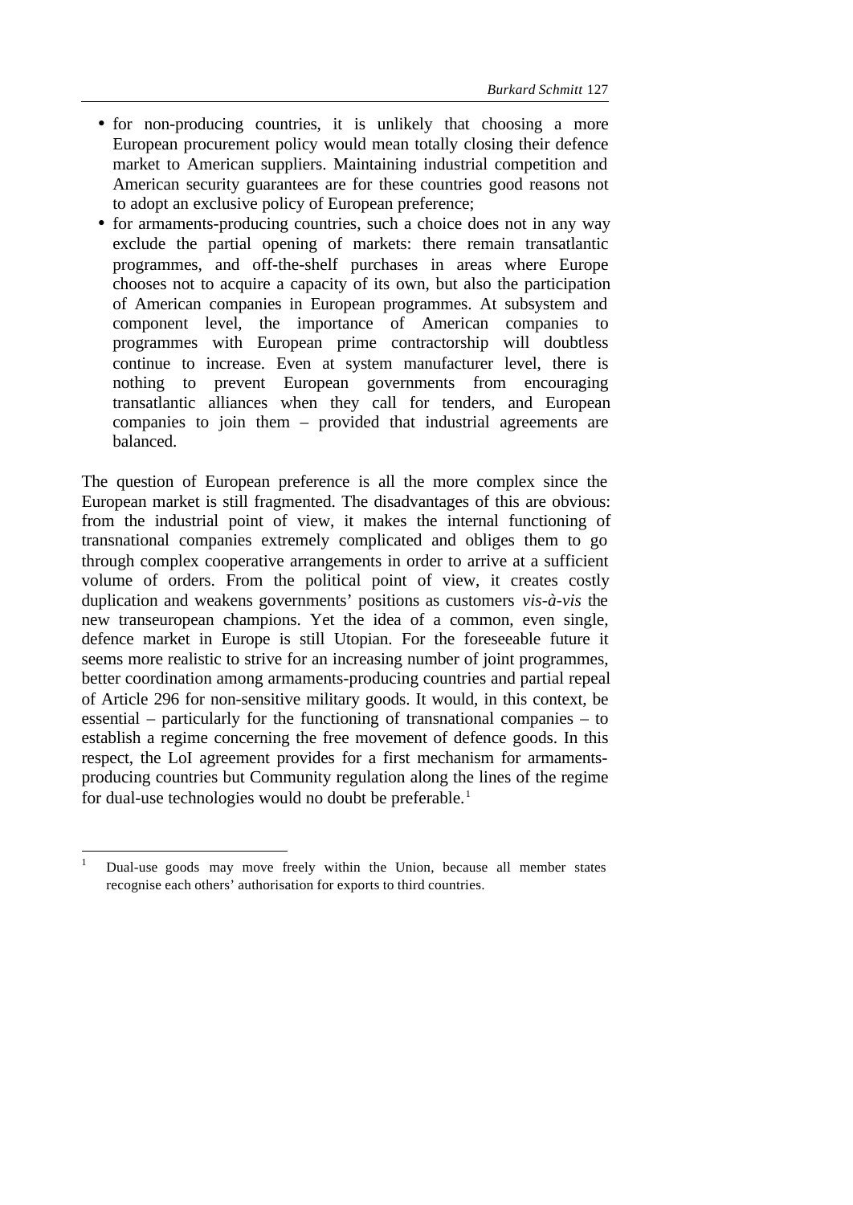- for non-producing countries, it is unlikely that choosing a more European procurement policy would mean totally closing their defence market to American suppliers. Maintaining industrial competition and American security guarantees are for these countries good reasons not to adopt an exclusive policy of European preference;
- for armaments-producing countries, such a choice does not in any way exclude the partial opening of markets: there remain transatlantic programmes, and off-the-shelf purchases in areas where Europe chooses not to acquire a capacity of its own, but also the participation of American companies in European programmes. At subsystem and component level, the importance of American companies to programmes with European prime contractorship will doubtless continue to increase. Even at system manufacturer level, there is nothing to prevent European governments from encouraging transatlantic alliances when they call for tenders, and European companies to join them – provided that industrial agreements are balanced.

The question of European preference is all the more complex since the European market is still fragmented. The disadvantages of this are obvious: from the industrial point of view, it makes the internal functioning of transnational companies extremely complicated and obliges them to go through complex cooperative arrangements in order to arrive at a sufficient volume of orders. From the political point of view, it creates costly duplication and weakens governments' positions as customers *vis-à-vis* the new transeuropean champions. Yet the idea of a common, even single, defence market in Europe is still Utopian. For the foreseeable future it seems more realistic to strive for an increasing number of joint programmes, better coordination among armaments-producing countries and partial repeal of Article 296 for non-sensitive military goods. It would, in this context, be essential – particularly for the functioning of transnational companies – to establish a regime concerning the free movement of defence goods. In this respect, the LoI agreement provides for a first mechanism for armaments-producing countries but Community regulation along the lines of the regime for dual-use technologies would no doubt be preferable.[1]

---

[1] Dual-use goods may move freely within the Union, because all member states recognise each others' authorisation for exports to third countries.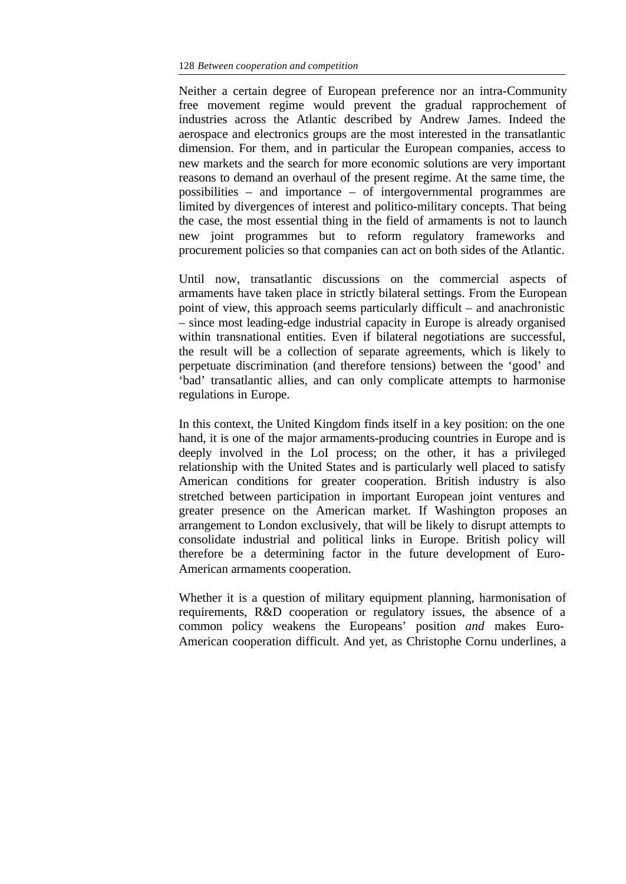Neither a certain degree of European preference nor an intra-Community free movement regime would prevent the gradual rapprochement of industries across the Atlantic described by Andrew James. Indeed the aerospace and electronics groups are the most interested in the transatlantic dimension. For them, and in particular the European companies, access to new markets and the search for more economic solutions are very important reasons to demand an overhaul of the present regime. At the same time, the possibilities – and importance – of intergovernmental programmes are limited by divergences of interest and politico-military concepts. That being the case, the most essential thing in the field of armaments is not to launch new joint programmes but to reform regulatory frameworks and procurement policies so that companies can act on both sides of the Atlantic.

Until now, transatlantic discussions on the commercial aspects of armaments have taken place in strictly bilateral settings. From the European point of view, this approach seems particularly difficult – and anachronistic – since most leading-edge industrial capacity in Europe is already organised within transnational entities. Even if bilateral negotiations are successful, the result will be a collection of separate agreements, which is likely to perpetuate discrimination (and therefore tensions) between the 'good' and 'bad' transatlantic allies, and can only complicate attempts to harmonise regulations in Europe.

In this context, the United Kingdom finds itself in a key position: on the one hand, it is one of the major armaments-producing countries in Europe and is deeply involved in the LoI process; on the other, it has a privileged relationship with the United States and is particularly well placed to satisfy American conditions for greater cooperation. British industry is also stretched between participation in important European joint ventures and greater presence on the American market. If Washington proposes an arrangement to London exclusively, that will be likely to disrupt attempts to consolidate industrial and political links in Europe. British policy will therefore be a determining factor in the future development of Euro-American armaments cooperation.

Whether it is a question of military equipment planning, harmonisation of requirements, R&D cooperation or regulatory issues, the absence of a common policy weakens the Europeans' position *and* makes Euro-American cooperation difficult. And yet, as Christophe Cornu underlines, a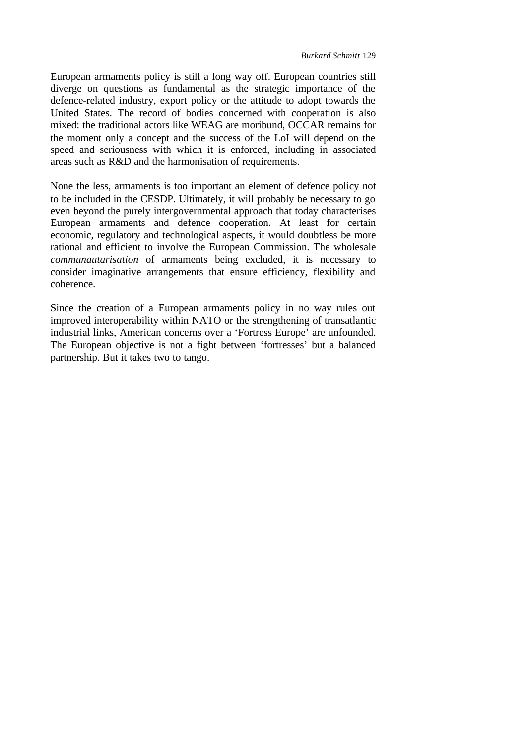European armaments policy is still a long way off. European countries still diverge on questions as fundamental as the strategic importance of the defence-related industry, export policy or the attitude to adopt towards the United States. The record of bodies concerned with cooperation is also mixed: the traditional actors like WEAG are moribund, OCCAR remains for the moment only a concept and the success of the LoI will depend on the speed and seriousness with which it is enforced, including in associated areas such as R&D and the harmonisation of requirements.

None the less, armaments is too important an element of defence policy not to be included in the CESDP. Ultimately, it will probably be necessary to go even beyond the purely intergovernmental approach that today characterises European armaments and defence cooperation. At least for certain economic, regulatory and technological aspects, it would doubtless be more rational and efficient to involve the European Commission. The wholesale *communautarisation* of armaments being excluded, it is necessary to consider imaginative arrangements that ensure efficiency, flexibility and coherence.

Since the creation of a European armaments policy in no way rules out improved interoperability within NATO or the strengthening of transatlantic industrial links, American concerns over a 'Fortress Europe' are unfounded. The European objective is not a fight between 'fortresses' but a balanced partnership. But it takes two to tango.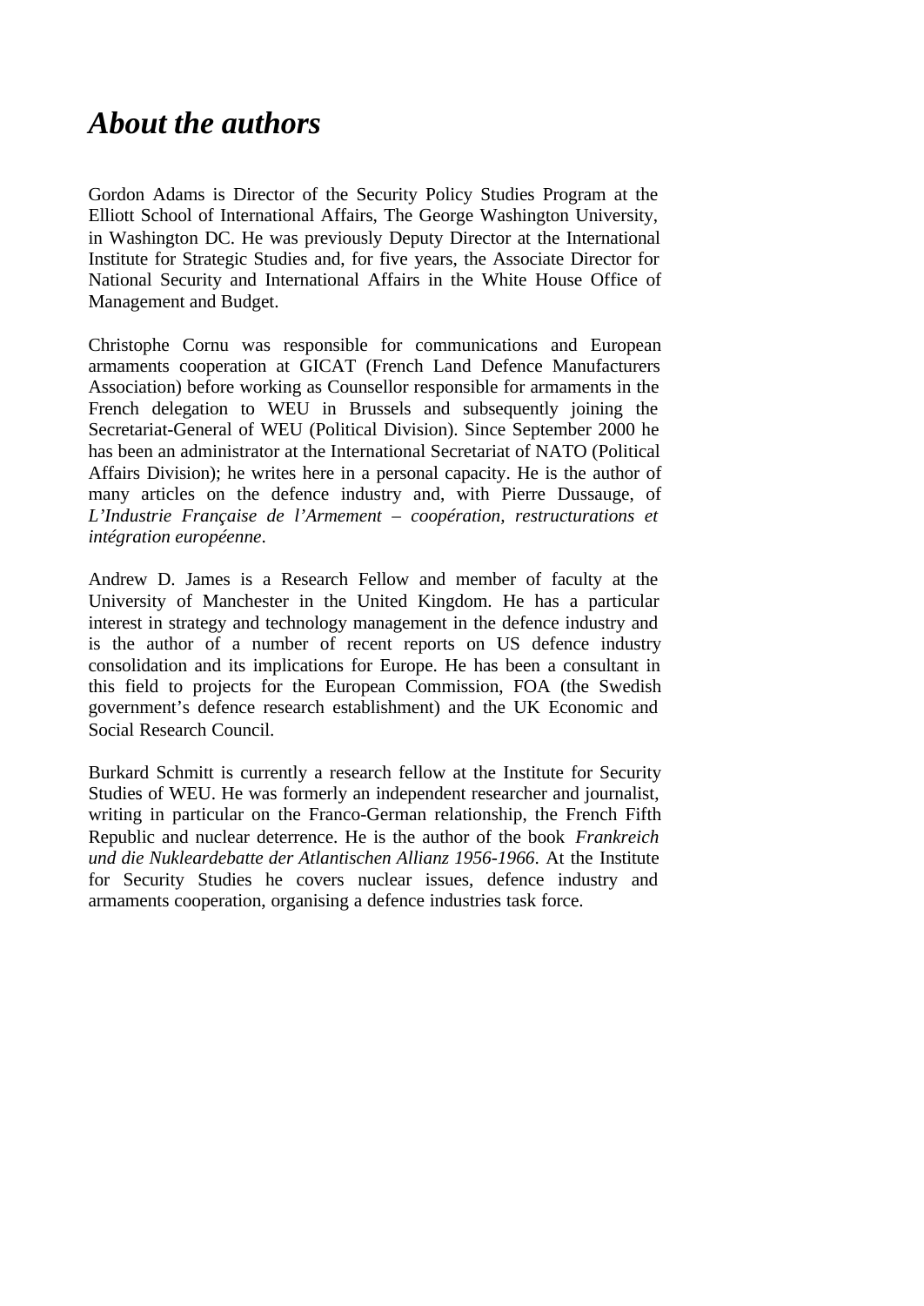# *About the authors*

Gordon Adams is Director of the Security Policy Studies Program at the Elliott School of International Affairs, The George Washington University, in Washington DC. He was previously Deputy Director at the International Institute for Strategic Studies and, for five years, the Associate Director for National Security and International Affairs in the White House Office of Management and Budget.

Christophe Cornu was responsible for communications and European armaments cooperation at GICAT (French Land Defence Manufacturers Association) before working as Counsellor responsible for armaments in the French delegation to WEU in Brussels and subsequently joining the Secretariat-General of WEU (Political Division). Since September 2000 he has been an administrator at the International Secretariat of NATO (Political Affairs Division); he writes here in a personal capacity. He is the author of many articles on the defence industry and, with Pierre Dussauge, of *L'Industrie Française de l'Armement – coopération, restructurations et intégration européenne*.

Andrew D. James is a Research Fellow and member of faculty at the University of Manchester in the United Kingdom. He has a particular interest in strategy and technology management in the defence industry and is the author of a number of recent reports on US defence industry consolidation and its implications for Europe. He has been a consultant in this field to projects for the European Commission, FOA (the Swedish government's defence research establishment) and the UK Economic and Social Research Council.

Burkard Schmitt is currently a research fellow at the Institute for Security Studies of WEU. He was formerly an independent researcher and journalist, writing in particular on the Franco-German relationship, the French Fifth Republic and nuclear deterrence. He is the author of the book *Frankreich und die Nukleardebatte der Atlantischen Allianz 1956-1966*. At the Institute for Security Studies he covers nuclear issues, defence industry and armaments cooperation, organising a defence industries task force.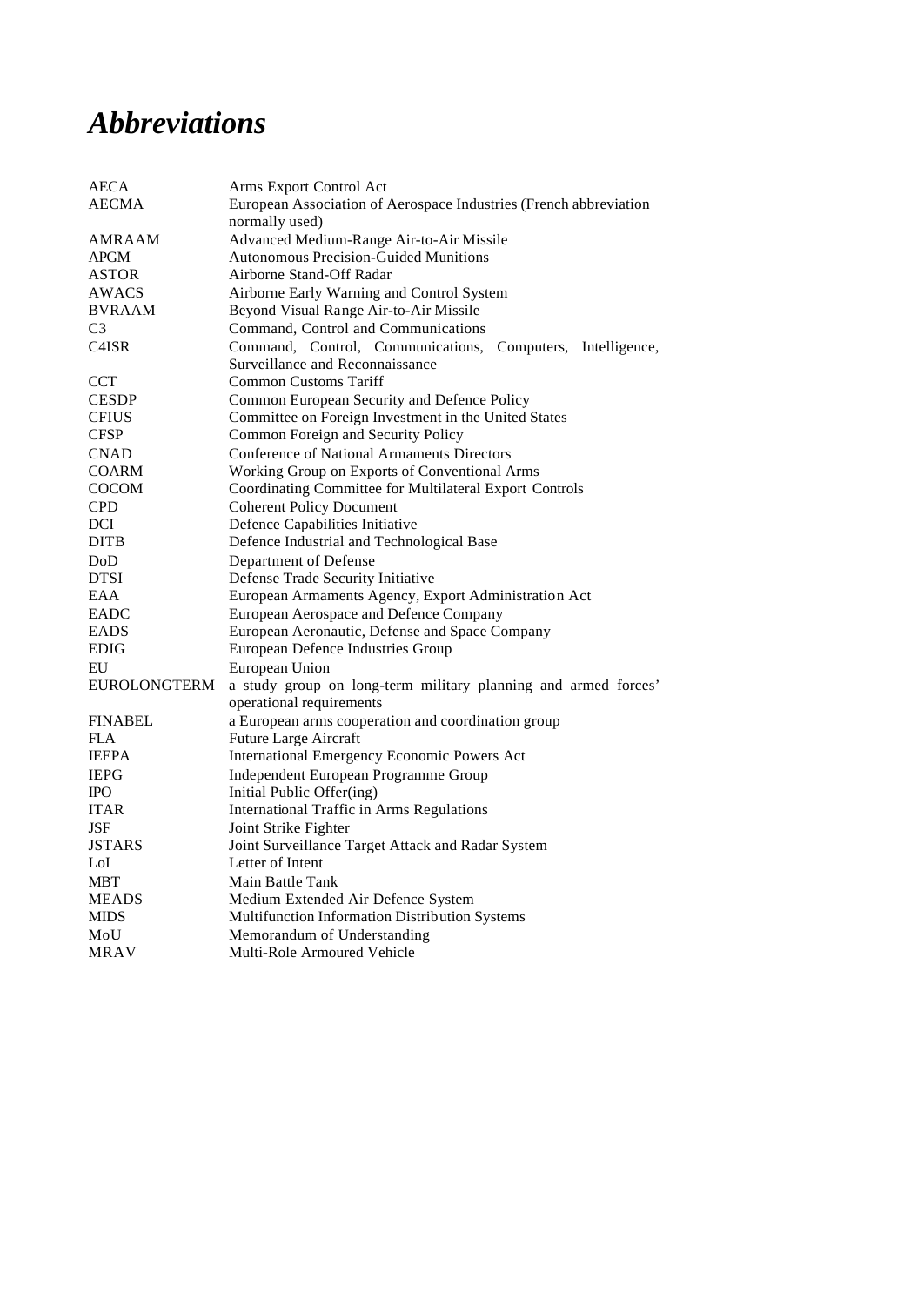# *Abbreviations*

| | |
|---|---|
| AECA | Arms Export Control Act |
| AECMA | European Association of Aerospace Industries (French abbreviation normally used) |
| AMRAAM | Advanced Medium-Range Air-to-Air Missile |
| APGM | Autonomous Precision-Guided Munitions |
| ASTOR | Airborne Stand-Off Radar |
| AWACS | Airborne Early Warning and Control System |
| BVRAAM | Beyond Visual Range Air-to-Air Missile |
| C3 | Command, Control and Communications |
| C4ISR | Command, Control, Communications, Computers, Intelligence, Surveillance and Reconnaissance |
| CCT | Common Customs Tariff |
| CESDP | Common European Security and Defence Policy |
| CFIUS | Committee on Foreign Investment in the United States |
| CFSP | Common Foreign and Security Policy |
| CNAD | Conference of National Armaments Directors |
| COARM | Working Group on Exports of Conventional Arms |
| COCOM | Coordinating Committee for Multilateral Export Controls |
| CPD | Coherent Policy Document |
| DCI | Defence Capabilities Initiative |
| DITB | Defence Industrial and Technological Base |
| DoD | Department of Defense |
| DTSI | Defense Trade Security Initiative |
| EAA | European Armaments Agency, Export Administration Act |
| EADC | European Aerospace and Defence Company |
| EADS | European Aeronautic, Defense and Space Company |
| EDIG | European Defence Industries Group |
| EU | European Union |
| EUROLONGTERM | a study group on long-term military planning and armed forces' operational requirements |
| FINABEL | a European arms cooperation and coordination group |
| FLA | Future Large Aircraft |
| IEEPA | International Emergency Economic Powers Act |
| IEPG | Independent European Programme Group |
| IPO | Initial Public Offer(ing) |
| ITAR | International Traffic in Arms Regulations |
| JSF | Joint Strike Fighter |
| JSTARS | Joint Surveillance Target Attack and Radar System |
| LoI | Letter of Intent |
| MBT | Main Battle Tank |
| MEADS | Medium Extended Air Defence System |
| MIDS | Multifunction Information Distribution Systems |
| MoU | Memorandum of Understanding |
| MRAV | Multi-Role Armoured Vehicle |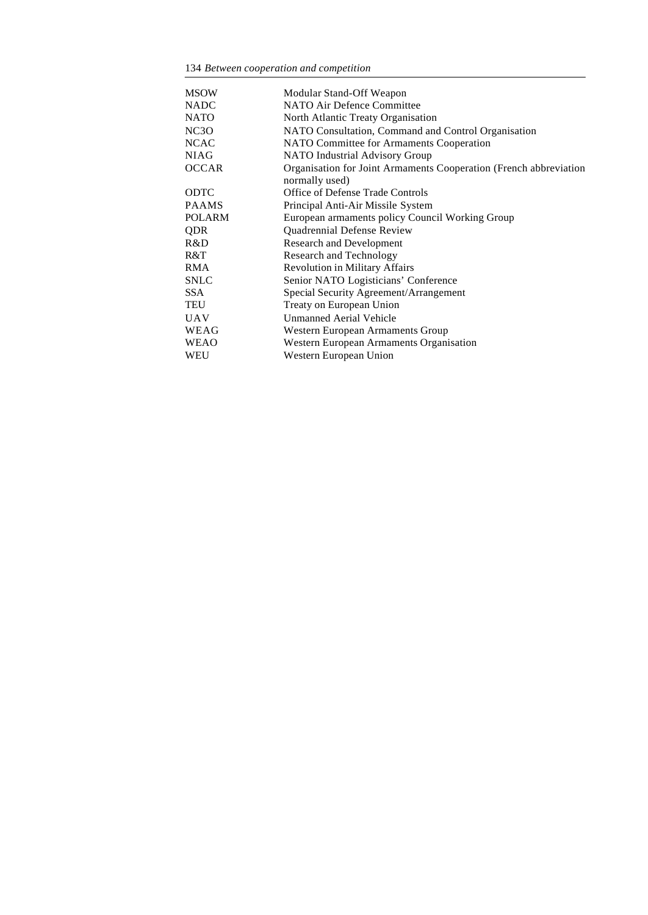| | |
|---|---|
| MSOW | Modular Stand-Off Weapon |
| NADC | NATO Air Defence Committee |
| NATO | North Atlantic Treaty Organisation |
| NC3O | NATO Consultation, Command and Control Organisation |
| NCAC | NATO Committee for Armaments Cooperation |
| NIAG | NATO Industrial Advisory Group |
| OCCAR | Organisation for Joint Armaments Cooperation (French abbreviation normally used) |
| ODTC | Office of Defense Trade Controls |
| PAAMS | Principal Anti-Air Missile System |
| POLARM | European armaments policy Council Working Group |
| QDR | Quadrennial Defense Review |
| R&D | Research and Development |
| R&T | Research and Technology |
| RMA | Revolution in Military Affairs |
| SNLC | Senior NATO Logisticians' Conference |
| SSA | Special Security Agreement/Arrangement |
| TEU | Treaty on European Union |
| UAV | Unmanned Aerial Vehicle |
| WEAG | Western European Armaments Group |
| WEAO | Western European Armaments Organisation |
| WEU | Western European Union |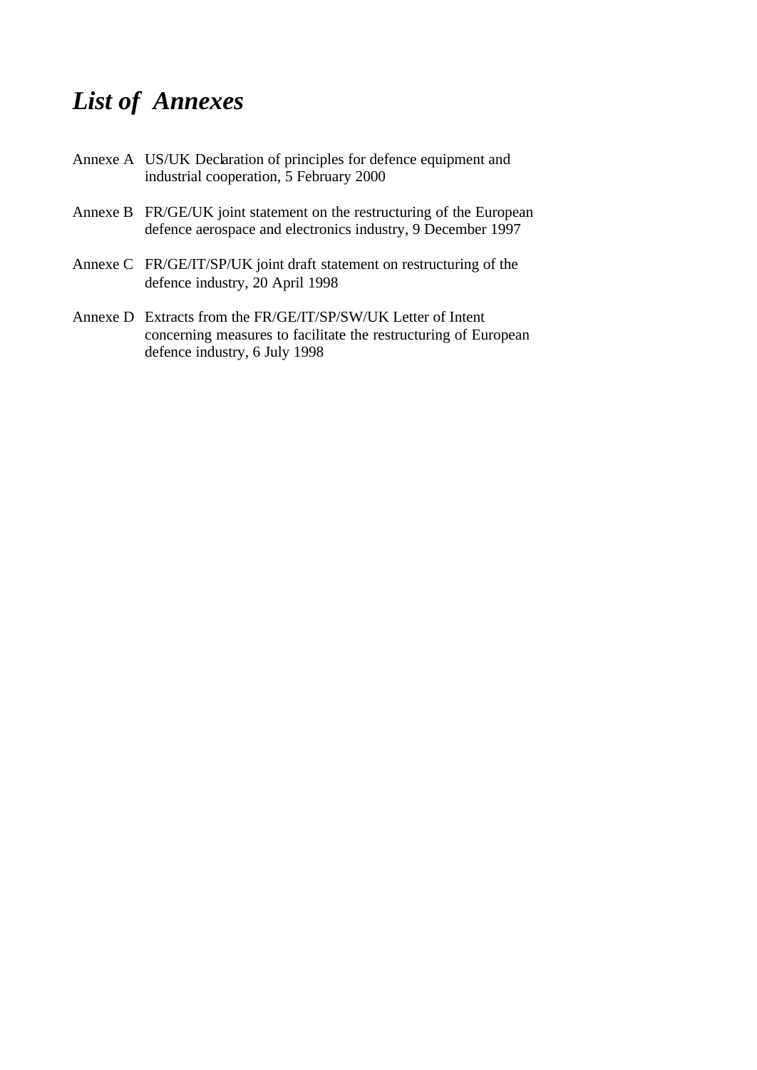# *List of Annexes*

Annexe A US/UK Declaration of principles for defence equipment and industrial cooperation, 5 February 2000

Annexe B FR/GE/UK joint statement on the restructuring of the European defence aerospace and electronics industry, 9 December 1997

Annexe C FR/GE/IT/SP/UK joint draft statement on restructuring of the defence industry, 20 April 1998

Annexe D Extracts from the FR/GE/IT/SP/SW/UK Letter of Intent concerning measures to facilitate the restructuring of European defence industry, 6 July 1998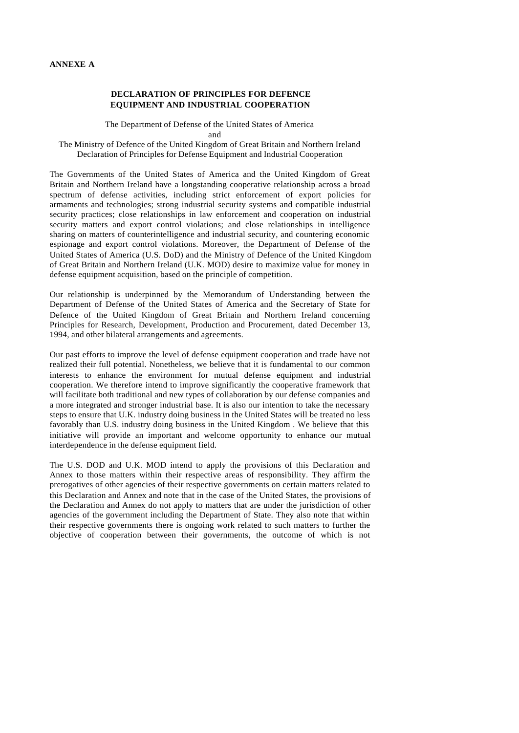**ANNEXE A**

**DECLARATION OF PRINCIPLES FOR DEFENCE EQUIPMENT AND INDUSTRIAL COOPERATION**

The Department of Defense of the United States of America
and
The Ministry of Defence of the United Kingdom of Great Britain and Northern Ireland
Declaration of Principles for Defense Equipment and Industrial Cooperation

The Governments of the United States of America and the United Kingdom of Great Britain and Northern Ireland have a longstanding cooperative relationship across a broad spectrum of defense activities, including strict enforcement of export policies for armaments and technologies; strong industrial security systems and compatible industrial security practices; close relationships in law enforcement and cooperation on industrial security matters and export control violations; and close relationships in intelligence sharing on matters of counterintelligence and industrial security, and countering economic espionage and export control violations. Moreover, the Department of Defense of the United States of America (U.S. DoD) and the Ministry of Defence of the United Kingdom of Great Britain and Northern Ireland (U.K. MOD) desire to maximize value for money in defense equipment acquisition, based on the principle of competition.

Our relationship is underpinned by the Memorandum of Understanding between the Department of Defense of the United States of America and the Secretary of State for Defence of the United Kingdom of Great Britain and Northern Ireland concerning Principles for Research, Development, Production and Procurement, dated December 13, 1994, and other bilateral arrangements and agreements.

Our past efforts to improve the level of defense equipment cooperation and trade have not realized their full potential. Nonetheless, we believe that it is fundamental to our common interests to enhance the environment for mutual defense equipment and industrial cooperation. We therefore intend to improve significantly the cooperative framework that will facilitate both traditional and new types of collaboration by our defense companies and a more integrated and stronger industrial base. It is also our intention to take the necessary steps to ensure that U.K. industry doing business in the United States will be treated no less favorably than U.S. industry doing business in the United Kingdom . We believe that this initiative will provide an important and welcome opportunity to enhance our mutual interdependence in the defense equipment field.

The U.S. DOD and U.K. MOD intend to apply the provisions of this Declaration and Annex to those matters within their respective areas of responsibility. They affirm the prerogatives of other agencies of their respective governments on certain matters related to this Declaration and Annex and note that in the case of the United States, the provisions of the Declaration and Annex do not apply to matters that are under the jurisdiction of other agencies of the government including the Department of State. They also note that within their respective governments there is ongoing work related to such matters to further the objective of cooperation between their governments, the outcome of which is not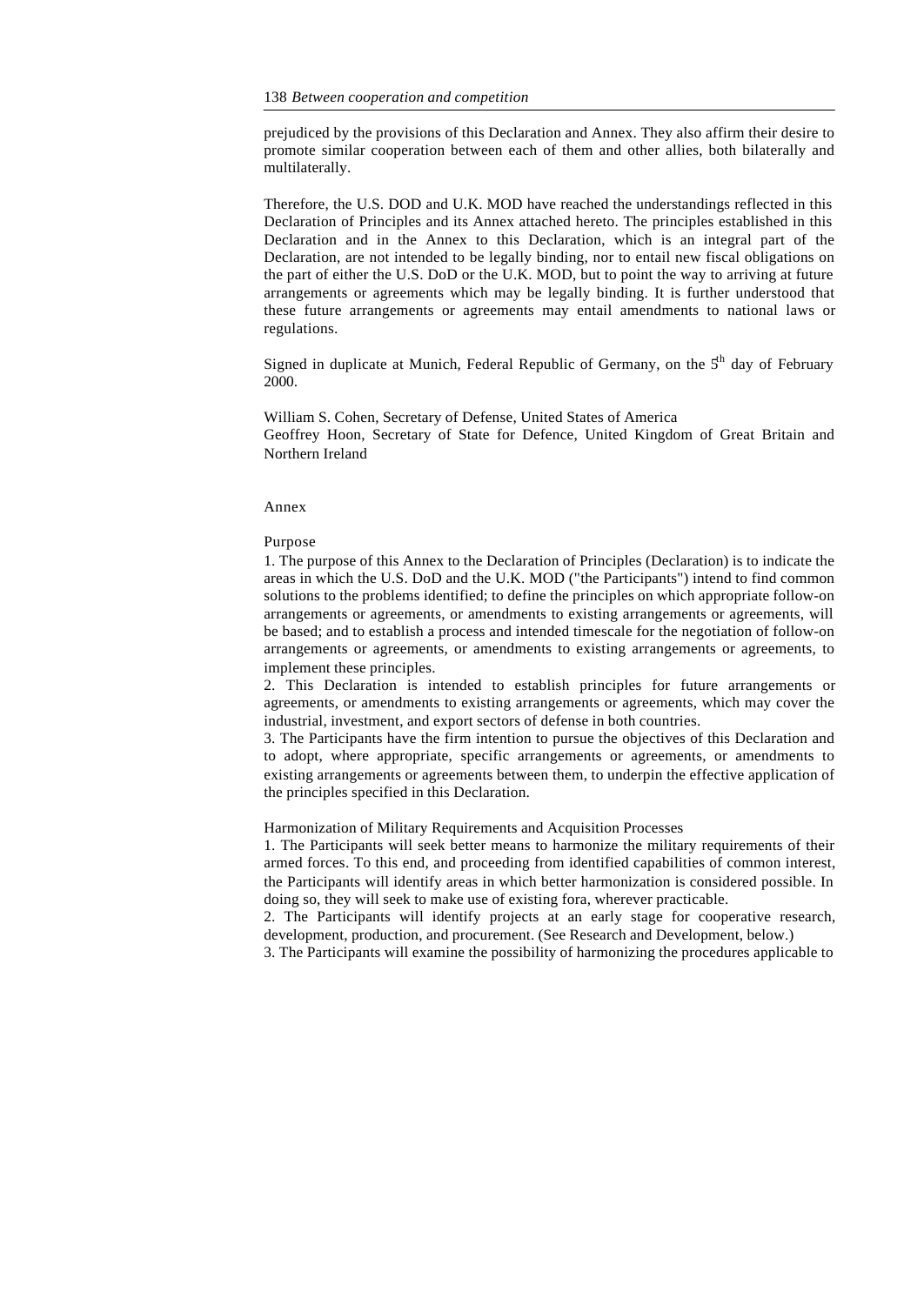prejudiced by the provisions of this Declaration and Annex. They also affirm their desire to promote similar cooperation between each of them and other allies, both bilaterally and multilaterally.

Therefore, the U.S. DOD and U.K. MOD have reached the understandings reflected in this Declaration of Principles and its Annex attached hereto. The principles established in this Declaration and in the Annex to this Declaration, which is an integral part of the Declaration, are not intended to be legally binding, nor to entail new fiscal obligations on the part of either the U.S. DoD or the U.K. MOD, but to point the way to arriving at future arrangements or agreements which may be legally binding. It is further understood that these future arrangements or agreements may entail amendments to national laws or regulations.

Signed in duplicate at Munich, Federal Republic of Germany, on the 5th day of February 2000.

William S. Cohen, Secretary of Defense, United States of America
Geoffrey Hoon, Secretary of State for Defence, United Kingdom of Great Britain and Northern Ireland

Annex

Purpose

1. The purpose of this Annex to the Declaration of Principles (Declaration) is to indicate the areas in which the U.S. DoD and the U.K. MOD ("the Participants") intend to find common solutions to the problems identified; to define the principles on which appropriate follow-on arrangements or agreements, or amendments to existing arrangements or agreements, will be based; and to establish a process and intended timescale for the negotiation of follow-on arrangements or agreements, or amendments to existing arrangements or agreements, to implement these principles.
2. This Declaration is intended to establish principles for future arrangements or agreements, or amendments to existing arrangements or agreements, which may cover the industrial, investment, and export sectors of defense in both countries.
3. The Participants have the firm intention to pursue the objectives of this Declaration and to adopt, where appropriate, specific arrangements or agreements, or amendments to existing arrangements or agreements between them, to underpin the effective application of the principles specified in this Declaration.

Harmonization of Military Requirements and Acquisition Processes

1. The Participants will seek better means to harmonize the military requirements of their armed forces. To this end, and proceeding from identified capabilities of common interest, the Participants will identify areas in which better harmonization is considered possible. In doing so, they will seek to make use of existing fora, wherever practicable.
2. The Participants will identify projects at an early stage for cooperative research, development, production, and procurement. (See Research and Development, below.)
3. The Participants will examine the possibility of harmonizing the procedures applicable to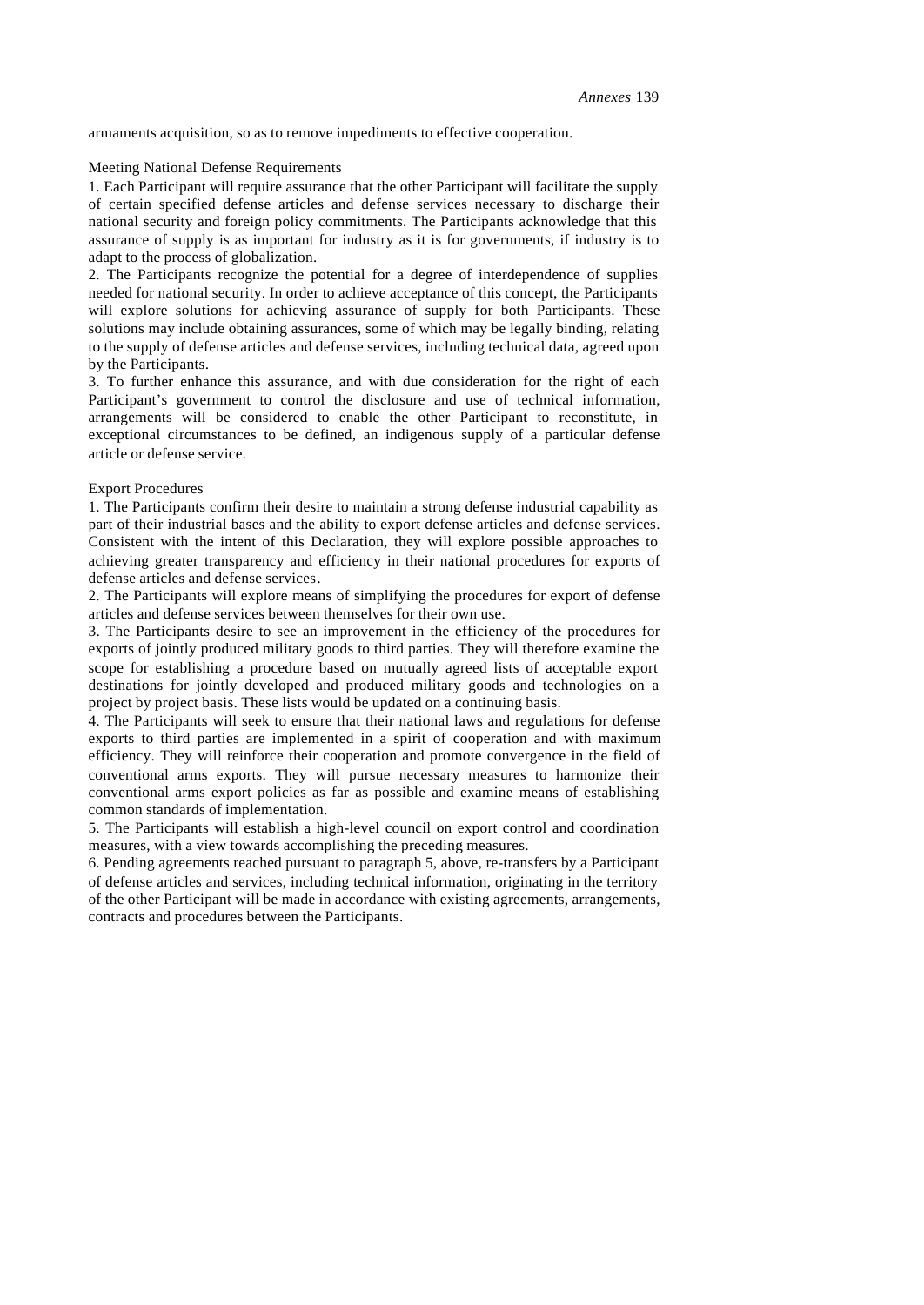armaments acquisition, so as to remove impediments to effective cooperation.

Meeting National Defense Requirements

1. Each Participant will require assurance that the other Participant will facilitate the supply of certain specified defense articles and defense services necessary to discharge their national security and foreign policy commitments. The Participants acknowledge that this assurance of supply is as important for industry as it is for governments, if industry is to adapt to the process of globalization.

2. The Participants recognize the potential for a degree of interdependence of supplies needed for national security. In order to achieve acceptance of this concept, the Participants will explore solutions for achieving assurance of supply for both Participants. These solutions may include obtaining assurances, some of which may be legally binding, relating to the supply of defense articles and defense services, including technical data, agreed upon by the Participants.

3. To further enhance this assurance, and with due consideration for the right of each Participant's government to control the disclosure and use of technical information, arrangements will be considered to enable the other Participant to reconstitute, in exceptional circumstances to be defined, an indigenous supply of a particular defense article or defense service.

Export Procedures

1. The Participants confirm their desire to maintain a strong defense industrial capability as part of their industrial bases and the ability to export defense articles and defense services. Consistent with the intent of this Declaration, they will explore possible approaches to achieving greater transparency and efficiency in their national procedures for exports of defense articles and defense services.

2. The Participants will explore means of simplifying the procedures for export of defense articles and defense services between themselves for their own use.

3. The Participants desire to see an improvement in the efficiency of the procedures for exports of jointly produced military goods to third parties. They will therefore examine the scope for establishing a procedure based on mutually agreed lists of acceptable export destinations for jointly developed and produced military goods and technologies on a project by project basis. These lists would be updated on a continuing basis.

4. The Participants will seek to ensure that their national laws and regulations for defense exports to third parties are implemented in a spirit of cooperation and with maximum efficiency. They will reinforce their cooperation and promote convergence in the field of conventional arms exports. They will pursue necessary measures to harmonize their conventional arms export policies as far as possible and examine means of establishing common standards of implementation.

5. The Participants will establish a high-level council on export control and coordination measures, with a view towards accomplishing the preceding measures.

6. Pending agreements reached pursuant to paragraph 5, above, re-transfers by a Participant of defense articles and services, including technical information, originating in the territory of the other Participant will be made in accordance with existing agreements, arrangements, contracts and procedures between the Participants.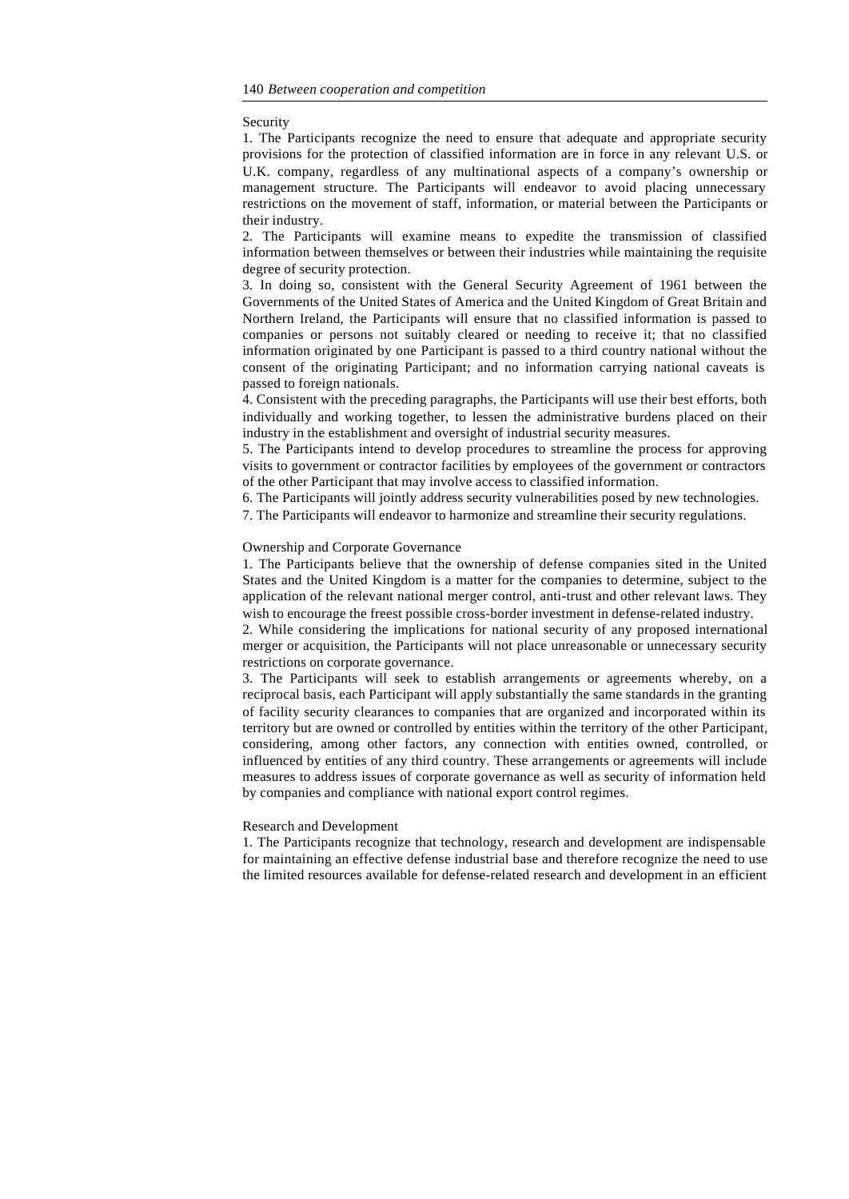Security

1. The Participants recognize the need to ensure that adequate and appropriate security provisions for the protection of classified information are in force in any relevant U.S. or U.K. company, regardless of any multinational aspects of a company's ownership or management structure. The Participants will endeavor to avoid placing unnecessary restrictions on the movement of staff, information, or material between the Participants or their industry.
2. The Participants will examine means to expedite the transmission of classified information between themselves or between their industries while maintaining the requisite degree of security protection.
3. In doing so, consistent with the General Security Agreement of 1961 between the Governments of the United States of America and the United Kingdom of Great Britain and Northern Ireland, the Participants will ensure that no classified information is passed to companies or persons not suitably cleared or needing to receive it; that no classified information originated by one Participant is passed to a third country national without the consent of the originating Participant; and no information carrying national caveats is passed to foreign nationals.
4. Consistent with the preceding paragraphs, the Participants will use their best efforts, both individually and working together, to lessen the administrative burdens placed on their industry in the establishment and oversight of industrial security measures.
5. The Participants intend to develop procedures to streamline the process for approving visits to government or contractor facilities by employees of the government or contractors of the other Participant that may involve access to classified information.
6. The Participants will jointly address security vulnerabilities posed by new technologies.
7. The Participants will endeavor to harmonize and streamline their security regulations.

Ownership and Corporate Governance

1. The Participants believe that the ownership of defense companies sited in the United States and the United Kingdom is a matter for the companies to determine, subject to the application of the relevant national merger control, anti-trust and other relevant laws. They wish to encourage the freest possible cross-border investment in defense-related industry.
2. While considering the implications for national security of any proposed international merger or acquisition, the Participants will not place unreasonable or unnecessary security restrictions on corporate governance.
3. The Participants will seek to establish arrangements or agreements whereby, on a reciprocal basis, each Participant will apply substantially the same standards in the granting of facility security clearances to companies that are organized and incorporated within its territory but are owned or controlled by entities within the territory of the other Participant, considering, among other factors, any connection with entities owned, controlled, or influenced by entities of any third country. These arrangements or agreements will include measures to address issues of corporate governance as well as security of information held by companies and compliance with national export control regimes.

Research and Development

1. The Participants recognize that technology, research and development are indispensable for maintaining an effective defense industrial base and therefore recognize the need to use the limited resources available for defense-related research and development in an efficient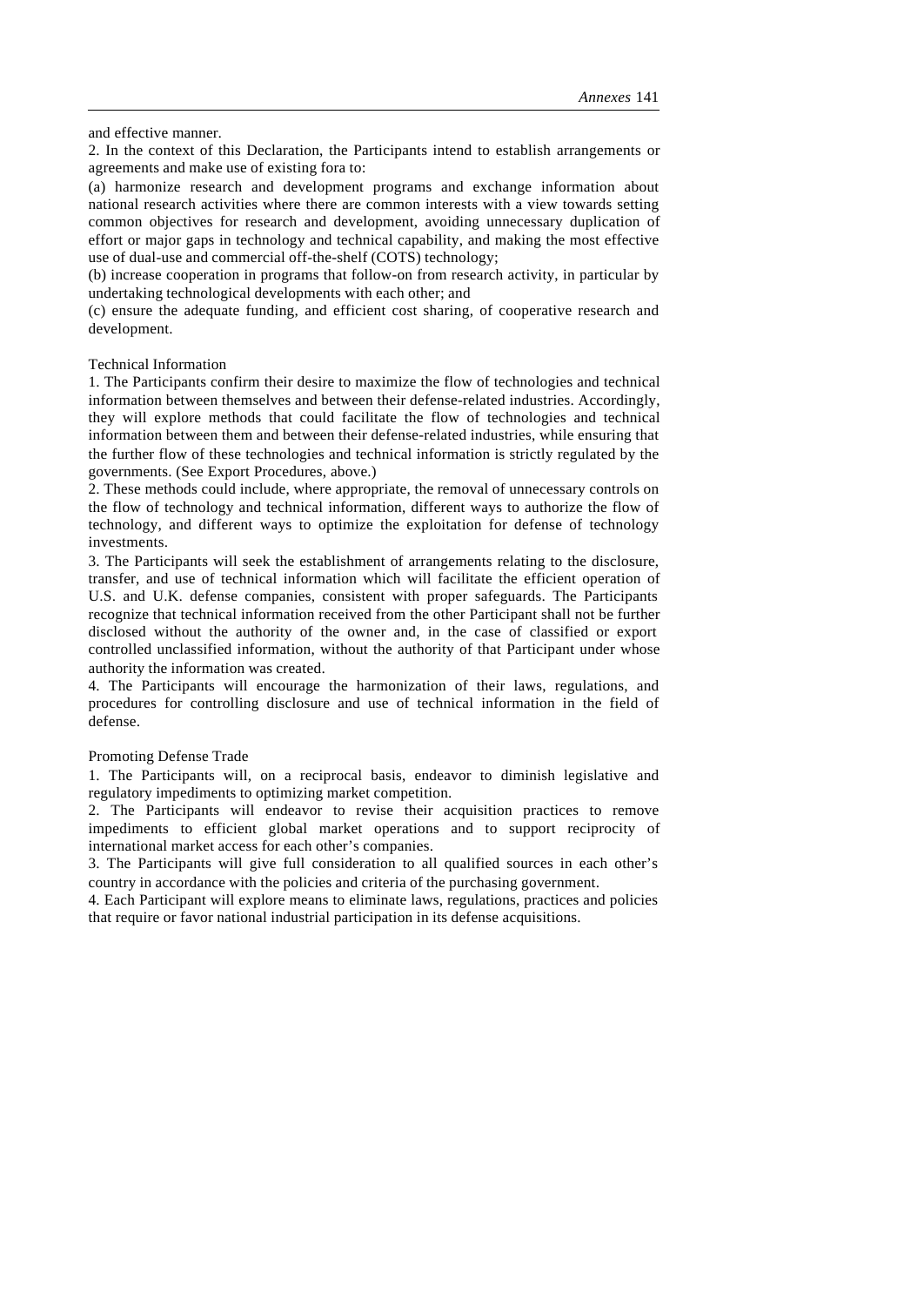and effective manner.

2. In the context of this Declaration, the Participants intend to establish arrangements or agreements and make use of existing fora to:

(a) harmonize research and development programs and exchange information about national research activities where there are common interests with a view towards setting common objectives for research and development, avoiding unnecessary duplication of effort or major gaps in technology and technical capability, and making the most effective use of dual-use and commercial off-the-shelf (COTS) technology;

(b) increase cooperation in programs that follow-on from research activity, in particular by undertaking technological developments with each other; and

(c) ensure the adequate funding, and efficient cost sharing, of cooperative research and development.

Technical Information

1. The Participants confirm their desire to maximize the flow of technologies and technical information between themselves and between their defense-related industries. Accordingly, they will explore methods that could facilitate the flow of technologies and technical information between them and between their defense-related industries, while ensuring that the further flow of these technologies and technical information is strictly regulated by the governments. (See Export Procedures, above.)

2. These methods could include, where appropriate, the removal of unnecessary controls on the flow of technology and technical information, different ways to authorize the flow of technology, and different ways to optimize the exploitation for defense of technology investments.

3. The Participants will seek the establishment of arrangements relating to the disclosure, transfer, and use of technical information which will facilitate the efficient operation of U.S. and U.K. defense companies, consistent with proper safeguards. The Participants recognize that technical information received from the other Participant shall not be further disclosed without the authority of the owner and, in the case of classified or export controlled unclassified information, without the authority of that Participant under whose authority the information was created.

4. The Participants will encourage the harmonization of their laws, regulations, and procedures for controlling disclosure and use of technical information in the field of defense.

Promoting Defense Trade

1. The Participants will, on a reciprocal basis, endeavor to diminish legislative and regulatory impediments to optimizing market competition.

2. The Participants will endeavor to revise their acquisition practices to remove impediments to efficient global market operations and to support reciprocity of international market access for each other's companies.

3. The Participants will give full consideration to all qualified sources in each other's country in accordance with the policies and criteria of the purchasing government.

4. Each Participant will explore means to eliminate laws, regulations, practices and policies that require or favor national industrial participation in its defense acquisitions.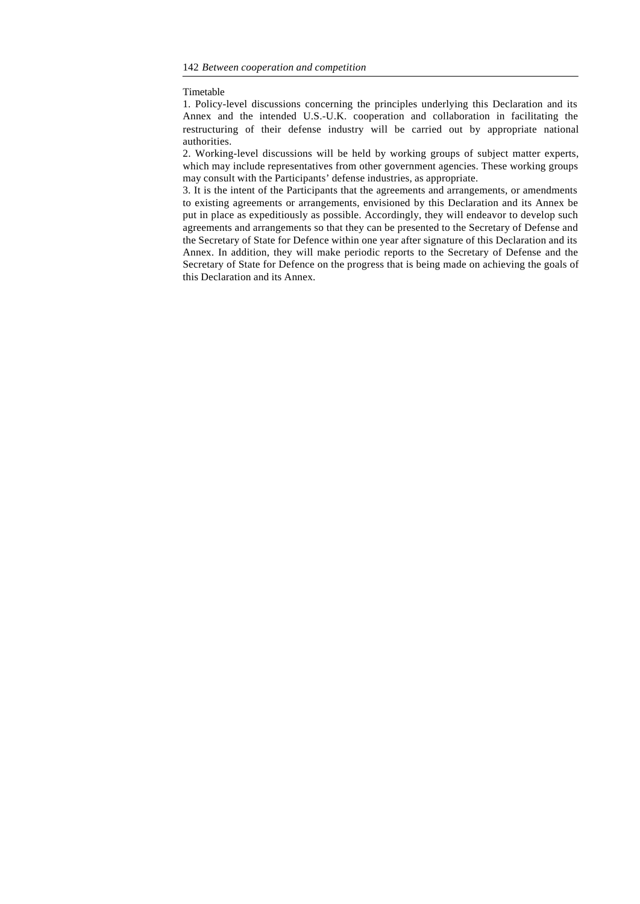Timetable

1. Policy-level discussions concerning the principles underlying this Declaration and its Annex and the intended U.S.-U.K. cooperation and collaboration in facilitating the restructuring of their defense industry will be carried out by appropriate national authorities.

2. Working-level discussions will be held by working groups of subject matter experts, which may include representatives from other government agencies. These working groups may consult with the Participants' defense industries, as appropriate.

3. It is the intent of the Participants that the agreements and arrangements, or amendments to existing agreements or arrangements, envisioned by this Declaration and its Annex be put in place as expeditiously as possible. Accordingly, they will endeavor to develop such agreements and arrangements so that they can be presented to the Secretary of Defense and the Secretary of State for Defence within one year after signature of this Declaration and its Annex. In addition, they will make periodic reports to the Secretary of Defense and the Secretary of State for Defence on the progress that is being made on achieving the goals of this Declaration and its Annex.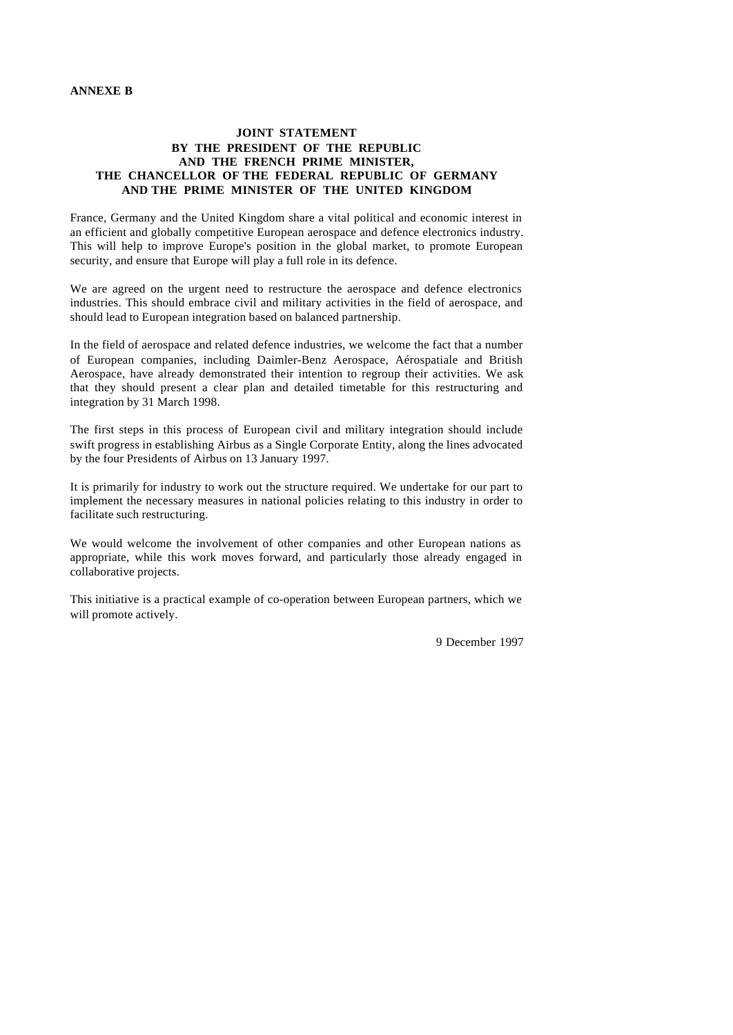**ANNEXE B**

## JOINT STATEMENT BY THE PRESIDENT OF THE REPUBLIC AND THE FRENCH PRIME MINISTER, THE CHANCELLOR OF THE FEDERAL REPUBLIC OF GERMANY AND THE PRIME MINISTER OF THE UNITED KINGDOM

France, Germany and the United Kingdom share a vital political and economic interest in an efficient and globally competitive European aerospace and defence electronics industry. This will help to improve Europe's position in the global market, to promote European security, and ensure that Europe will play a full role in its defence.

We are agreed on the urgent need to restructure the aerospace and defence electronics industries. This should embrace civil and military activities in the field of aerospace, and should lead to European integration based on balanced partnership.

In the field of aerospace and related defence industries, we welcome the fact that a number of European companies, including Daimler-Benz Aerospace, Aérospatiale and British Aerospace, have already demonstrated their intention to regroup their activities. We ask that they should present a clear plan and detailed timetable for this restructuring and integration by 31 March 1998.

The first steps in this process of European civil and military integration should include swift progress in establishing Airbus as a Single Corporate Entity, along the lines advocated by the four Presidents of Airbus on 13 January 1997.

It is primarily for industry to work out the structure required. We undertake for our part to implement the necessary measures in national policies relating to this industry in order to facilitate such restructuring.

We would welcome the involvement of other companies and other European nations as appropriate, while this work moves forward, and particularly those already engaged in collaborative projects.

This initiative is a practical example of co-operation between European partners, which we will promote actively.

9 December 1997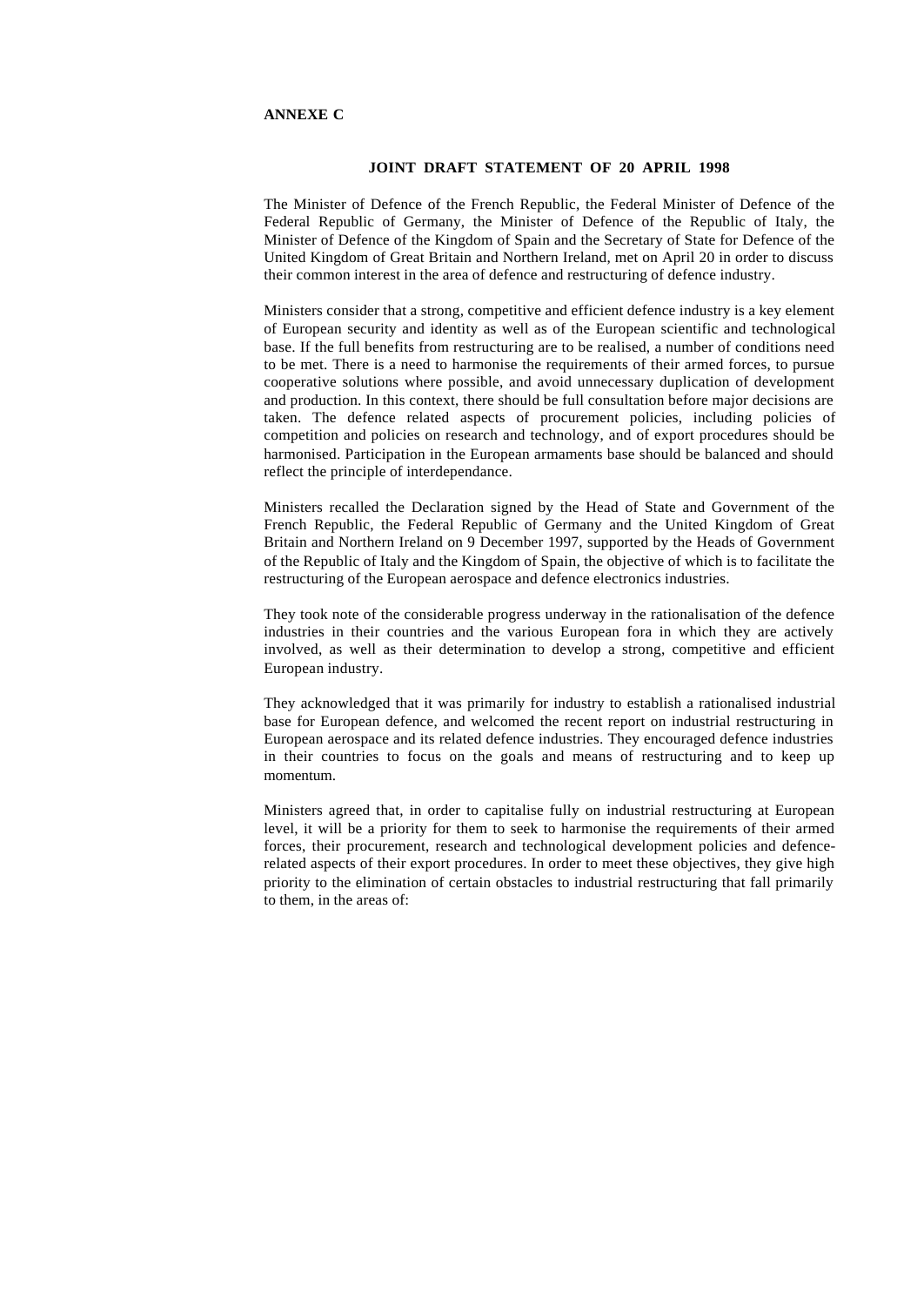**ANNEXE C**

## JOINT DRAFT STATEMENT OF 20 APRIL 1998

The Minister of Defence of the French Republic, the Federal Minister of Defence of the Federal Republic of Germany, the Minister of Defence of the Republic of Italy, the Minister of Defence of the Kingdom of Spain and the Secretary of State for Defence of the United Kingdom of Great Britain and Northern Ireland, met on April 20 in order to discuss their common interest in the area of defence and restructuring of defence industry.

Ministers consider that a strong, competitive and efficient defence industry is a key element of European security and identity as well as of the European scientific and technological base. If the full benefits from restructuring are to be realised, a number of conditions need to be met. There is a need to harmonise the requirements of their armed forces, to pursue cooperative solutions where possible, and avoid unnecessary duplication of development and production. In this context, there should be full consultation before major decisions are taken. The defence related aspects of procurement policies, including policies of competition and policies on research and technology, and of export procedures should be harmonised. Participation in the European armaments base should be balanced and should reflect the principle of interdependance.

Ministers recalled the Declaration signed by the Head of State and Government of the French Republic, the Federal Republic of Germany and the United Kingdom of Great Britain and Northern Ireland on 9 December 1997, supported by the Heads of Government of the Republic of Italy and the Kingdom of Spain, the objective of which is to facilitate the restructuring of the European aerospace and defence electronics industries.

They took note of the considerable progress underway in the rationalisation of the defence industries in their countries and the various European fora in which they are actively involved, as well as their determination to develop a strong, competitive and efficient European industry.

They acknowledged that it was primarily for industry to establish a rationalised industrial base for European defence, and welcomed the recent report on industrial restructuring in European aerospace and its related defence industries. They encouraged defence industries in their countries to focus on the goals and means of restructuring and to keep up momentum.

Ministers agreed that, in order to capitalise fully on industrial restructuring at European level, it will be a priority for them to seek to harmonise the requirements of their armed forces, their procurement, research and technological development policies and defence-related aspects of their export procedures. In order to meet these objectives, they give high priority to the elimination of certain obstacles to industrial restructuring that fall primarily to them, in the areas of: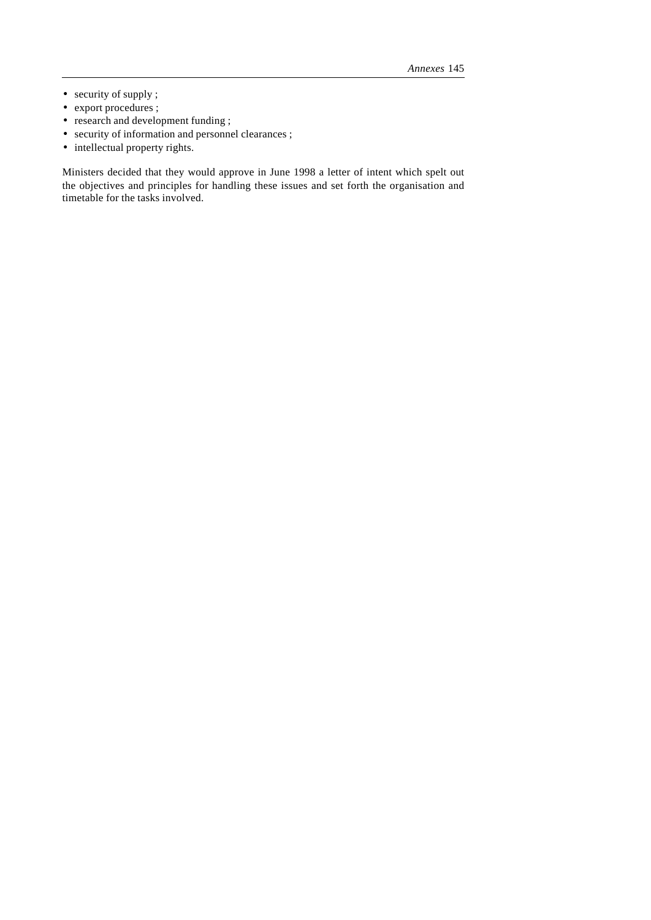- security of supply ;
- export procedures ;
- research and development funding ;
- security of information and personnel clearances ;
- intellectual property rights.

Ministers decided that they would approve in June 1998 a letter of intent which spelt out the objectives and principles for handling these issues and set forth the organisation and timetable for the tasks involved.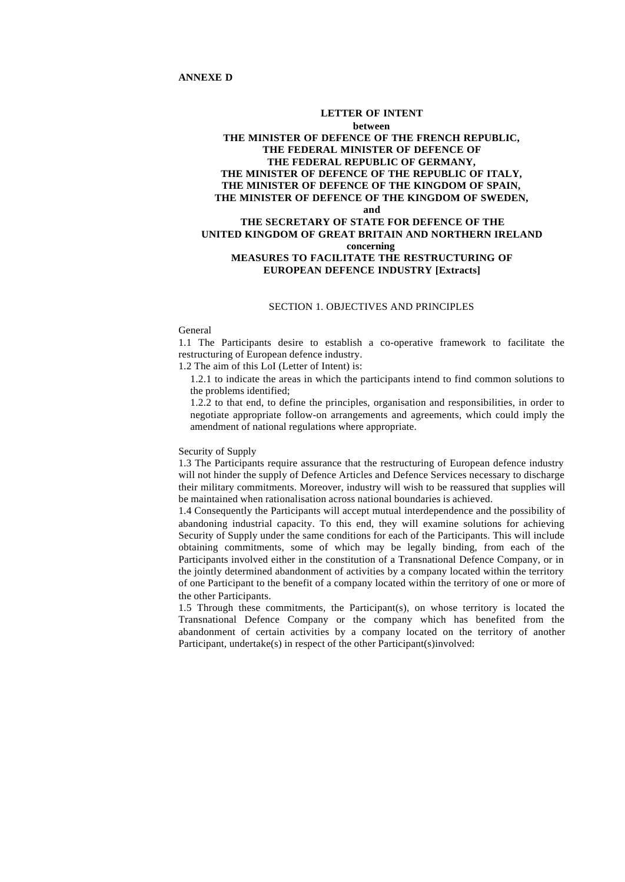**ANNEXE D**

**LETTER OF INTENT**
**between**
**THE MINISTER OF DEFENCE OF THE FRENCH REPUBLIC,**
**THE FEDERAL MINISTER OF DEFENCE OF**
**THE FEDERAL REPUBLIC OF GERMANY,**
**THE MINISTER OF DEFENCE OF THE REPUBLIC OF ITALY,**
**THE MINISTER OF DEFENCE OF THE KINGDOM OF SPAIN,**
**THE MINISTER OF DEFENCE OF THE KINGDOM OF SWEDEN,**
**and**
**THE SECRETARY OF STATE FOR DEFENCE OF THE**
**UNITED KINGDOM OF GREAT BRITAIN AND NORTHERN IRELAND**
**concerning**
**MEASURES TO FACILITATE THE RESTRUCTURING OF**
**EUROPEAN DEFENCE INDUSTRY [Extracts]**

SECTION 1. OBJECTIVES AND PRINCIPLES

General

1.1 The Participants desire to establish a co-operative framework to facilitate the restructuring of European defence industry.

1.2 The aim of this LoI (Letter of Intent) is:

1.2.1 to indicate the areas in which the participants intend to find common solutions to the problems identified;

1.2.2 to that end, to define the principles, organisation and responsibilities, in order to negotiate appropriate follow-on arrangements and agreements, which could imply the amendment of national regulations where appropriate.

Security of Supply

1.3 The Participants require assurance that the restructuring of European defence industry will not hinder the supply of Defence Articles and Defence Services necessary to discharge their military commitments. Moreover, industry will wish to be reassured that supplies will be maintained when rationalisation across national boundaries is achieved.

1.4 Consequently the Participants will accept mutual interdependence and the possibility of abandoning industrial capacity. To this end, they will examine solutions for achieving Security of Supply under the same conditions for each of the Participants. This will include obtaining commitments, some of which may be legally binding, from each of the Participants involved either in the constitution of a Transnational Defence Company, or in the jointly determined abandonment of activities by a company located within the territory of one Participant to the benefit of a company located within the territory of one or more of the other Participants.

1.5 Through these commitments, the Participant(s), on whose territory is located the Transnational Defence Company or the company which has benefited from the abandonment of certain activities by a company located on the territory of another Participant, undertake(s) in respect of the other Participant(s)involved: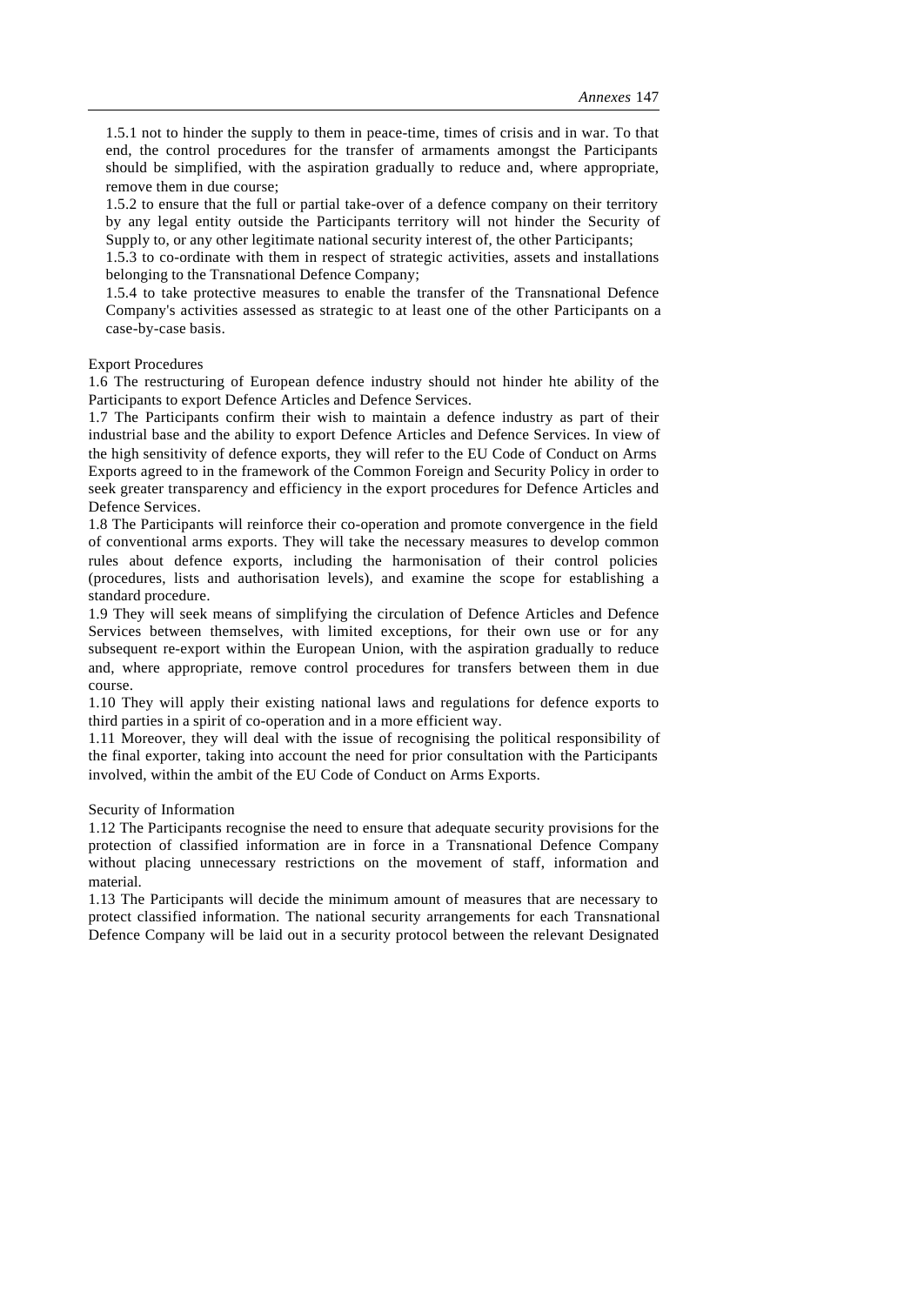1.5.1 not to hinder the supply to them in peace-time, times of crisis and in war. To that end, the control procedures for the transfer of armaments amongst the Participants should be simplified, with the aspiration gradually to reduce and, where appropriate, remove them in due course;

1.5.2 to ensure that the full or partial take-over of a defence company on their territory by any legal entity outside the Participants territory will not hinder the Security of Supply to, or any other legitimate national security interest of, the other Participants;

1.5.3 to co-ordinate with them in respect of strategic activities, assets and installations belonging to the Transnational Defence Company;

1.5.4 to take protective measures to enable the transfer of the Transnational Defence Company's activities assessed as strategic to at least one of the other Participants on a case-by-case basis.

Export Procedures

1.6 The restructuring of European defence industry should not hinder hte ability of the Participants to export Defence Articles and Defence Services.

1.7 The Participants confirm their wish to maintain a defence industry as part of their industrial base and the ability to export Defence Articles and Defence Services. In view of the high sensitivity of defence exports, they will refer to the EU Code of Conduct on Arms Exports agreed to in the framework of the Common Foreign and Security Policy in order to seek greater transparency and efficiency in the export procedures for Defence Articles and Defence Services.

1.8 The Participants will reinforce their co-operation and promote convergence in the field of conventional arms exports. They will take the necessary measures to develop common rules about defence exports, including the harmonisation of their control policies (procedures, lists and authorisation levels), and examine the scope for establishing a standard procedure.

1.9 They will seek means of simplifying the circulation of Defence Articles and Defence Services between themselves, with limited exceptions, for their own use or for any subsequent re-export within the European Union, with the aspiration gradually to reduce and, where appropriate, remove control procedures for transfers between them in due course.

1.10 They will apply their existing national laws and regulations for defence exports to third parties in a spirit of co-operation and in a more efficient way.

1.11 Moreover, they will deal with the issue of recognising the political responsibility of the final exporter, taking into account the need for prior consultation with the Participants involved, within the ambit of the EU Code of Conduct on Arms Exports.

Security of Information

1.12 The Participants recognise the need to ensure that adequate security provisions for the protection of classified information are in force in a Transnational Defence Company without placing unnecessary restrictions on the movement of staff, information and material.

1.13 The Participants will decide the minimum amount of measures that are necessary to protect classified information. The national security arrangements for each Transnational Defence Company will be laid out in a security protocol between the relevant Designated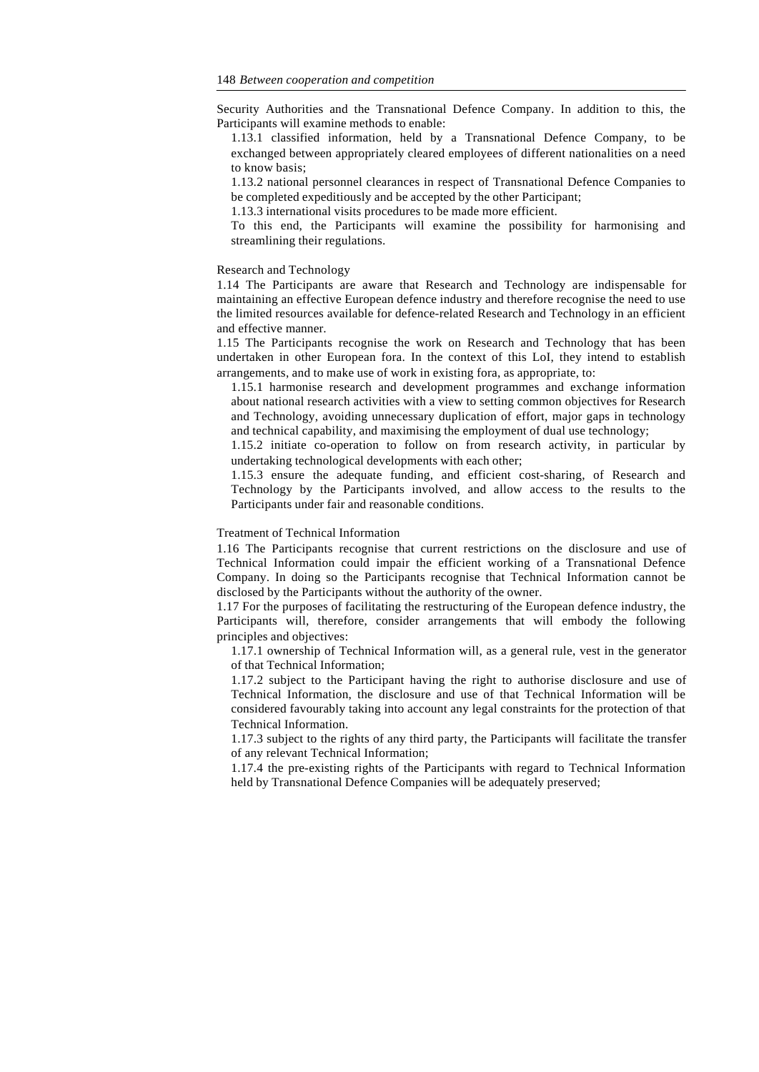Security Authorities and the Transnational Defence Company. In addition to this, the Participants will examine methods to enable:

1.13.1 classified information, held by a Transnational Defence Company, to be exchanged between appropriately cleared employees of different nationalities on a need to know basis;

1.13.2 national personnel clearances in respect of Transnational Defence Companies to be completed expeditiously and be accepted by the other Participant;

1.13.3 international visits procedures to be made more efficient.

To this end, the Participants will examine the possibility for harmonising and streamlining their regulations.

Research and Technology

1.14 The Participants are aware that Research and Technology are indispensable for maintaining an effective European defence industry and therefore recognise the need to use the limited resources available for defence-related Research and Technology in an efficient and effective manner.

1.15 The Participants recognise the work on Research and Technology that has been undertaken in other European fora. In the context of this LoI, they intend to establish arrangements, and to make use of work in existing fora, as appropriate, to:

1.15.1 harmonise research and development programmes and exchange information about national research activities with a view to setting common objectives for Research and Technology, avoiding unnecessary duplication of effort, major gaps in technology and technical capability, and maximising the employment of dual use technology;

1.15.2 initiate co-operation to follow on from research activity, in particular by undertaking technological developments with each other;

1.15.3 ensure the adequate funding, and efficient cost-sharing, of Research and Technology by the Participants involved, and allow access to the results to the Participants under fair and reasonable conditions.

Treatment of Technical Information

1.16 The Participants recognise that current restrictions on the disclosure and use of Technical Information could impair the efficient working of a Transnational Defence Company. In doing so the Participants recognise that Technical Information cannot be disclosed by the Participants without the authority of the owner.

1.17 For the purposes of facilitating the restructuring of the European defence industry, the Participants will, therefore, consider arrangements that will embody the following principles and objectives:

1.17.1 ownership of Technical Information will, as a general rule, vest in the generator of that Technical Information;

1.17.2 subject to the Participant having the right to authorise disclosure and use of Technical Information, the disclosure and use of that Technical Information will be considered favourably taking into account any legal constraints for the protection of that Technical Information.

1.17.3 subject to the rights of any third party, the Participants will facilitate the transfer of any relevant Technical Information;

1.17.4 the pre-existing rights of the Participants with regard to Technical Information held by Transnational Defence Companies will be adequately preserved;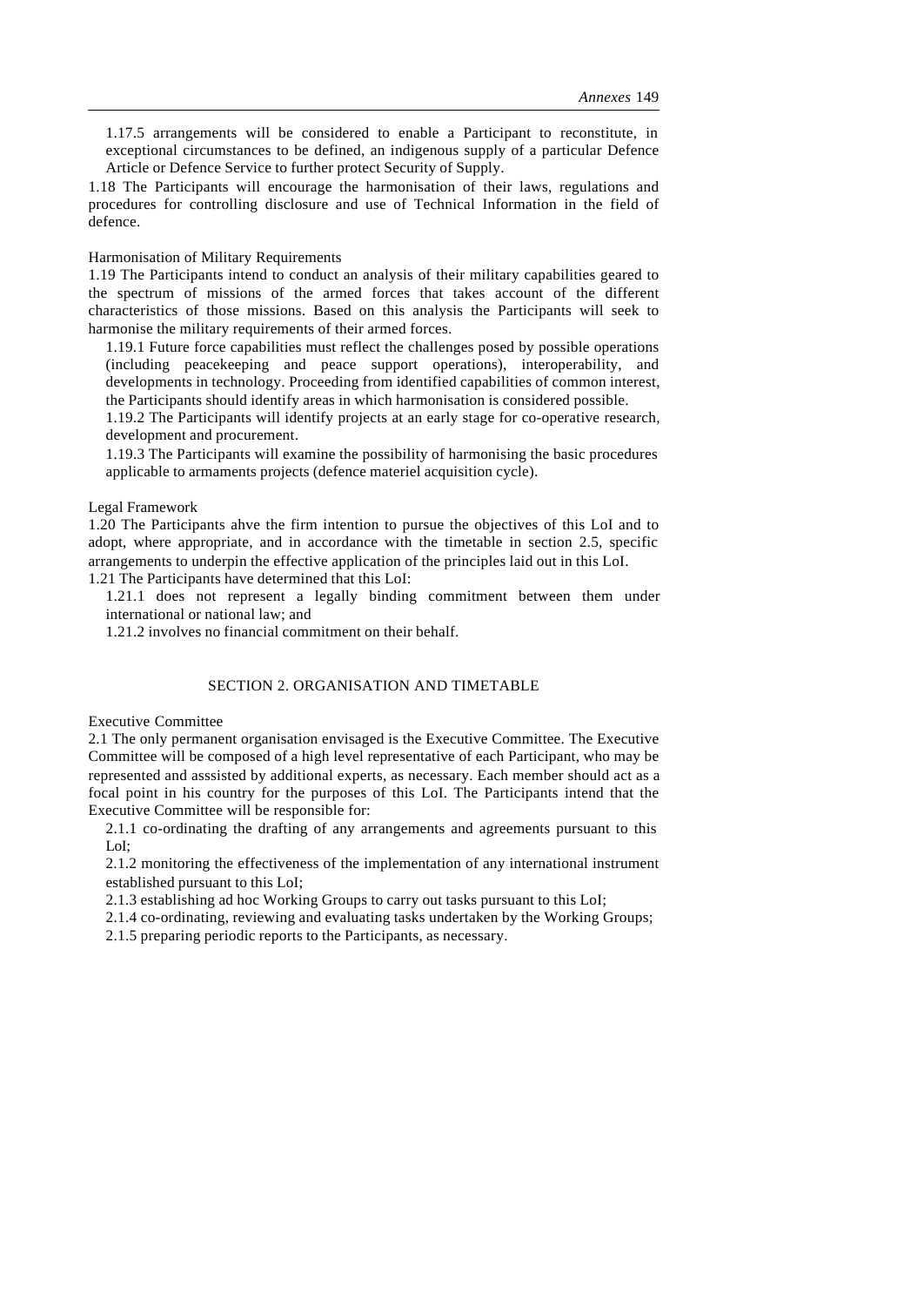1.17.5 arrangements will be considered to enable a Participant to reconstitute, in exceptional circumstances to be defined, an indigenous supply of a particular Defence Article or Defence Service to further protect Security of Supply.

1.18 The Participants will encourage the harmonisation of their laws, regulations and procedures for controlling disclosure and use of Technical Information in the field of defence.

Harmonisation of Military Requirements

1.19 The Participants intend to conduct an analysis of their military capabilities geared to the spectrum of missions of the armed forces that takes account of the different characteristics of those missions. Based on this analysis the Participants will seek to harmonise the military requirements of their armed forces.

1.19.1 Future force capabilities must reflect the challenges posed by possible operations (including peacekeeping and peace support operations), interoperability, and developments in technology. Proceeding from identified capabilities of common interest, the Participants should identify areas in which harmonisation is considered possible.

1.19.2 The Participants will identify projects at an early stage for co-operative research, development and procurement.

1.19.3 The Participants will examine the possibility of harmonising the basic procedures applicable to armaments projects (defence materiel acquisition cycle).

Legal Framework

1.20 The Participants ahve the firm intention to pursue the objectives of this LoI and to adopt, where appropriate, and in accordance with the timetable in section 2.5, specific arrangements to underpin the effective application of the principles laid out in this LoI.

1.21 The Participants have determined that this LoI:

1.21.1 does not represent a legally binding commitment between them under international or national law; and

1.21.2 involves no financial commitment on their behalf.

## SECTION 2. ORGANISATION AND TIMETABLE

Executive Committee

2.1 The only permanent organisation envisaged is the Executive Committee. The Executive Committee will be composed of a high level representative of each Participant, who may be represented and asssisted by additional experts, as necessary. Each member should act as a focal point in his country for the purposes of this LoI. The Participants intend that the Executive Committee will be responsible for:

2.1.1 co-ordinating the drafting of any arrangements and agreements pursuant to this LoI;

2.1.2 monitoring the effectiveness of the implementation of any international instrument established pursuant to this LoI;

2.1.3 establishing ad hoc Working Groups to carry out tasks pursuant to this LoI;

2.1.4 co-ordinating, reviewing and evaluating tasks undertaken by the Working Groups;

2.1.5 preparing periodic reports to the Participants, as necessary.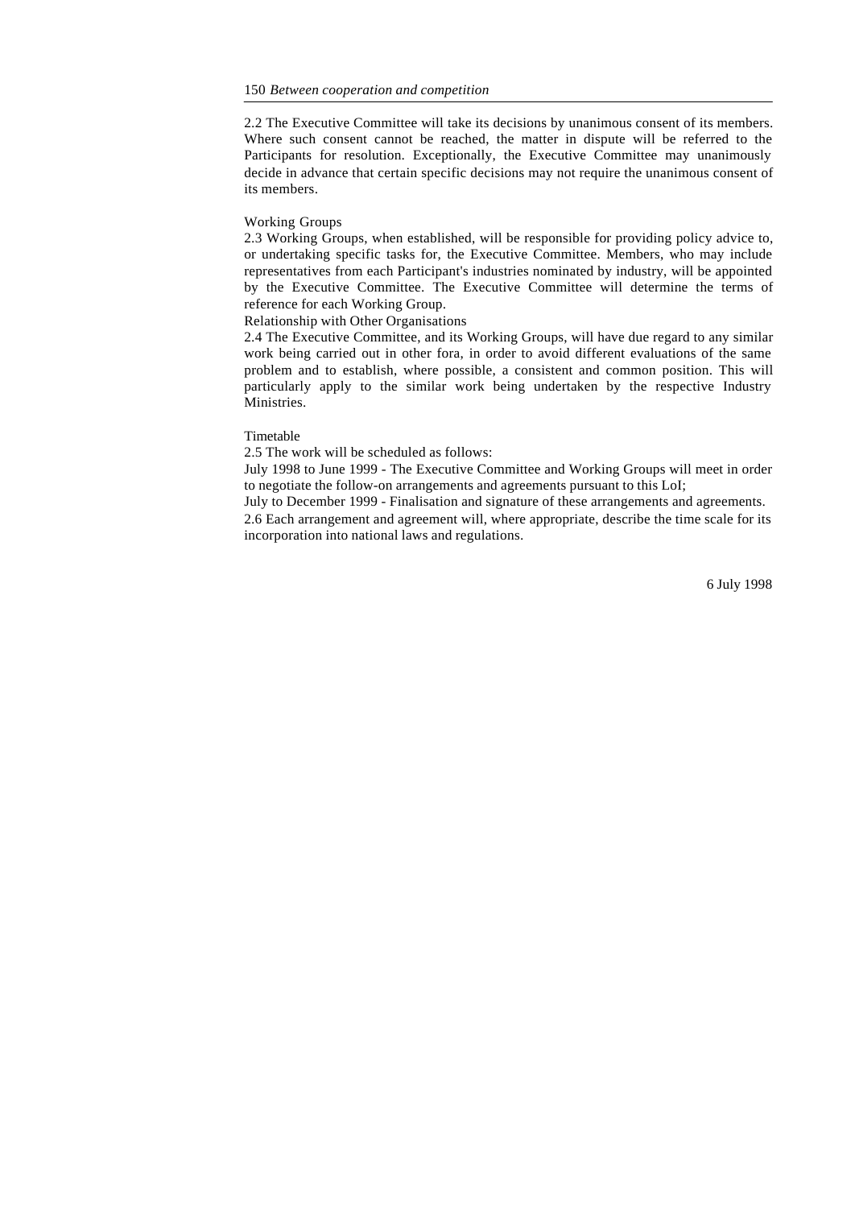2.2 The Executive Committee will take its decisions by unanimous consent of its members. Where such consent cannot be reached, the matter in dispute will be referred to the Participants for resolution. Exceptionally, the Executive Committee may unanimously decide in advance that certain specific decisions may not require the unanimous consent of its members.

Working Groups

2.3 Working Groups, when established, will be responsible for providing policy advice to, or undertaking specific tasks for, the Executive Committee. Members, who may include representatives from each Participant's industries nominated by industry, will be appointed by the Executive Committee. The Executive Committee will determine the terms of reference for each Working Group.

Relationship with Other Organisations

2.4 The Executive Committee, and its Working Groups, will have due regard to any similar work being carried out in other fora, in order to avoid different evaluations of the same problem and to establish, where possible, a consistent and common position. This will particularly apply to the similar work being undertaken by the respective Industry Ministries.

Timetable

2.5 The work will be scheduled as follows:

July 1998 to June 1999 - The Executive Committee and Working Groups will meet in order to negotiate the follow-on arrangements and agreements pursuant to this LoI;

July to December 1999 - Finalisation and signature of these arrangements and agreements.

2.6 Each arrangement and agreement will, where appropriate, describe the time scale for its incorporation into national laws and regulations.

6 July 1998